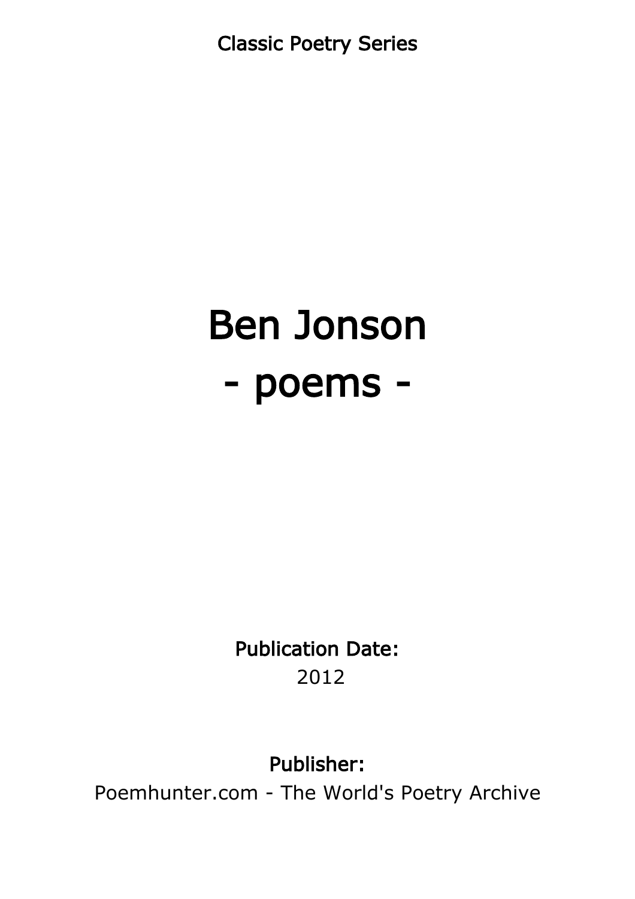Classic Poetry Series

# Ben Jonson
# - poems -

**Publication Date:**
2012

**Publisher:**
Poemhunter.com - The World's Poetry Archive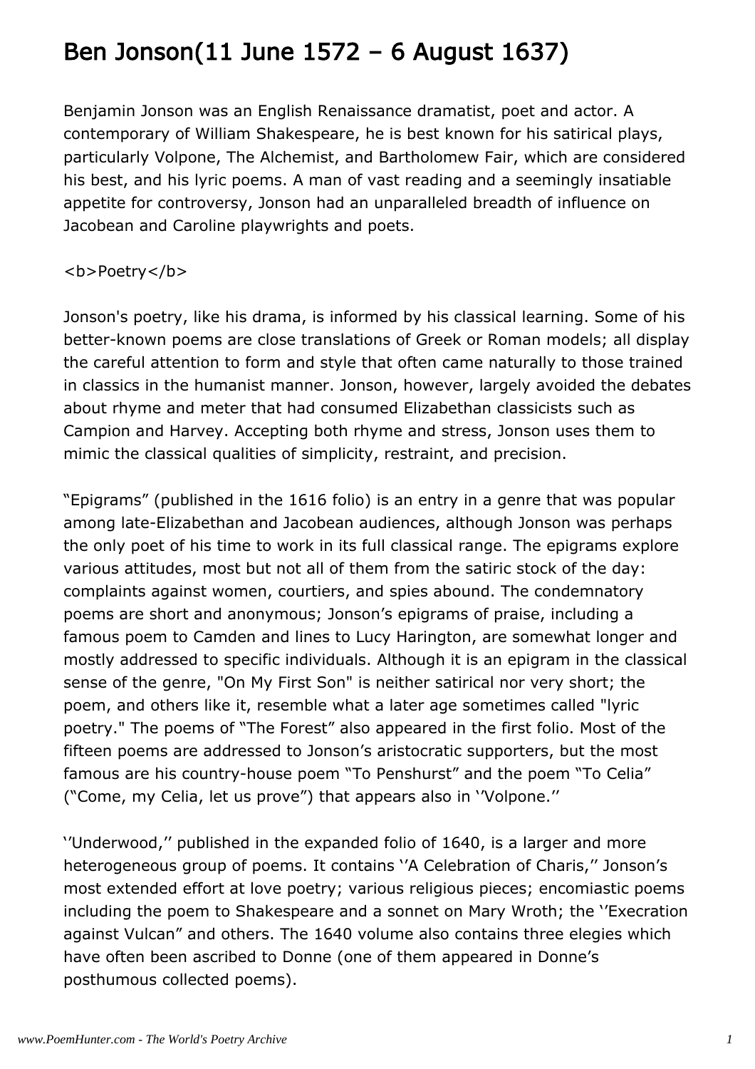# Ben Jonson(11 June 1572 – 6 August 1637)

Benjamin Jonson was an English Renaissance dramatist, poet and actor. A contemporary of William Shakespeare, he is best known for his satirical plays, particularly Volpone, The Alchemist, and Bartholomew Fair, which are considered his best, and his lyric poems. A man of vast reading and a seemingly insatiable appetite for controversy, Jonson had an unparalleled breadth of influence on Jacobean and Caroline playwrights and poets.

**Poetry**

Jonson's poetry, like his drama, is informed by his classical learning. Some of his better-known poems are close translations of Greek or Roman models; all display the careful attention to form and style that often came naturally to those trained in classics in the humanist manner. Jonson, however, largely avoided the debates about rhyme and meter that had consumed Elizabethan classicists such as Campion and Harvey. Accepting both rhyme and stress, Jonson uses them to mimic the classical qualities of simplicity, restraint, and precision.

“Epigrams” (published in the 1616 folio) is an entry in a genre that was popular among late-Elizabethan and Jacobean audiences, although Jonson was perhaps the only poet of his time to work in its full classical range. The epigrams explore various attitudes, most but not all of them from the satiric stock of the day: complaints against women, courtiers, and spies abound. The condemnatory poems are short and anonymous; Jonson’s epigrams of praise, including a famous poem to Camden and lines to Lucy Harington, are somewhat longer and mostly addressed to specific individuals. Although it is an epigram in the classical sense of the genre, "On My First Son" is neither satirical nor very short; the poem, and others like it, resemble what a later age sometimes called "lyric poetry." The poems of “The Forest” also appeared in the first folio. Most of the fifteen poems are addressed to Jonson’s aristocratic supporters, but the most famous are his country-house poem “To Penshurst” and the poem “To Celia” (“Come, my Celia, let us prove”) that appears also in ‘’Volpone.’’

‘’Underwood,’’ published in the expanded folio of 1640, is a larger and more heterogeneous group of poems. It contains ‘’A Celebration of Charis,’’ Jonson’s most extended effort at love poetry; various religious pieces; encomiastic poems including the poem to Shakespeare and a sonnet on Mary Wroth; the ‘’Execration against Vulcan” and others. The 1640 volume also contains three elegies which have often been ascribed to Donne (one of them appeared in Donne’s posthumous collected poems).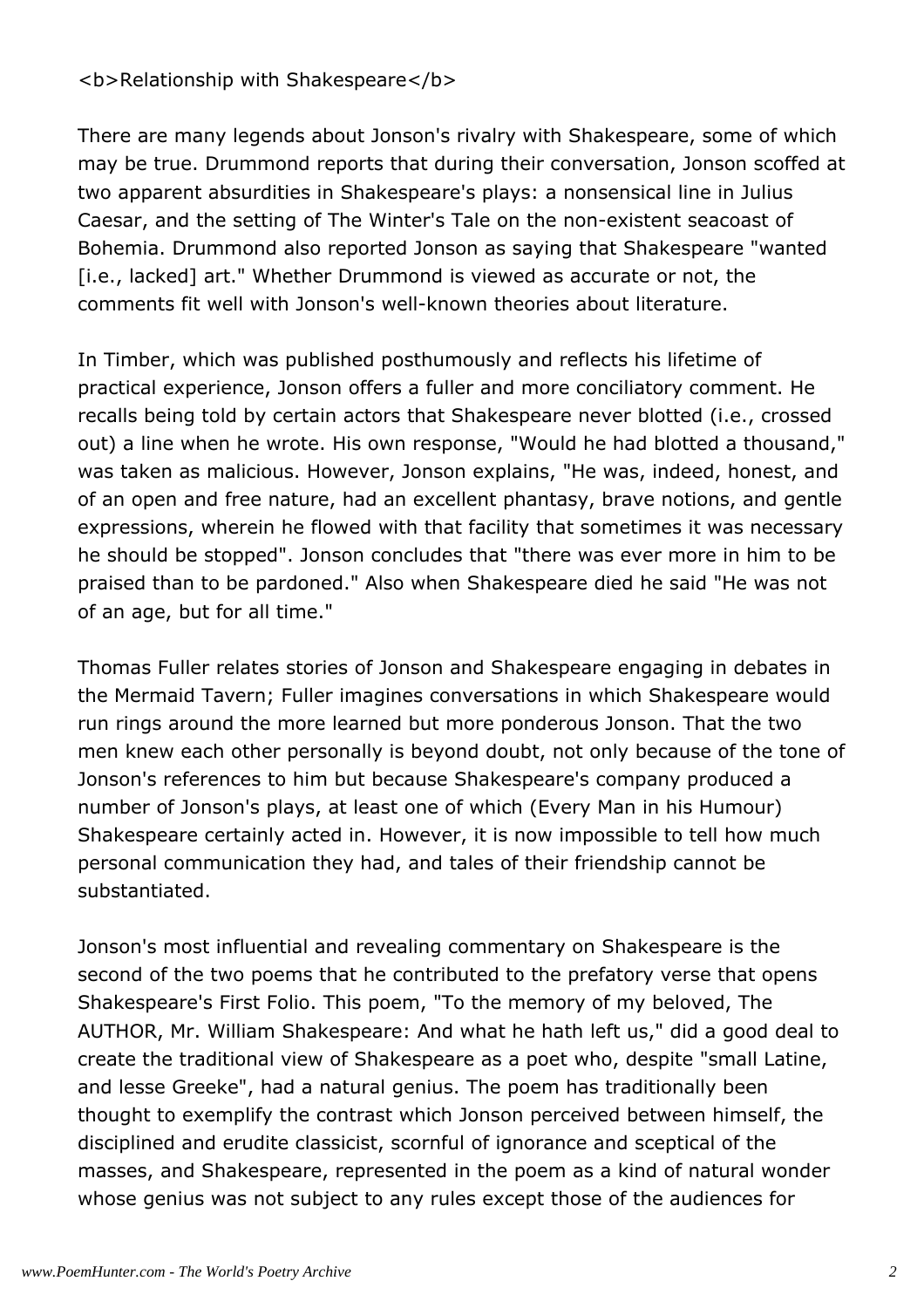<b>Relationship with Shakespeare</b>

There are many legends about Jonson's rivalry with Shakespeare, some of which may be true. Drummond reports that during their conversation, Jonson scoffed at two apparent absurdities in Shakespeare's plays: a nonsensical line in Julius Caesar, and the setting of The Winter's Tale on the non-existent seacoast of Bohemia. Drummond also reported Jonson as saying that Shakespeare "wanted [i.e., lacked] art." Whether Drummond is viewed as accurate or not, the comments fit well with Jonson's well-known theories about literature.

In Timber, which was published posthumously and reflects his lifetime of practical experience, Jonson offers a fuller and more conciliatory comment. He recalls being told by certain actors that Shakespeare never blotted (i.e., crossed out) a line when he wrote. His own response, "Would he had blotted a thousand," was taken as malicious. However, Jonson explains, "He was, indeed, honest, and of an open and free nature, had an excellent phantasy, brave notions, and gentle expressions, wherein he flowed with that facility that sometimes it was necessary he should be stopped". Jonson concludes that "there was ever more in him to be praised than to be pardoned." Also when Shakespeare died he said "He was not of an age, but for all time."

Thomas Fuller relates stories of Jonson and Shakespeare engaging in debates in the Mermaid Tavern; Fuller imagines conversations in which Shakespeare would run rings around the more learned but more ponderous Jonson. That the two men knew each other personally is beyond doubt, not only because of the tone of Jonson's references to him but because Shakespeare's company produced a number of Jonson's plays, at least one of which (Every Man in his Humour) Shakespeare certainly acted in. However, it is now impossible to tell how much personal communication they had, and tales of their friendship cannot be substantiated.

Jonson's most influential and revealing commentary on Shakespeare is the second of the two poems that he contributed to the prefatory verse that opens Shakespeare's First Folio. This poem, "To the memory of my beloved, The AUTHOR, Mr. William Shakespeare: And what he hath left us," did a good deal to create the traditional view of Shakespeare as a poet who, despite "small Latine, and lesse Greeke", had a natural genius. The poem has traditionally been thought to exemplify the contrast which Jonson perceived between himself, the disciplined and erudite classicist, scornful of ignorance and sceptical of the masses, and Shakespeare, represented in the poem as a kind of natural wonder whose genius was not subject to any rules except those of the audiences for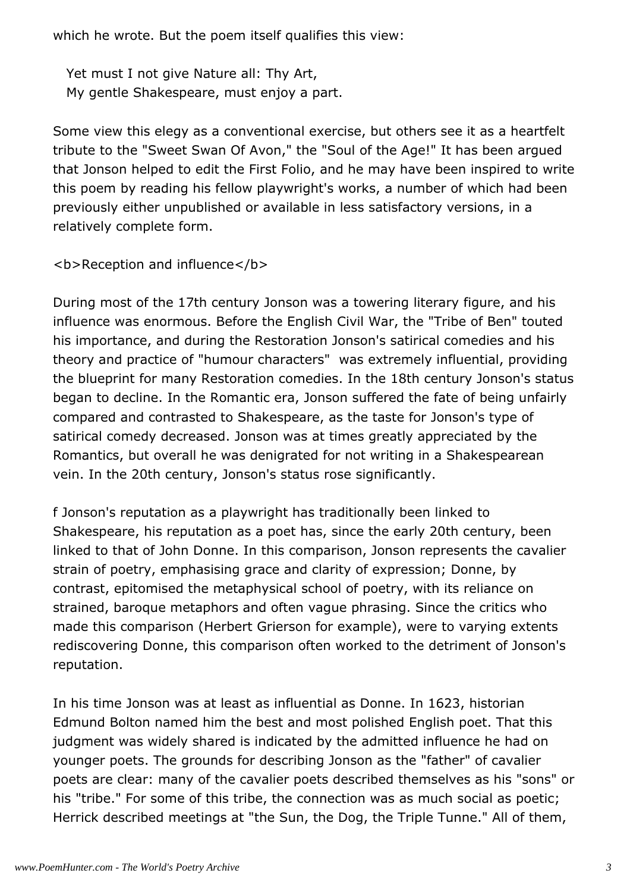which he wrote. But the poem itself qualifies this view:

> Yet must I not give Nature all: Thy Art,
> My gentle Shakespeare, must enjoy a part.

Some view this elegy as a conventional exercise, but others see it as a heartfelt tribute to the "Sweet Swan Of Avon," the "Soul of the Age!" It has been argued that Jonson helped to edit the First Folio, and he may have been inspired to write this poem by reading his fellow playwright's works, a number of which had been previously either unpublished or available in less satisfactory versions, in a relatively complete form.

**Reception and influence**

During most of the 17th century Jonson was a towering literary figure, and his influence was enormous. Before the English Civil War, the "Tribe of Ben" touted his importance, and during the Restoration Jonson's satirical comedies and his theory and practice of "humour characters" was extremely influential, providing the blueprint for many Restoration comedies. In the 18th century Jonson's status began to decline. In the Romantic era, Jonson suffered the fate of being unfairly compared and contrasted to Shakespeare, as the taste for Jonson's type of satirical comedy decreased. Jonson was at times greatly appreciated by the Romantics, but overall he was denigrated for not writing in a Shakespearean vein. In the 20th century, Jonson's status rose significantly.

f Jonson's reputation as a playwright has traditionally been linked to Shakespeare, his reputation as a poet has, since the early 20th century, been linked to that of John Donne. In this comparison, Jonson represents the cavalier strain of poetry, emphasising grace and clarity of expression; Donne, by contrast, epitomised the metaphysical school of poetry, with its reliance on strained, baroque metaphors and often vague phrasing. Since the critics who made this comparison (Herbert Grierson for example), were to varying extents rediscovering Donne, this comparison often worked to the detriment of Jonson's reputation.

In his time Jonson was at least as influential as Donne. In 1623, historian Edmund Bolton named him the best and most polished English poet. That this judgment was widely shared is indicated by the admitted influence he had on younger poets. The grounds for describing Jonson as the "father" of cavalier poets are clear: many of the cavalier poets described themselves as his "sons" or his "tribe." For some of this tribe, the connection was as much social as poetic; Herrick described meetings at "the Sun, the Dog, the Triple Tunne." All of them,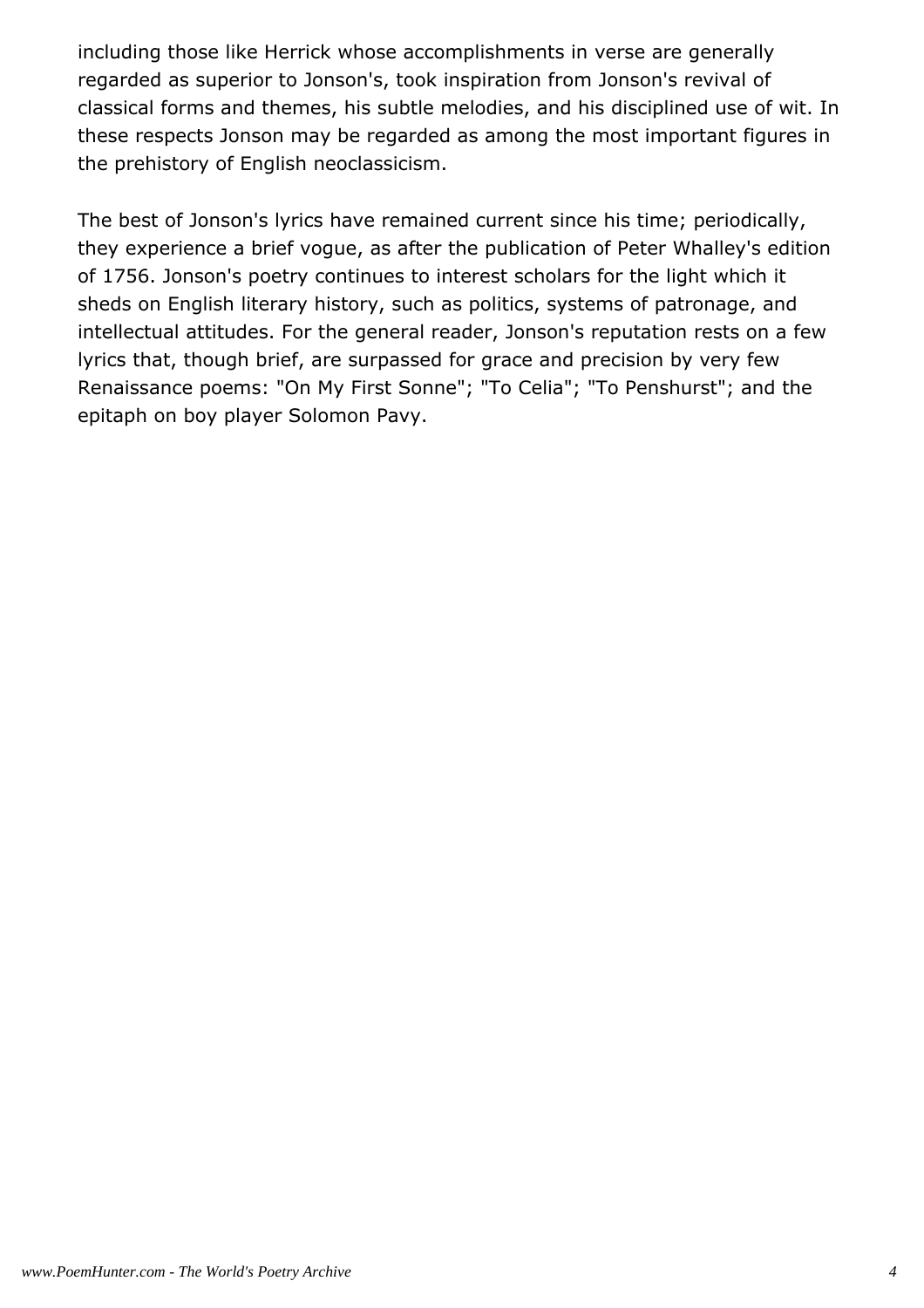including those like Herrick whose accomplishments in verse are generally regarded as superior to Jonson's, took inspiration from Jonson's revival of classical forms and themes, his subtle melodies, and his disciplined use of wit. In these respects Jonson may be regarded as among the most important figures in the prehistory of English neoclassicism.

The best of Jonson's lyrics have remained current since his time; periodically, they experience a brief vogue, as after the publication of Peter Whalley's edition of 1756. Jonson's poetry continues to interest scholars for the light which it sheds on English literary history, such as politics, systems of patronage, and intellectual attitudes. For the general reader, Jonson's reputation rests on a few lyrics that, though brief, are surpassed for grace and precision by very few Renaissance poems: "On My First Sonne"; "To Celia"; "To Penshurst"; and the epitaph on boy player Solomon Pavy.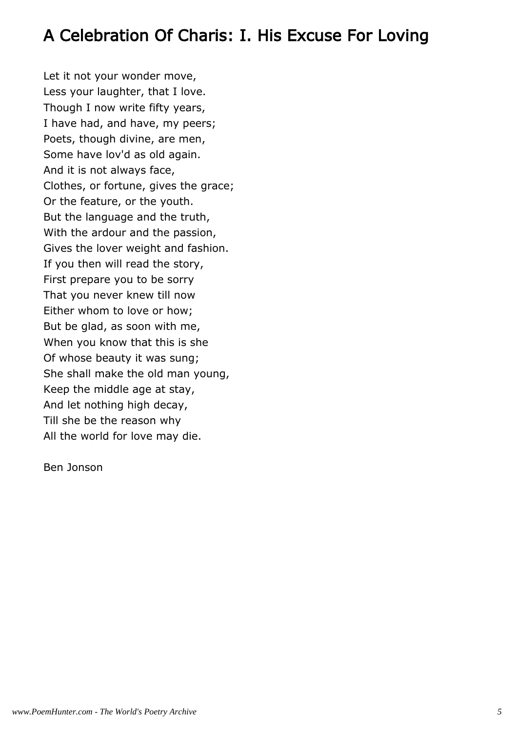# A Celebration Of Charis: I. His Excuse For Loving

Let it not your wonder move,  
Less your laughter, that I love.  
Though I now write fifty years,  
I have had, and have, my peers;  
Poets, though divine, are men,  
Some have lov'd as old again.  
And it is not always face,  
Clothes, or fortune, gives the grace;  
Or the feature, or the youth.  
But the language and the truth,  
With the ardour and the passion,  
Gives the lover weight and fashion.  
If you then will read the story,  
First prepare you to be sorry  
That you never knew till now  
Either whom to love or how;  
But be glad, as soon with me,  
When you know that this is she  
Of whose beauty it was sung;  
She shall make the old man young,  
Keep the middle age at stay,  
And let nothing high decay,  
Till she be the reason why  
All the world for love may die.

Ben Jonson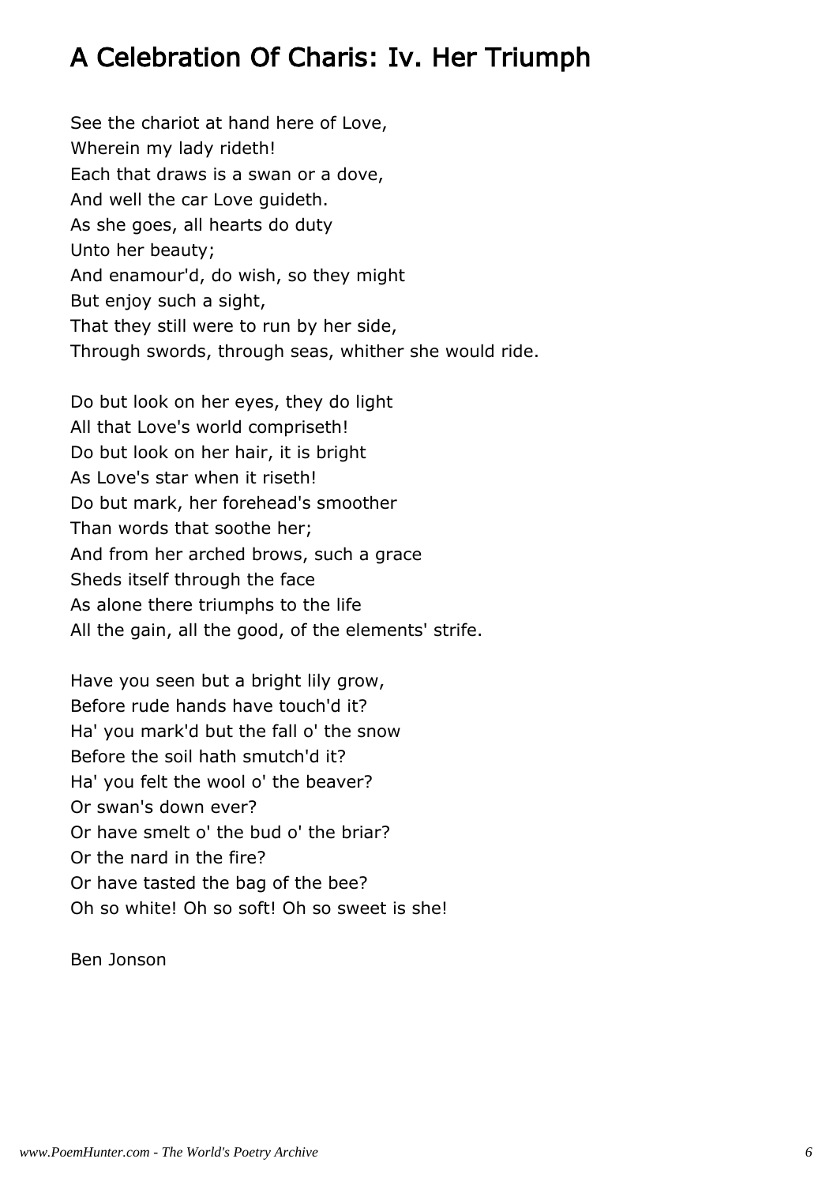# A Celebration Of Charis: Iv. Her Triumph

See the chariot at hand here of Love,
Wherein my lady rideth!
Each that draws is a swan or a dove,
And well the car Love guideth.
As she goes, all hearts do duty
Unto her beauty;
And enamour'd, do wish, so they might
But enjoy such a sight,
That they still were to run by her side,
Through swords, through seas, whither she would ride.

Do but look on her eyes, they do light
All that Love's world compriseth!
Do but look on her hair, it is bright
As Love's star when it riseth!
Do but mark, her forehead's smoother
Than words that soothe her;
And from her arched brows, such a grace
Sheds itself through the face
As alone there triumphs to the life
All the gain, all the good, of the elements' strife.

Have you seen but a bright lily grow,
Before rude hands have touch'd it?
Ha' you mark'd but the fall o' the snow
Before the soil hath smutch'd it?
Ha' you felt the wool o' the beaver?
Or swan's down ever?
Or have smelt o' the bud o' the briar?
Or the nard in the fire?
Or have tasted the bag of the bee?
Oh so white! Oh so soft! Oh so sweet is she!

Ben Jonson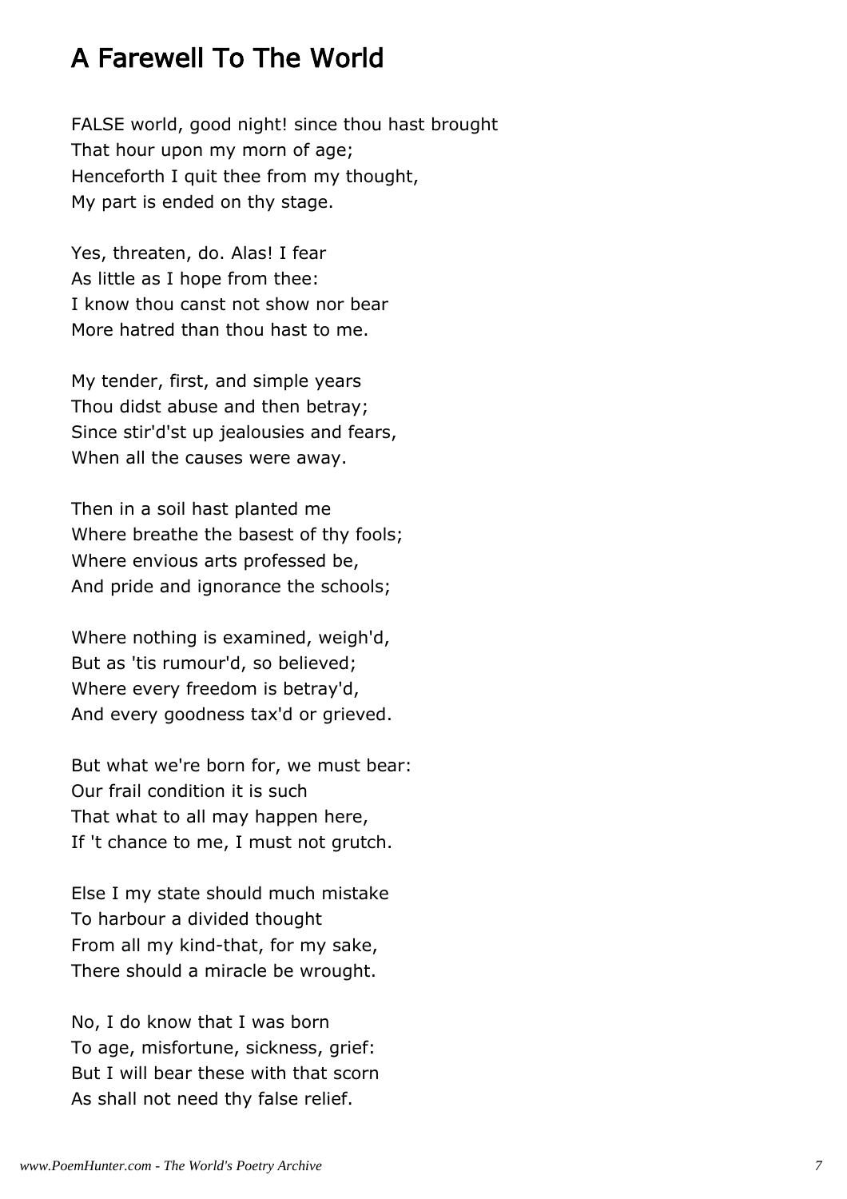# A Farewell To The World

FALSE world, good night! since thou hast brought
That hour upon my morn of age;
Henceforth I quit thee from my thought,
My part is ended on thy stage.

Yes, threaten, do. Alas! I fear
As little as I hope from thee:
I know thou canst not show nor bear
More hatred than thou hast to me.

My tender, first, and simple years
Thou didst abuse and then betray;
Since stir'd'st up jealousies and fears,
When all the causes were away.

Then in a soil hast planted me
Where breathe the basest of thy fools;
Where envious arts professed be,
And pride and ignorance the schools;

Where nothing is examined, weigh'd,
But as 'tis rumour'd, so believed;
Where every freedom is betray'd,
And every goodness tax'd or grieved.

But what we're born for, we must bear:
Our frail condition it is such
That what to all may happen here,
If 't chance to me, I must not grutch.

Else I my state should much mistake
To harbour a divided thought
From all my kind-that, for my sake,
There should a miracle be wrought.

No, I do know that I was born
To age, misfortune, sickness, grief:
But I will bear these with that scorn
As shall not need thy false relief.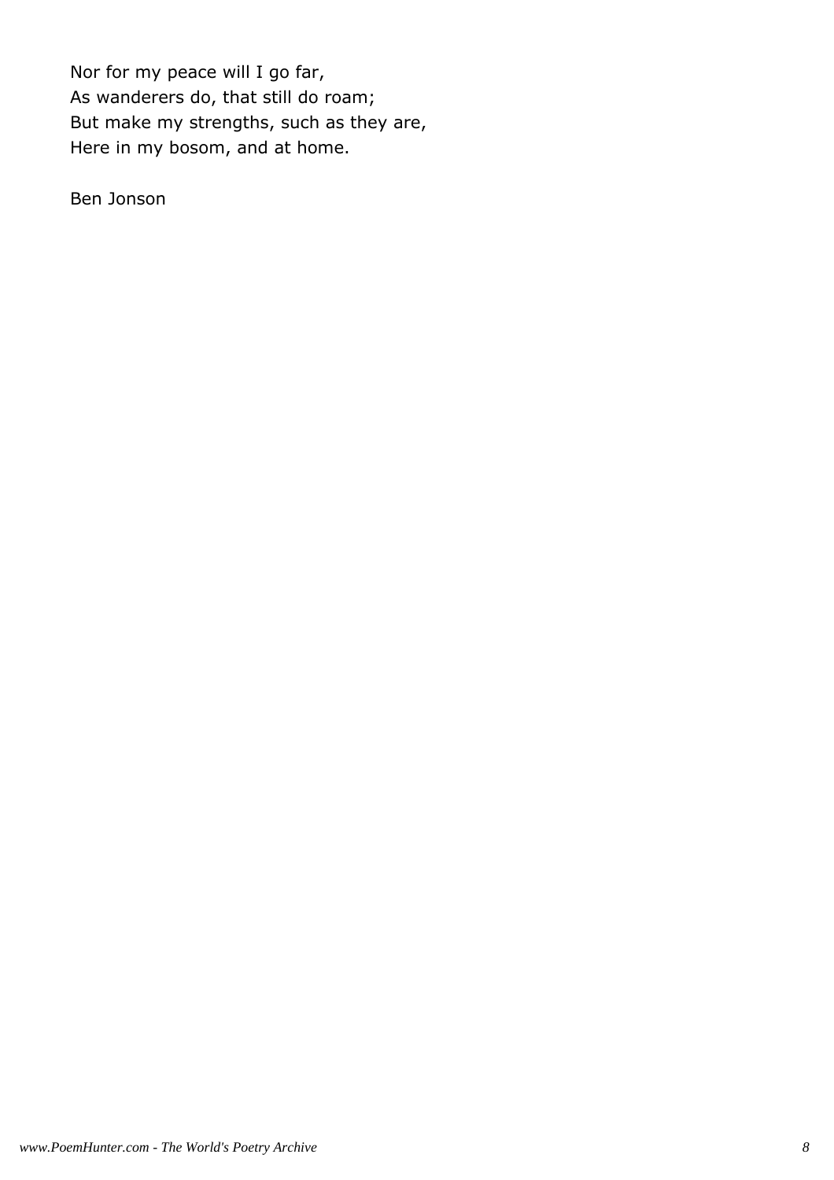Nor for my peace will I go far,
As wanderers do, that still do roam;
But make my strengths, such as they are,
Here in my bosom, and at home.

Ben Jonson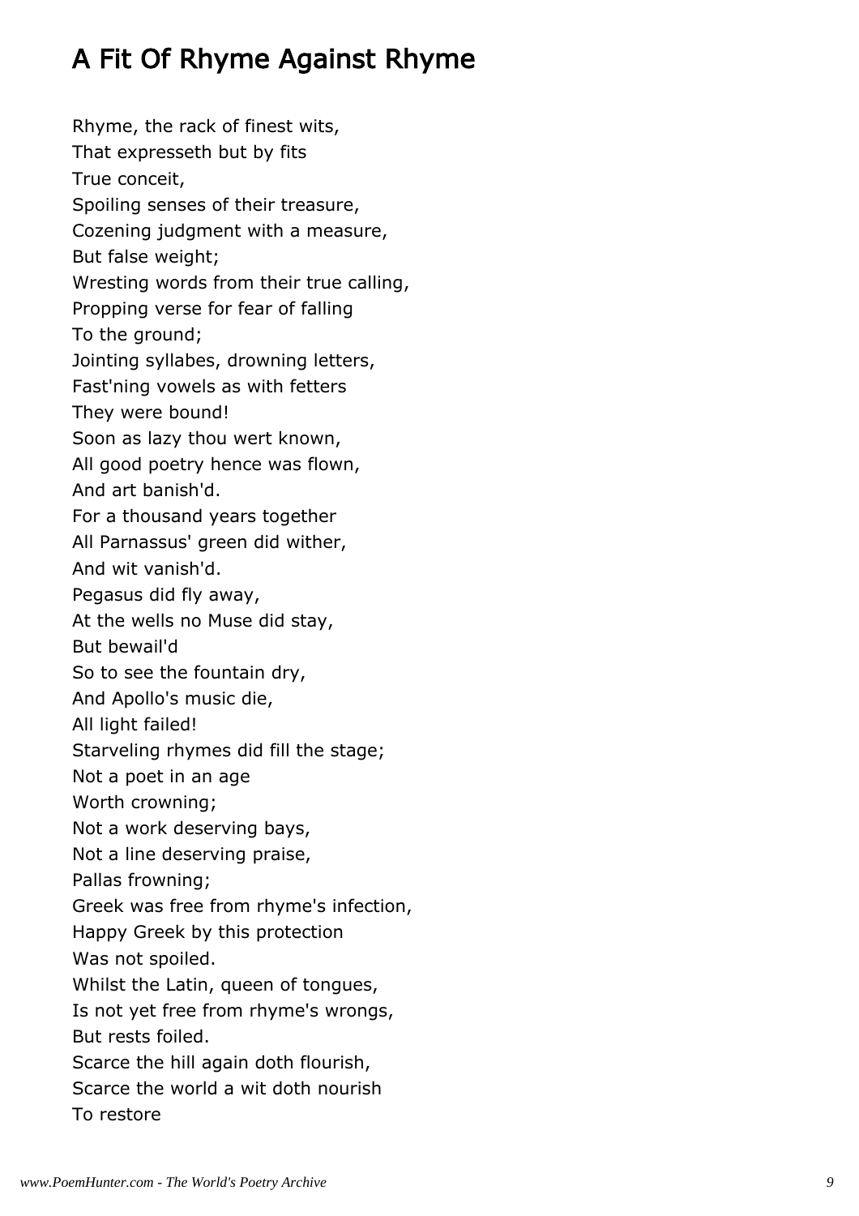# A Fit Of Rhyme Against Rhyme

Rhyme, the rack of finest wits,
That expresseth but by fits
True conceit,
Spoiling senses of their treasure,
Cozening judgment with a measure,
But false weight;
Wresting words from their true calling,
Propping verse for fear of falling
To the ground;
Jointing syllabes, drowning letters,
Fast'ning vowels as with fetters
They were bound!
Soon as lazy thou wert known,
All good poetry hence was flown,
And art banish'd.
For a thousand years together
All Parnassus' green did wither,
And wit vanish'd.
Pegasus did fly away,
At the wells no Muse did stay,
But bewail'd
So to see the fountain dry,
And Apollo's music die,
All light failed!
Starveling rhymes did fill the stage;
Not a poet in an age
Worth crowning;
Not a work deserving bays,
Not a line deserving praise,
Pallas frowning;
Greek was free from rhyme's infection,
Happy Greek by this protection
Was not spoiled.
Whilst the Latin, queen of tongues,
Is not yet free from rhyme's wrongs,
But rests foiled.
Scarce the hill again doth flourish,
Scarce the world a wit doth nourish
To restore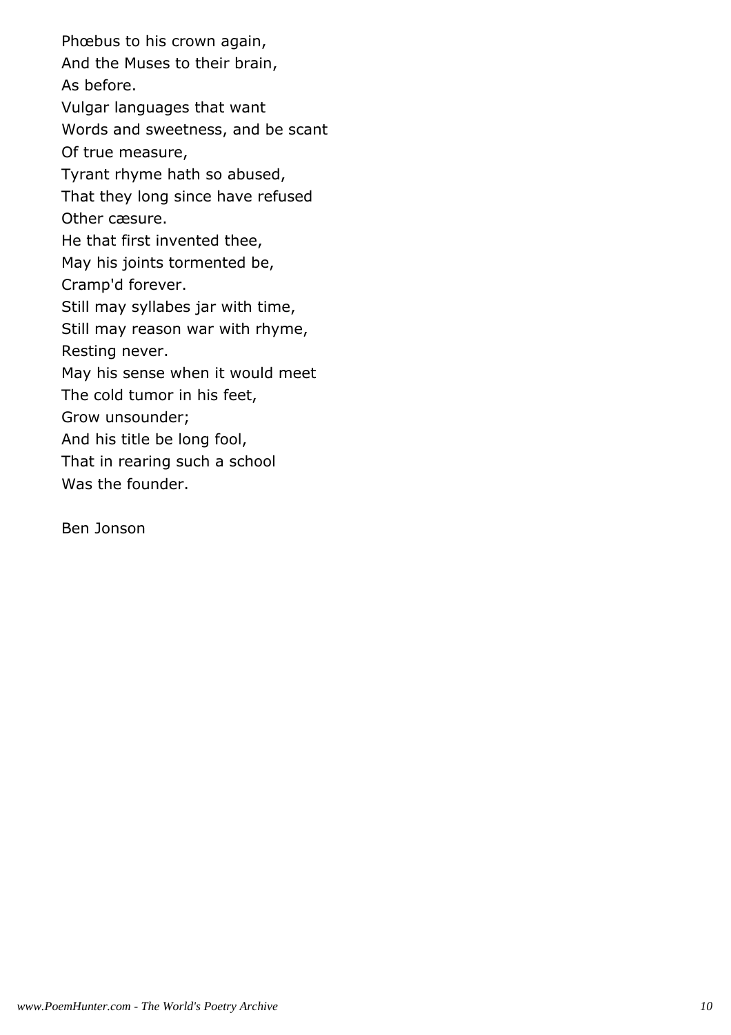Phœbus to his crown again,  
And the Muses to their brain,  
As before.  
Vulgar languages that want  
Words and sweetness, and be scant  
Of true measure,  
Tyrant rhyme hath so abused,  
That they long since have refused  
Other cæsure.  
He that first invented thee,  
May his joints tormented be,  
Cramp'd forever.  
Still may syllabes jar with time,  
Still may reason war with rhyme,  
Resting never.  
May his sense when it would meet  
The cold tumor in his feet,  
Grow unsounder;  
And his title be long fool,  
That in rearing such a school  
Was the founder.

Ben Jonson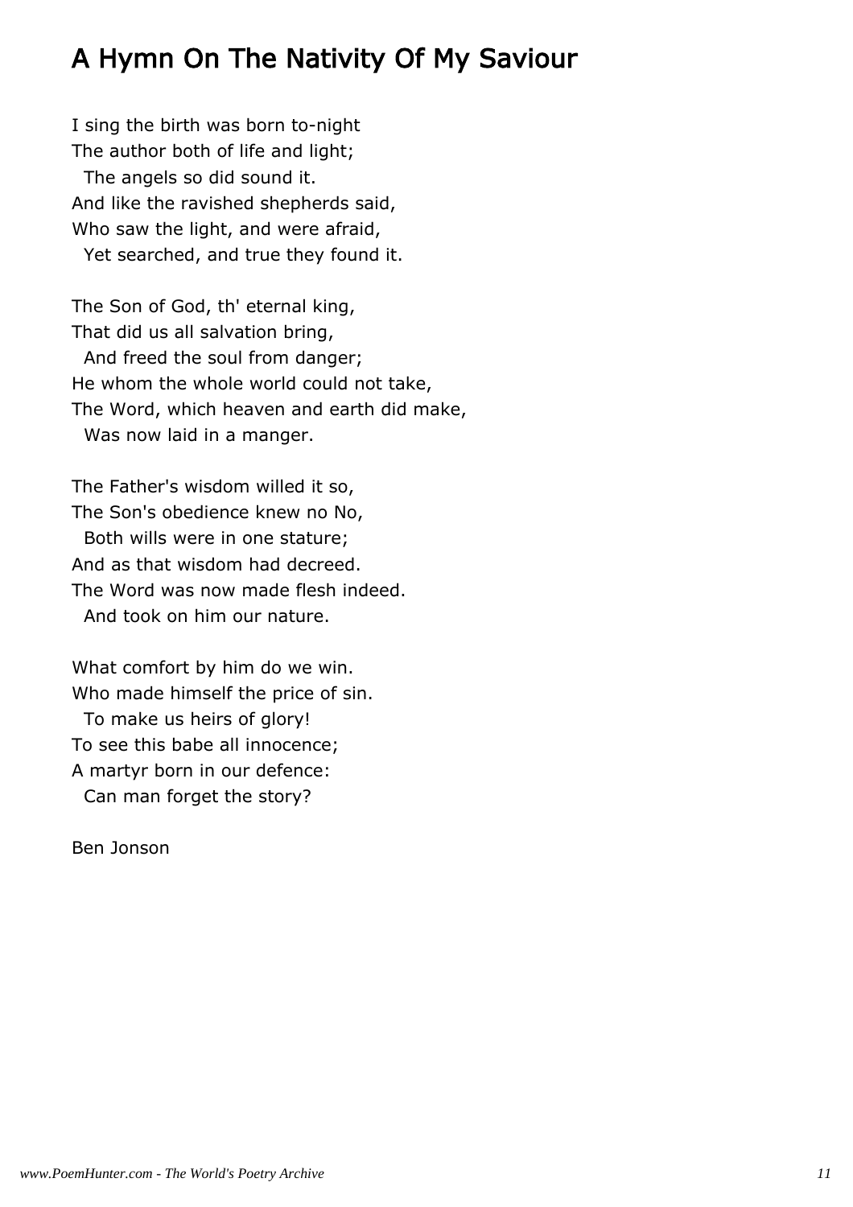# A Hymn On The Nativity Of My Saviour

I sing the birth was born to-night
The author both of life and light;
  The angels so did sound it.
And like the ravished shepherds said,
Who saw the light, and were afraid,
  Yet searched, and true they found it.

The Son of God, th' eternal king,
That did us all salvation bring,
  And freed the soul from danger;
He whom the whole world could not take,
The Word, which heaven and earth did make,
  Was now laid in a manger.

The Father's wisdom willed it so,
The Son's obedience knew no No,
  Both wills were in one stature;
And as that wisdom had decreed.
The Word was now made flesh indeed.
  And took on him our nature.

What comfort by him do we win.
Who made himself the price of sin.
  To make us heirs of glory!
To see this babe all innocence;
A martyr born in our defence:
  Can man forget the story?

Ben Jonson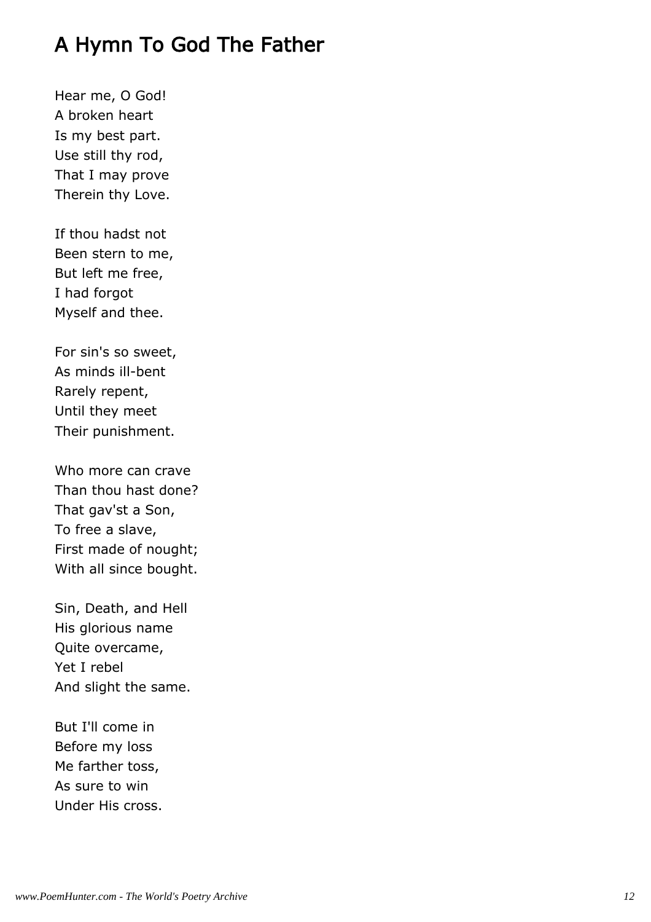## A Hymn To God The Father

Hear me, O God!  
A broken heart  
Is my best part.  
Use still thy rod,  
That I may prove  
Therein thy Love.

If thou hadst not  
Been stern to me,  
But left me free,  
I had forgot  
Myself and thee.

For sin's so sweet,  
As minds ill-bent  
Rarely repent,  
Until they meet  
Their punishment.

Who more can crave  
Than thou hast done?  
That gav'st a Son,  
To free a slave,  
First made of nought;  
With all since bought.

Sin, Death, and Hell  
His glorious name  
Quite overcame,  
Yet I rebel  
And slight the same.

But I'll come in  
Before my loss  
Me farther toss,  
As sure to win  
Under His cross.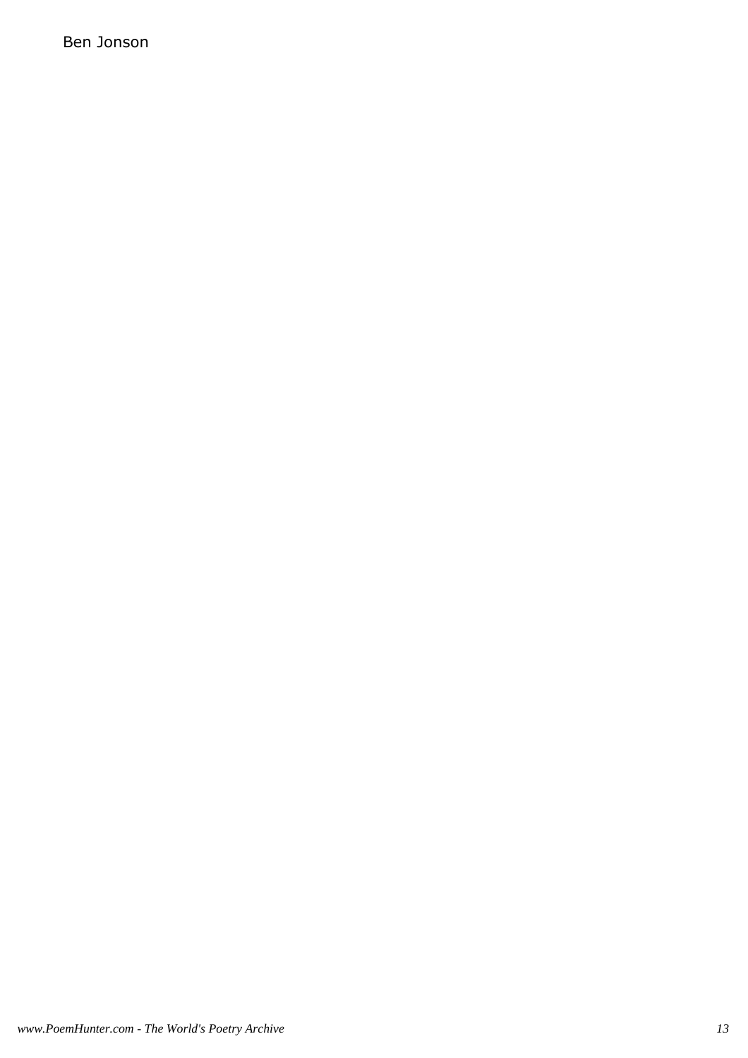Ben Jonson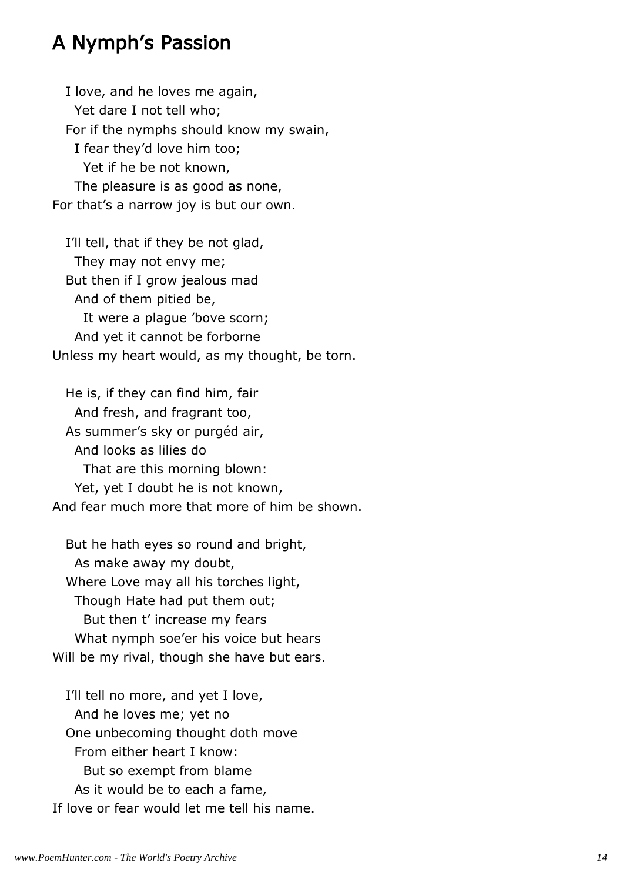## A Nymph's Passion

I love, and he loves me again,
Yet dare I not tell who;
For if the nymphs should know my swain,
I fear they'd love him too;
Yet if he be not known,
The pleasure is as good as none,
For that's a narrow joy is but our own.

I'll tell, that if they be not glad,
They may not envy me;
But then if I grow jealous mad
And of them pitied be,
It were a plague 'bove scorn;
And yet it cannot be forborne
Unless my heart would, as my thought, be torn.

He is, if they can find him, fair
And fresh, and fragrant too,
As summer's sky or purgéd air,
And looks as lilies do
That are this morning blown:
Yet, yet I doubt he is not known,
And fear much more that more of him be shown.

But he hath eyes so round and bright,
As make away my doubt,
Where Love may all his torches light,
Though Hate had put them out;
But then t' increase my fears
What nymph soe'er his voice but hears
Will be my rival, though she have but ears.

I'll tell no more, and yet I love,
And he loves me; yet no
One unbecoming thought doth move
From either heart I know:
But so exempt from blame
As it would be to each a fame,
If love or fear would let me tell his name.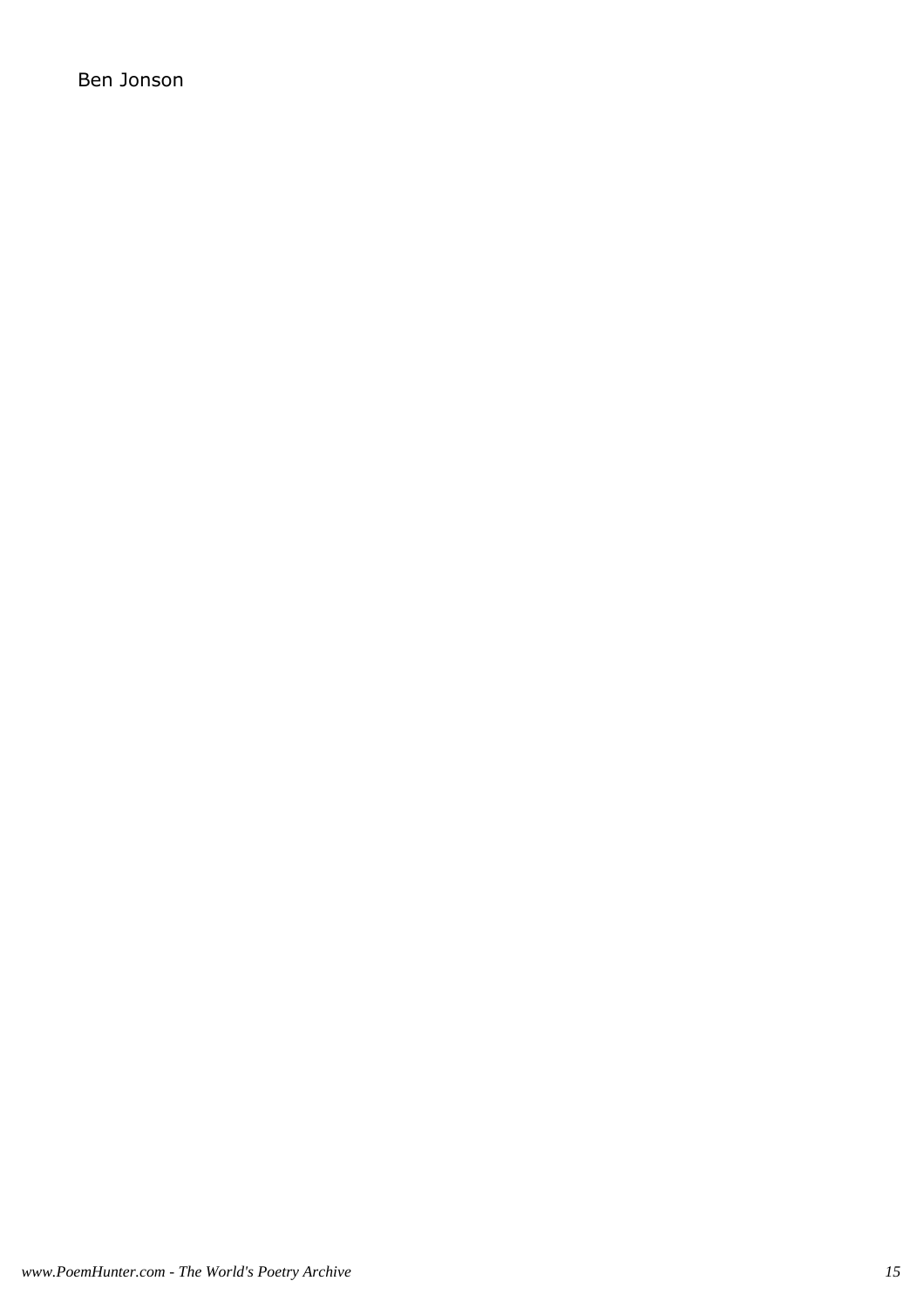Ben Jonson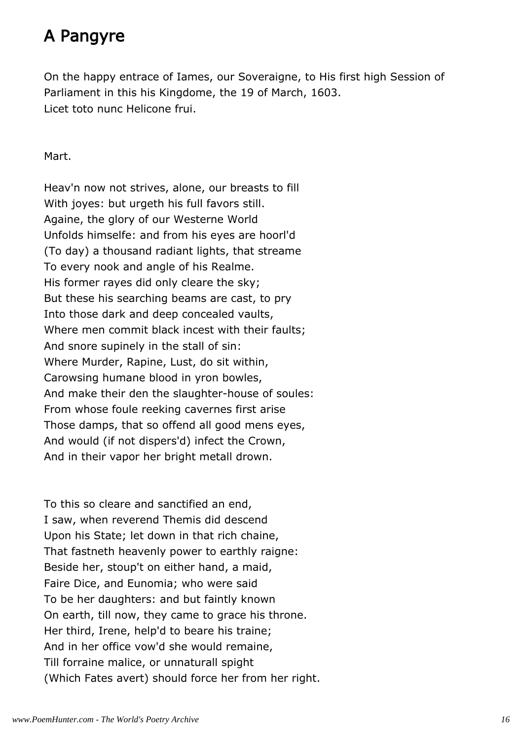# A Pangyre

On the happy entrace of Iames, our Soveraigne, to His first high Session of Parliament in this his Kingdome, the 19 of March, 1603.
Licet toto nunc Helicone frui.

Mart.

Heav'n now not strives, alone, our breasts to fill
With joyes: but urgeth his full favors still.
Againe, the glory of our Westerne World
Unfolds himselfe: and from his eyes are hoorl'd
(To day) a thousand radiant lights, that streame
To every nook and angle of his Realme.
His former rayes did only cleare the sky;
But these his searching beams are cast, to pry
Into those dark and deep concealed vaults,
Where men commit black incest with their faults;
And snore supinely in the stall of sin:
Where Murder, Rapine, Lust, do sit within,
Carowsing humane blood in yron bowles,
And make their den the slaughter-house of soules:
From whose foule reeking cavernes first arise
Those damps, that so offend all good mens eyes,
And would (if not dispers'd) infect the Crown,
And in their vapor her bright metall drown.

To this so cleare and sanctified an end,
I saw, when reverend Themis did descend
Upon his State; let down in that rich chaine,
That fastneth heavenly power to earthly raigne:
Beside her, stoup't on either hand, a maid,
Faire Dice, and Eunomia; who were said
To be her daughters: and but faintly known
On earth, till now, they came to grace his throne.
Her third, Irene, help'd to beare his traine;
And in her office vow'd she would remaine,
Till forraine malice, or unnaturall spight
(Which Fates avert) should force her from her right.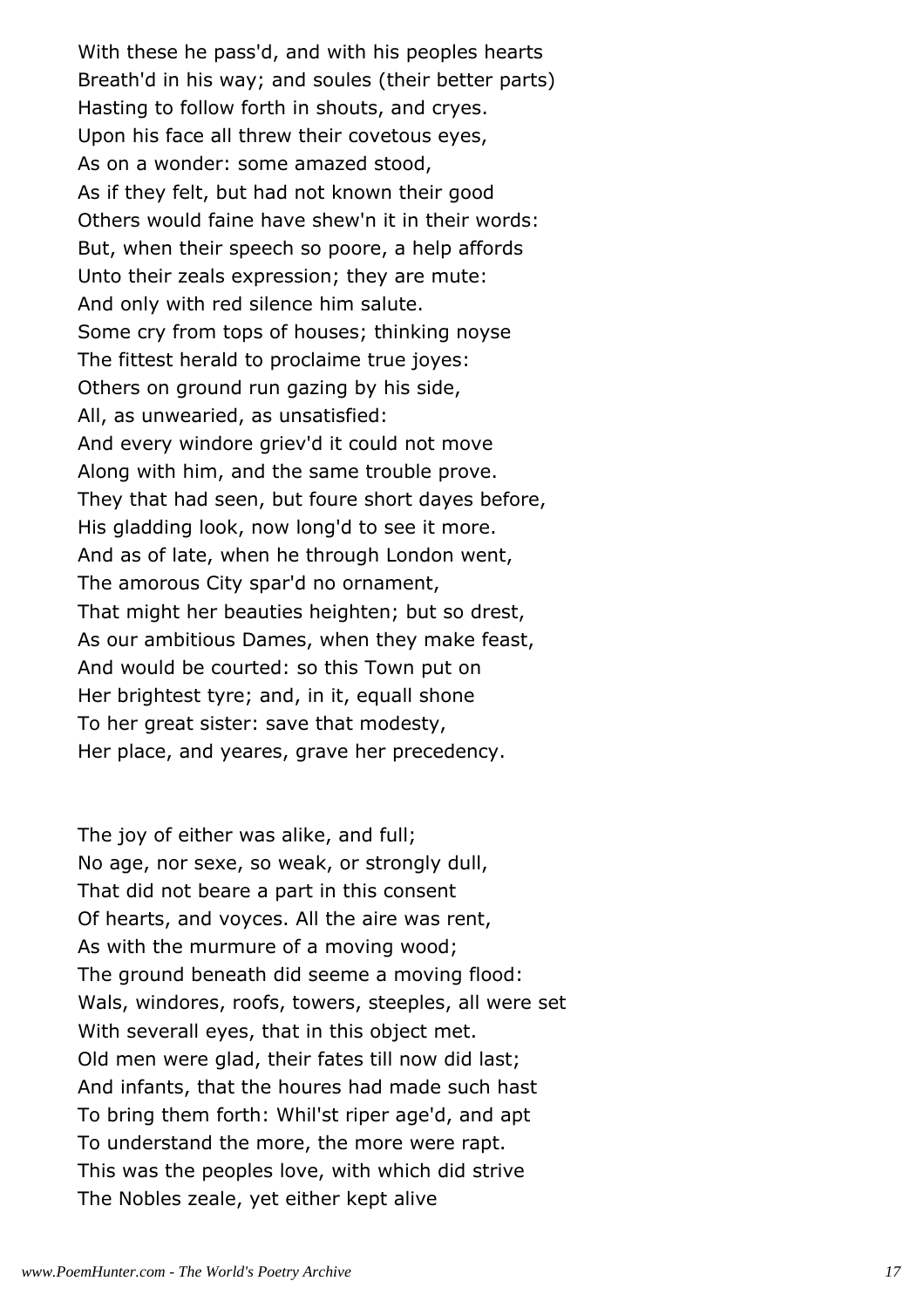With these he pass'd, and with his peoples hearts
Breath'd in his way; and soules (their better parts)
Hasting to follow forth in shouts, and cryes.
Upon his face all threw their covetous eyes,
As on a wonder: some amazed stood,
As if they felt, but had not known their good
Others would faine have shew'n it in their words:
But, when their speech so poore, a help affords
Unto their zeals expression; they are mute:
And only with red silence him salute.
Some cry from tops of houses; thinking noyse
The fittest herald to proclaime true joyes:
Others on ground run gazing by his side,
All, as unwearied, as unsatisfied:
And every windore griev'd it could not move
Along with him, and the same trouble prove.
They that had seen, but foure short dayes before,
His gladding look, now long'd to see it more.
And as of late, when he through London went,
The amorous City spar'd no ornament,
That might her beauties heighten; but so drest,
As our ambitious Dames, when they make feast,
And would be courted: so this Town put on
Her brightest tyre; and, in it, equall shone
To her great sister: save that modesty,
Her place, and yeares, grave her precedency.

The joy of either was alike, and full;
No age, nor sexe, so weak, or strongly dull,
That did not beare a part in this consent
Of hearts, and voyces. All the aire was rent,
As with the murmure of a moving wood;
The ground beneath did seeme a moving flood:
Wals, windores, roofs, towers, steeples, all were set
With severall eyes, that in this object met.
Old men were glad, their fates till now did last;
And infants, that the houres had made such hast
To bring them forth: Whil'st riper age'd, and apt
To understand the more, the more were rapt.
This was the peoples love, with which did strive
The Nobles zeale, yet either kept alive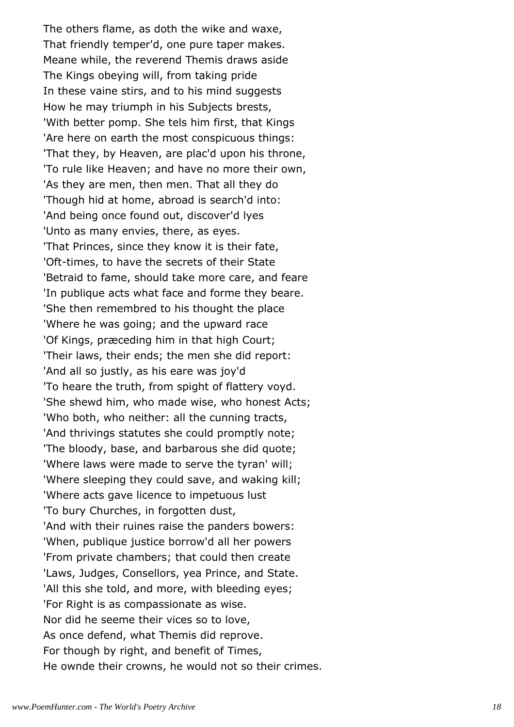The others flame, as doth the wike and waxe,
That friendly temper'd, one pure taper makes.
Meane while, the reverend Themis draws aside
The Kings obeying will, from taking pride
In these vaine stirs, and to his mind suggests
How he may triumph in his Subjects brests,
'With better pomp. She tels him first, that Kings
'Are here on earth the most conspicuous things:
'That they, by Heaven, are plac'd upon his throne,
'To rule like Heaven; and have no more their own,
'As they are men, then men. That all they do
'Though hid at home, abroad is search'd into:
'And being once found out, discover'd lyes
'Unto as many envies, there, as eyes.
'That Princes, since they know it is their fate,
'Oft-times, to have the secrets of their State
'Betraid to fame, should take more care, and feare
'In publique acts what face and forme they beare.
'She then remembred to his thought the place
'Where he was going; and the upward race
'Of Kings, præceding him in that high Court;
'Their laws, their ends; the men she did report:
'And all so justly, as his eare was joy'd
'To heare the truth, from spight of flattery voyd.
'She shewd him, who made wise, who honest Acts;
'Who both, who neither: all the cunning tracts,
'And thrivings statutes she could promptly note;
'The bloody, base, and barbarous she did quote;
'Where laws were made to serve the tyran' will;
'Where sleeping they could save, and waking kill;
'Where acts gave licence to impetuous lust
'To bury Churches, in forgotten dust,
'And with their ruines raise the panders bowers:
'When, publique justice borrow'd all her powers
'From private chambers; that could then create
'Laws, Judges, Consellors, yea Prince, and State.
'All this she told, and more, with bleeding eyes;
'For Right is as compassionate as wise.
Nor did he seeme their vices so to love,
As once defend, what Themis did reprove.
For though by right, and benefit of Times,
He ownde their crowns, he would not so their crimes.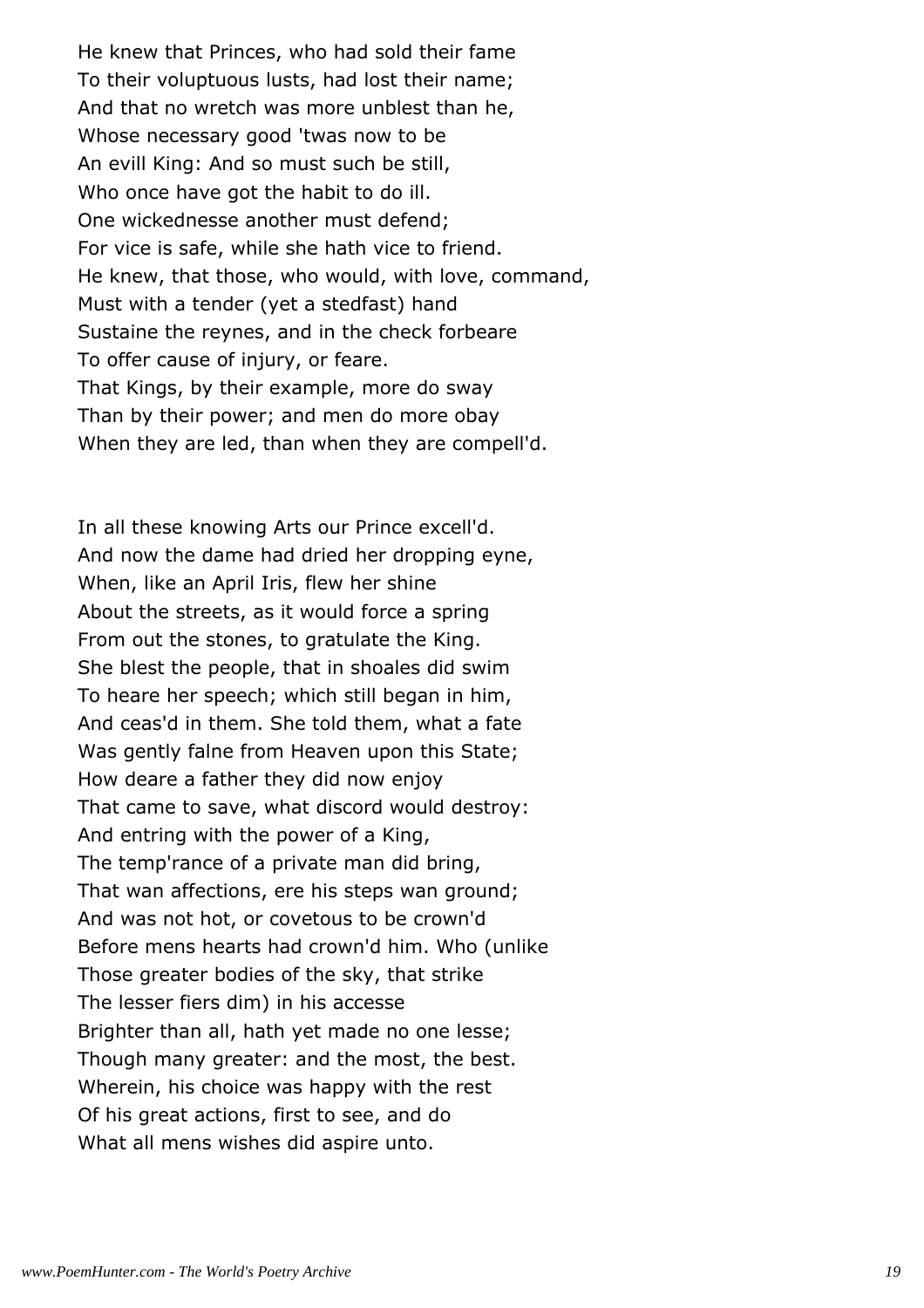He knew that Princes, who had sold their fame
To their voluptuous lusts, had lost their name;
And that no wretch was more unblest than he,
Whose necessary good 'twas now to be
An evill King: And so must such be still,
Who once have got the habit to do ill.
One wickednesse another must defend;
For vice is safe, while she hath vice to friend.
He knew, that those, who would, with love, command,
Must with a tender (yet a stedfast) hand
Sustaine the reynes, and in the check forbeare
To offer cause of injury, or feare.
That Kings, by their example, more do sway
Than by their power; and men do more obay
When they are led, than when they are compell'd.

In all these knowing Arts our Prince excell'd.
And now the dame had dried her dropping eyne,
When, like an April Iris, flew her shine
About the streets, as it would force a spring
From out the stones, to gratulate the King.
She blest the people, that in shoales did swim
To heare her speech; which still began in him,
And ceas'd in them. She told them, what a fate
Was gently falne from Heaven upon this State;
How deare a father they did now enjoy
That came to save, what discord would destroy:
And entring with the power of a King,
The temp'rance of a private man did bring,
That wan affections, ere his steps wan ground;
And was not hot, or covetous to be crown'd
Before mens hearts had crown'd him. Who (unlike
Those greater bodies of the sky, that strike
The lesser fiers dim) in his accesse
Brighter than all, hath yet made no one lesse;
Though many greater: and the most, the best.
Wherein, his choice was happy with the rest
Of his great actions, first to see, and do
What all mens wishes did aspire unto.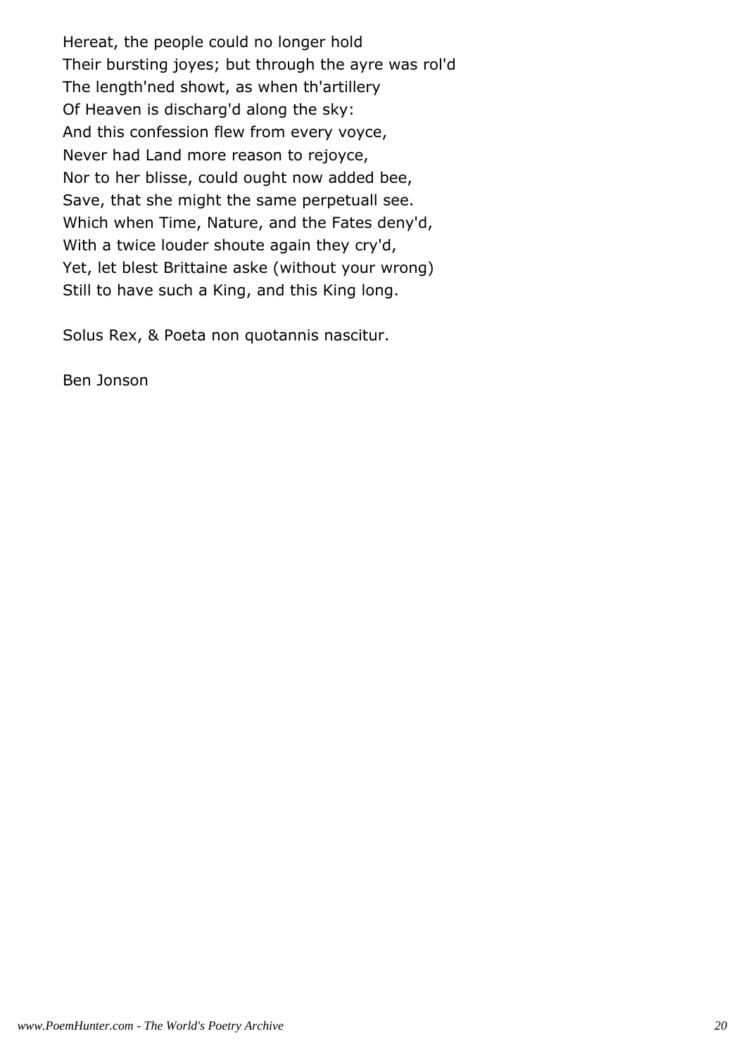Hereat, the people could no longer hold
Their bursting joyes; but through the ayre was rol'd
The length'ned showt, as when th'artillery
Of Heaven is discharg'd along the sky:
And this confession flew from every voyce,
Never had Land more reason to rejoyce,
Nor to her blisse, could ought now added bee,
Save, that she might the same perpetuall see.
Which when Time, Nature, and the Fates deny'd,
With a twice louder shoute again they cry'd,
Yet, let blest Brittaine aske (without your wrong)
Still to have such a King, and this King long.

Solus Rex, & Poeta non quotannis nascitur.

Ben Jonson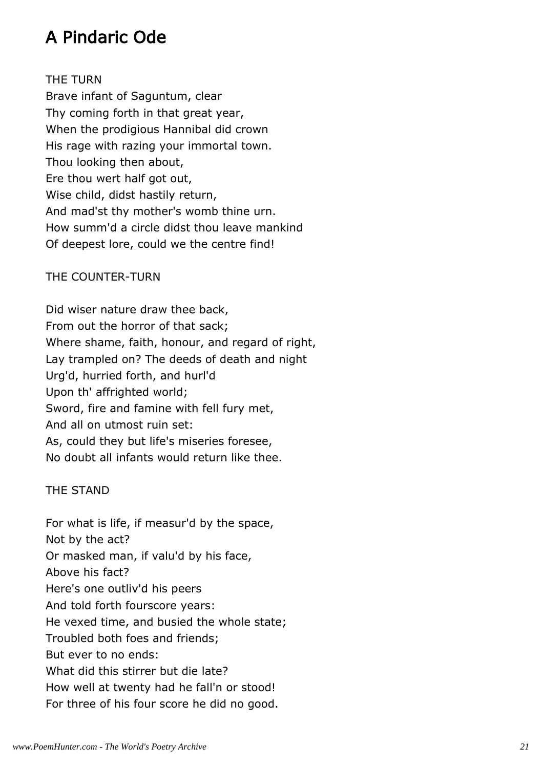# A Pindaric Ode

THE TURN

Brave infant of Saguntum, clear
Thy coming forth in that great year,
When the prodigious Hannibal did crown
His rage with razing your immortal town.
Thou looking then about,
Ere thou wert half got out,
Wise child, didst hastily return,
And mad'st thy mother's womb thine urn.
How summ'd a circle didst thou leave mankind
Of deepest lore, could we the centre find!

THE COUNTER-TURN

Did wiser nature draw thee back,
From out the horror of that sack;
Where shame, faith, honour, and regard of right,
Lay trampled on? The deeds of death and night
Urg'd, hurried forth, and hurl'd
Upon th' affrighted world;
Sword, fire and famine with fell fury met,
And all on utmost ruin set:
As, could they but life's miseries foresee,
No doubt all infants would return like thee.

THE STAND

For what is life, if measur'd by the space,
Not by the act?
Or masked man, if valu'd by his face,
Above his fact?
Here's one outliv'd his peers
And told forth fourscore years:
He vexed time, and busied the whole state;
Troubled both foes and friends;
But ever to no ends:
What did this stirrer but die late?
How well at twenty had he fall'n or stood!
For three of his four score he did no good.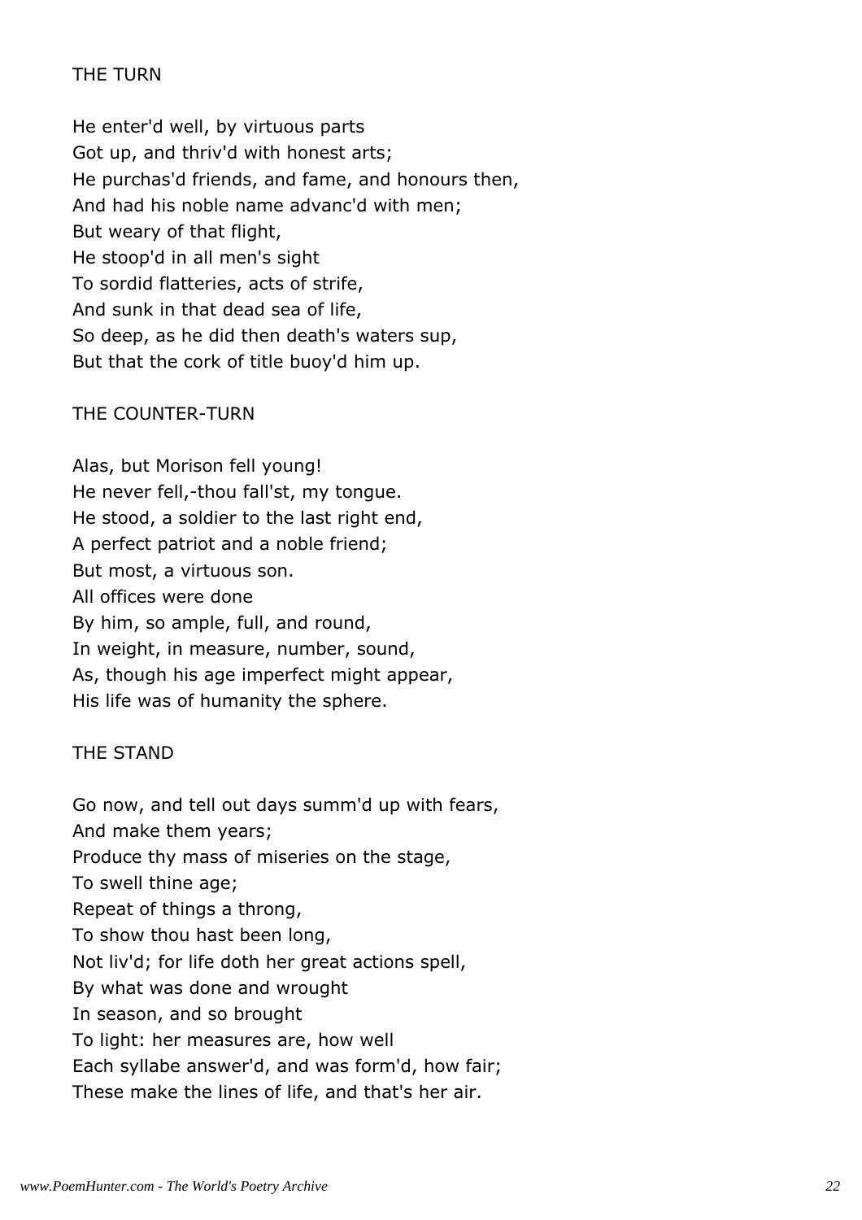### THE TURN

He enter'd well, by virtuous parts  
Got up, and thriv'd with honest arts;  
He purchas'd friends, and fame, and honours then,  
And had his noble name advanc'd with men;  
But weary of that flight,  
He stoop'd in all men's sight  
To sordid flatteries, acts of strife,  
And sunk in that dead sea of life,  
So deep, as he did then death's waters sup,  
But that the cork of title buoy'd him up.

### THE COUNTER-TURN

Alas, but Morison fell young!  
He never fell,-thou fall'st, my tongue.  
He stood, a soldier to the last right end,  
A perfect patriot and a noble friend;  
But most, a virtuous son.  
All offices were done  
By him, so ample, full, and round,  
In weight, in measure, number, sound,  
As, though his age imperfect might appear,  
His life was of humanity the sphere.

### THE STAND

Go now, and tell out days summ'd up with fears,  
And make them years;  
Produce thy mass of miseries on the stage,  
To swell thine age;  
Repeat of things a throng,  
To show thou hast been long,  
Not liv'd; for life doth her great actions spell,  
By what was done and wrought  
In season, and so brought  
To light: her measures are, how well  
Each syllabe answer'd, and was form'd, how fair;  
These make the lines of life, and that's her air.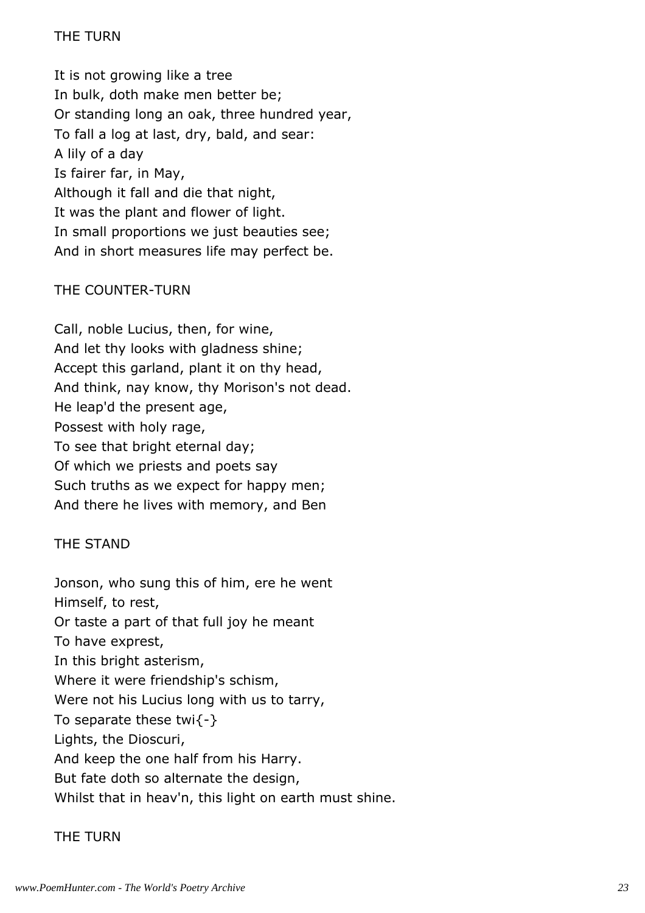THE TURN

It is not growing like a tree
In bulk, doth make men better be;
Or standing long an oak, three hundred year,
To fall a log at last, dry, bald, and sear:
A lily of a day
Is fairer far, in May,
Although it fall and die that night,
It was the plant and flower of light.
In small proportions we just beauties see;
And in short measures life may perfect be.

THE COUNTER-TURN

Call, noble Lucius, then, for wine,
And let thy looks with gladness shine;
Accept this garland, plant it on thy head,
And think, nay know, thy Morison's not dead.
He leap'd the present age,
Possest with holy rage,
To see that bright eternal day;
Of which we priests and poets say
Such truths as we expect for happy men;
And there he lives with memory, and Ben

THE STAND

Jonson, who sung this of him, ere he went
Himself, to rest,
Or taste a part of that full joy he meant
To have exprest,
In this bright asterism,
Where it were friendship's schism,
Were not his Lucius long with us to tarry,
To separate these twi{-}
Lights, the Dioscuri,
And keep the one half from his Harry.
But fate doth so alternate the design,
Whilst that in heav'n, this light on earth must shine.

THE TURN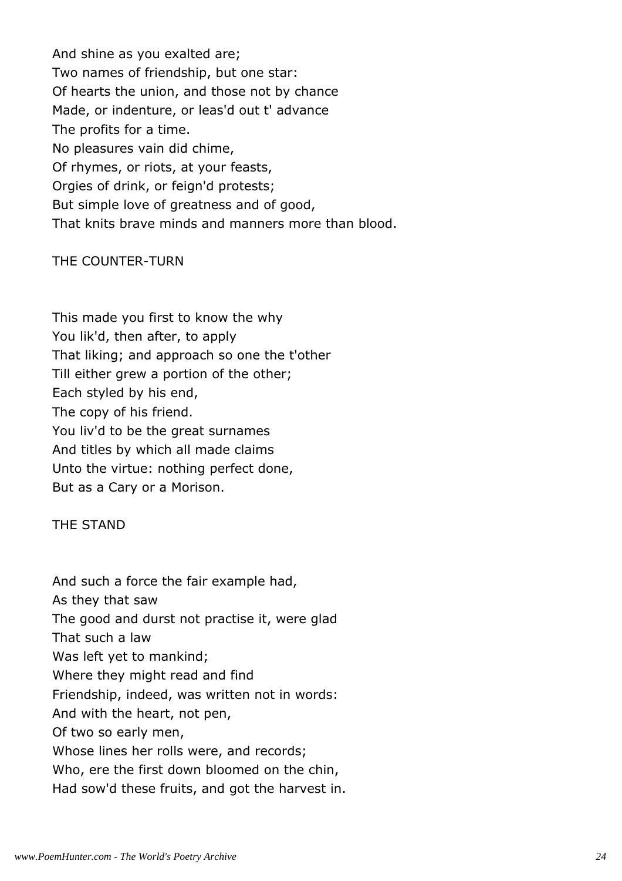And shine as you exalted are;
Two names of friendship, but one star:
Of hearts the union, and those not by chance
Made, or indenture, or leas'd out t' advance
The profits for a time.
No pleasures vain did chime,
Of rhymes, or riots, at your feasts,
Orgies of drink, or feign'd protests;
But simple love of greatness and of good,
That knits brave minds and manners more than blood.

THE COUNTER-TURN

This made you first to know the why
You lik'd, then after, to apply
That liking; and approach so one the t'other
Till either grew a portion of the other;
Each styled by his end,
The copy of his friend.
You liv'd to be the great surnames
And titles by which all made claims
Unto the virtue: nothing perfect done,
But as a Cary or a Morison.

THE STAND

And such a force the fair example had,
As they that saw
The good and durst not practise it, were glad
That such a law
Was left yet to mankind;
Where they might read and find
Friendship, indeed, was written not in words:
And with the heart, not pen,
Of two so early men,
Whose lines her rolls were, and records;
Who, ere the first down bloomed on the chin,
Had sow'd these fruits, and got the harvest in.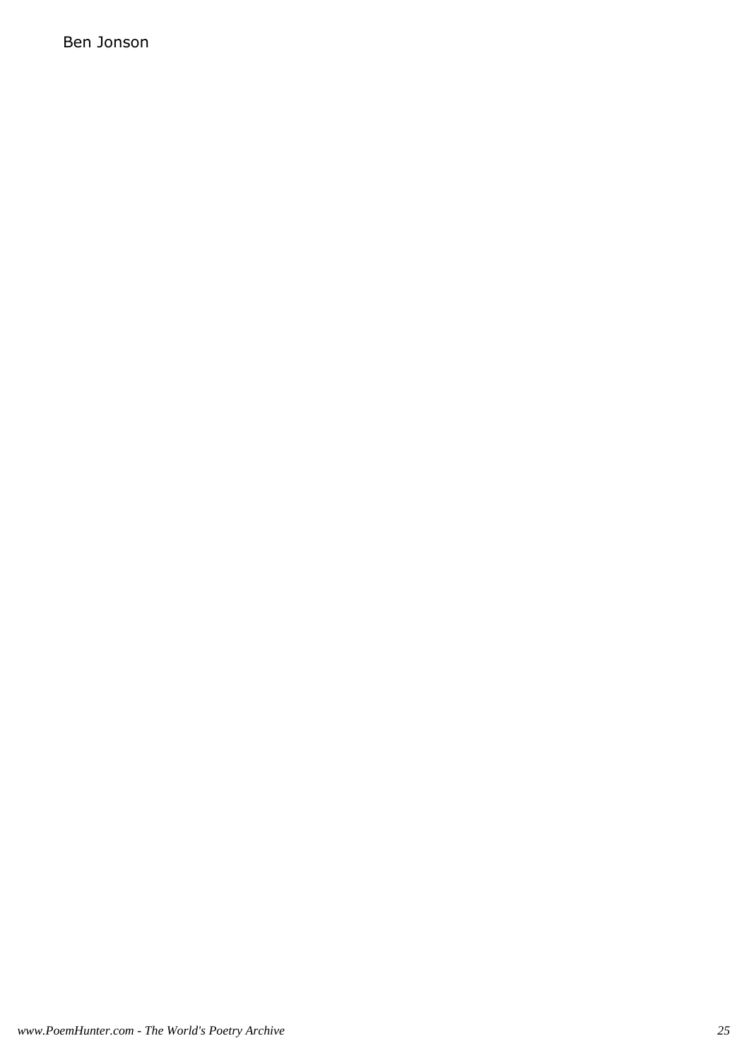Ben Jonson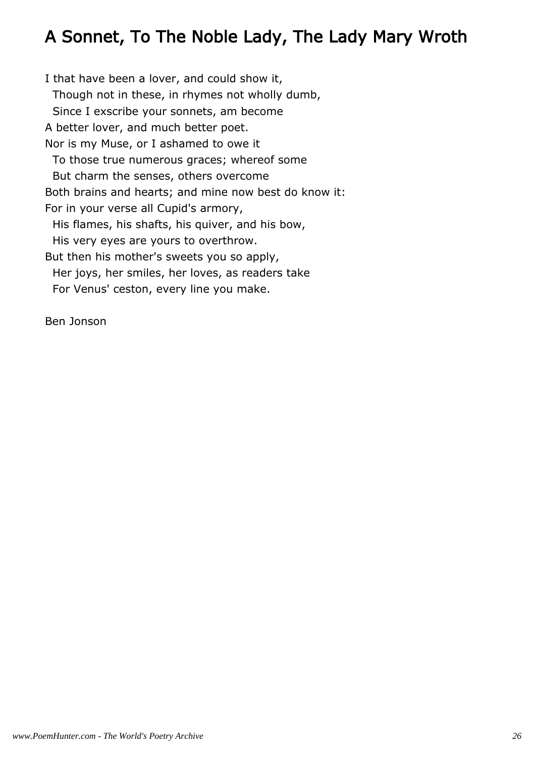# A Sonnet, To The Noble Lady, The Lady Mary Wroth

I that have been a lover, and could show it,  
  Though not in these, in rhymes not wholly dumb,  
  Since I exscribe your sonnets, am become  
A better lover, and much better poet.  
Nor is my Muse, or I ashamed to owe it  
  To those true numerous graces; whereof some  
  But charm the senses, others overcome  
Both brains and hearts; and mine now best do know it:  
For in your verse all Cupid's armory,  
  His flames, his shafts, his quiver, and his bow,  
  His very eyes are yours to overthrow.  
But then his mother's sweets you so apply,  
  Her joys, her smiles, her loves, as readers take  
  For Venus' ceston, every line you make.

Ben Jonson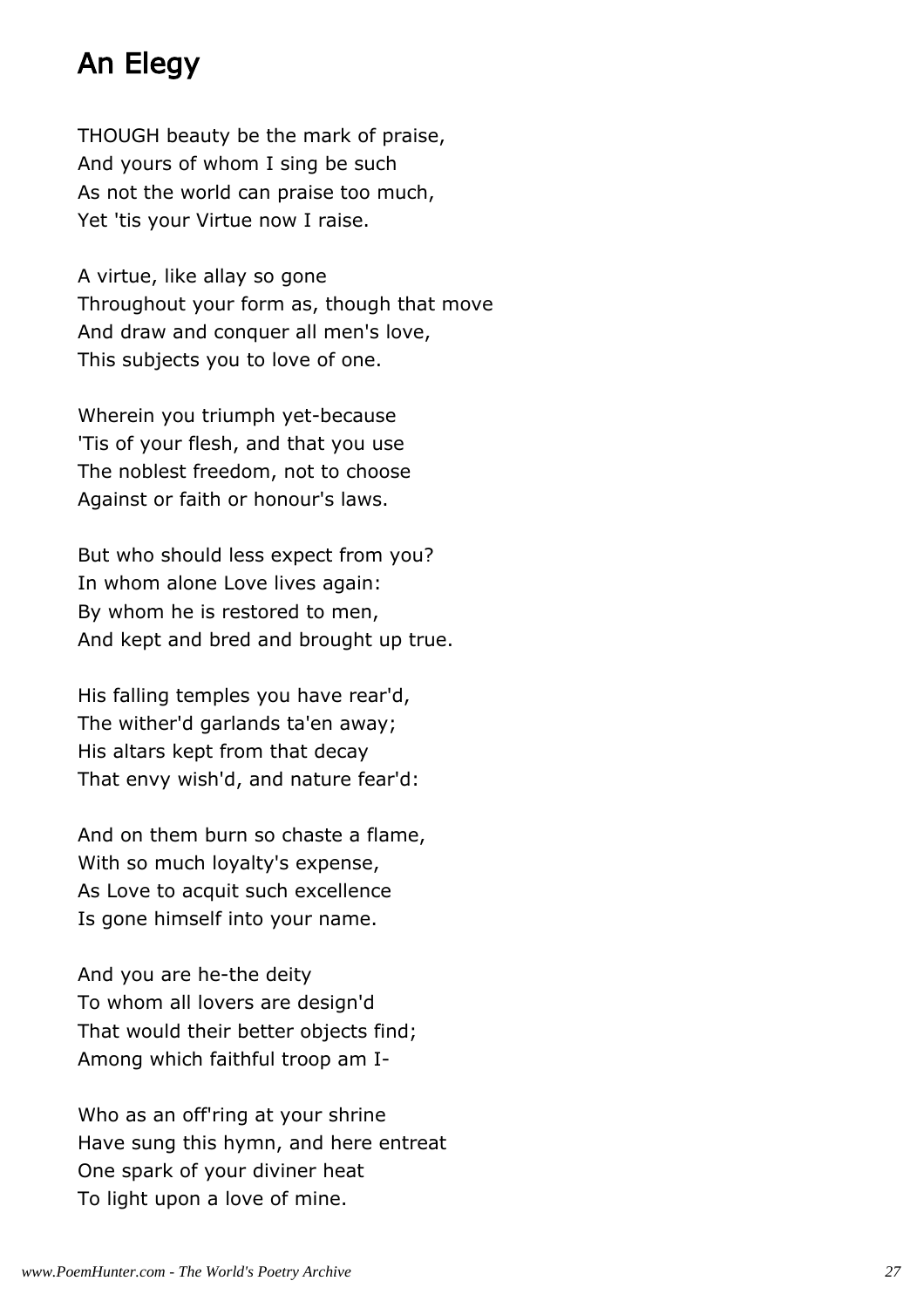# An Elegy

THOUGH beauty be the mark of praise,
And yours of whom I sing be such
As not the world can praise too much,
Yet 'tis your Virtue now I raise.

A virtue, like allay so gone
Throughout your form as, though that move
And draw and conquer all men's love,
This subjects you to love of one.

Wherein you triumph yet-because
'Tis of your flesh, and that you use
The noblest freedom, not to choose
Against or faith or honour's laws.

But who should less expect from you?
In whom alone Love lives again:
By whom he is restored to men,
And kept and bred and brought up true.

His falling temples you have rear'd,
The wither'd garlands ta'en away;
His altars kept from that decay
That envy wish'd, and nature fear'd:

And on them burn so chaste a flame,
With so much loyalty's expense,
As Love to acquit such excellence
Is gone himself into your name.

And you are he-the deity
To whom all lovers are design'd
That would their better objects find;
Among which faithful troop am I-

Who as an off'ring at your shrine
Have sung this hymn, and here entreat
One spark of your diviner heat
To light upon a love of mine.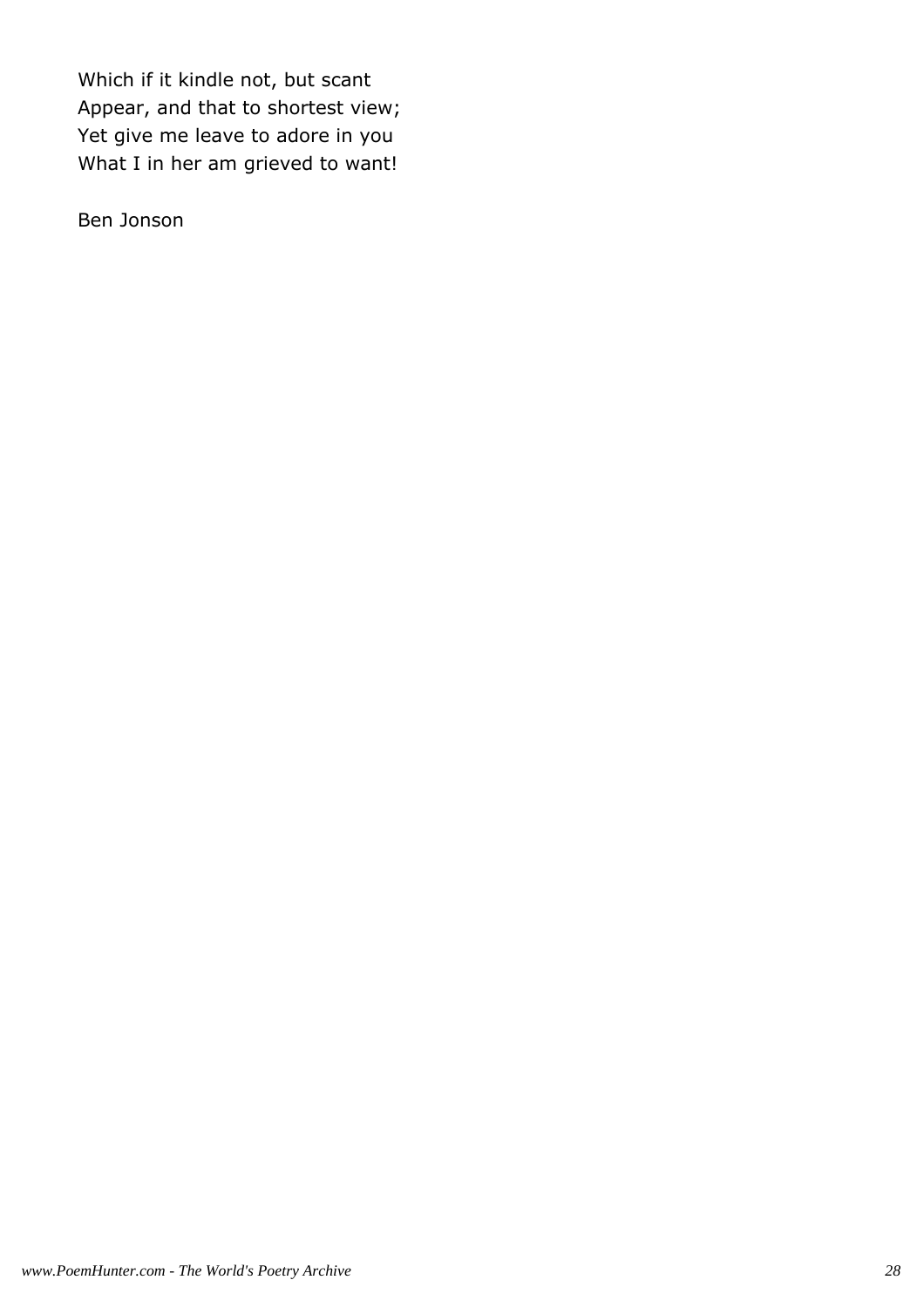Which if it kindle not, but scant  
Appear, and that to shortest view;  
Yet give me leave to adore in you  
What I in her am grieved to want!

Ben Jonson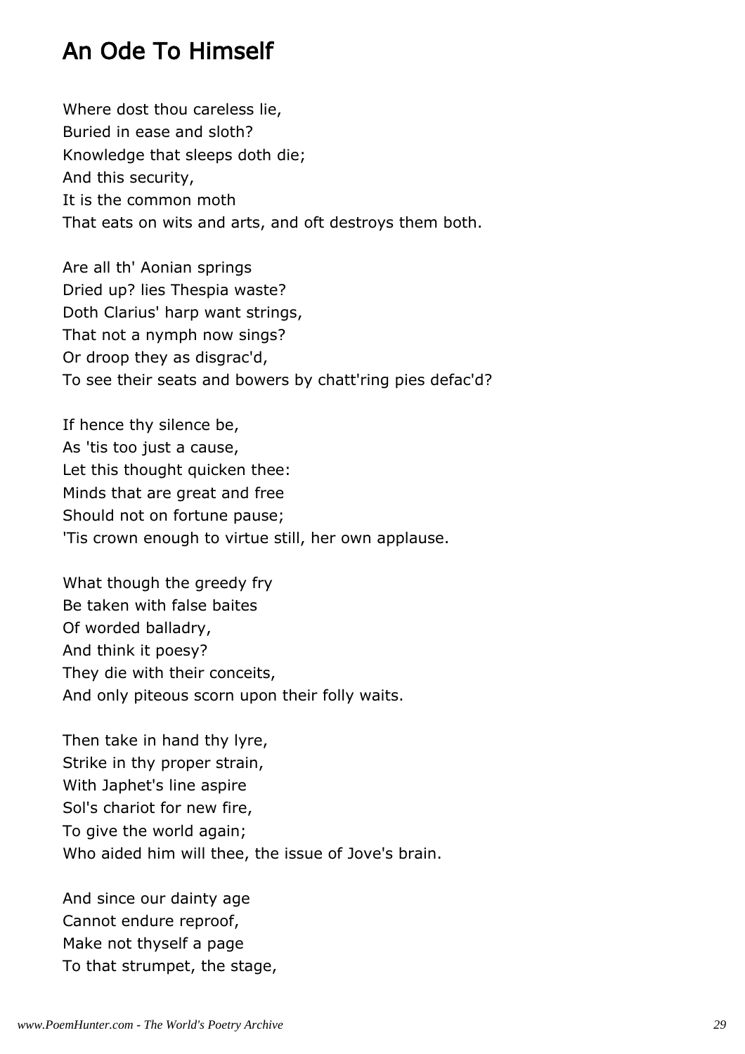# An Ode To Himself

Where dost thou careless lie,
Buried in ease and sloth?
Knowledge that sleeps doth die;
And this security,
It is the common moth
That eats on wits and arts, and oft destroys them both.

Are all th' Aonian springs
Dried up? lies Thespia waste?
Doth Clarius' harp want strings,
That not a nymph now sings?
Or droop they as disgrac'd,
To see their seats and bowers by chatt'ring pies defac'd?

If hence thy silence be,
As 'tis too just a cause,
Let this thought quicken thee:
Minds that are great and free
Should not on fortune pause;
'Tis crown enough to virtue still, her own applause.

What though the greedy fry
Be taken with false baites
Of worded balladry,
And think it poesy?
They die with their conceits,
And only piteous scorn upon their folly waits.

Then take in hand thy lyre,
Strike in thy proper strain,
With Japhet's line aspire
Sol's chariot for new fire,
To give the world again;
Who aided him will thee, the issue of Jove's brain.

And since our dainty age
Cannot endure reproof,
Make not thyself a page
To that strumpet, the stage,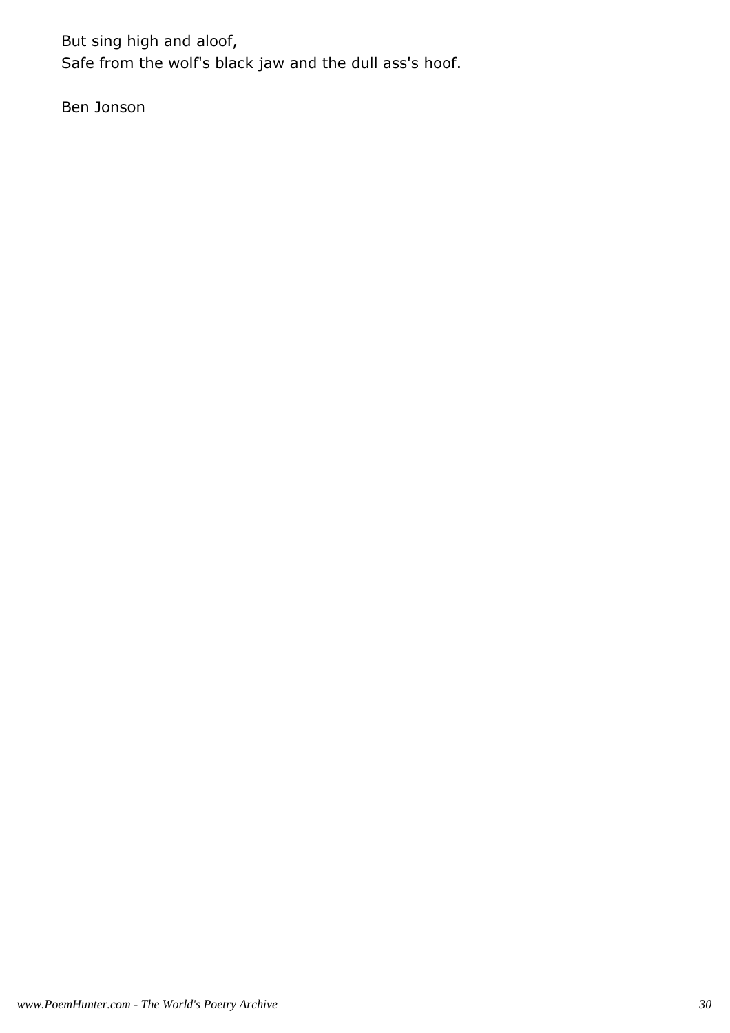But sing high and aloof,
Safe from the wolf's black jaw and the dull ass's hoof.

Ben Jonson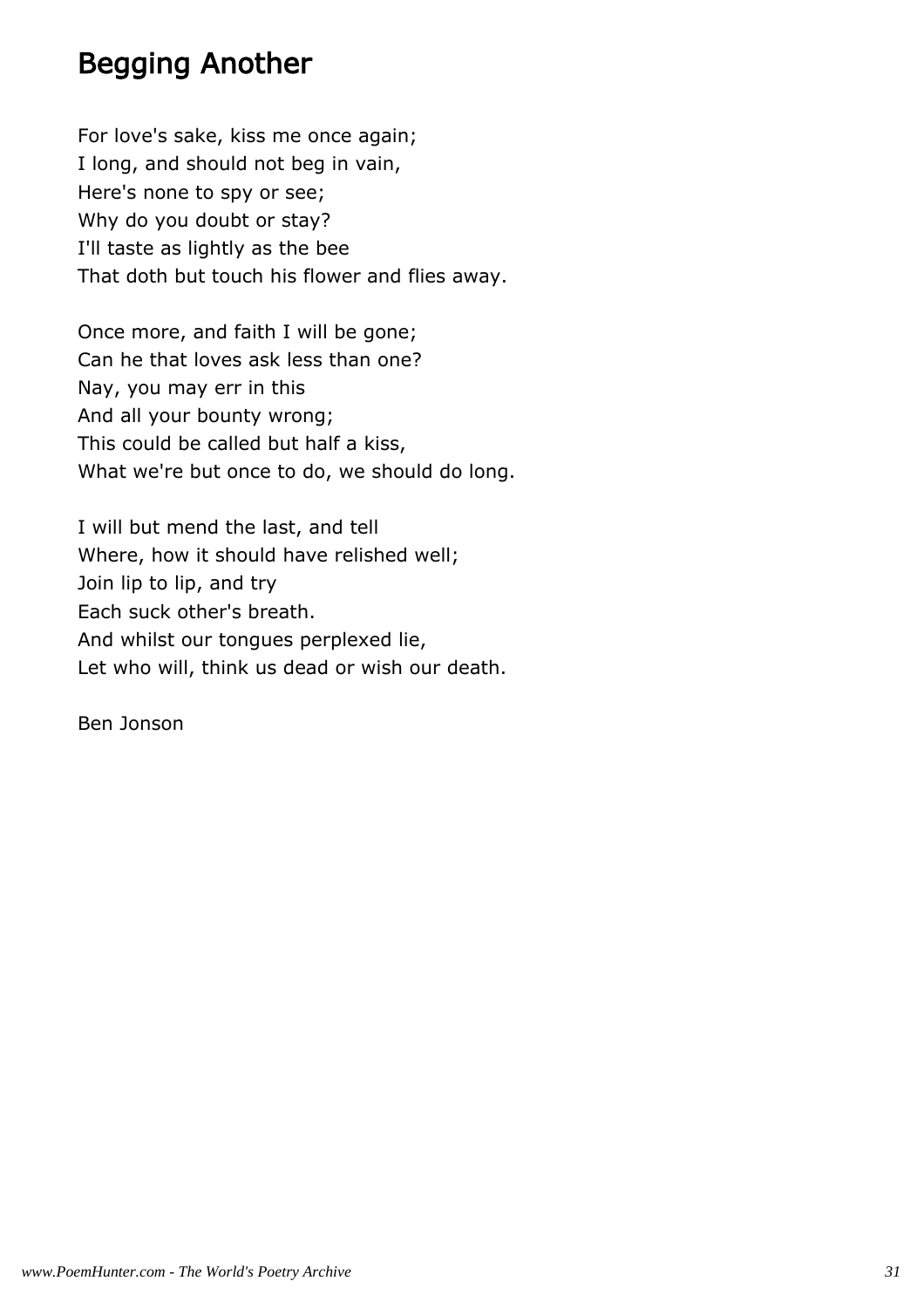## Begging Another

For love's sake, kiss me once again;
I long, and should not beg in vain,
Here's none to spy or see;
Why do you doubt or stay?
I'll taste as lightly as the bee
That doth but touch his flower and flies away.

Once more, and faith I will be gone;
Can he that loves ask less than one?
Nay, you may err in this
And all your bounty wrong;
This could be called but half a kiss,
What we're but once to do, we should do long.

I will but mend the last, and tell
Where, how it should have relished well;
Join lip to lip, and try
Each suck other's breath.
And whilst our tongues perplexed lie,
Let who will, think us dead or wish our death.

Ben Jonson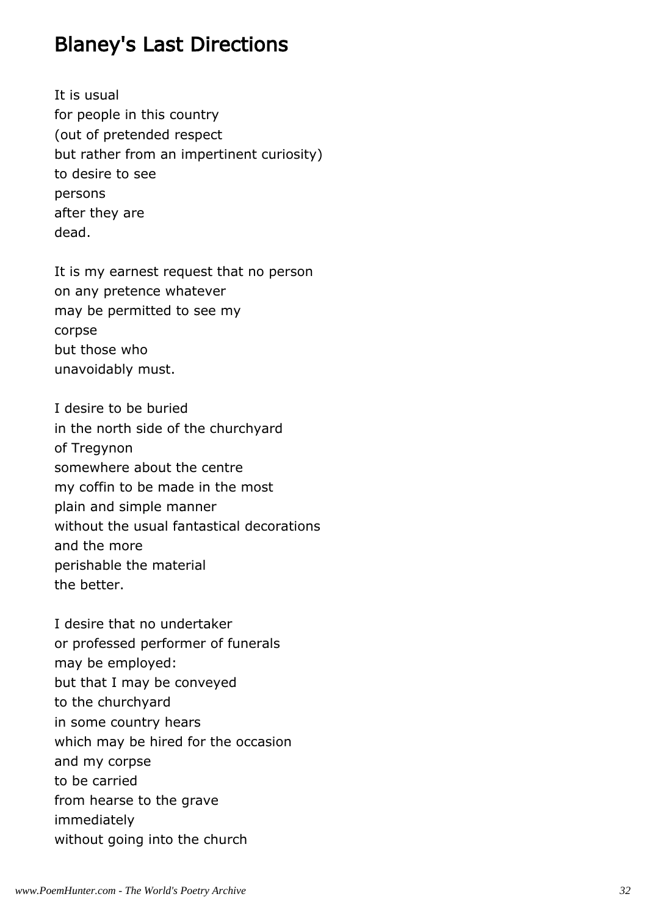## Blaney's Last Directions

It is usual
for people in this country
(out of pretended respect
but rather from an impertinent curiosity)
to desire to see
persons
after they are
dead.

It is my earnest request that no person
on any pretence whatever
may be permitted to see my
corpse
but those who
unavoidably must.

I desire to be buried
in the north side of the churchyard
of Tregynon
somewhere about the centre
my coffin to be made in the most
plain and simple manner
without the usual fantastical decorations
and the more
perishable the material
the better.

I desire that no undertaker
or professed performer of funerals
may be employed:
but that I may be conveyed
to the churchyard
in some country hears
which may be hired for the occasion
and my corpse
to be carried
from hearse to the grave
immediately
without going into the church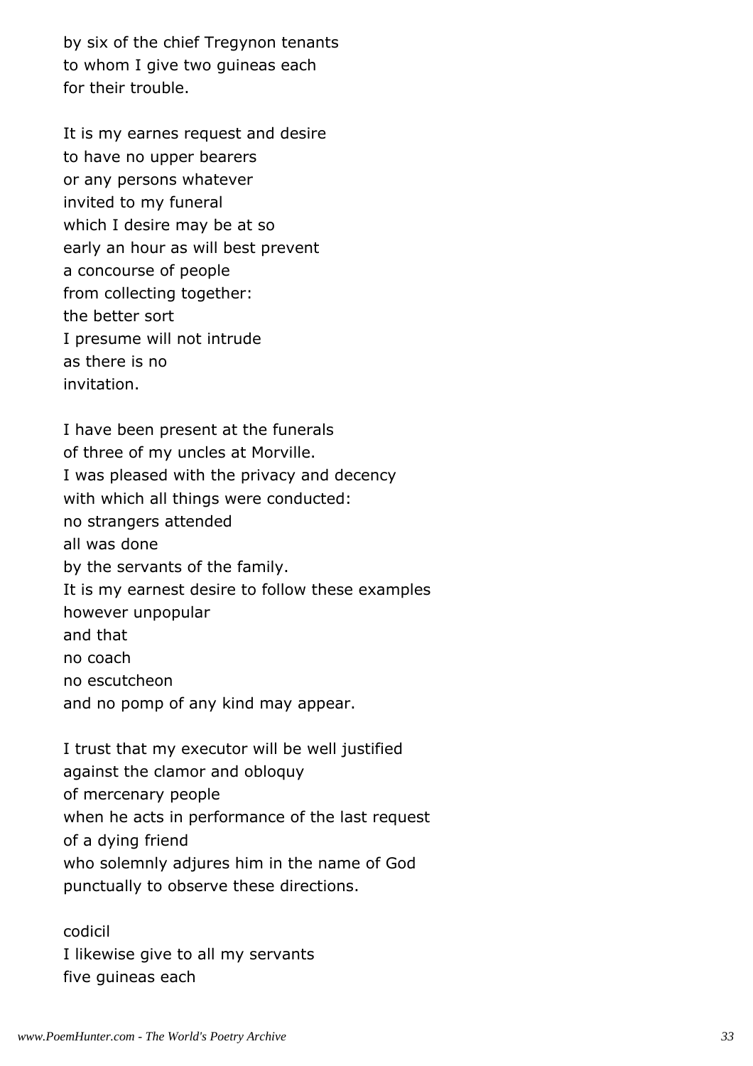by six of the chief Tregynon tenants
to whom I give two guineas each
for their trouble.

It is my earnes request and desire
to have no upper bearers
or any persons whatever
invited to my funeral
which I desire may be at so
early an hour as will best prevent
a concourse of people
from collecting together:
the better sort
I presume will not intrude
as there is no
invitation.

I have been present at the funerals
of three of my uncles at Morville.
I was pleased with the privacy and decency
with which all things were conducted:
no strangers attended
all was done
by the servants of the family.
It is my earnest desire to follow these examples
however unpopular
and that
no coach
no escutcheon
and no pomp of any kind may appear.

I trust that my executor will be well justified
against the clamor and obloquy
of mercenary people
when he acts in performance of the last request
of a dying friend
who solemnly adjures him in the name of God
punctually to observe these directions.

codicil
I likewise give to all my servants
five guineas each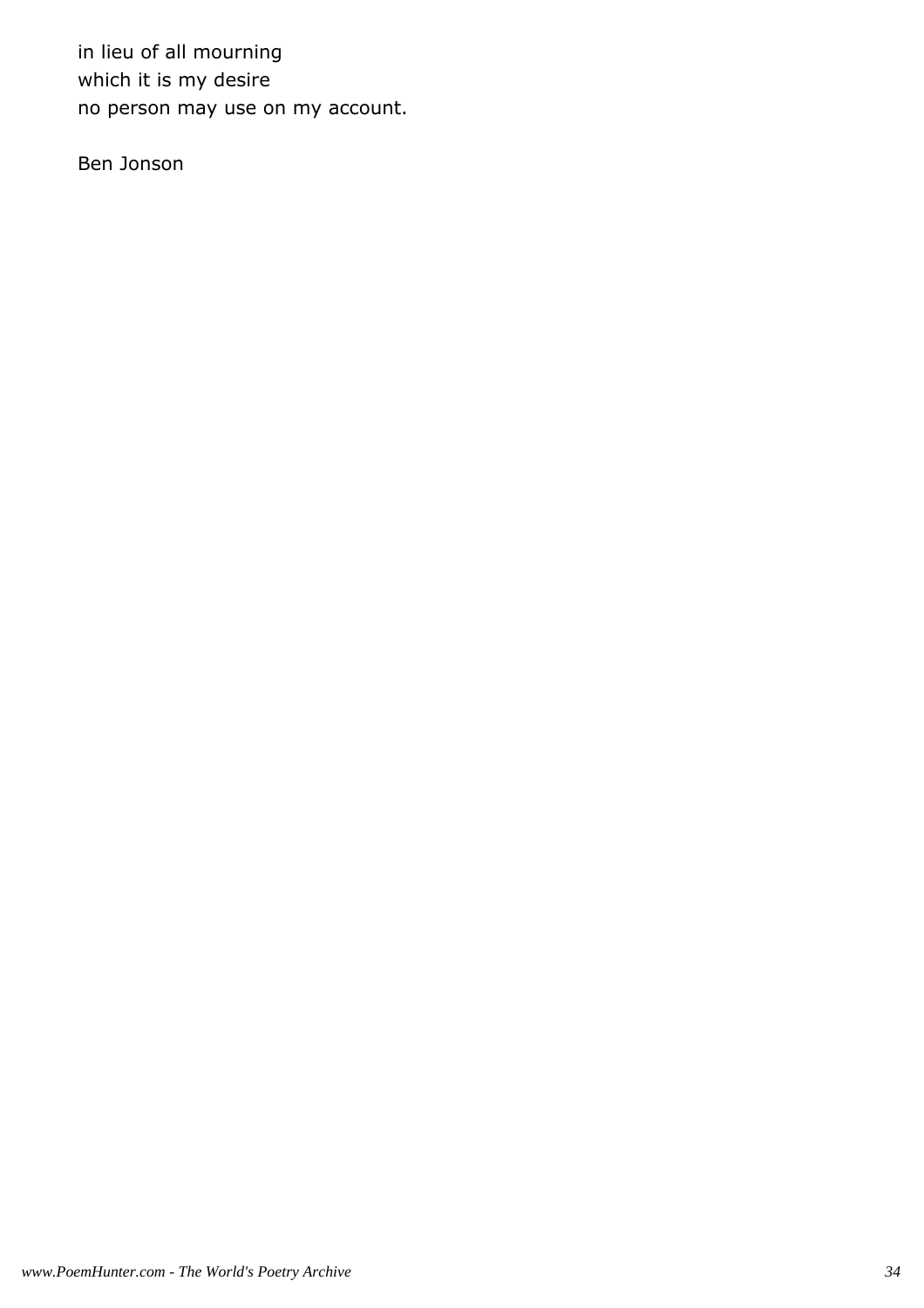in lieu of all mourning
which it is my desire
no person may use on my account.

Ben Jonson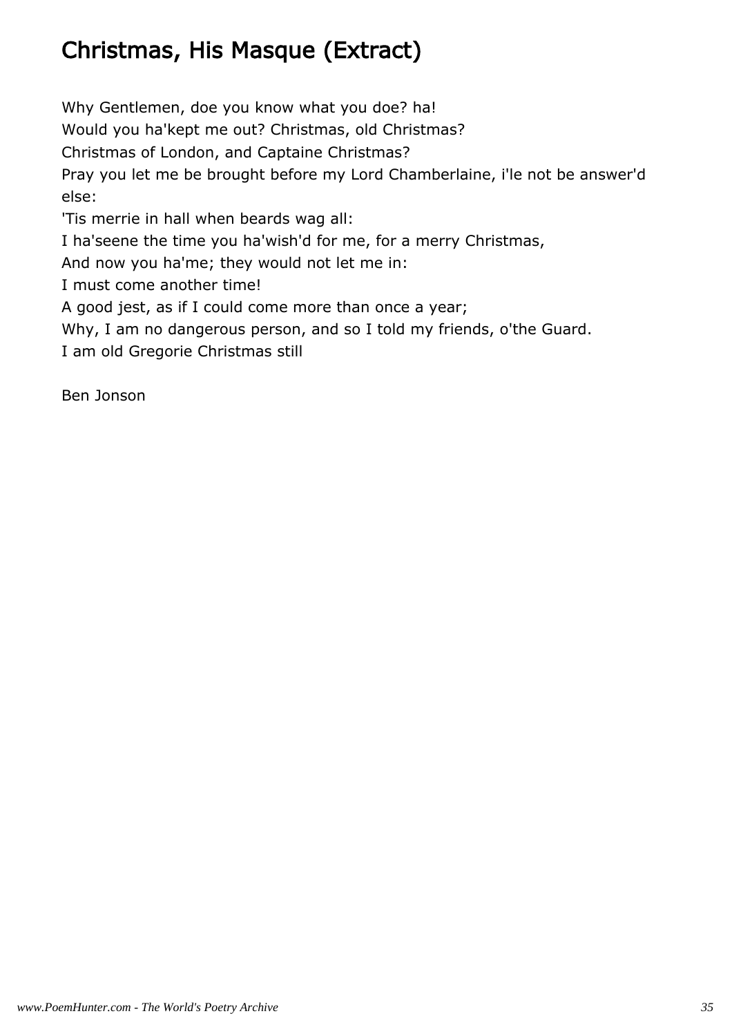# Christmas, His Masque (Extract)

Why Gentlemen, doe you know what you doe? ha!  
Would you ha'kept me out? Christmas, old Christmas?  
Christmas of London, and Captaine Christmas?  
Pray you let me be brought before my Lord Chamberlaine, i'le not be answer'd else:  
'Tis merrie in hall when beards wag all:  
I ha'seene the time you ha'wish'd for me, for a merry Christmas,  
And now you ha'me; they would not let me in:  
I must come another time!  
A good jest, as if I could come more than once a year;  
Why, I am no dangerous person, and so I told my friends, o'the Guard.  
I am old Gregorie Christmas still

Ben Jonson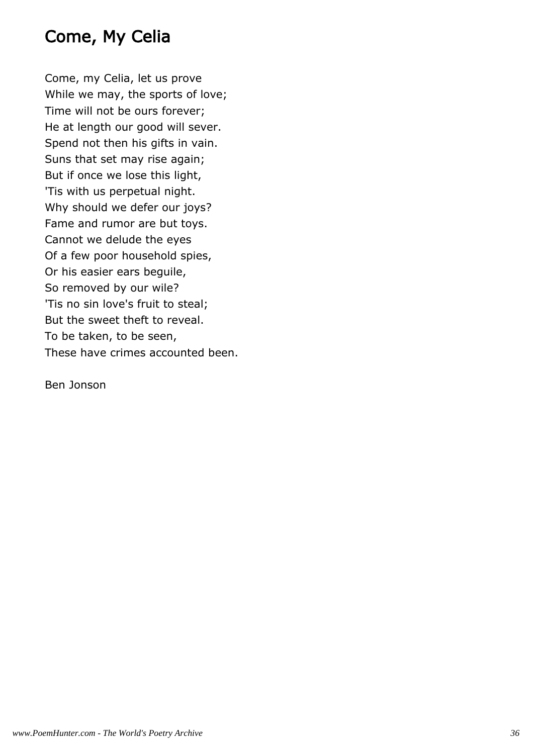# Come, My Celia

Come, my Celia, let us prove  
While we may, the sports of love;  
Time will not be ours forever;  
He at length our good will sever.  
Spend not then his gifts in vain.  
Suns that set may rise again;  
But if once we lose this light,  
'Tis with us perpetual night.  
Why should we defer our joys?  
Fame and rumor are but toys.  
Cannot we delude the eyes  
Of a few poor household spies,  
Or his easier ears beguile,  
So removed by our wile?  
'Tis no sin love's fruit to steal;  
But the sweet theft to reveal.  
To be taken, to be seen,  
These have crimes accounted been.

Ben Jonson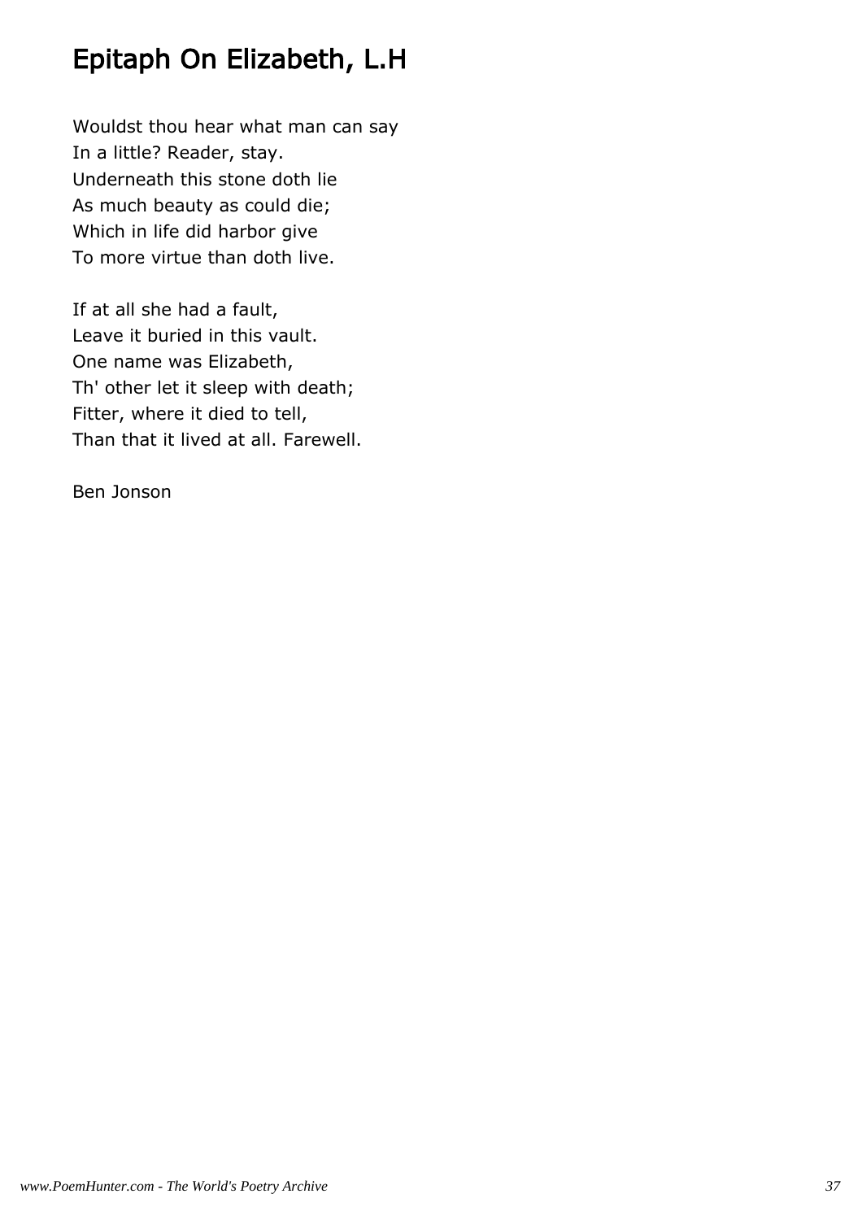# Epitaph On Elizabeth, L.H

Wouldst thou hear what man can say  
In a little? Reader, stay.  
Underneath this stone doth lie  
As much beauty as could die;  
Which in life did harbor give  
To more virtue than doth live.

If at all she had a fault,  
Leave it buried in this vault.  
One name was Elizabeth,  
Th' other let it sleep with death;  
Fitter, where it died to tell,  
Than that it lived at all. Farewell.

Ben Jonson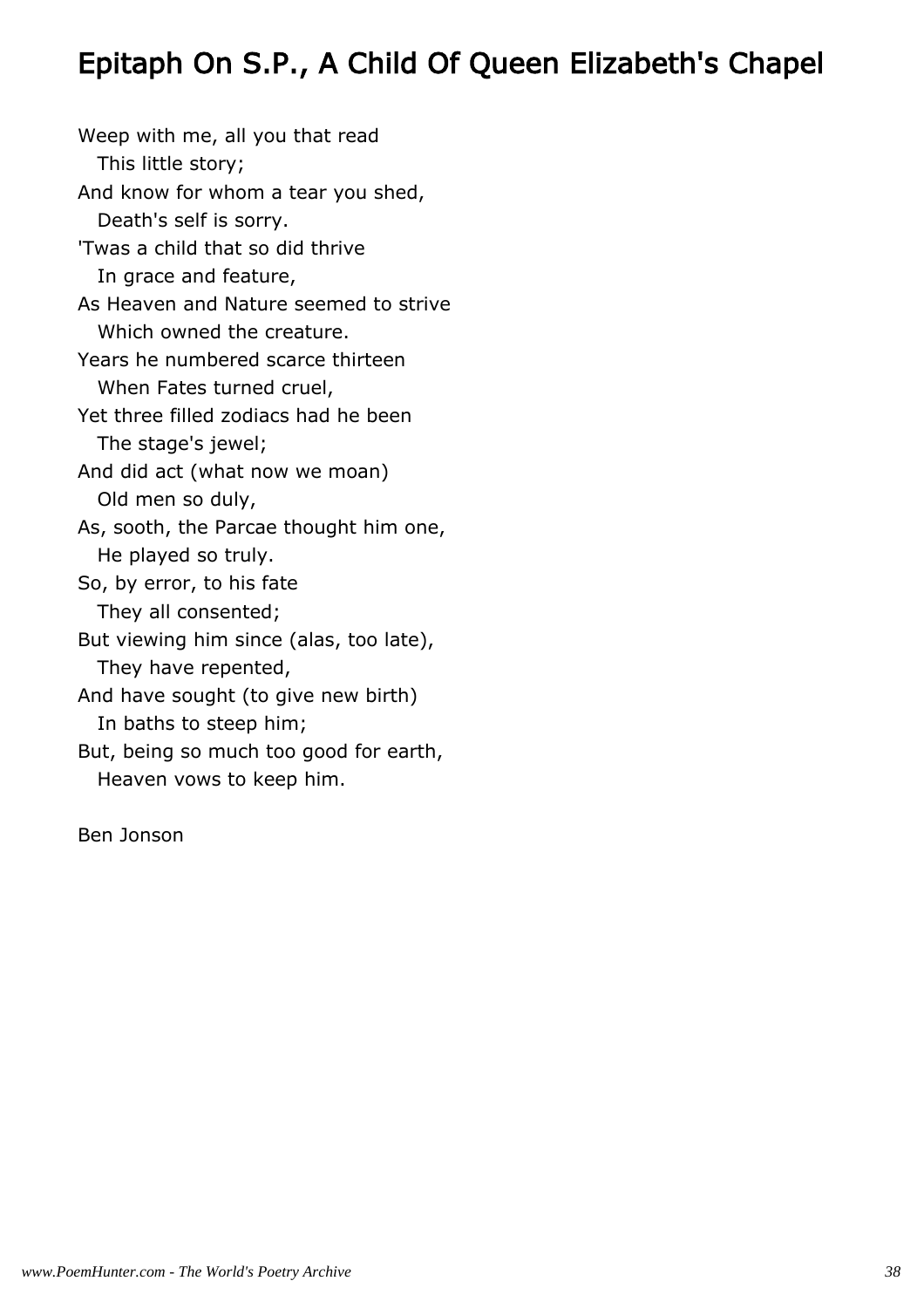# Epitaph On S.P., A Child Of Queen Elizabeth's Chapel

Weep with me, all you that read  
   This little story;  
And know for whom a tear you shed,  
   Death's self is sorry.  
'Twas a child that so did thrive  
   In grace and feature,  
As Heaven and Nature seemed to strive  
   Which owned the creature.  
Years he numbered scarce thirteen  
   When Fates turned cruel,  
Yet three filled zodiacs had he been  
   The stage's jewel;  
And did act (what now we moan)  
   Old men so duly,  
As, sooth, the Parcae thought him one,  
   He played so truly.  
So, by error, to his fate  
   They all consented;  
But viewing him since (alas, too late),  
   They have repented,  
And have sought (to give new birth)  
   In baths to steep him;  
But, being so much too good for earth,  
   Heaven vows to keep him.

Ben Jonson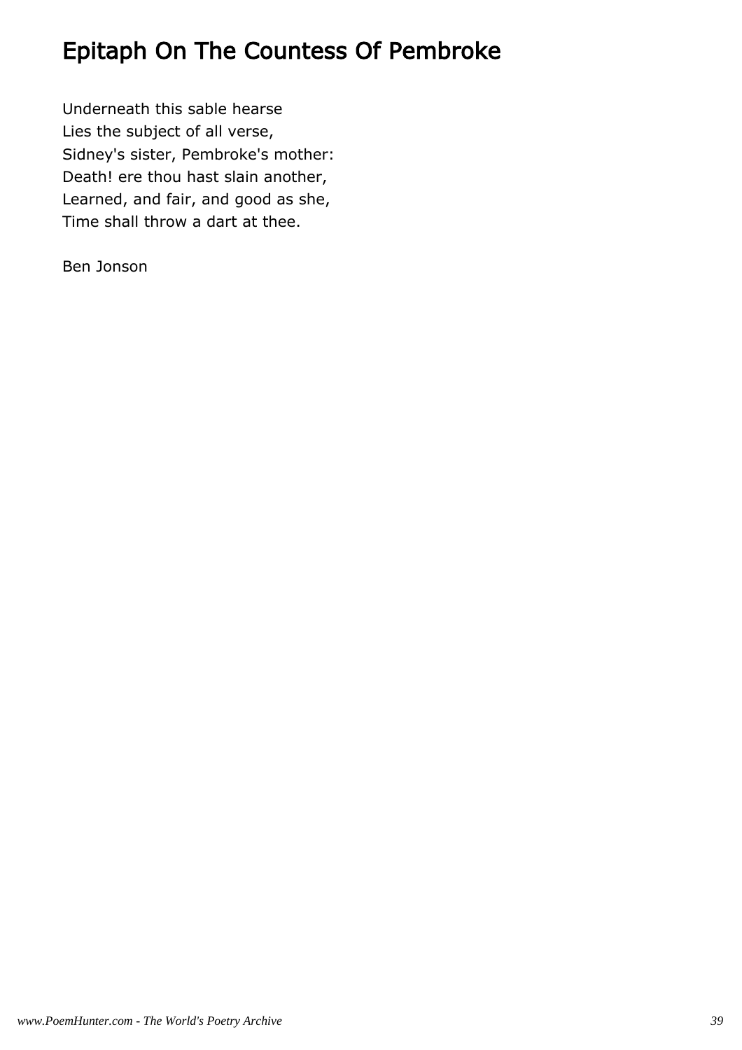# Epitaph On The Countess Of Pembroke

Underneath this sable hearse  
Lies the subject of all verse,  
Sidney's sister, Pembroke's mother:  
Death! ere thou hast slain another,  
Learned, and fair, and good as she,  
Time shall throw a dart at thee.

Ben Jonson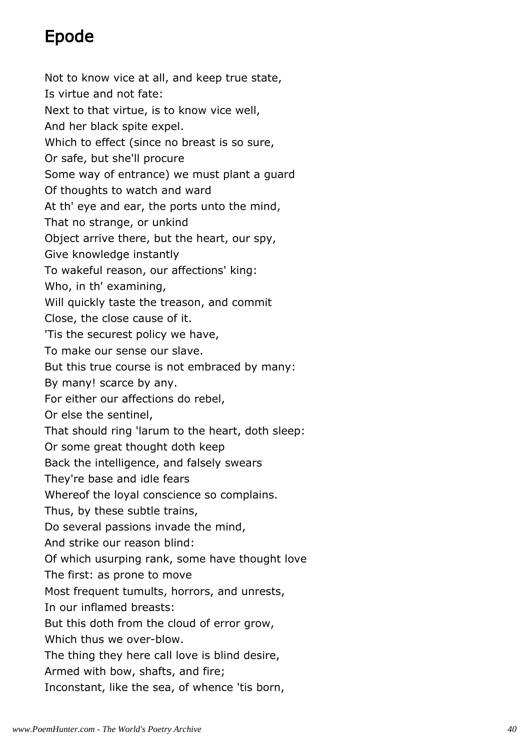# Epode

Not to know vice at all, and keep true state,
Is virtue and not fate:
Next to that virtue, is to know vice well,
And her black spite expel.
Which to effect (since no breast is so sure,
Or safe, but she'll procure
Some way of entrance) we must plant a guard
Of thoughts to watch and ward
At th' eye and ear, the ports unto the mind,
That no strange, or unkind
Object arrive there, but the heart, our spy,
Give knowledge instantly
To wakeful reason, our affections' king:
Who, in th' examining,
Will quickly taste the treason, and commit
Close, the close cause of it.
'Tis the securest policy we have,
To make our sense our slave.
But this true course is not embraced by many:
By many! scarce by any.
For either our affections do rebel,
Or else the sentinel,
That should ring 'larum to the heart, doth sleep:
Or some great thought doth keep
Back the intelligence, and falsely swears
They're base and idle fears
Whereof the loyal conscience so complains.
Thus, by these subtle trains,
Do several passions invade the mind,
And strike our reason blind:
Of which usurping rank, some have thought love
The first: as prone to move
Most frequent tumults, horrors, and unrests,
In our inflamed breasts:
But this doth from the cloud of error grow,
Which thus we over-blow.
The thing they here call love is blind desire,
Armed with bow, shafts, and fire;
Inconstant, like the sea, of whence 'tis born,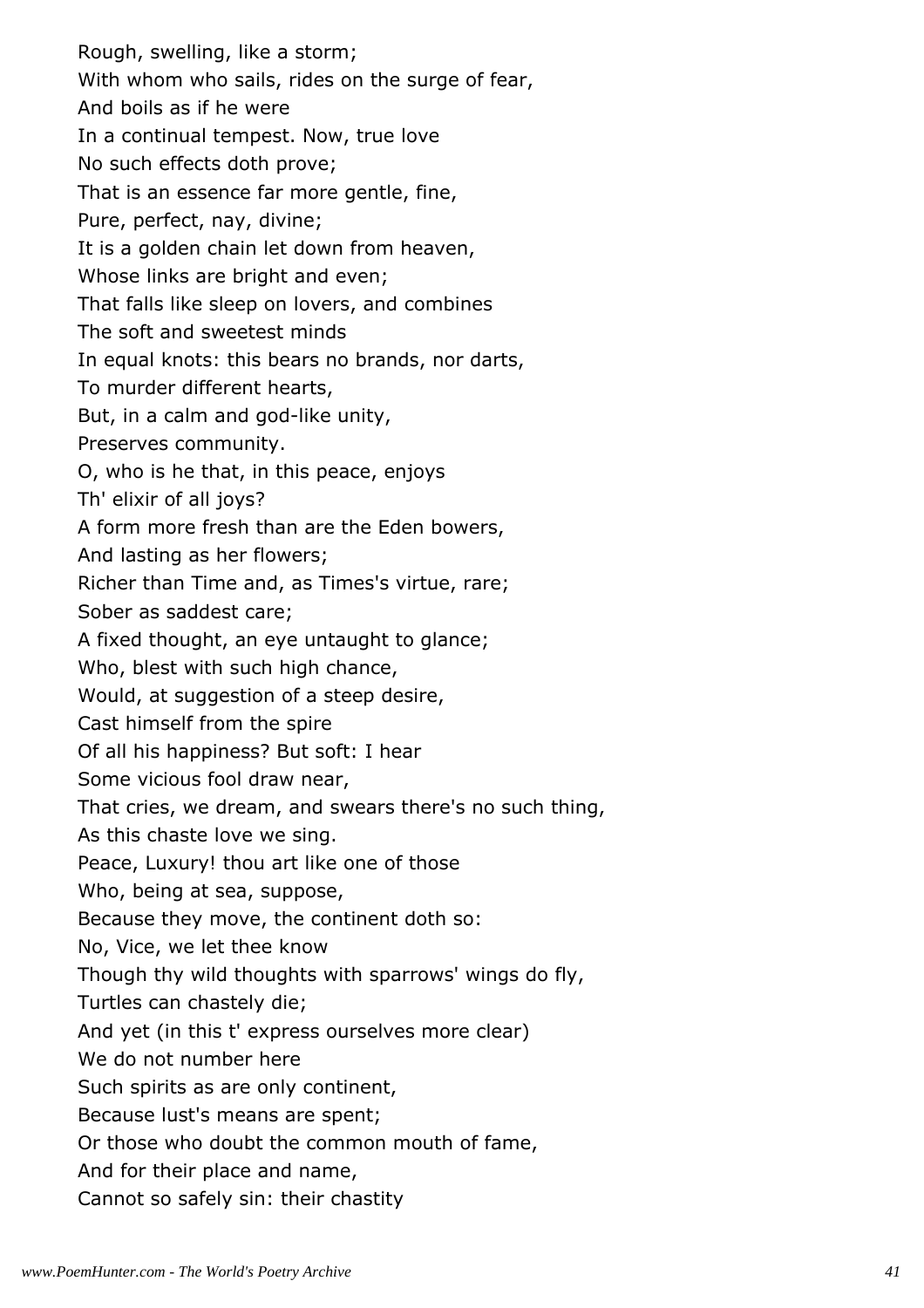Rough, swelling, like a storm;
With whom who sails, rides on the surge of fear,
And boils as if he were
In a continual tempest. Now, true love
No such effects doth prove;
That is an essence far more gentle, fine,
Pure, perfect, nay, divine;
It is a golden chain let down from heaven,
Whose links are bright and even;
That falls like sleep on lovers, and combines
The soft and sweetest minds
In equal knots: this bears no brands, nor darts,
To murder different hearts,
But, in a calm and god-like unity,
Preserves community.
O, who is he that, in this peace, enjoys
Th' elixir of all joys?
A form more fresh than are the Eden bowers,
And lasting as her flowers;
Richer than Time and, as Times's virtue, rare;
Sober as saddest care;
A fixed thought, an eye untaught to glance;
Who, blest with such high chance,
Would, at suggestion of a steep desire,
Cast himself from the spire
Of all his happiness? But soft: I hear
Some vicious fool draw near,
That cries, we dream, and swears there's no such thing,
As this chaste love we sing.
Peace, Luxury! thou art like one of those
Who, being at sea, suppose,
Because they move, the continent doth so:
No, Vice, we let thee know
Though thy wild thoughts with sparrows' wings do fly,
Turtles can chastely die;
And yet (in this t' express ourselves more clear)
We do not number here
Such spirits as are only continent,
Because lust's means are spent;
Or those who doubt the common mouth of fame,
And for their place and name,
Cannot so safely sin: their chastity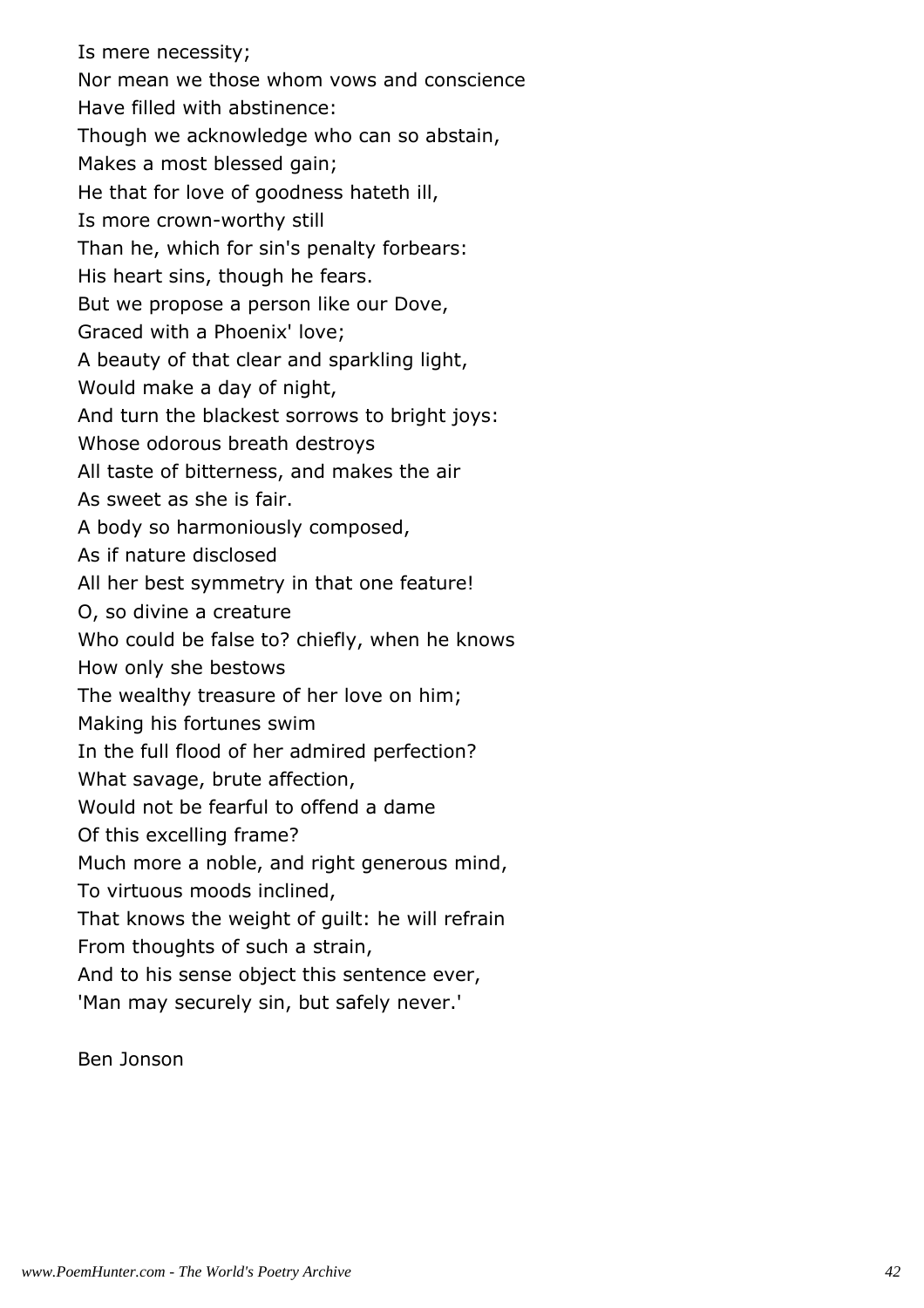Is mere necessity;  
Nor mean we those whom vows and conscience  
Have filled with abstinence:  
Though we acknowledge who can so abstain,  
Makes a most blessed gain;  
He that for love of goodness hateth ill,  
Is more crown-worthy still  
Than he, which for sin's penalty forbears:  
His heart sins, though he fears.  
But we propose a person like our Dove,  
Graced with a Phoenix' love;  
A beauty of that clear and sparkling light,  
Would make a day of night,  
And turn the blackest sorrows to bright joys:  
Whose odorous breath destroys  
All taste of bitterness, and makes the air  
As sweet as she is fair.  
A body so harmoniously composed,  
As if nature disclosed  
All her best symmetry in that one feature!  
O, so divine a creature  
Who could be false to? chiefly, when he knows  
How only she bestows  
The wealthy treasure of her love on him;  
Making his fortunes swim  
In the full flood of her admired perfection?  
What savage, brute affection,  
Would not be fearful to offend a dame  
Of this excelling frame?  
Much more a noble, and right generous mind,  
To virtuous moods inclined,  
That knows the weight of guilt: he will refrain  
From thoughts of such a strain,  
And to his sense object this sentence ever,  
'Man may securely sin, but safely never.'

Ben Jonson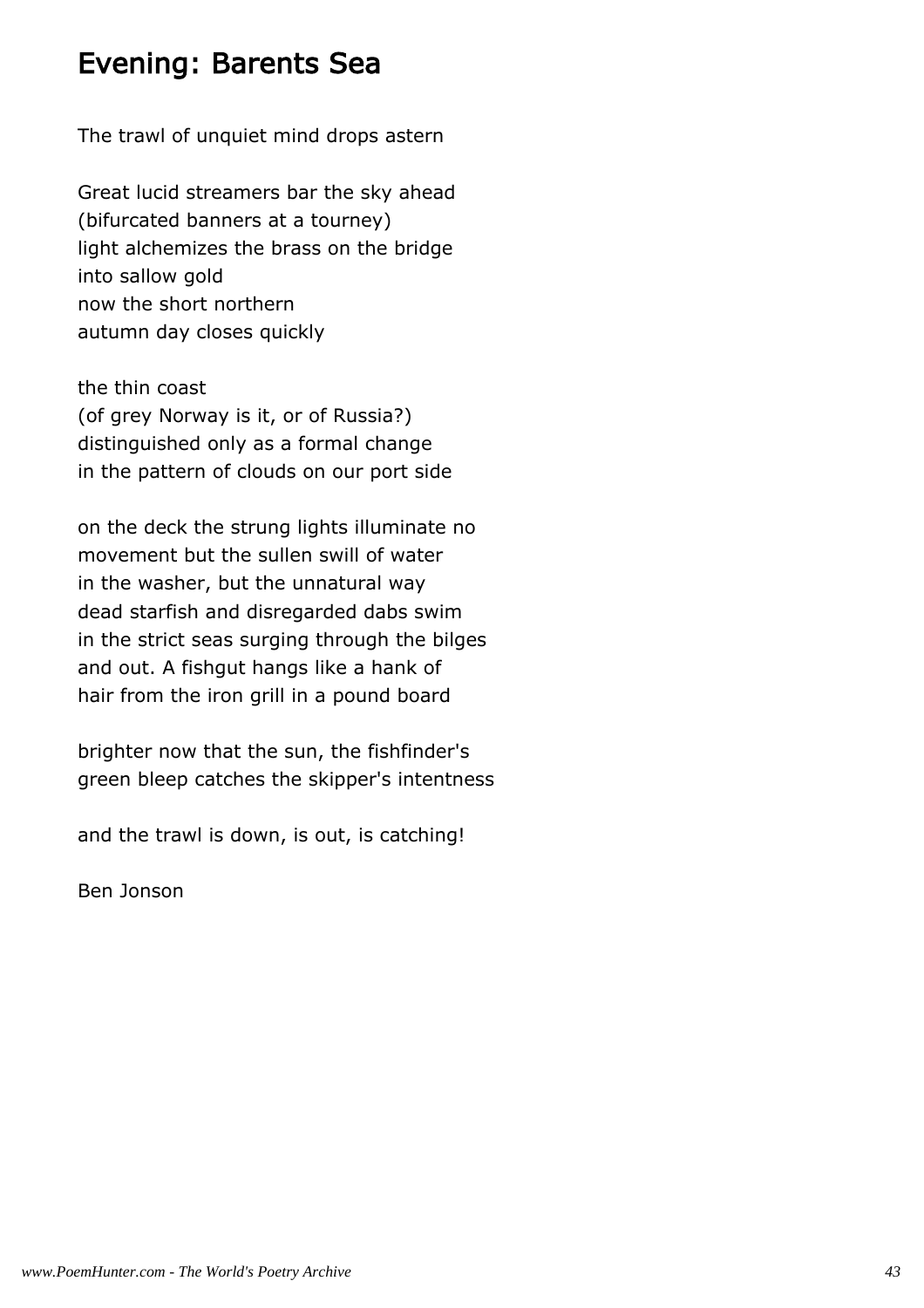# Evening: Barents Sea

The trawl of unquiet mind drops astern

Great lucid streamers bar the sky ahead  
(bifurcated banners at a tourney)  
light alchemizes the brass on the bridge  
into sallow gold  
now the short northern  
autumn day closes quickly

the thin coast  
(of grey Norway is it, or of Russia?)  
distinguished only as a formal change  
in the pattern of clouds on our port side

on the deck the strung lights illuminate no  
movement but the sullen swill of water  
in the washer, but the unnatural way  
dead starfish and disregarded dabs swim  
in the strict seas surging through the bilges  
and out. A fishgut hangs like a hank of  
hair from the iron grill in a pound board

brighter now that the sun, the fishfinder's  
green bleep catches the skipper's intentness

and the trawl is down, is out, is catching!

Ben Jonson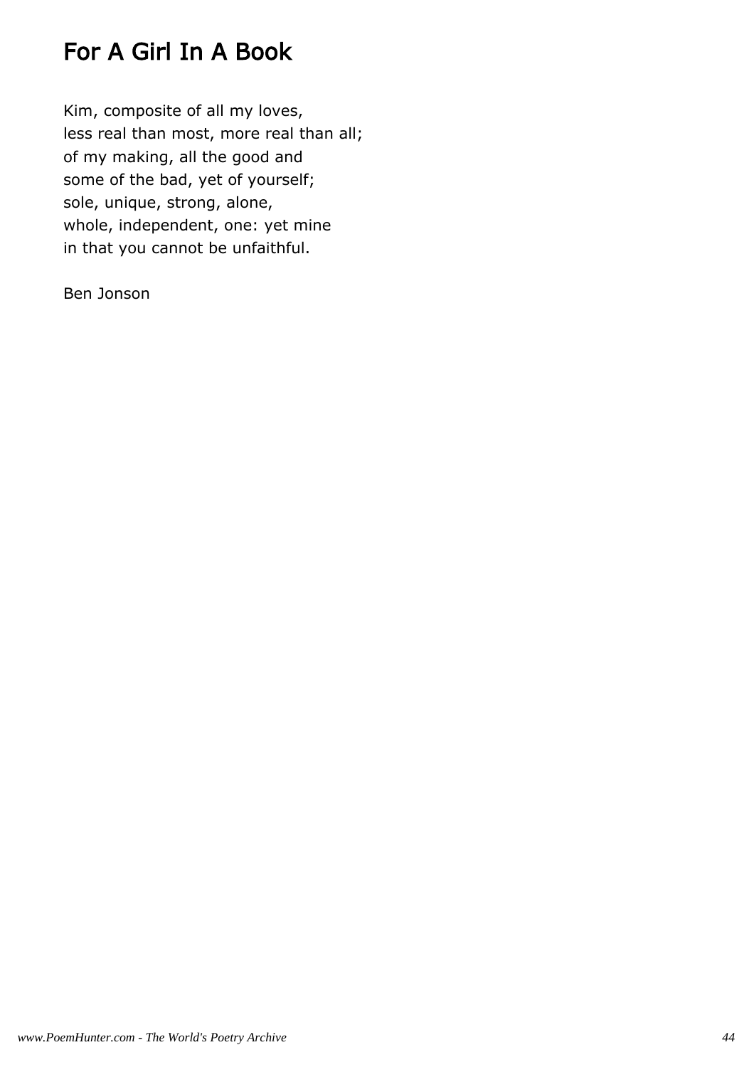# For A Girl In A Book

Kim, composite of all my loves,
less real than most, more real than all;
of my making, all the good and
some of the bad, yet of yourself;
sole, unique, strong, alone,
whole, independent, one: yet mine
in that you cannot be unfaithful.

Ben Jonson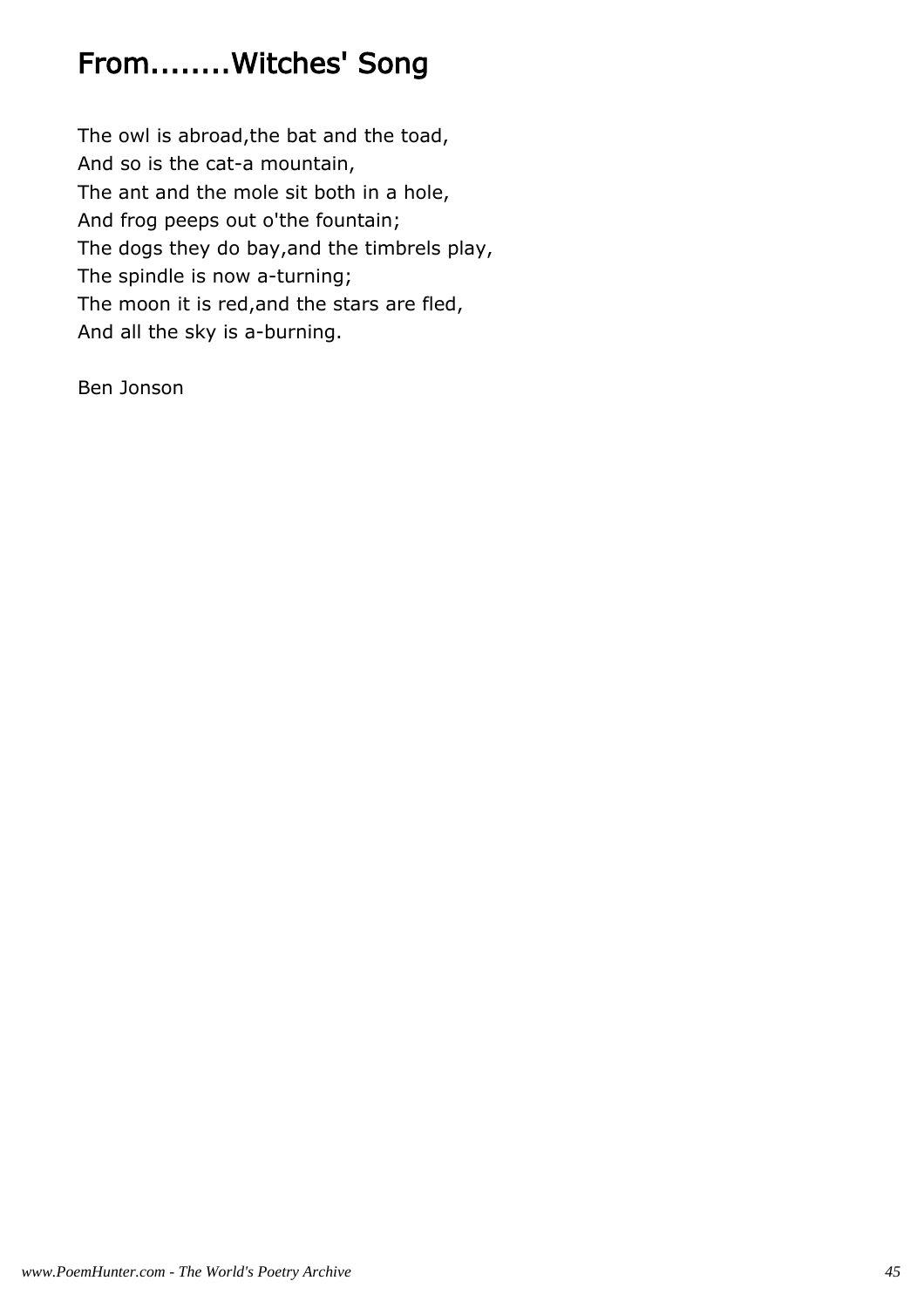# From........Witches' Song

The owl is abroad,the bat and the toad,  
And so is the cat-a mountain,  
The ant and the mole sit both in a hole,  
And frog peeps out o'the fountain;  
The dogs they do bay,and the timbrels play,  
The spindle is now a-turning;  
The moon it is red,and the stars are fled,  
And all the sky is a-burning.

Ben Jonson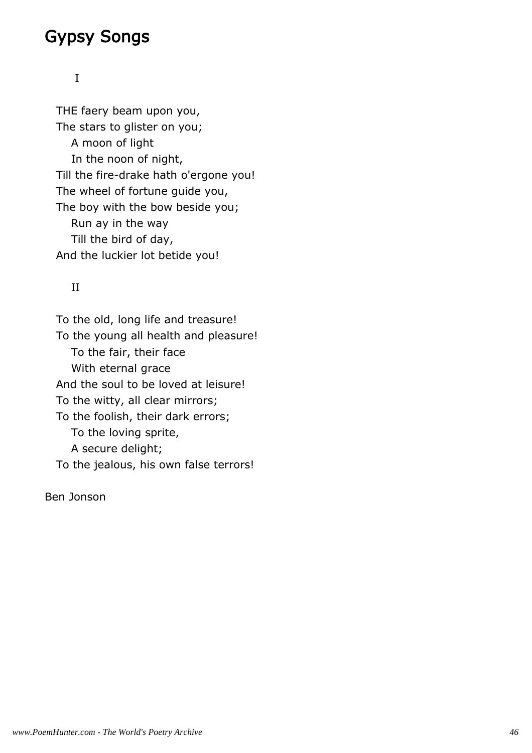# Gypsy Songs

I

THE faery beam upon you,
The stars to glister on you;
　A moon of light
　In the noon of night,
Till the fire-drake hath o'ergone you!
The wheel of fortune guide you,
The boy with the bow beside you;
　Run ay in the way
　Till the bird of day,
And the luckier lot betide you!

II

To the old, long life and treasure!
To the young all health and pleasure!
　To the fair, their face
　With eternal grace
And the soul to be loved at leisure!
To the witty, all clear mirrors;
To the foolish, their dark errors;
　To the loving sprite,
　A secure delight;
To the jealous, his own false terrors!

Ben Jonson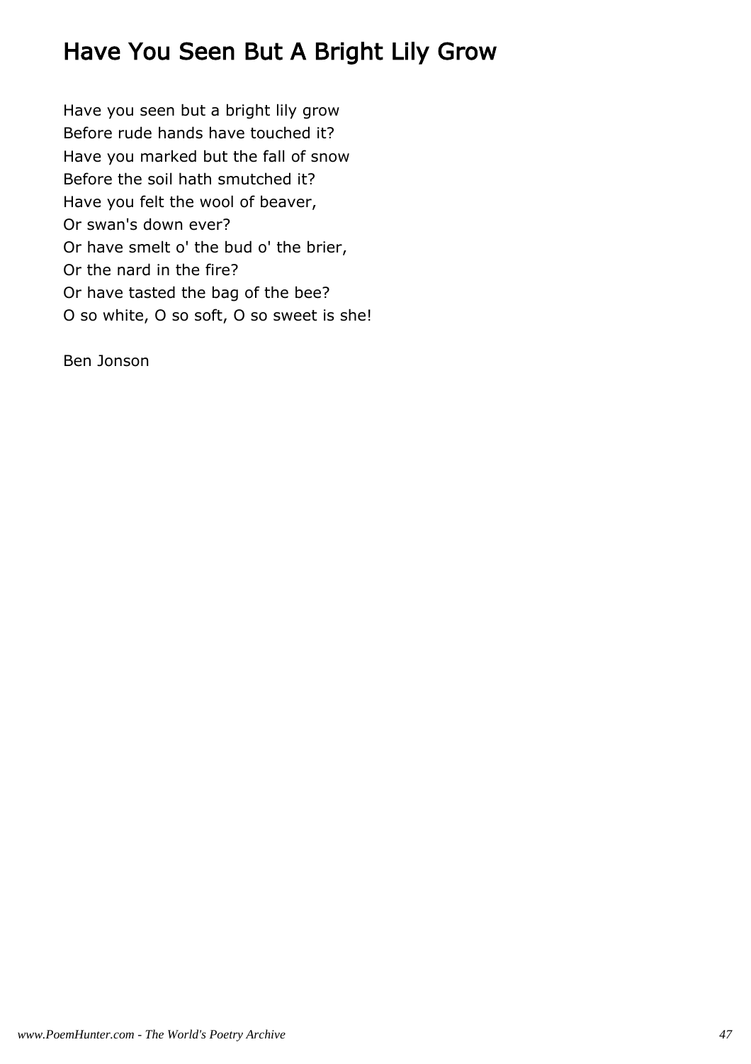# Have You Seen But A Bright Lily Grow

Have you seen but a bright lily grow  
Before rude hands have touched it?  
Have you marked but the fall of snow  
Before the soil hath smutched it?  
Have you felt the wool of beaver,  
Or swan's down ever?  
Or have smelt o' the bud o' the brier,  
Or the nard in the fire?  
Or have tasted the bag of the bee?  
O so white, O so soft, O so sweet is she!

Ben Jonson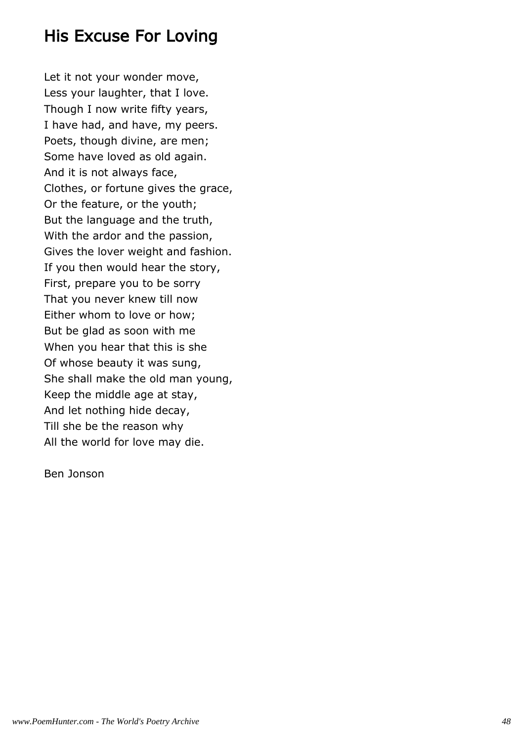# His Excuse For Loving

Let it not your wonder move,  
Less your laughter, that I love.  
Though I now write fifty years,  
I have had, and have, my peers.  
Poets, though divine, are men;  
Some have loved as old again.  
And it is not always face,  
Clothes, or fortune gives the grace,  
Or the feature, or the youth;  
But the language and the truth,  
With the ardor and the passion,  
Gives the lover weight and fashion.  
If you then would hear the story,  
First, prepare you to be sorry  
That you never knew till now  
Either whom to love or how;  
But be glad as soon with me  
When you hear that this is she  
Of whose beauty it was sung,  
She shall make the old man young,  
Keep the middle age at stay,  
And let nothing hide decay,  
Till she be the reason why  
All the world for love may die.

Ben Jonson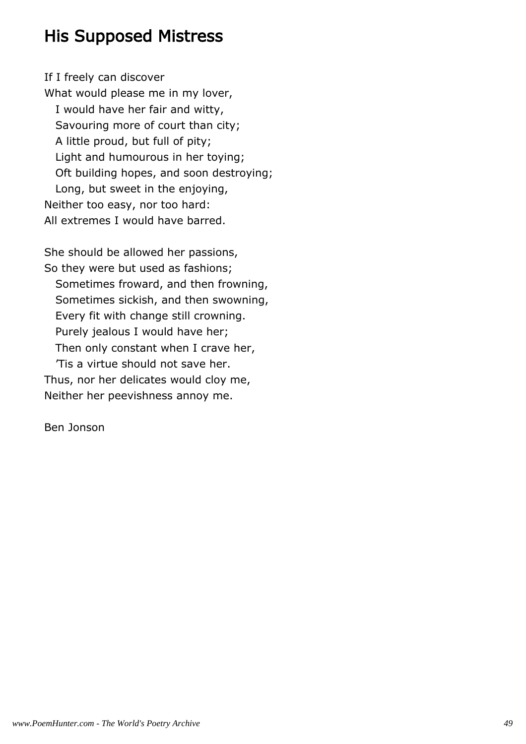# His Supposed Mistress

If I freely can discover  
What would please me in my lover,  
   I would have her fair and witty,  
   Savouring more of court than city;  
   A little proud, but full of pity;  
   Light and humourous in her toying;  
   Oft building hopes, and soon destroying;  
   Long, but sweet in the enjoying,  
Neither too easy, nor too hard:  
All extremes I would have barred.

She should be allowed her passions,  
So they were but used as fashions;  
   Sometimes froward, and then frowning,  
   Sometimes sickish, and then swowning,  
   Every fit with change still crowning.  
   Purely jealous I would have her;  
   Then only constant when I crave her,  
   'Tis a virtue should not save her.  
Thus, nor her delicates would cloy me,  
Neither her peevishness annoy me.

Ben Jonson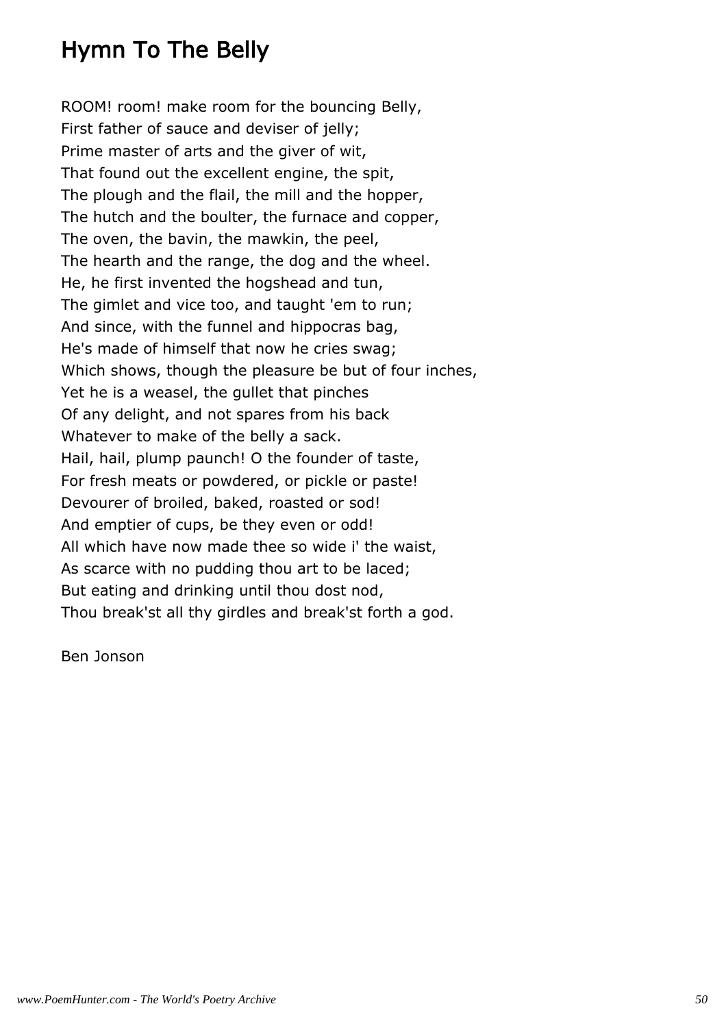# Hymn To The Belly

ROOM! room! make room for the bouncing Belly,  
First father of sauce and deviser of jelly;  
Prime master of arts and the giver of wit,  
That found out the excellent engine, the spit,  
The plough and the flail, the mill and the hopper,  
The hutch and the boulter, the furnace and copper,  
The oven, the bavin, the mawkin, the peel,  
The hearth and the range, the dog and the wheel.  
He, he first invented the hogshead and tun,  
The gimlet and vice too, and taught 'em to run;  
And since, with the funnel and hippocras bag,  
He's made of himself that now he cries swag;  
Which shows, though the pleasure be but of four inches,  
Yet he is a weasel, the gullet that pinches  
Of any delight, and not spares from his back  
Whatever to make of the belly a sack.  
Hail, hail, plump paunch! O the founder of taste,  
For fresh meats or powdered, or pickle or paste!  
Devourer of broiled, baked, roasted or sod!  
And emptier of cups, be they even or odd!  
All which have now made thee so wide i' the waist,  
As scarce with no pudding thou art to be laced;  
But eating and drinking until thou dost nod,  
Thou break'st all thy girdles and break'st forth a god.

Ben Jonson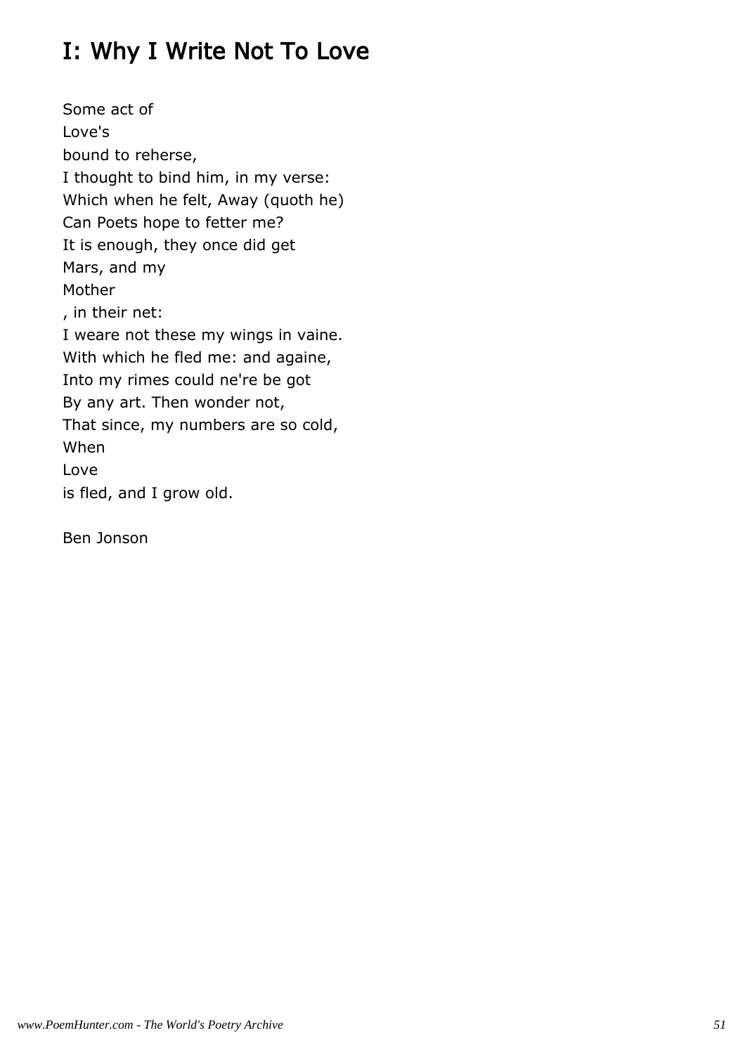# I: Why I Write Not To Love

Some act of
Love's
bound to reherse,
I thought to bind him, in my verse:
Which when he felt, Away (quoth he)
Can Poets hope to fetter me?
It is enough, they once did get
Mars, and my
Mother
, in their net:
I weare not these my wings in vaine.
With which he fled me: and againe,
Into my rimes could ne're be got
By any art. Then wonder not,
That since, my numbers are so cold,
When
Love
is fled, and I grow old.

Ben Jonson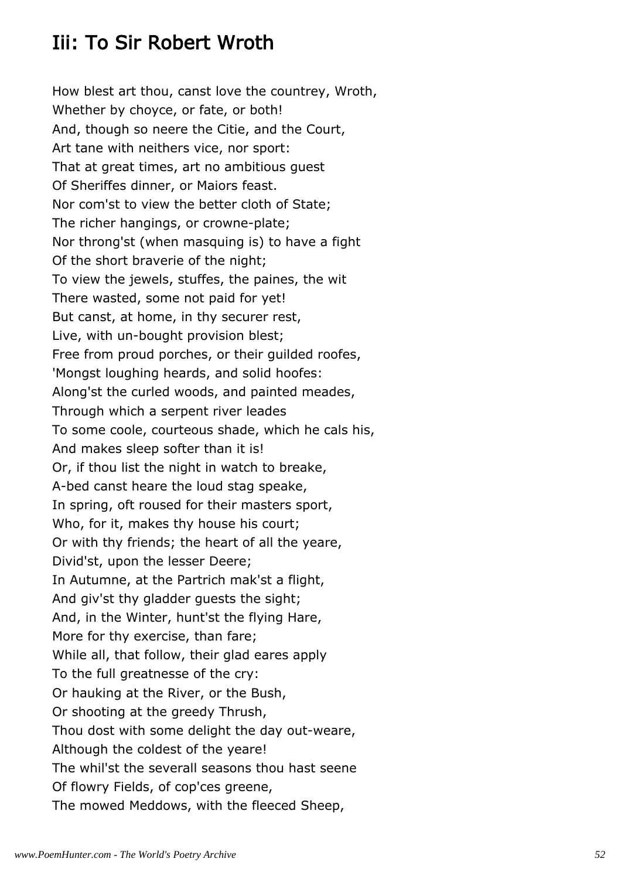## Iii: To Sir Robert Wroth

How blest art thou, canst love the countrey, Wroth,  
Whether by choyce, or fate, or both!  
And, though so neere the Citie, and the Court,  
Art tane with neithers vice, nor sport:  
That at great times, art no ambitious guest  
Of Sheriffes dinner, or Maiors feast.  
Nor com'st to view the better cloth of State;  
The richer hangings, or crowne-plate;  
Nor throng'st (when masquing is) to have a fight  
Of the short braverie of the night;  
To view the jewels, stuffes, the paines, the wit  
There wasted, some not paid for yet!  
But canst, at home, in thy securer rest,  
Live, with un-bought provision blest;  
Free from proud porches, or their guilded roofes,  
'Mongst loughing heards, and solid hoofes:  
Along'st the curled woods, and painted meades,  
Through which a serpent river leades  
To some coole, courteous shade, which he cals his,  
And makes sleep softer than it is!  
Or, if thou list the night in watch to breake,  
A-bed canst heare the loud stag speake,  
In spring, oft roused for their masters sport,  
Who, for it, makes thy house his court;  
Or with thy friends; the heart of all the yeare,  
Divid'st, upon the lesser Deere;  
In Autumne, at the Partrich mak'st a flight,  
And giv'st thy gladder guests the sight;  
And, in the Winter, hunt'st the flying Hare,  
More for thy exercise, than fare;  
While all, that follow, their glad eares apply  
To the full greatnesse of the cry:  
Or hauking at the River, or the Bush,  
Or shooting at the greedy Thrush,  
Thou dost with some delight the day out-weare,  
Although the coldest of the yeare!  
The whil'st the severall seasons thou hast seene  
Of flowry Fields, of cop'ces greene,  
The mowed Meddows, with the fleeced Sheep,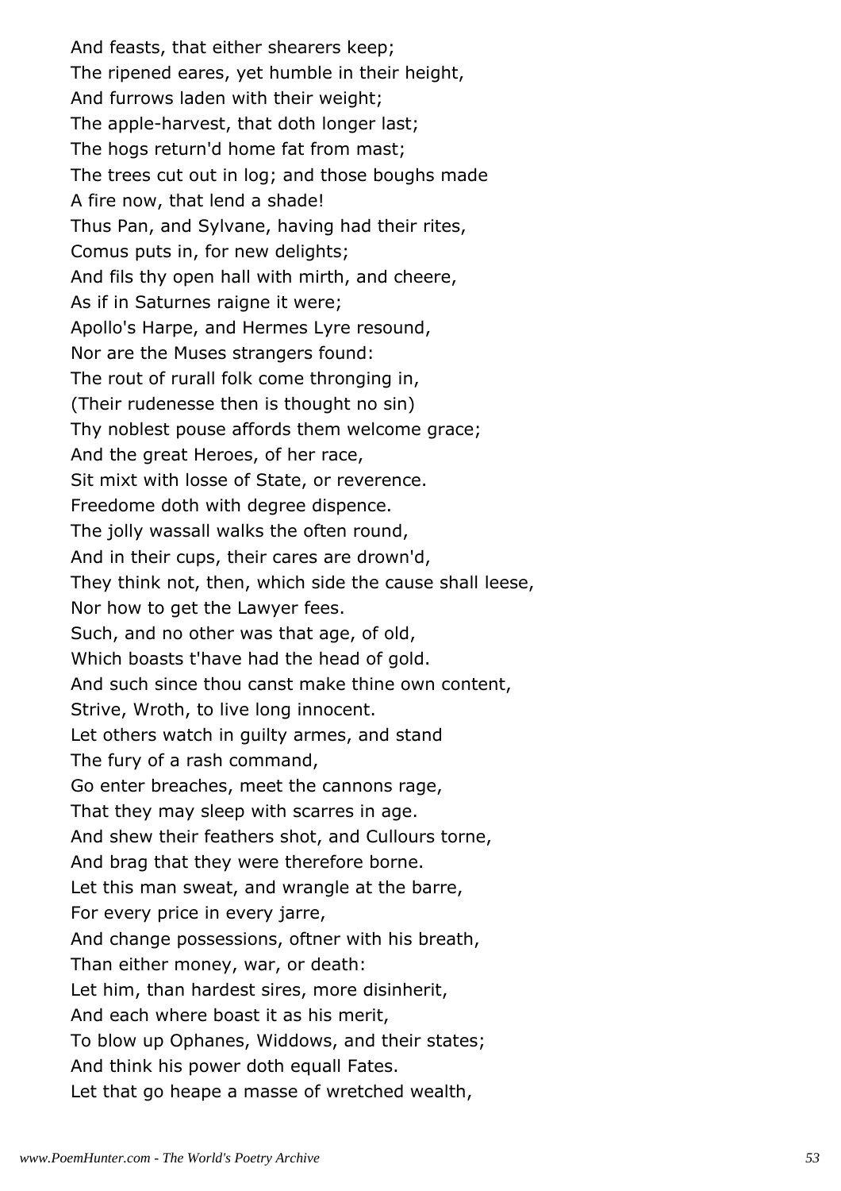And feasts, that either shearers keep;
The ripened eares, yet humble in their height,
And furrows laden with their weight;
The apple-harvest, that doth longer last;
The hogs return'd home fat from mast;
The trees cut out in log; and those boughs made
A fire now, that lend a shade!
Thus Pan, and Sylvane, having had their rites,
Comus puts in, for new delights;
And fils thy open hall with mirth, and cheere,
As if in Saturnes raigne it were;
Apollo's Harpe, and Hermes Lyre resound,
Nor are the Muses strangers found:
The rout of rurall folk come thronging in,
(Their rudenesse then is thought no sin)
Thy noblest pouse affords them welcome grace;
And the great Heroes, of her race,
Sit mixt with losse of State, or reverence.
Freedome doth with degree dispence.
The jolly wassall walks the often round,
And in their cups, their cares are drown'd,
They think not, then, which side the cause shall leese,
Nor how to get the Lawyer fees.
Such, and no other was that age, of old,
Which boasts t'have had the head of gold.
And such since thou canst make thine own content,
Strive, Wroth, to live long innocent.
Let others watch in guilty armes, and stand
The fury of a rash command,
Go enter breaches, meet the cannons rage,
That they may sleep with scarres in age.
And shew their feathers shot, and Cullours torne,
And brag that they were therefore borne.
Let this man sweat, and wrangle at the barre,
For every price in every jarre,
And change possessions, oftner with his breath,
Than either money, war, or death:
Let him, than hardest sires, more disinherit,
And each where boast it as his merit,
To blow up Ophanes, Widdows, and their states;
And think his power doth equall Fates.
Let that go heape a masse of wretched wealth,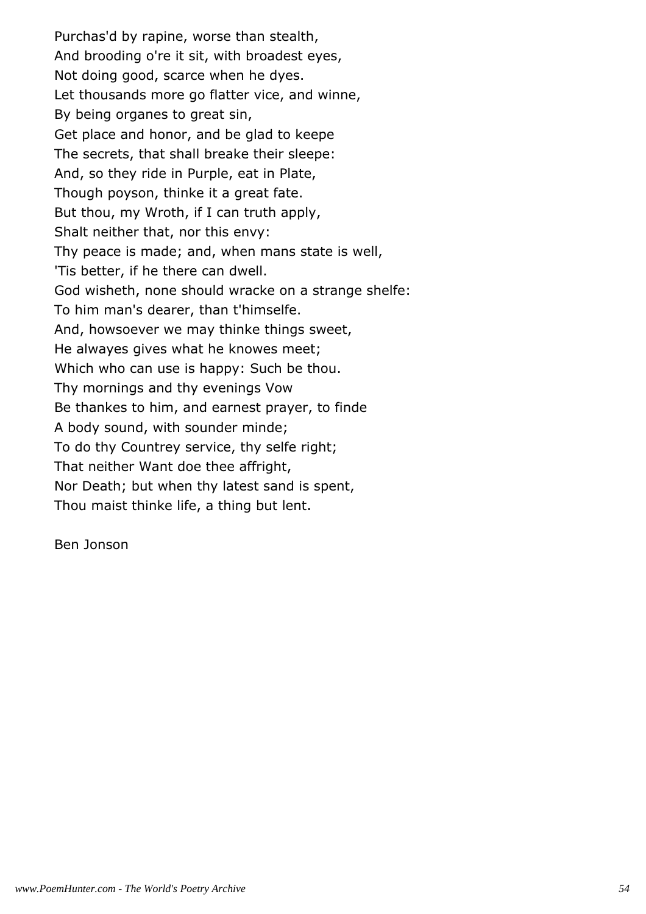Purchas'd by rapine, worse than stealth,
And brooding o're it sit, with broadest eyes,
Not doing good, scarce when he dyes.
Let thousands more go flatter vice, and winne,
By being organes to great sin,
Get place and honor, and be glad to keepe
The secrets, that shall breake their sleepe:
And, so they ride in Purple, eat in Plate,
Though poyson, thinke it a great fate.
But thou, my Wroth, if I can truth apply,
Shalt neither that, nor this envy:
Thy peace is made; and, when mans state is well,
'Tis better, if he there can dwell.
God wisheth, none should wracke on a strange shelfe:
To him man's dearer, than t'himselfe.
And, howsoever we may thinke things sweet,
He alwayes gives what he knowes meet;
Which who can use is happy: Such be thou.
Thy mornings and thy evenings Vow
Be thankes to him, and earnest prayer, to finde
A body sound, with sounder minde;
To do thy Countrey service, thy selfe right;
That neither Want doe thee affright,
Nor Death; but when thy latest sand is spent,
Thou maist thinke life, a thing but lent.

Ben Jonson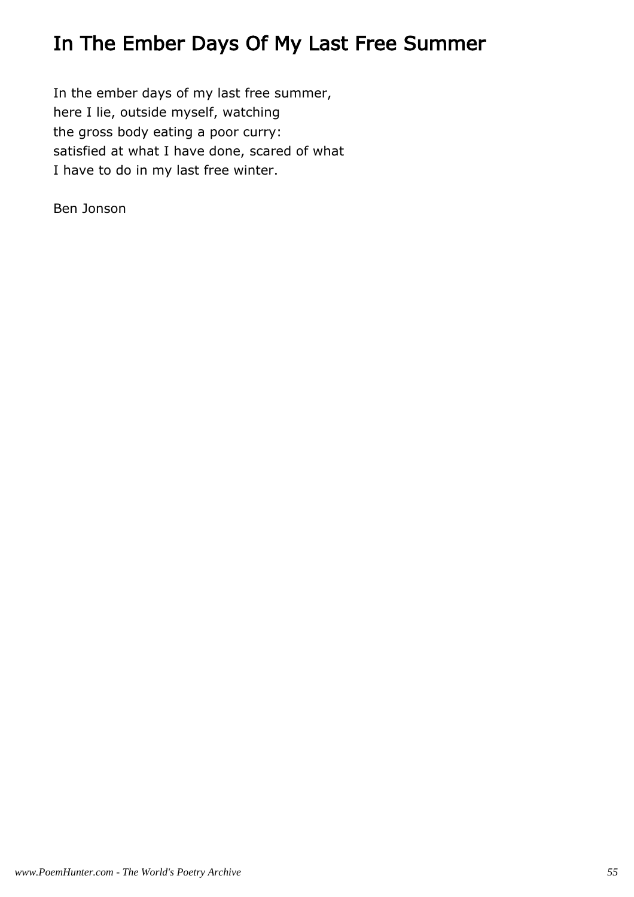# In The Ember Days Of My Last Free Summer

In the ember days of my last free summer,
here I lie, outside myself, watching
the gross body eating a poor curry:
satisfied at what I have done, scared of what
I have to do in my last free winter.

Ben Jonson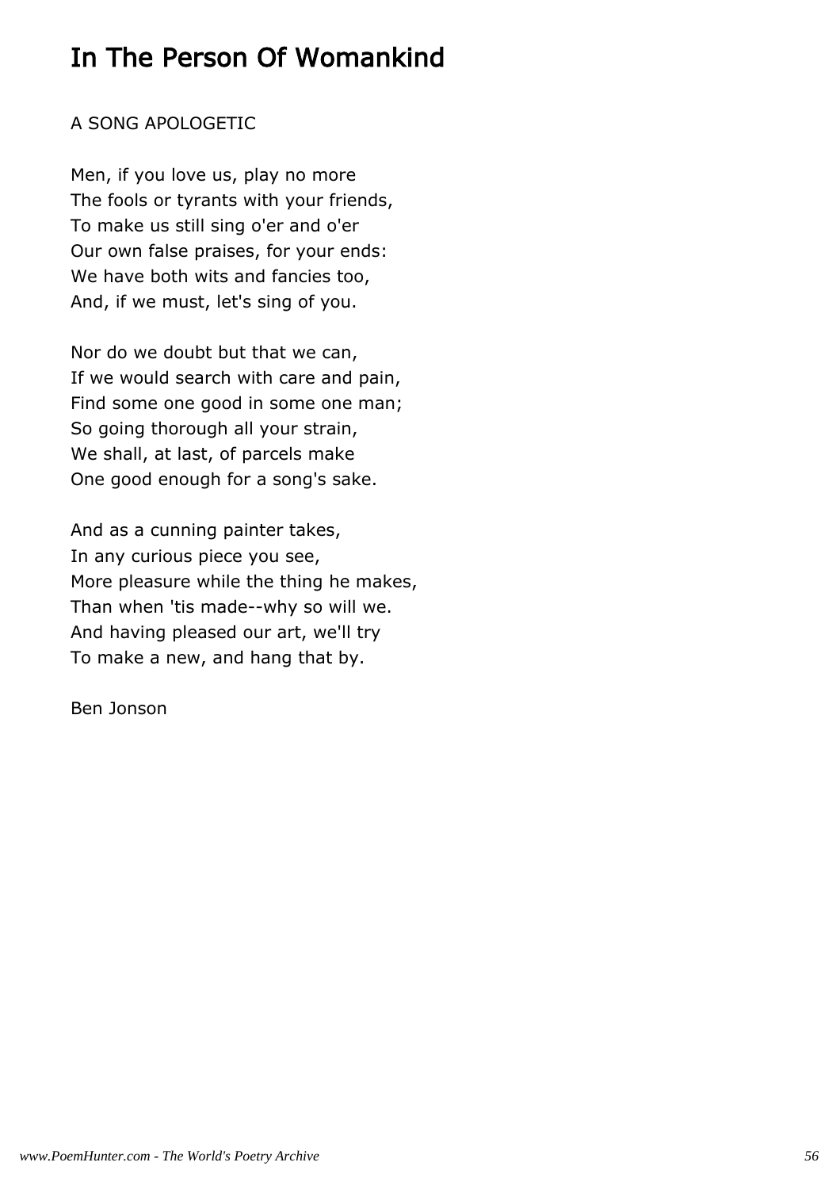# In The Person Of Womankind

A SONG APOLOGETIC

Men, if you love us, play no more  
The fools or tyrants with your friends,  
To make us still sing o'er and o'er  
Our own false praises, for your ends:  
We have both wits and fancies too,  
And, if we must, let's sing of you.

Nor do we doubt but that we can,  
If we would search with care and pain,  
Find some one good in some one man;  
So going thorough all your strain,  
We shall, at last, of parcels make  
One good enough for a song's sake.

And as a cunning painter takes,  
In any curious piece you see,  
More pleasure while the thing he makes,  
Than when 'tis made--why so will we.  
And having pleased our art, we'll try  
To make a new, and hang that by.

Ben Jonson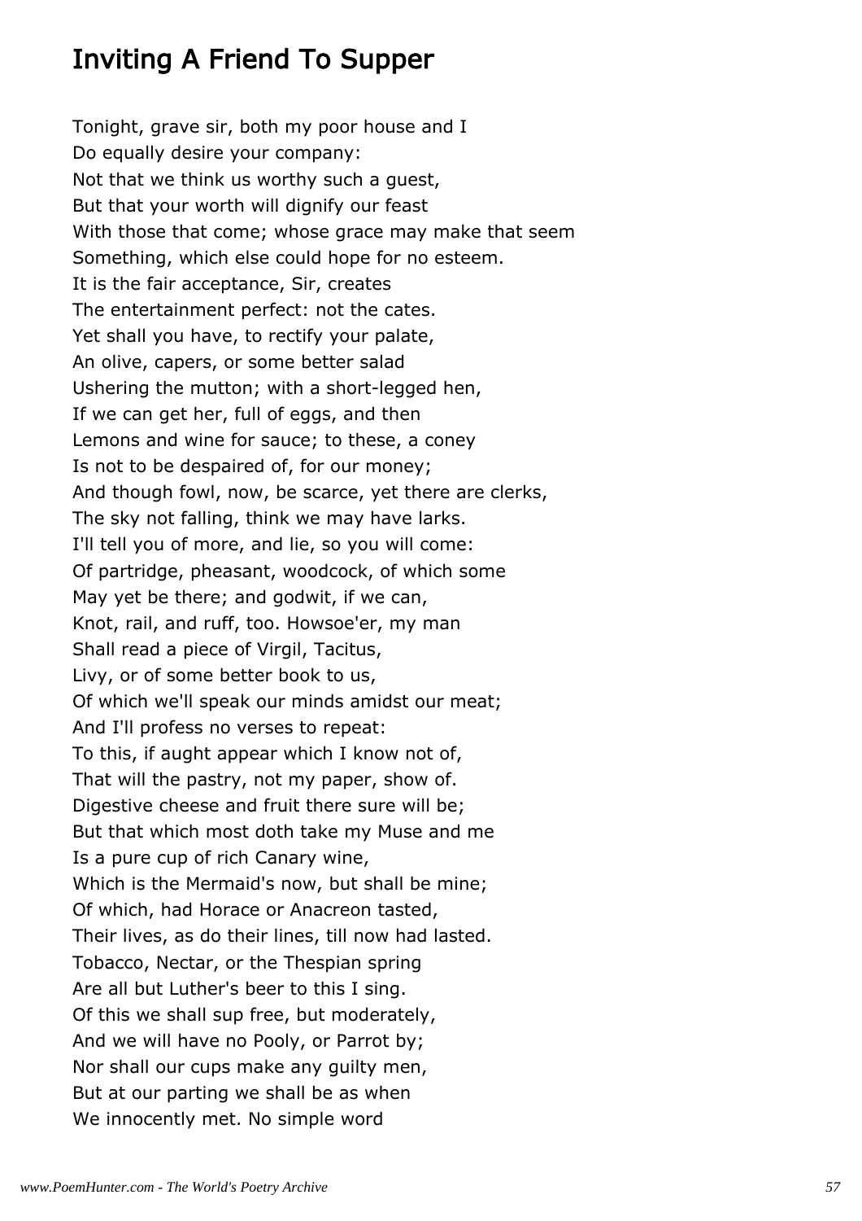# Inviting A Friend To Supper

Tonight, grave sir, both my poor house and I
Do equally desire your company:
Not that we think us worthy such a guest,
But that your worth will dignify our feast
With those that come; whose grace may make that seem
Something, which else could hope for no esteem.
It is the fair acceptance, Sir, creates
The entertainment perfect: not the cates.
Yet shall you have, to rectify your palate,
An olive, capers, or some better salad
Ushering the mutton; with a short-legged hen,
If we can get her, full of eggs, and then
Lemons and wine for sauce; to these, a coney
Is not to be despaired of, for our money;
And though fowl, now, be scarce, yet there are clerks,
The sky not falling, think we may have larks.
I'll tell you of more, and lie, so you will come:
Of partridge, pheasant, woodcock, of which some
May yet be there; and godwit, if we can,
Knot, rail, and ruff, too. Howsoe'er, my man
Shall read a piece of Virgil, Tacitus,
Livy, or of some better book to us,
Of which we'll speak our minds amidst our meat;
And I'll profess no verses to repeat:
To this, if aught appear which I know not of,
That will the pastry, not my paper, show of.
Digestive cheese and fruit there sure will be;
But that which most doth take my Muse and me
Is a pure cup of rich Canary wine,
Which is the Mermaid's now, but shall be mine;
Of which, had Horace or Anacreon tasted,
Their lives, as do their lines, till now had lasted.
Tobacco, Nectar, or the Thespian spring
Are all but Luther's beer to this I sing.
Of this we shall sup free, but moderately,
And we will have no Pooly, or Parrot by;
Nor shall our cups make any guilty men,
But at our parting we shall be as when
We innocently met. No simple word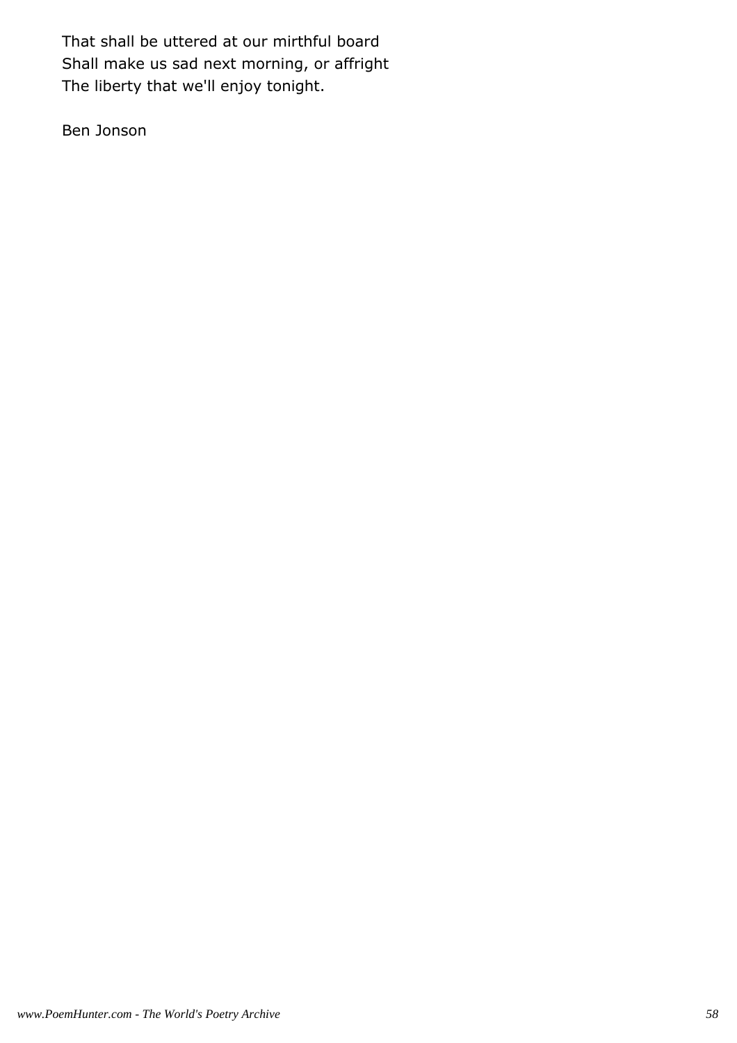That shall be uttered at our mirthful board
Shall make us sad next morning, or affright
The liberty that we'll enjoy tonight.

Ben Jonson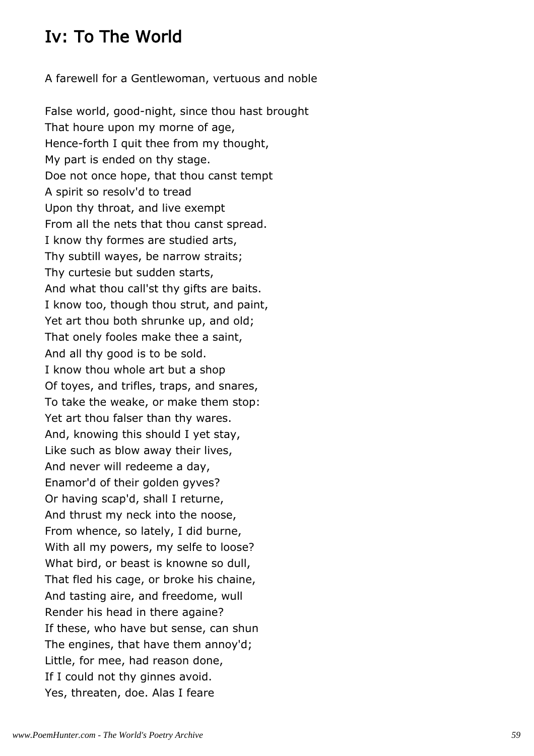# Iv: To The World

A farewell for a Gentlewoman, vertuous and noble

False world, good-night, since thou hast brought
That houre upon my morne of age,
Hence-forth I quit thee from my thought,
My part is ended on thy stage.
Doe not once hope, that thou canst tempt
A spirit so resolv'd to tread
Upon thy throat, and live exempt
From all the nets that thou canst spread.
I know thy formes are studied arts,
Thy subtill wayes, be narrow straits;
Thy curtesie but sudden starts,
And what thou call'st thy gifts are baits.
I know too, though thou strut, and paint,
Yet art thou both shrunke up, and old;
That onely fooles make thee a saint,
And all thy good is to be sold.
I know thou whole art but a shop
Of toyes, and trifles, traps, and snares,
To take the weake, or make them stop:
Yet art thou falser than thy wares.
And, knowing this should I yet stay,
Like such as blow away their lives,
And never will redeeme a day,
Enamor'd of their golden gyves?
Or having scap'd, shall I returne,
And thrust my neck into the noose,
From whence, so lately, I did burne,
With all my powers, my selfe to loose?
What bird, or beast is knowne so dull,
That fled his cage, or broke his chaine,
And tasting aire, and freedome, wull
Render his head in there againe?
If these, who have but sense, can shun
The engines, that have them annoy'd;
Little, for mee, had reason done,
If I could not thy ginnes avoid.
Yes, threaten, doe. Alas I feare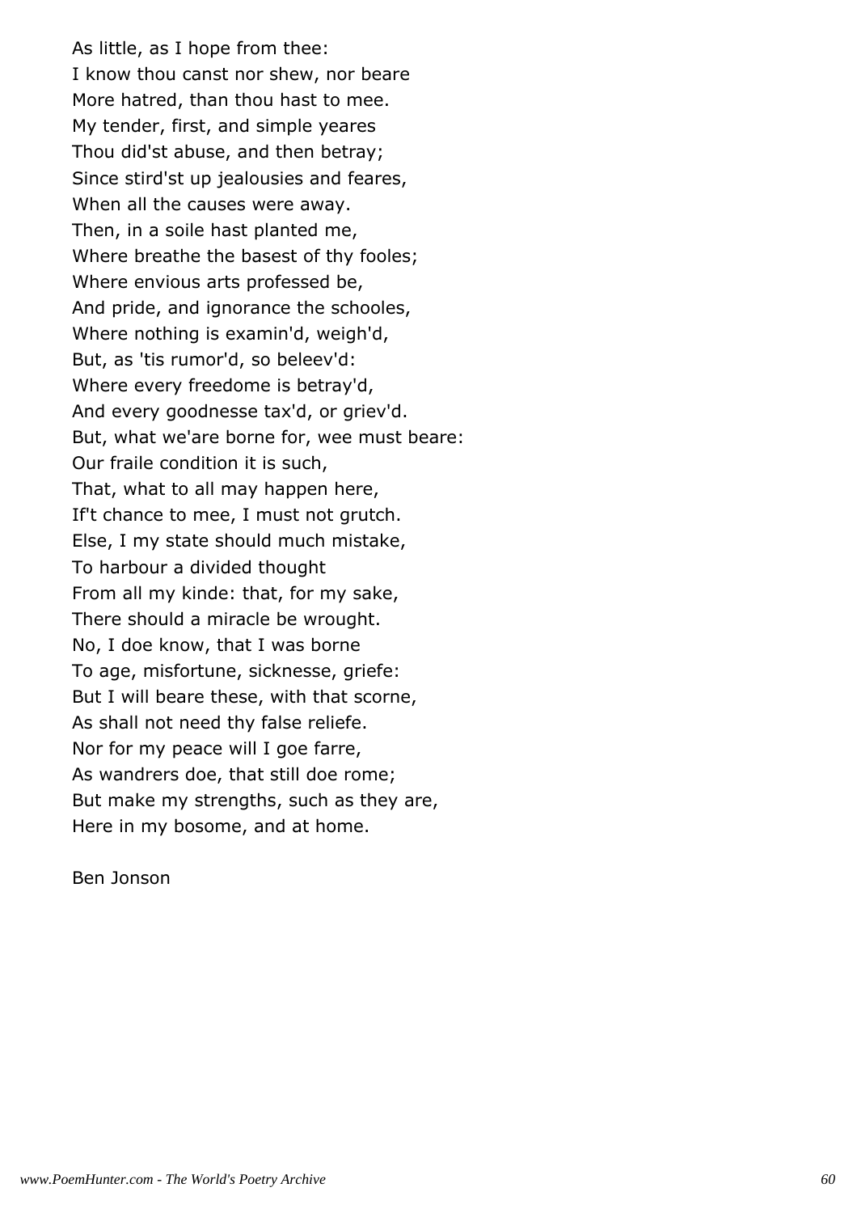As little, as I hope from thee:
I know thou canst nor shew, nor beare
More hatred, than thou hast to mee.
My tender, first, and simple yeares
Thou did'st abuse, and then betray;
Since stird'st up jealousies and feares,
When all the causes were away.
Then, in a soile hast planted me,
Where breathe the basest of thy fooles;
Where envious arts professed be,
And pride, and ignorance the schooles,
Where nothing is examin'd, weigh'd,
But, as 'tis rumor'd, so beleev'd:
Where every freedome is betray'd,
And every goodnesse tax'd, or griev'd.
But, what we'are borne for, wee must beare:
Our fraile condition it is such,
That, what to all may happen here,
If't chance to mee, I must not grutch.
Else, I my state should much mistake,
To harbour a divided thought
From all my kinde: that, for my sake,
There should a miracle be wrought.
No, I doe know, that I was borne
To age, misfortune, sicknesse, griefe:
But I will beare these, with that scorne,
As shall not need thy false reliefe.
Nor for my peace will I goe farre,
As wandrers doe, that still doe rome;
But make my strengths, such as they are,
Here in my bosome, and at home.

Ben Jonson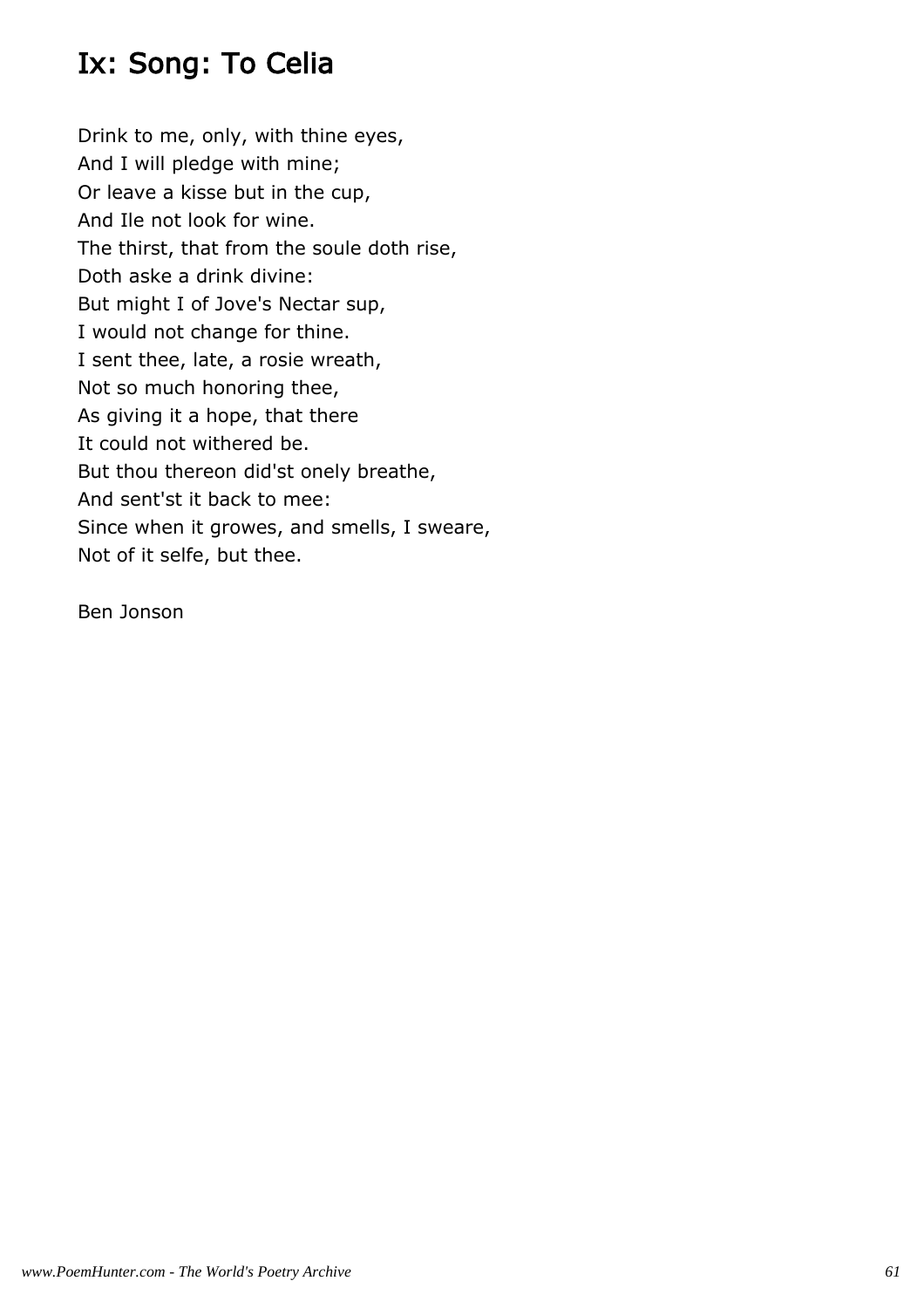# Ix: Song: To Celia

Drink to me, only, with thine eyes,
And I will pledge with mine;
Or leave a kisse but in the cup,
And Ile not look for wine.
The thirst, that from the soule doth rise,
Doth aske a drink divine:
But might I of Jove's Nectar sup,
I would not change for thine.
I sent thee, late, a rosie wreath,
Not so much honoring thee,
As giving it a hope, that there
It could not withered be.
But thou thereon did'st onely breathe,
And sent'st it back to mee:
Since when it growes, and smells, I sweare,
Not of it selfe, but thee.

Ben Jonson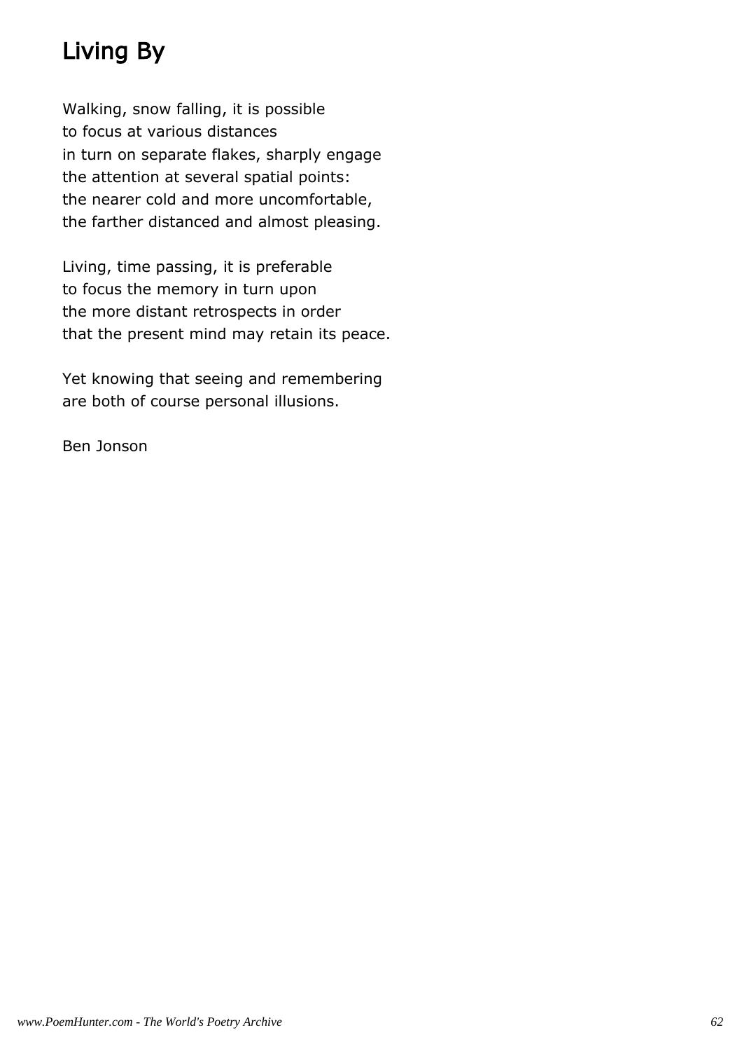# Living By

Walking, snow falling, it is possible
to focus at various distances
in turn on separate flakes, sharply engage
the attention at several spatial points:
the nearer cold and more uncomfortable,
the farther distanced and almost pleasing.

Living, time passing, it is preferable
to focus the memory in turn upon
the more distant retrospects in order
that the present mind may retain its peace.

Yet knowing that seeing and remembering
are both of course personal illusions.

Ben Jonson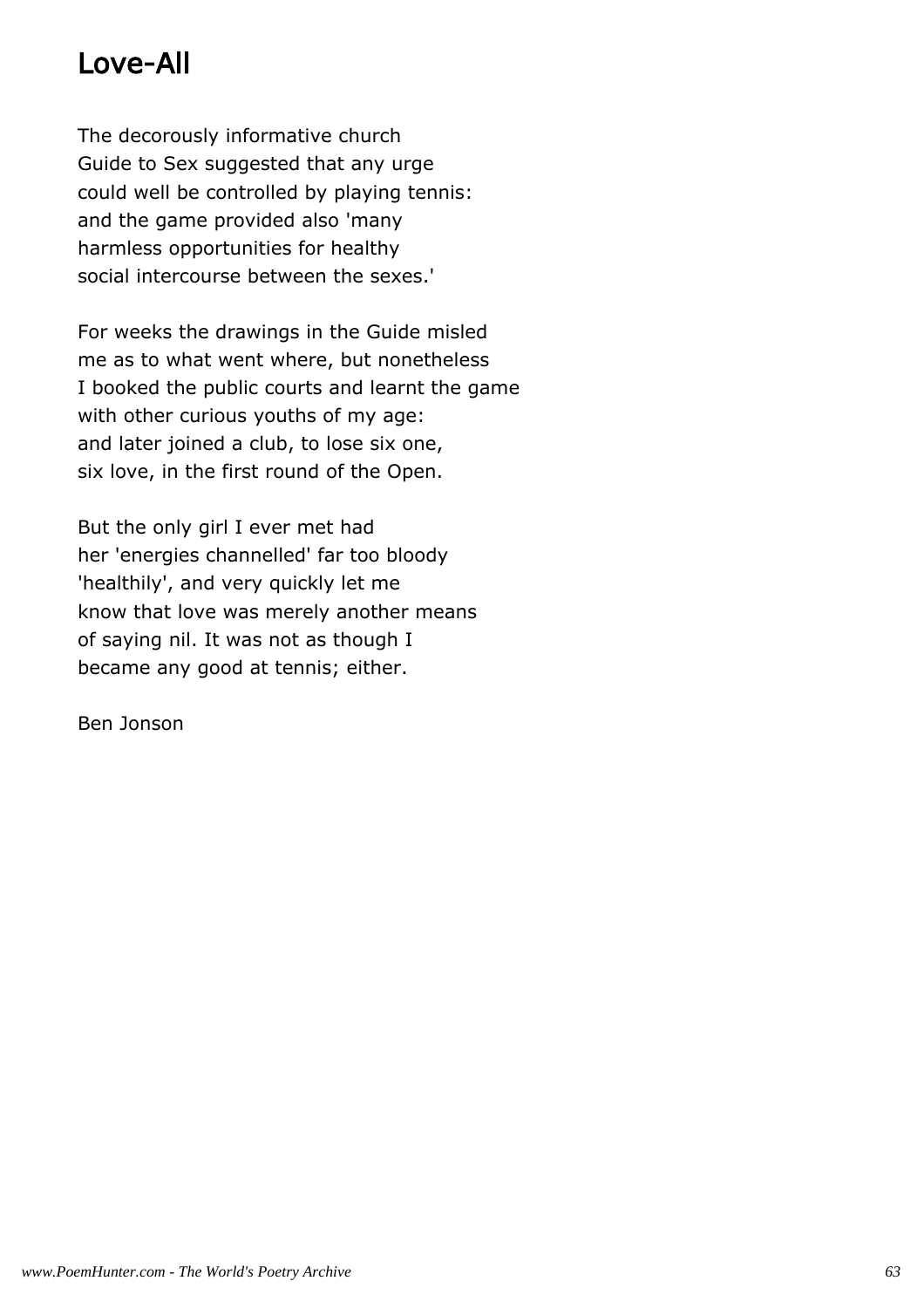# Love-All

The decorously informative church
Guide to Sex suggested that any urge
could well be controlled by playing tennis:
and the game provided also 'many
harmless opportunities for healthy
social intercourse between the sexes.'

For weeks the drawings in the Guide misled
me as to what went where, but nonetheless
I booked the public courts and learnt the game
with other curious youths of my age:
and later joined a club, to lose six one,
six love, in the first round of the Open.

But the only girl I ever met had
her 'energies channelled' far too bloody
'healthily', and very quickly let me
know that love was merely another means
of saying nil. It was not as though I
became any good at tennis; either.

Ben Jonson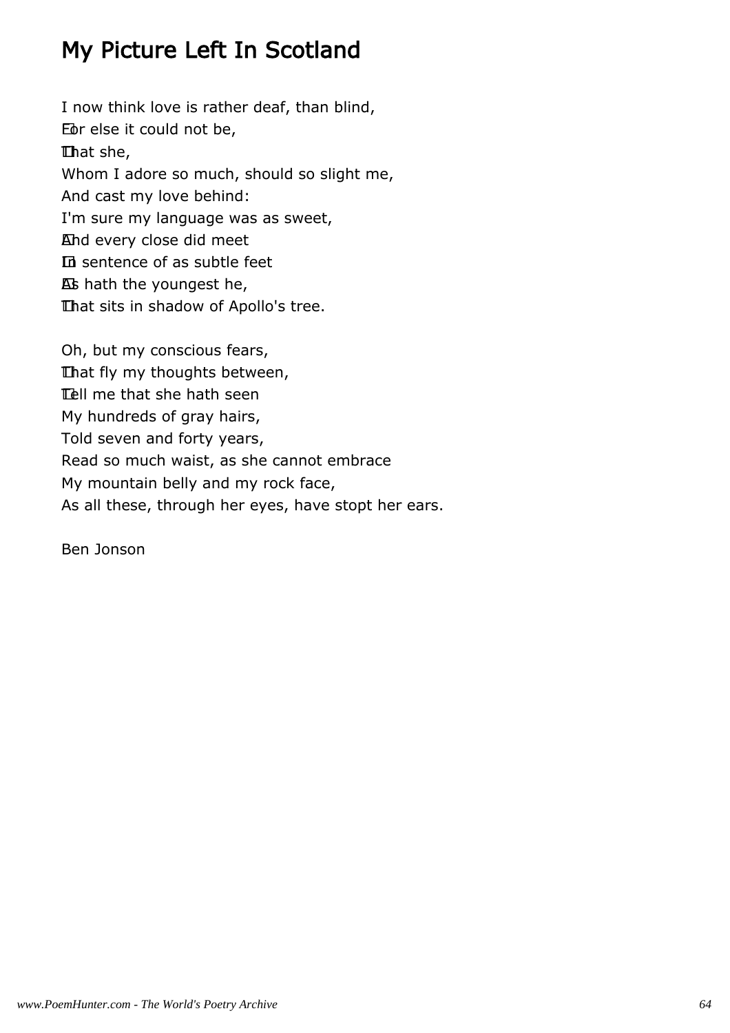# My Picture Left In Scotland

I now think love is rather deaf, than blind,
For else it could not be,
That she,
Whom I adore so much, should so slight me,
And cast my love behind:
I'm sure my language was as sweet,
And every close did meet
In sentence of as subtle feet
As hath the youngest he,
That sits in shadow of Apollo's tree.

Oh, but my conscious fears,
That fly my thoughts between,
Tell me that she hath seen
My hundreds of gray hairs,
Told seven and forty years,
Read so much waist, as she cannot embrace
My mountain belly and my rock face,
As all these, through her eyes, have stopt her ears.

Ben Jonson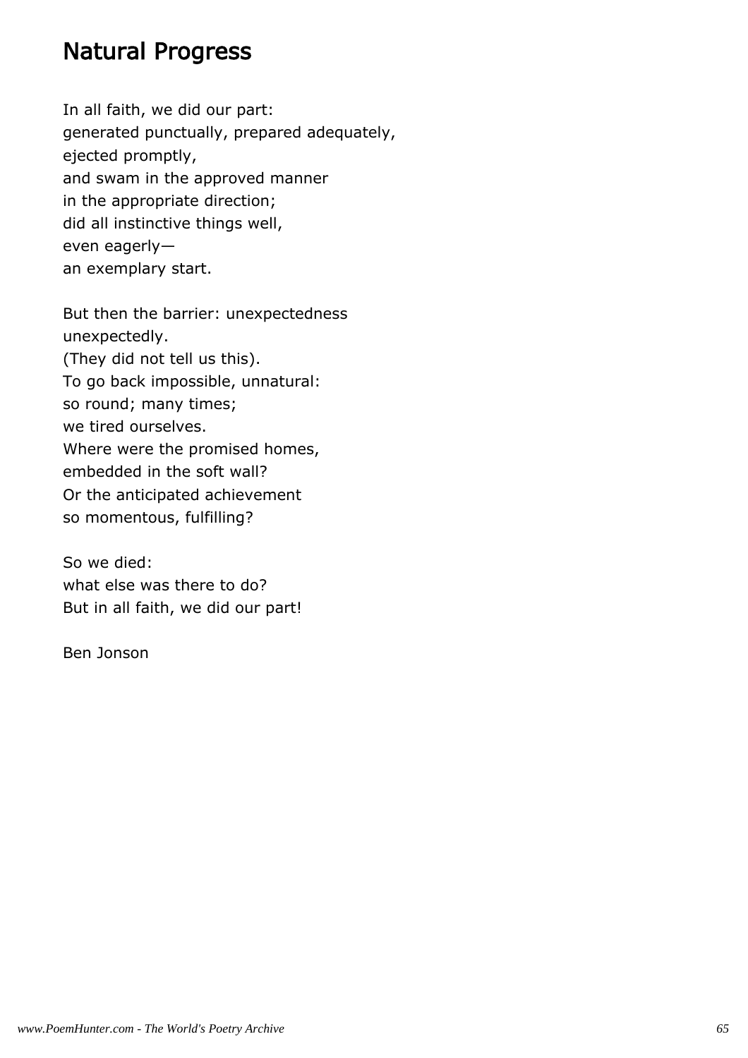## Natural Progress

In all faith, we did our part:
generated punctually, prepared adequately,
ejected promptly,
and swam in the approved manner
in the appropriate direction;
did all instinctive things well,
even eagerly—
an exemplary start.

But then the barrier: unexpectedness
unexpectedly.
(They did not tell us this).
To go back impossible, unnatural:
so round; many times;
we tired ourselves.
Where were the promised homes,
embedded in the soft wall?
Or the anticipated achievement
so momentous, fulfilling?

So we died:
what else was there to do?
But in all faith, we did our part!

Ben Jonson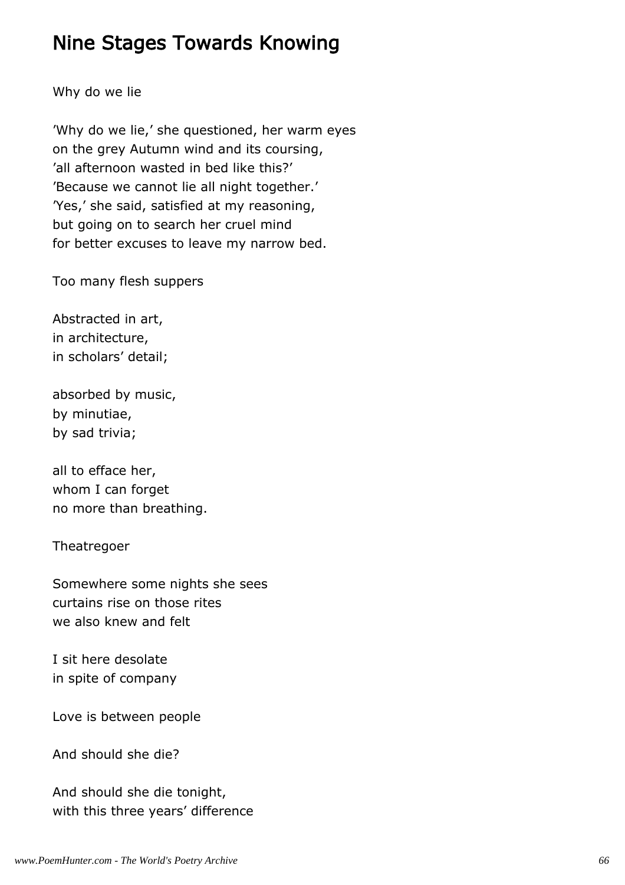# Nine Stages Towards Knowing

Why do we lie

'Why do we lie,' she questioned, her warm eyes
on the grey Autumn wind and its coursing,
'all afternoon wasted in bed like this?'
'Because we cannot lie all night together.'
'Yes,' she said, satisfied at my reasoning,
but going on to search her cruel mind
for better excuses to leave my narrow bed.

Too many flesh suppers

Abstracted in art,
in architecture,
in scholars' detail;

absorbed by music,
by minutiae,
by sad trivia;

all to efface her,
whom I can forget
no more than breathing.

Theatregoer

Somewhere some nights she sees
curtains rise on those rites
we also knew and felt

I sit here desolate
in spite of company

Love is between people

And should she die?

And should she die tonight,
with this three years' difference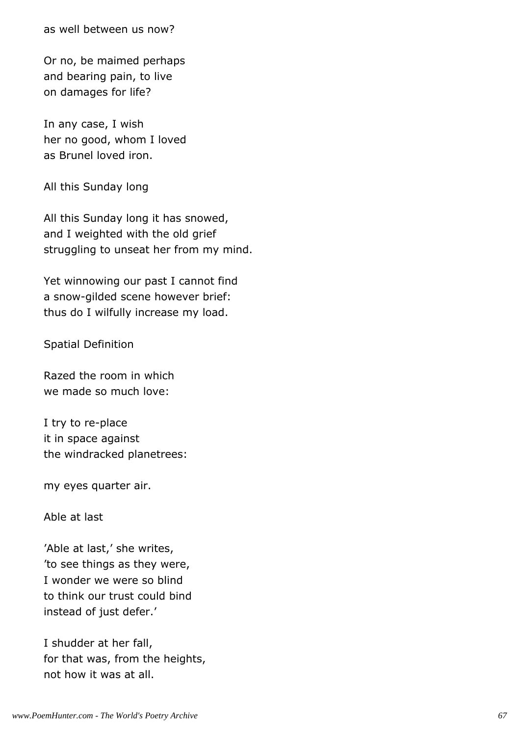as well between us now?

Or no, be maimed perhaps
and bearing pain, to live
on damages for life?

In any case, I wish
her no good, whom I loved
as Brunel loved iron.

## All this Sunday long

All this Sunday long it has snowed,
and I weighted with the old grief
struggling to unseat her from my mind.

Yet winnowing our past I cannot find
a snow-gilded scene however brief:
thus do I wilfully increase my load.

## Spatial Definition

Razed the room in which
we made so much love:

I try to re-place
it in space against
the windracked planetrees:

my eyes quarter air.

## Able at last

'Able at last,' she writes,
'to see things as they were,
I wonder we were so blind
to think our trust could bind
instead of just defer.'

I shudder at her fall,
for that was, from the heights,
not how it was at all.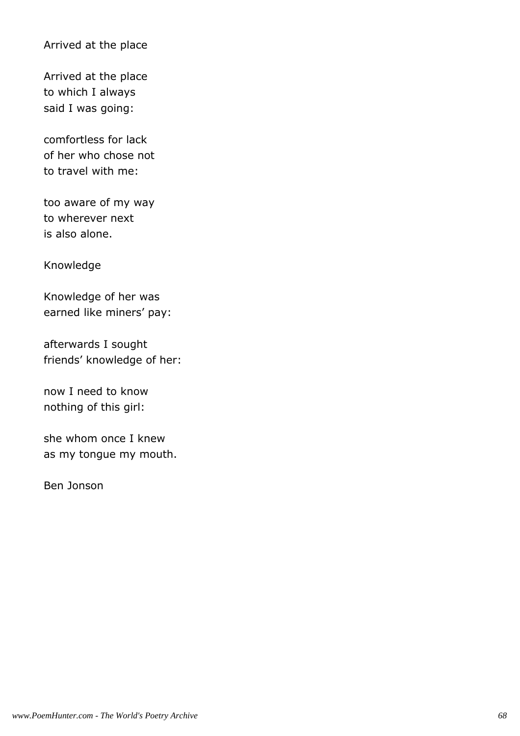## Arrived at the place

Arrived at the place
to which I always
said I was going:

comfortless for lack
of her who chose not
to travel with me:

too aware of my way
to wherever next
is also alone.

## Knowledge

Knowledge of her was
earned like miners' pay:

afterwards I sought
friends' knowledge of her:

now I need to know
nothing of this girl:

she whom once I knew
as my tongue my mouth.

Ben Jonson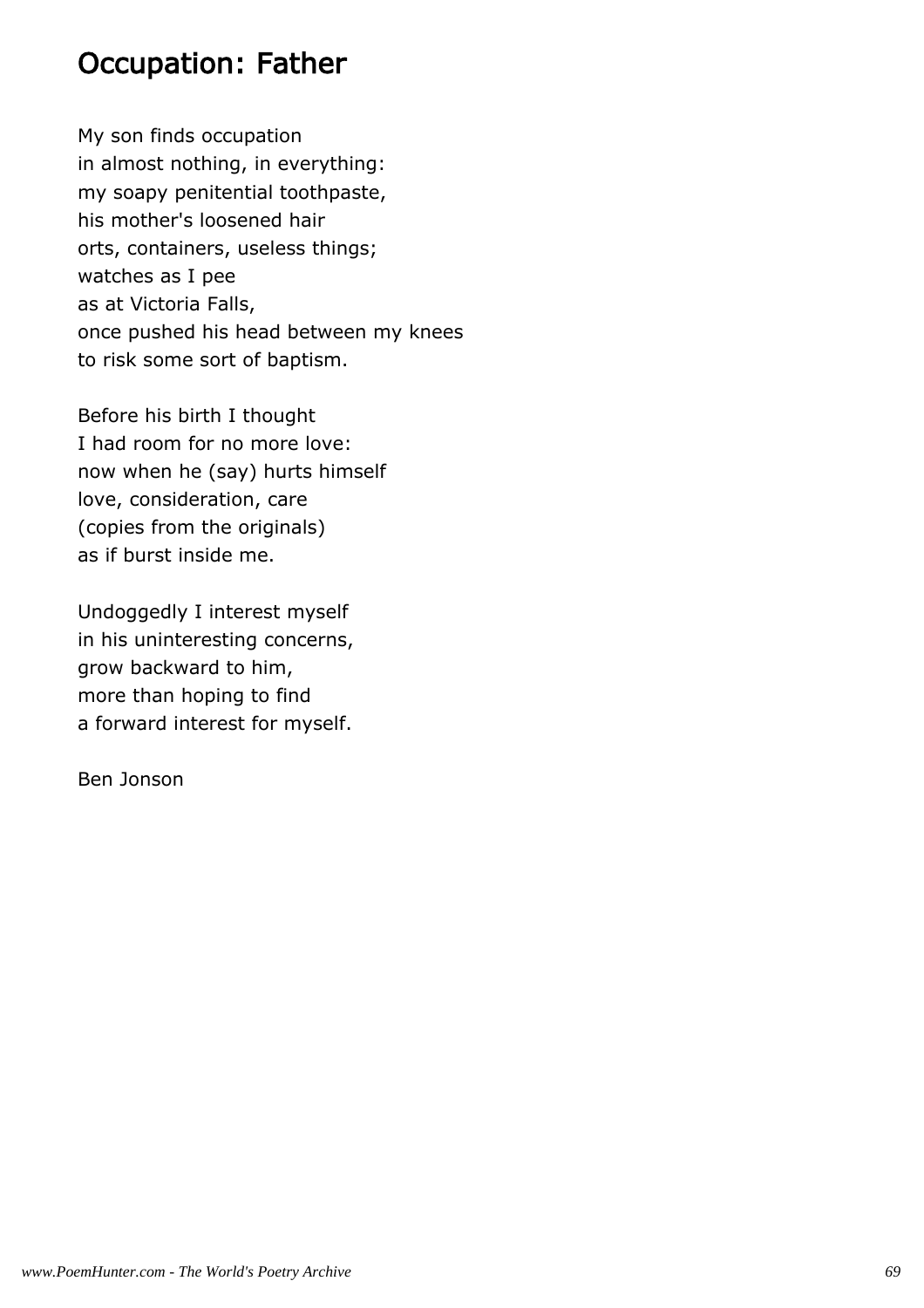# Occupation: Father

My son finds occupation
in almost nothing, in everything:
my soapy penitential toothpaste,
his mother's loosened hair
orts, containers, useless things;
watches as I pee
as at Victoria Falls,
once pushed his head between my knees
to risk some sort of baptism.

Before his birth I thought
I had room for no more love:
now when he (say) hurts himself
love, consideration, care
(copies from the originals)
as if burst inside me.

Undoggedly I interest myself
in his uninteresting concerns,
grow backward to him,
more than hoping to find
a forward interest for myself.

Ben Jonson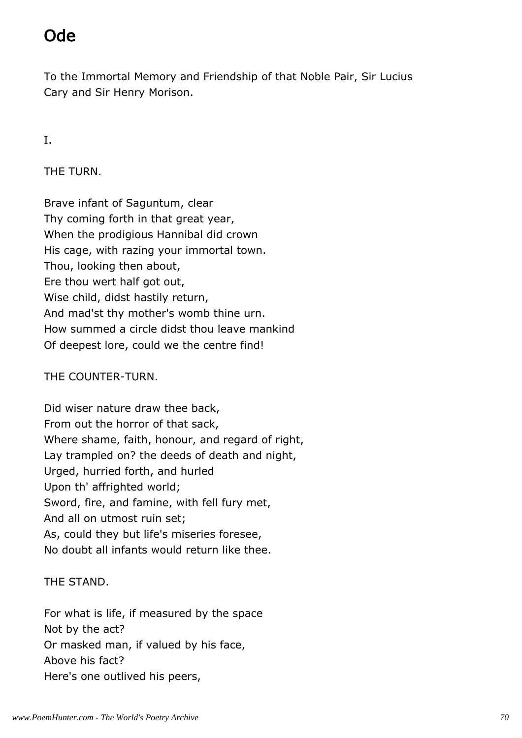# Ode

To the Immortal Memory and Friendship of that Noble Pair, Sir Lucius Cary and Sir Henry Morison.

I.

THE TURN.

Brave infant of Saguntum, clear
Thy coming forth in that great year,
When the prodigious Hannibal did crown
His cage, with razing your immortal town.
Thou, looking then about,
Ere thou wert half got out,
Wise child, didst hastily return,
And mad'st thy mother's womb thine urn.
How summed a circle didst thou leave mankind
Of deepest lore, could we the centre find!

THE COUNTER-TURN.

Did wiser nature draw thee back,
From out the horror of that sack,
Where shame, faith, honour, and regard of right,
Lay trampled on? the deeds of death and night,
Urged, hurried forth, and hurled
Upon th' affrighted world;
Sword, fire, and famine, with fell fury met,
And all on utmost ruin set;
As, could they but life's miseries foresee,
No doubt all infants would return like thee.

THE STAND.

For what is life, if measured by the space
Not by the act?
Or masked man, if valued by his face,
Above his fact?
Here's one outlived his peers,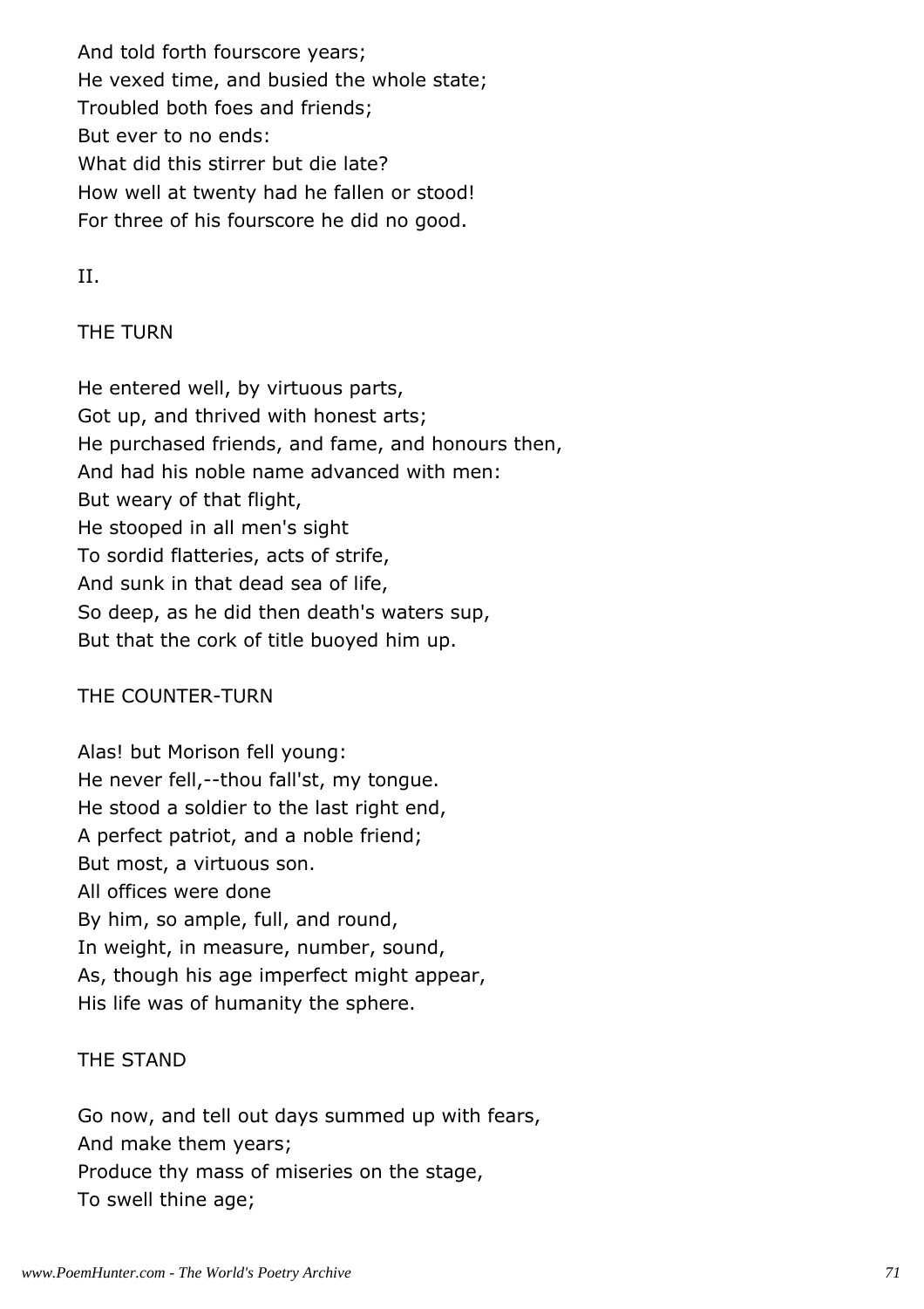And told forth fourscore years;
He vexed time, and busied the whole state;
Troubled both foes and friends;
But ever to no ends:
What did this stirrer but die late?
How well at twenty had he fallen or stood!
For three of his fourscore he did no good.

II.

THE TURN

He entered well, by virtuous parts,
Got up, and thrived with honest arts;
He purchased friends, and fame, and honours then,
And had his noble name advanced with men:
But weary of that flight,
He stooped in all men's sight
To sordid flatteries, acts of strife,
And sunk in that dead sea of life,
So deep, as he did then death's waters sup,
But that the cork of title buoyed him up.

THE COUNTER-TURN

Alas! but Morison fell young:
He never fell,--thou fall'st, my tongue.
He stood a soldier to the last right end,
A perfect patriot, and a noble friend;
But most, a virtuous son.
All offices were done
By him, so ample, full, and round,
In weight, in measure, number, sound,
As, though his age imperfect might appear,
His life was of humanity the sphere.

THE STAND

Go now, and tell out days summed up with fears,
And make them years;
Produce thy mass of miseries on the stage,
To swell thine age;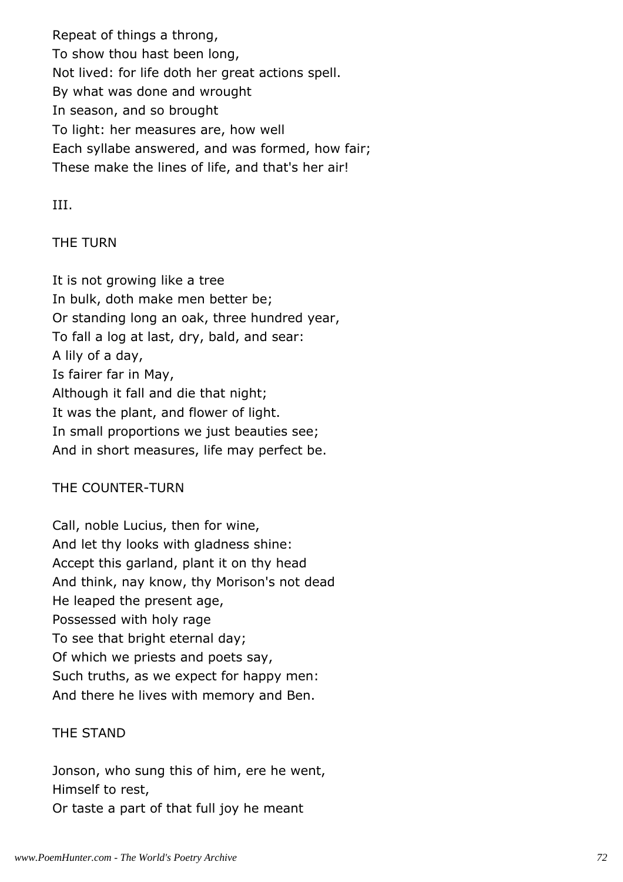Repeat of things a throng,
To show thou hast been long,
Not lived: for life doth her great actions spell.
By what was done and wrought
In season, and so brought
To light: her measures are, how well
Each syllabe answered, and was formed, how fair;
These make the lines of life, and that's her air!

III.

THE TURN

It is not growing like a tree
In bulk, doth make men better be;
Or standing long an oak, three hundred year,
To fall a log at last, dry, bald, and sear:
A lily of a day,
Is fairer far in May,
Although it fall and die that night;
It was the plant, and flower of light.
In small proportions we just beauties see;
And in short measures, life may perfect be.

THE COUNTER-TURN

Call, noble Lucius, then for wine,
And let thy looks with gladness shine:
Accept this garland, plant it on thy head
And think, nay know, thy Morison's not dead
He leaped the present age,
Possessed with holy rage
To see that bright eternal day;
Of which we priests and poets say,
Such truths, as we expect for happy men:
And there he lives with memory and Ben.

THE STAND

Jonson, who sung this of him, ere he went,
Himself to rest,
Or taste a part of that full joy he meant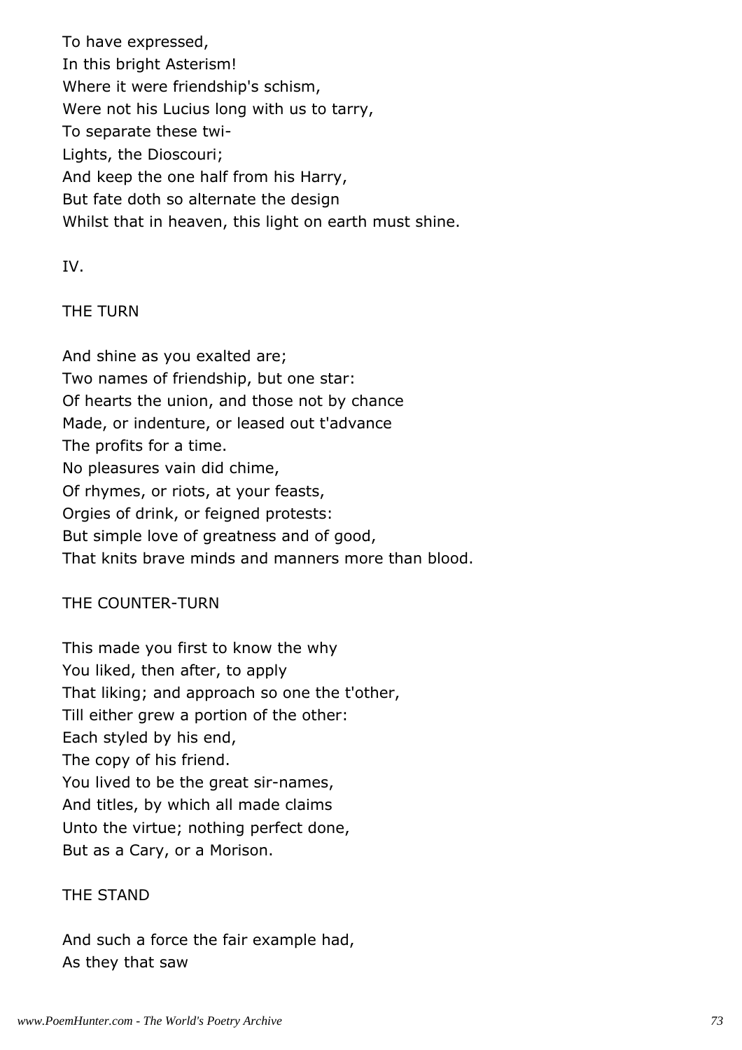To have expressed,
In this bright Asterism!
Where it were friendship's schism,
Were not his Lucius long with us to tarry,
To separate these twi-
Lights, the Dioscouri;
And keep the one half from his Harry,
But fate doth so alternate the design
Whilst that in heaven, this light on earth must shine.

IV.

THE TURN

And shine as you exalted are;
Two names of friendship, but one star:
Of hearts the union, and those not by chance
Made, or indenture, or leased out t'advance
The profits for a time.
No pleasures vain did chime,
Of rhymes, or riots, at your feasts,
Orgies of drink, or feigned protests:
But simple love of greatness and of good,
That knits brave minds and manners more than blood.

THE COUNTER-TURN

This made you first to know the why
You liked, then after, to apply
That liking; and approach so one the t'other,
Till either grew a portion of the other:
Each styled by his end,
The copy of his friend.
You lived to be the great sir-names,
And titles, by which all made claims
Unto the virtue; nothing perfect done,
But as a Cary, or a Morison.

THE STAND

And such a force the fair example had,
As they that saw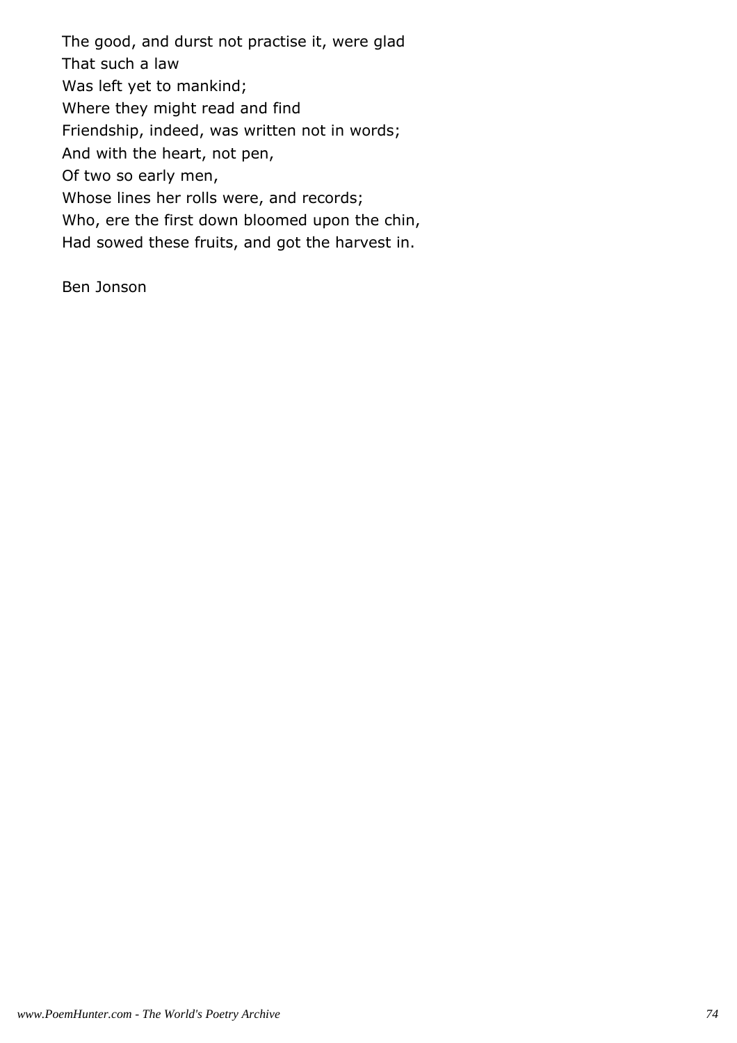The good, and durst not practise it, were glad
That such a law
Was left yet to mankind;
Where they might read and find
Friendship, indeed, was written not in words;
And with the heart, not pen,
Of two so early men,
Whose lines her rolls were, and records;
Who, ere the first down bloomed upon the chin,
Had sowed these fruits, and got the harvest in.

Ben Jonson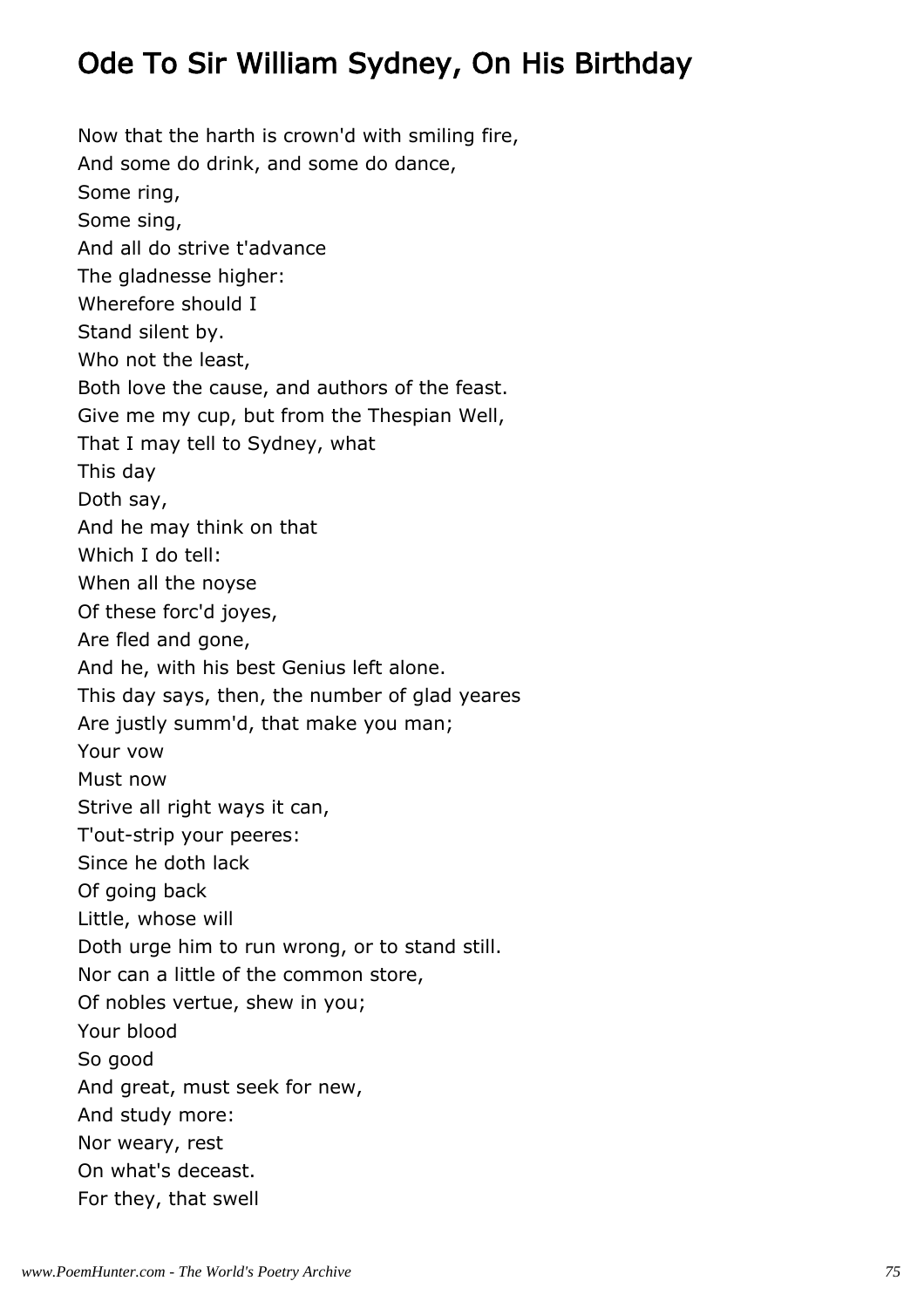# Ode To Sir William Sydney, On His Birthday

Now that the harth is crown'd with smiling fire,  
And some do drink, and some do dance,  
Some ring,  
Some sing,  
And all do strive t'advance  
The gladnesse higher:  
Wherefore should I  
Stand silent by.  
Who not the least,  
Both love the cause, and authors of the feast.  
Give me my cup, but from the Thespian Well,  
That I may tell to Sydney, what  
This day  
Doth say,  
And he may think on that  
Which I do tell:  
When all the noyse  
Of these forc'd joyes,  
Are fled and gone,  
And he, with his best Genius left alone.  
This day says, then, the number of glad yeares  
Are justly summ'd, that make you man;  
Your vow  
Must now  
Strive all right ways it can,  
T'out-strip your peeres:  
Since he doth lack  
Of going back  
Little, whose will  
Doth urge him to run wrong, or to stand still.  
Nor can a little of the common store,  
Of nobles vertue, shew in you;  
Your blood  
So good  
And great, must seek for new,  
And study more:  
Nor weary, rest  
On what's deceast.  
For they, that swell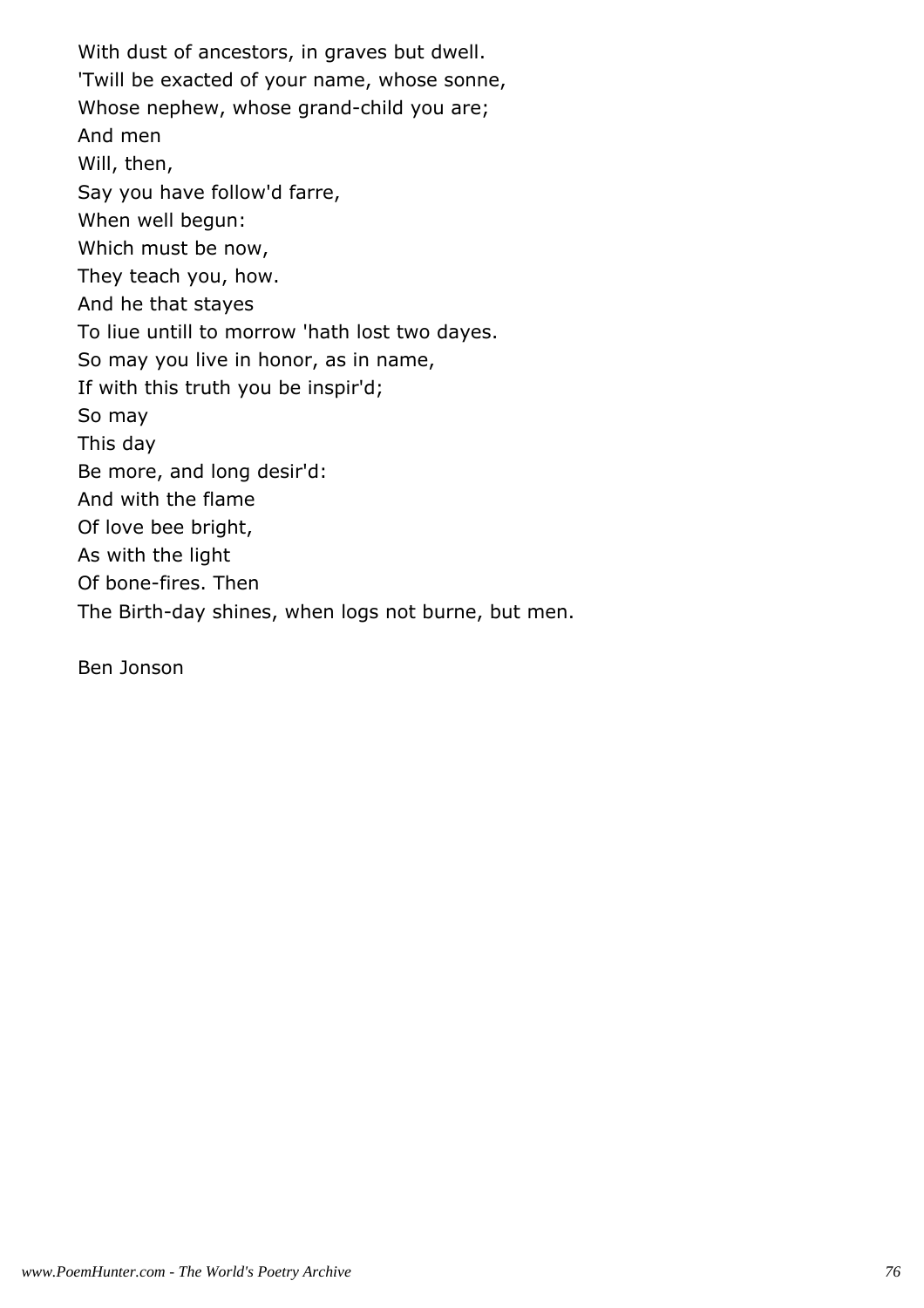With dust of ancestors, in graves but dwell.
'Twill be exacted of your name, whose sonne,
Whose nephew, whose grand-child you are;
And men
Will, then,
Say you have follow'd farre,
When well begun:
Which must be now,
They teach you, how.
And he that stayes
To liue untill to morrow 'hath lost two dayes.
So may you live in honor, as in name,
If with this truth you be inspir'd;
So may
This day
Be more, and long desir'd:
And with the flame
Of love bee bright,
As with the light
Of bone-fires. Then
The Birth-day shines, when logs not burne, but men.

Ben Jonson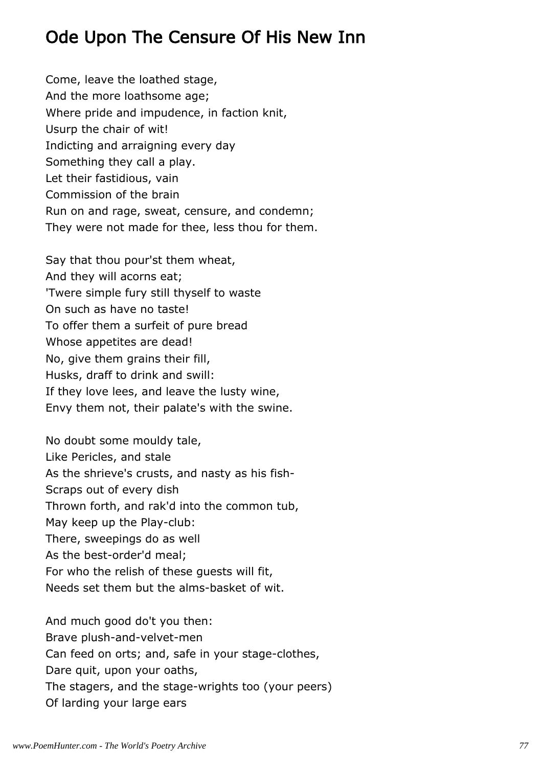## Ode Upon The Censure Of His New Inn

Come, leave the loathed stage,
And the more loathsome age;
Where pride and impudence, in faction knit,
Usurp the chair of wit!
Indicting and arraigning every day
Something they call a play.
Let their fastidious, vain
Commission of the brain
Run on and rage, sweat, censure, and condemn;
They were not made for thee, less thou for them.

Say that thou pour'st them wheat,
And they will acorns eat;
'Twere simple fury still thyself to waste
On such as have no taste!
To offer them a surfeit of pure bread
Whose appetites are dead!
No, give them grains their fill,
Husks, draff to drink and swill:
If they love lees, and leave the lusty wine,
Envy them not, their palate's with the swine.

No doubt some mouldy tale,
Like Pericles, and stale
As the shrieve's crusts, and nasty as his fish-
Scraps out of every dish
Thrown forth, and rak'd into the common tub,
May keep up the Play-club:
There, sweepings do as well
As the best-order'd meal;
For who the relish of these guests will fit,
Needs set them but the alms-basket of wit.

And much good do't you then:
Brave plush-and-velvet-men
Can feed on orts; and, safe in your stage-clothes,
Dare quit, upon your oaths,
The stagers, and the stage-wrights too (your peers)
Of larding your large ears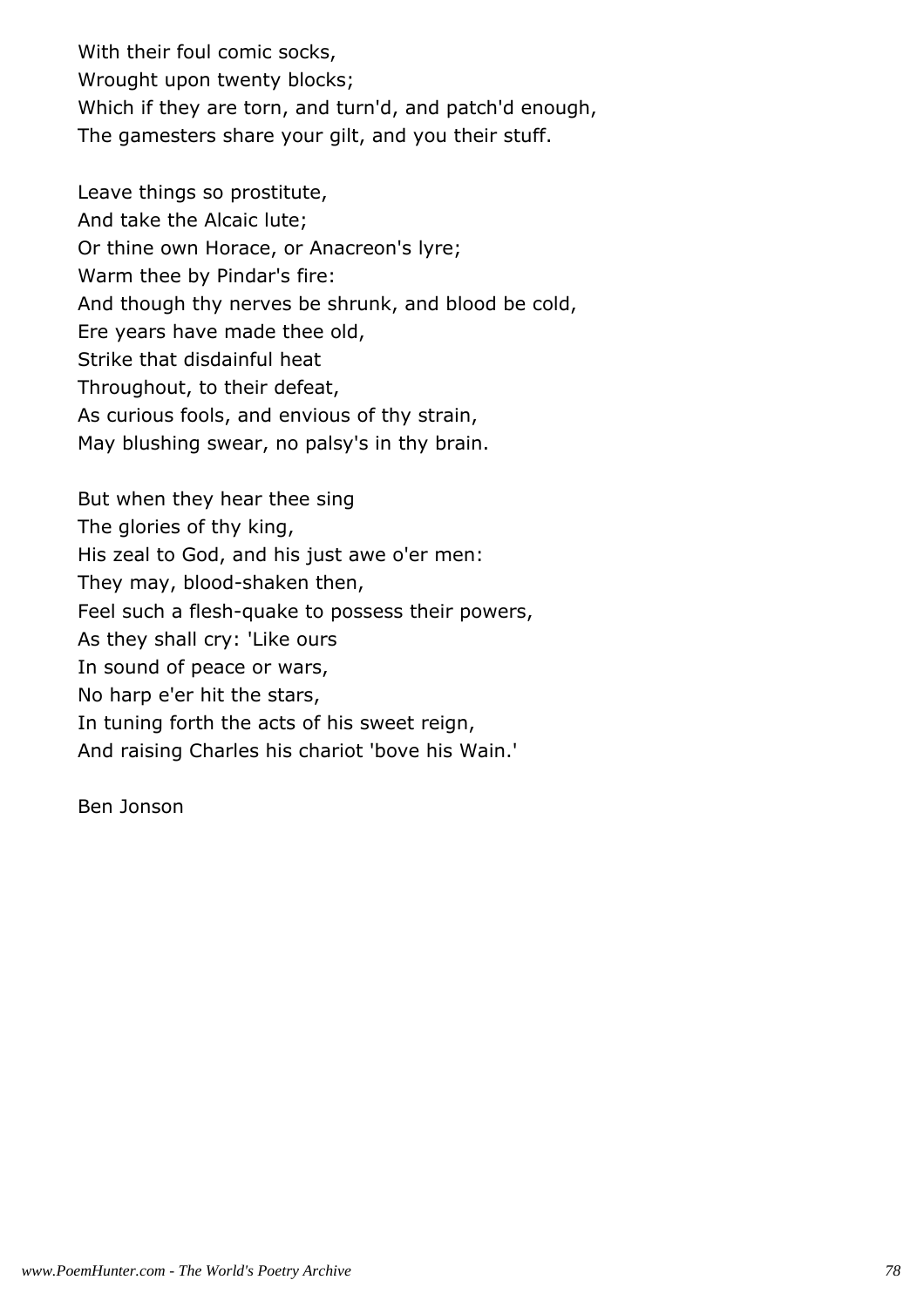With their foul comic socks,  
Wrought upon twenty blocks;  
Which if they are torn, and turn'd, and patch'd enough,  
The gamesters share your gilt, and you their stuff.

Leave things so prostitute,  
And take the Alcaic lute;  
Or thine own Horace, or Anacreon's lyre;  
Warm thee by Pindar's fire:  
And though thy nerves be shrunk, and blood be cold,  
Ere years have made thee old,  
Strike that disdainful heat  
Throughout, to their defeat,  
As curious fools, and envious of thy strain,  
May blushing swear, no palsy's in thy brain.

But when they hear thee sing  
The glories of thy king,  
His zeal to God, and his just awe o'er men:  
They may, blood-shaken then,  
Feel such a flesh-quake to possess their powers,  
As they shall cry: 'Like ours  
In sound of peace or wars,  
No harp e'er hit the stars,  
In tuning forth the acts of his sweet reign,  
And raising Charles his chariot 'bove his Wain.'

Ben Jonson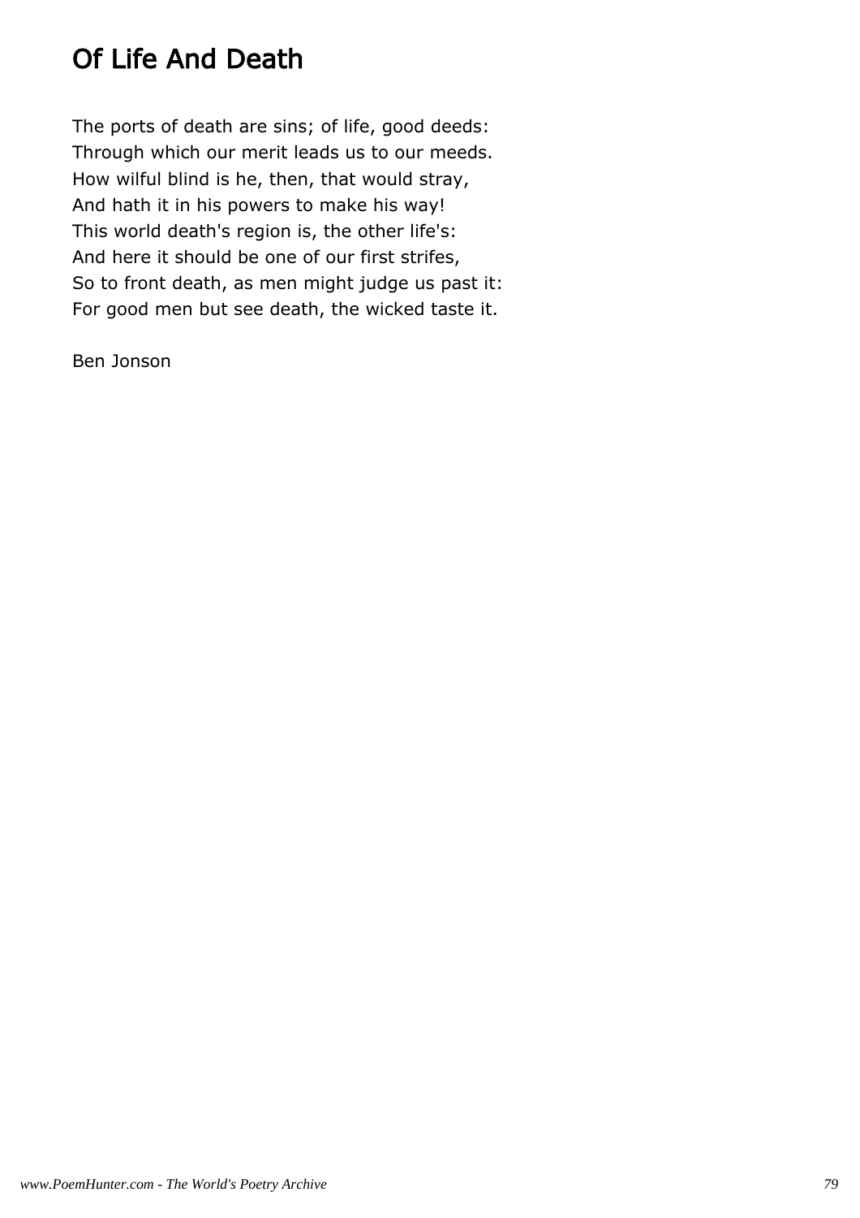# Of Life And Death

The ports of death are sins; of life, good deeds:
Through which our merit leads us to our meeds.
How wilful blind is he, then, that would stray,
And hath it in his powers to make his way!
This world death's region is, the other life's:
And here it should be one of our first strifes,
So to front death, as men might judge us past it:
For good men but see death, the wicked taste it.

Ben Jonson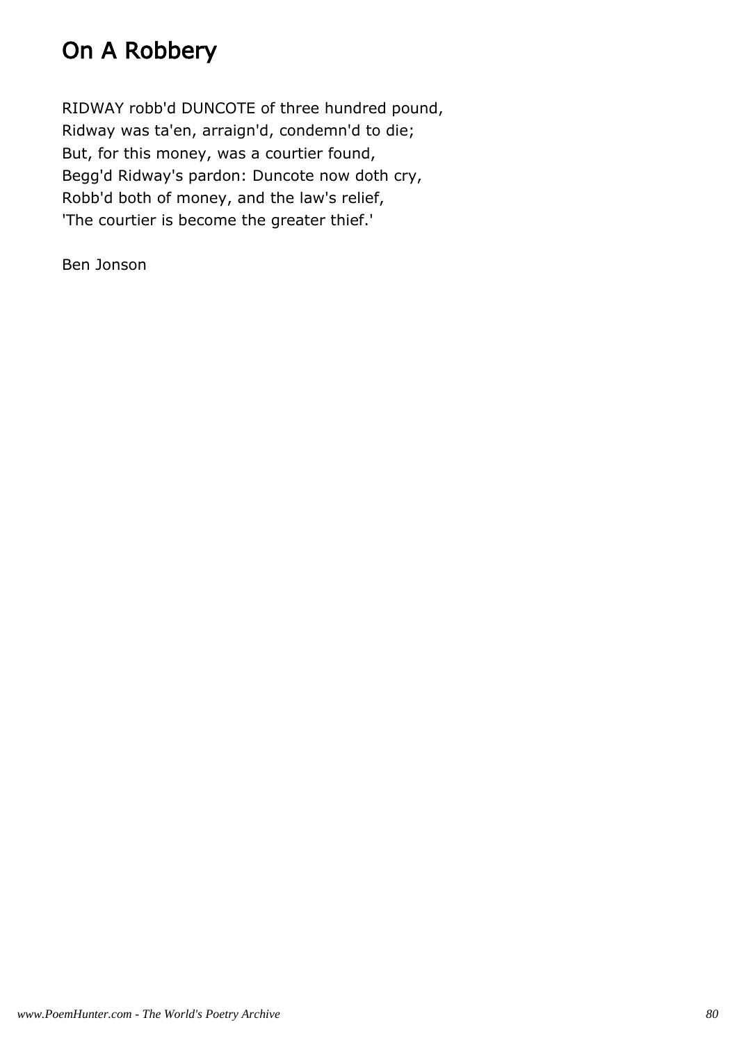# On A Robbery

RIDWAY robb'd DUNCOTE of three hundred pound,
Ridway was ta'en, arraign'd, condemn'd to die;
But, for this money, was a courtier found,
Begg'd Ridway's pardon: Duncote now doth cry,
Robb'd both of money, and the law's relief,
'The courtier is become the greater thief.'

Ben Jonson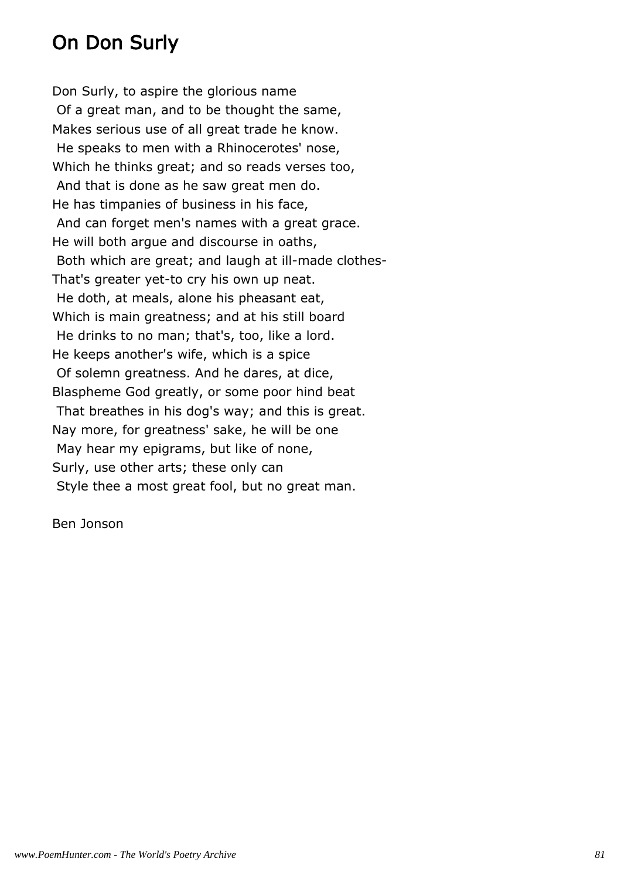# On Don Surly

Don Surly, to aspire the glorious name
 Of a great man, and to be thought the same,
Makes serious use of all great trade he know.
 He speaks to men with a Rhinocerotes' nose,
Which he thinks great; and so reads verses too,
 And that is done as he saw great men do.
He has timpanies of business in his face,
 And can forget men's names with a great grace.
He will both argue and discourse in oaths,
 Both which are great; and laugh at ill-made clothes-
That's greater yet-to cry his own up neat.
 He doth, at meals, alone his pheasant eat,
Which is main greatness; and at his still board
 He drinks to no man; that's, too, like a lord.
He keeps another's wife, which is a spice
 Of solemn greatness. And he dares, at dice,
Blaspheme God greatly, or some poor hind beat
 That breathes in his dog's way; and this is great.
Nay more, for greatness' sake, he will be one
 May hear my epigrams, but like of none,
Surly, use other arts; these only can
 Style thee a most great fool, but no great man.

Ben Jonson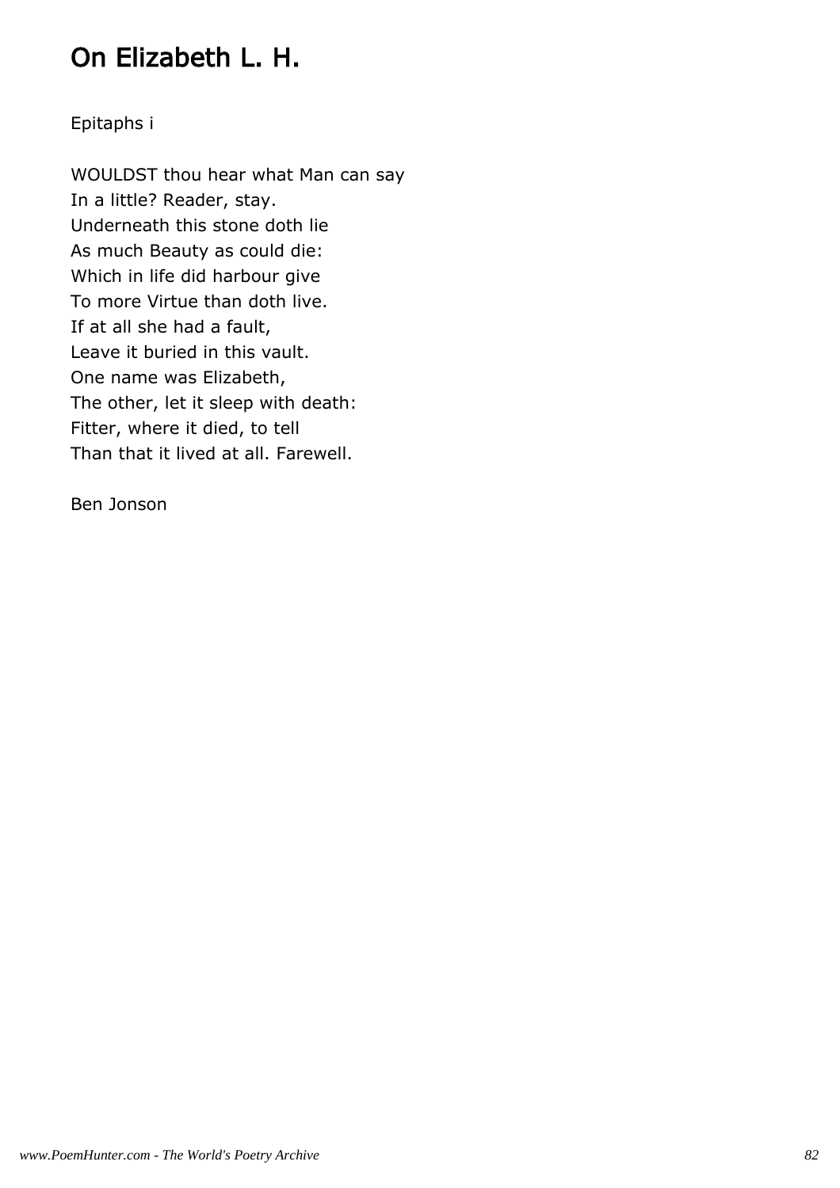# On Elizabeth L. H.

Epitaphs i

WOULDST thou hear what Man can say  
In a little? Reader, stay.  
Underneath this stone doth lie  
As much Beauty as could die:  
Which in life did harbour give  
To more Virtue than doth live.  
If at all she had a fault,  
Leave it buried in this vault.  
One name was Elizabeth,  
The other, let it sleep with death:  
Fitter, where it died, to tell  
Than that it lived at all. Farewell.

Ben Jonson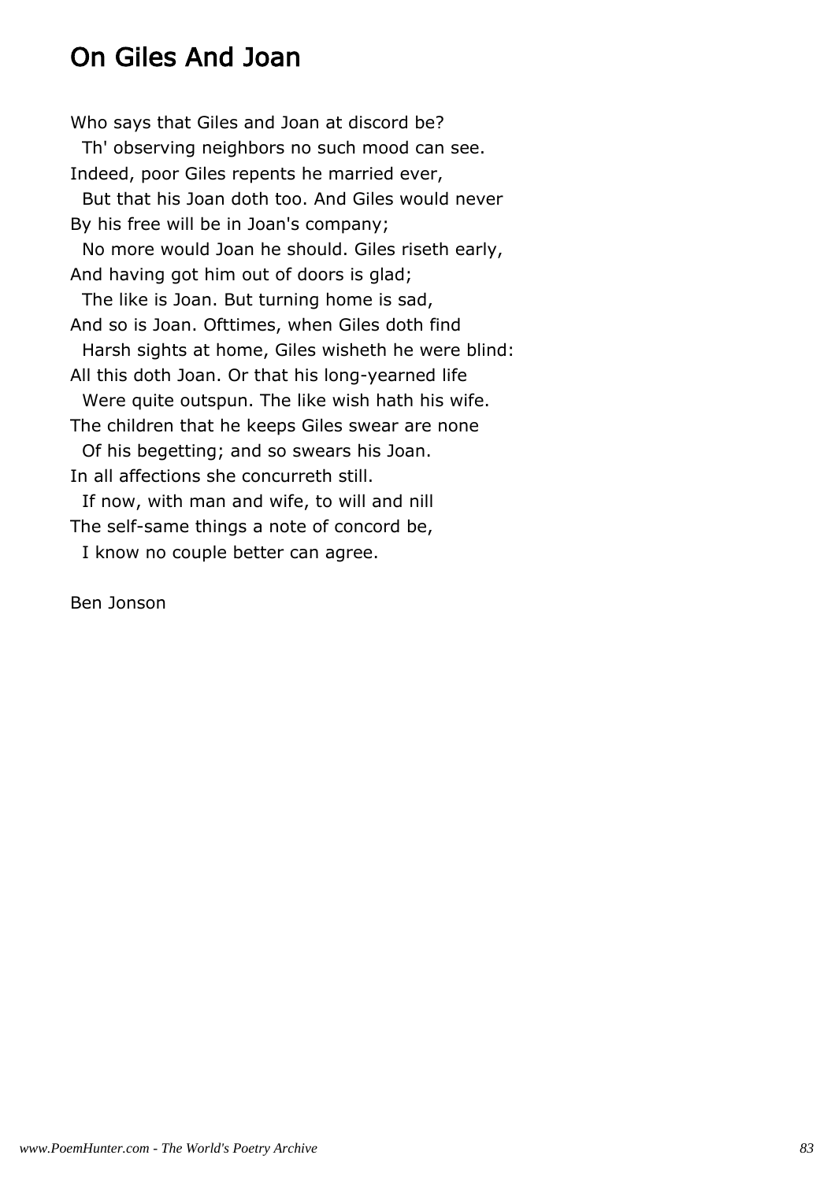# On Giles And Joan

Who says that Giles and Joan at discord be?
  Th' observing neighbors no such mood can see.
Indeed, poor Giles repents he married ever,
  But that his Joan doth too. And Giles would never
By his free will be in Joan's company;
  No more would Joan he should. Giles riseth early,
And having got him out of doors is glad;
  The like is Joan. But turning home is sad,
And so is Joan. Ofttimes, when Giles doth find
  Harsh sights at home, Giles wisheth he were blind:
All this doth Joan. Or that his long-yearned life
  Were quite outspun. The like wish hath his wife.
The children that he keeps Giles swear are none
  Of his begetting; and so swears his Joan.
In all affections she concurreth still.
  If now, with man and wife, to will and nill
The self-same things a note of concord be,
  I know no couple better can agree.

Ben Jonson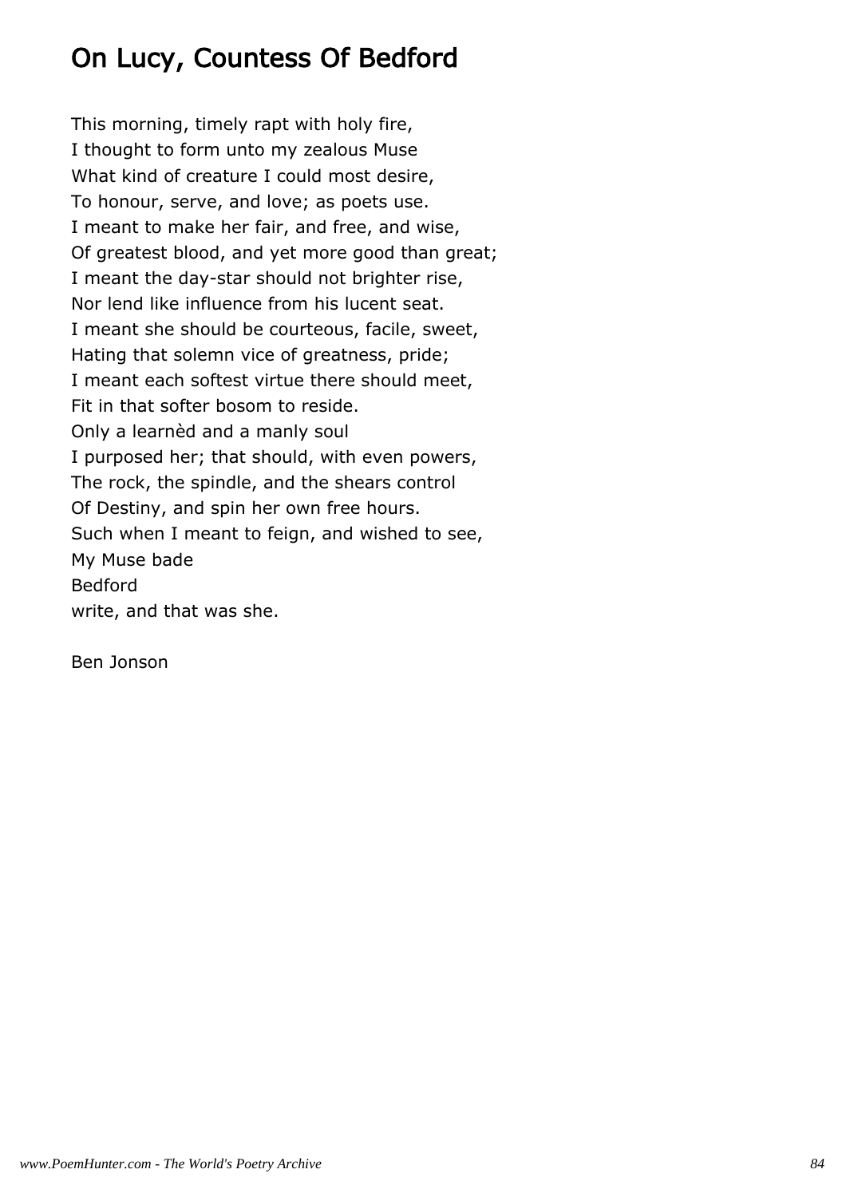# On Lucy, Countess Of Bedford

This morning, timely rapt with holy fire,
I thought to form unto my zealous Muse
What kind of creature I could most desire,
To honour, serve, and love; as poets use.
I meant to make her fair, and free, and wise,
Of greatest blood, and yet more good than great;
I meant the day-star should not brighter rise,
Nor lend like influence from his lucent seat.
I meant she should be courteous, facile, sweet,
Hating that solemn vice of greatness, pride;
I meant each softest virtue there should meet,
Fit in that softer bosom to reside.
Only a learnèd and a manly soul
I purposed her; that should, with even powers,
The rock, the spindle, and the shears control
Of Destiny, and spin her own free hours.
Such when I meant to feign, and wished to see,
My Muse bade
Bedford
write, and that was she.

Ben Jonson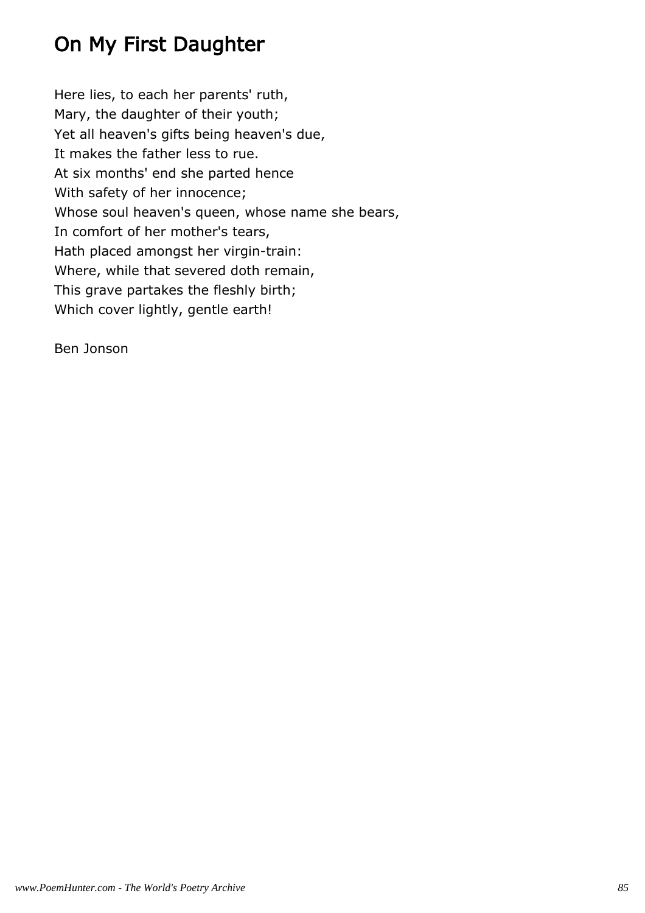# On My First Daughter

Here lies, to each her parents' ruth,  
Mary, the daughter of their youth;  
Yet all heaven's gifts being heaven's due,  
It makes the father less to rue.  
At six months' end she parted hence  
With safety of her innocence;  
Whose soul heaven's queen, whose name she bears,  
In comfort of her mother's tears,  
Hath placed amongst her virgin-train:  
Where, while that severed doth remain,  
This grave partakes the fleshly birth;  
Which cover lightly, gentle earth!

Ben Jonson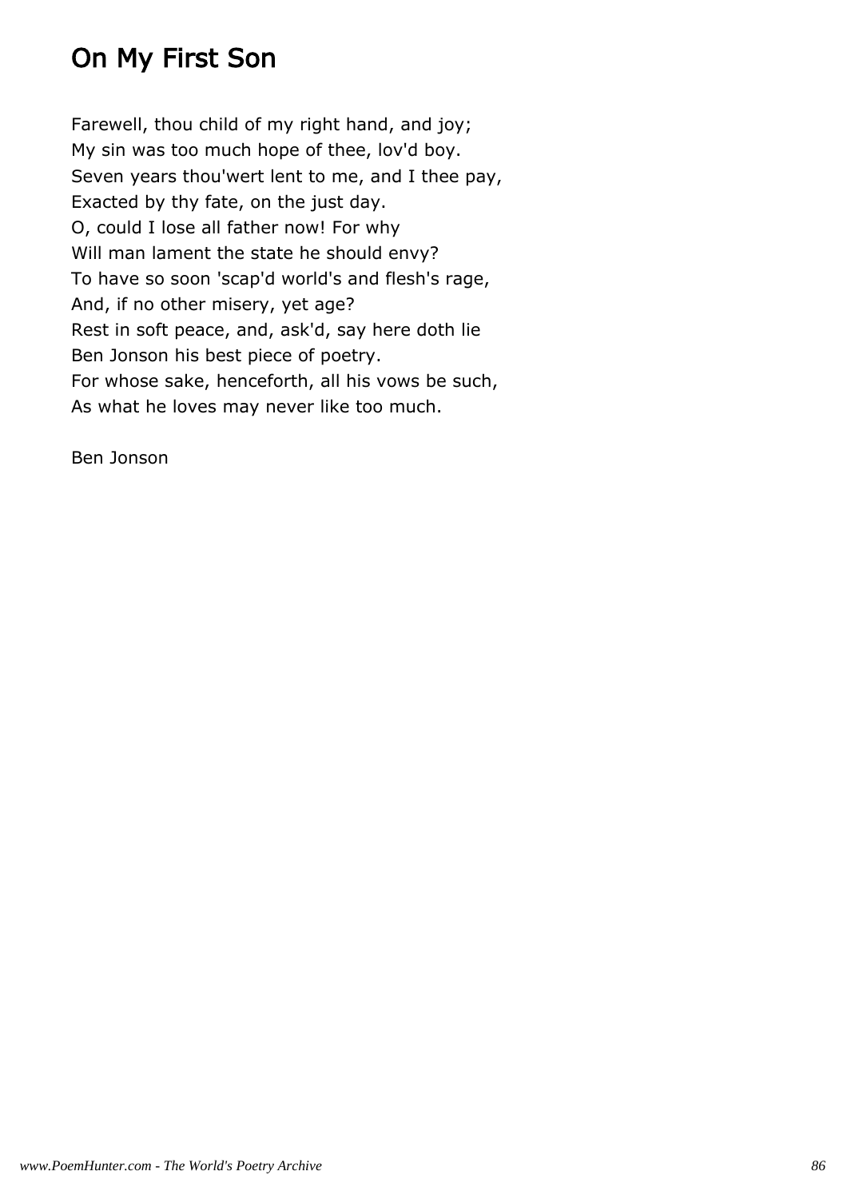# On My First Son

Farewell, thou child of my right hand, and joy;  
My sin was too much hope of thee, lov'd boy.  
Seven years thou'wert lent to me, and I thee pay,  
Exacted by thy fate, on the just day.  
O, could I lose all father now! For why  
Will man lament the state he should envy?  
To have so soon 'scap'd world's and flesh's rage,  
And, if no other misery, yet age?  
Rest in soft peace, and, ask'd, say here doth lie  
Ben Jonson his best piece of poetry.  
For whose sake, henceforth, all his vows be such,  
As what he loves may never like too much.

Ben Jonson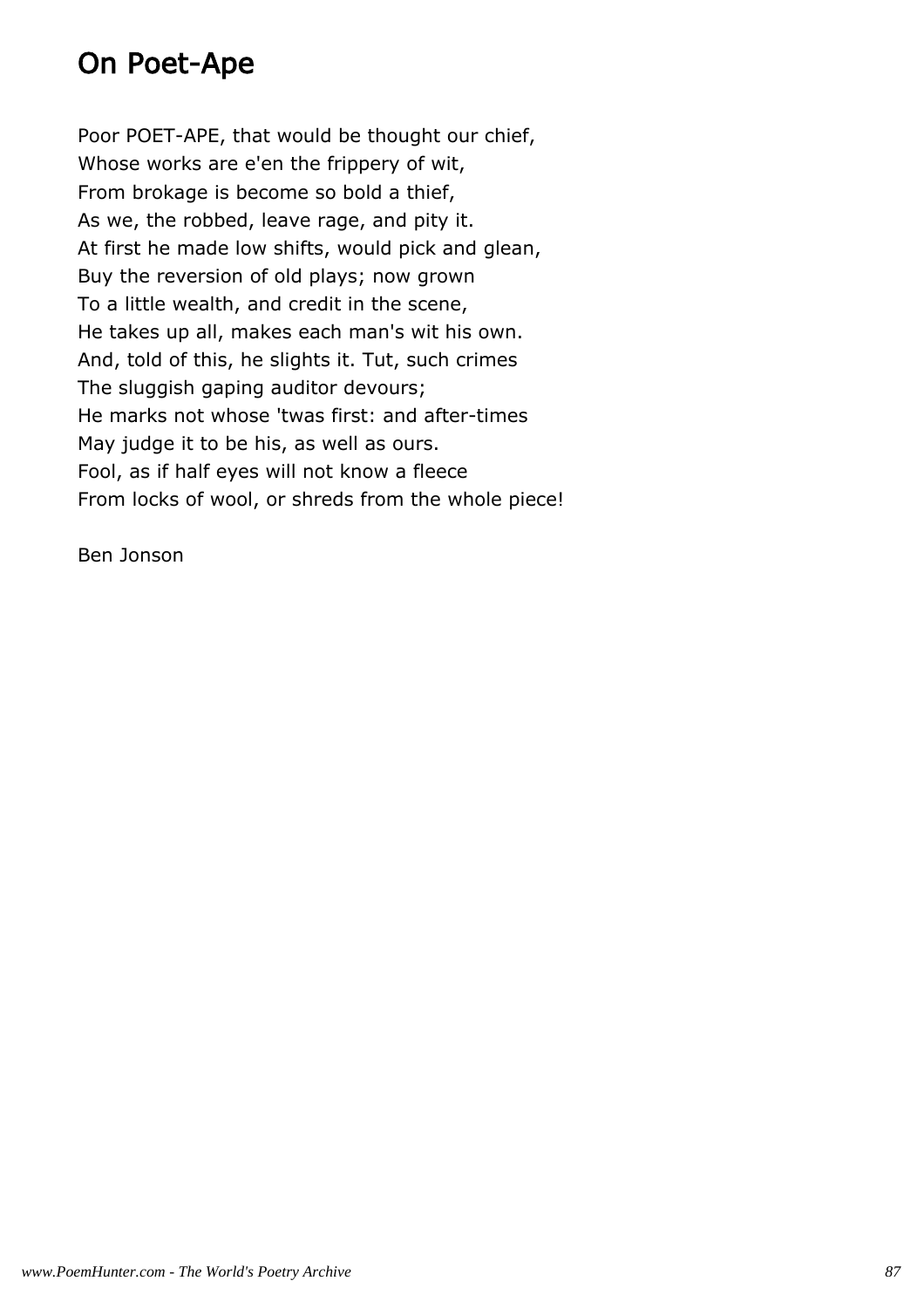# On Poet-Ape

Poor POET-APE, that would be thought our chief,  
Whose works are e'en the frippery of wit,  
From brokage is become so bold a thief,  
As we, the robbed, leave rage, and pity it.  
At first he made low shifts, would pick and glean,  
Buy the reversion of old plays; now grown  
To a little wealth, and credit in the scene,  
He takes up all, makes each man's wit his own.  
And, told of this, he slights it. Tut, such crimes  
The sluggish gaping auditor devours;  
He marks not whose 'twas first: and after-times  
May judge it to be his, as well as ours.  
Fool, as if half eyes will not know a fleece  
From locks of wool, or shreds from the whole piece!

Ben Jonson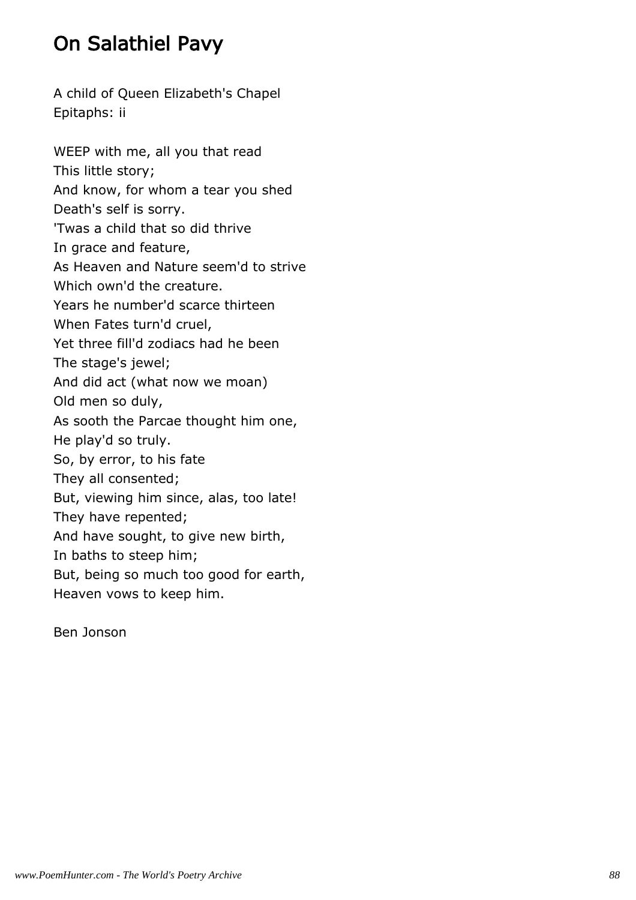# On Salathiel Pavy

A child of Queen Elizabeth's Chapel
Epitaphs: ii

WEEP with me, all you that read
This little story;
And know, for whom a tear you shed
Death's self is sorry.
'Twas a child that so did thrive
In grace and feature,
As Heaven and Nature seem'd to strive
Which own'd the creature.
Years he number'd scarce thirteen
When Fates turn'd cruel,
Yet three fill'd zodiacs had he been
The stage's jewel;
And did act (what now we moan)
Old men so duly,
As sooth the Parcae thought him one,
He play'd so truly.
So, by error, to his fate
They all consented;
But, viewing him since, alas, too late!
They have repented;
And have sought, to give new birth,
In baths to steep him;
But, being so much too good for earth,
Heaven vows to keep him.

Ben Jonson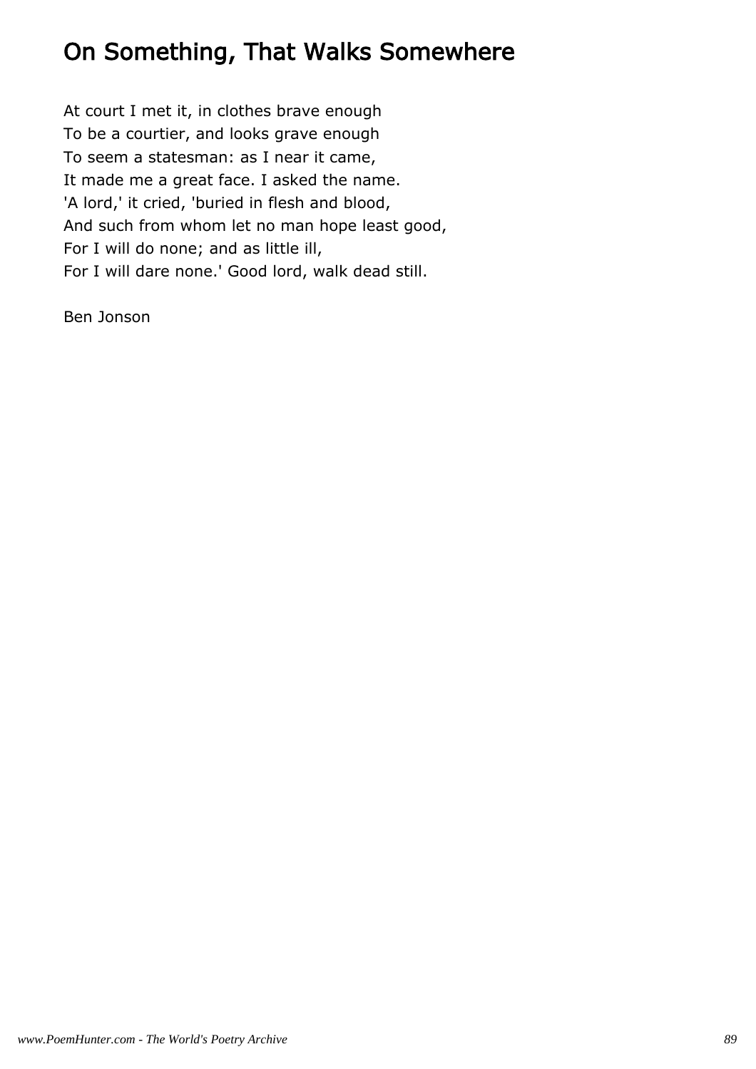# On Something, That Walks Somewhere

At court I met it, in clothes brave enough  
To be a courtier, and looks grave enough  
To seem a statesman: as I near it came,  
It made me a great face. I asked the name.  
'A lord,' it cried, 'buried in flesh and blood,  
And such from whom let no man hope least good,  
For I will do none; and as little ill,  
For I will dare none.' Good lord, walk dead still.

Ben Jonson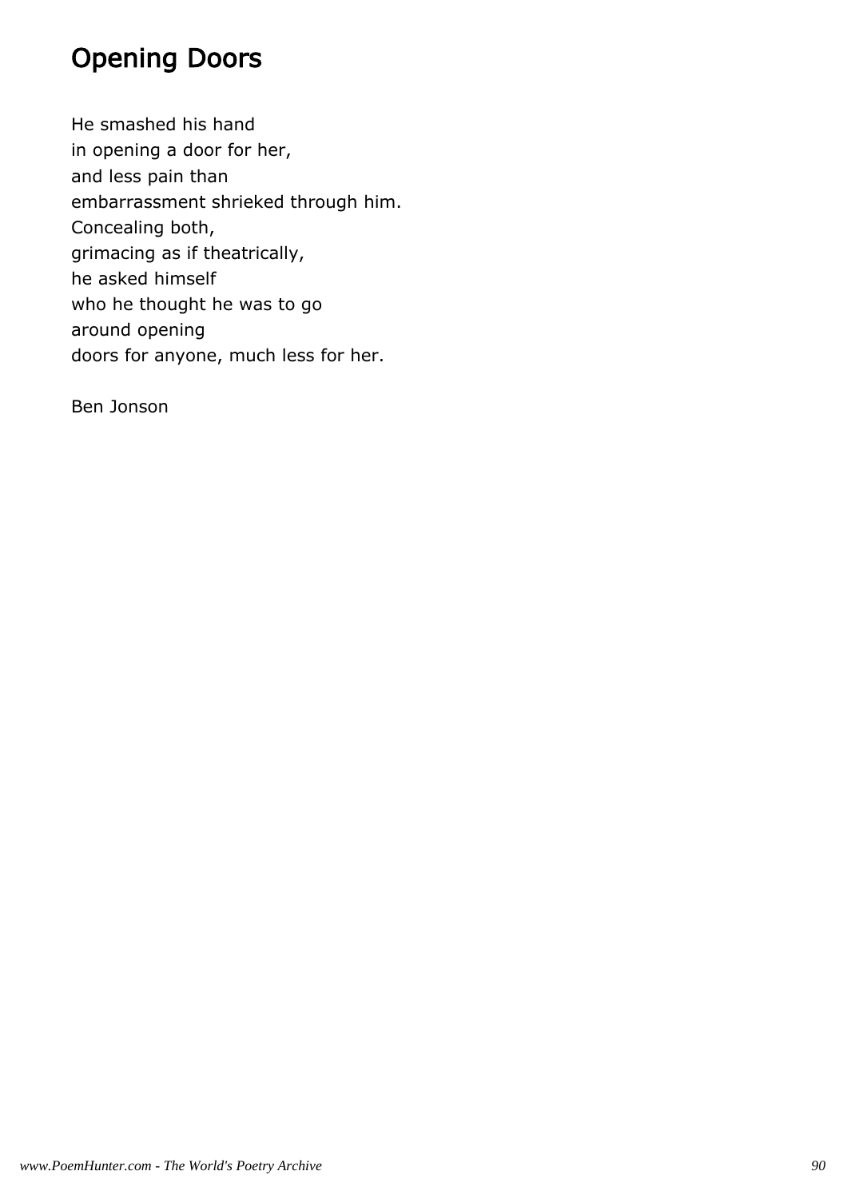# Opening Doors

He smashed his hand
in opening a door for her,
and less pain than
embarrassment shrieked through him.
Concealing both,
grimacing as if theatrically,
he asked himself
who he thought he was to go
around opening
doors for anyone, much less for her.

Ben Jonson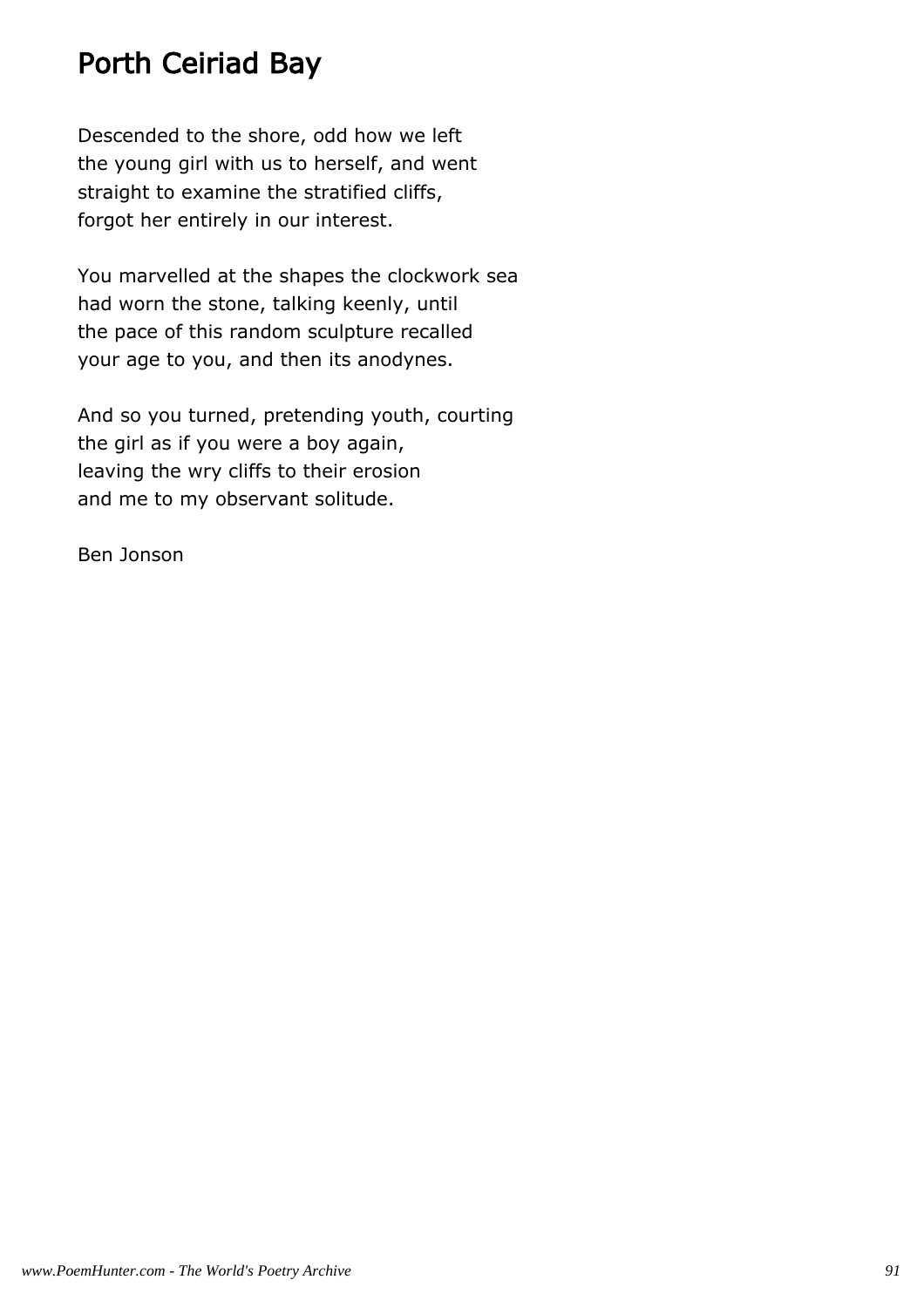# Porth Ceiriad Bay

Descended to the shore, odd how we left
the young girl with us to herself, and went
straight to examine the stratified cliffs,
forgot her entirely in our interest.

You marvelled at the shapes the clockwork sea
had worn the stone, talking keenly, until
the pace of this random sculpture recalled
your age to you, and then its anodynes.

And so you turned, pretending youth, courting
the girl as if you were a boy again,
leaving the wry cliffs to their erosion
and me to my observant solitude.

Ben Jonson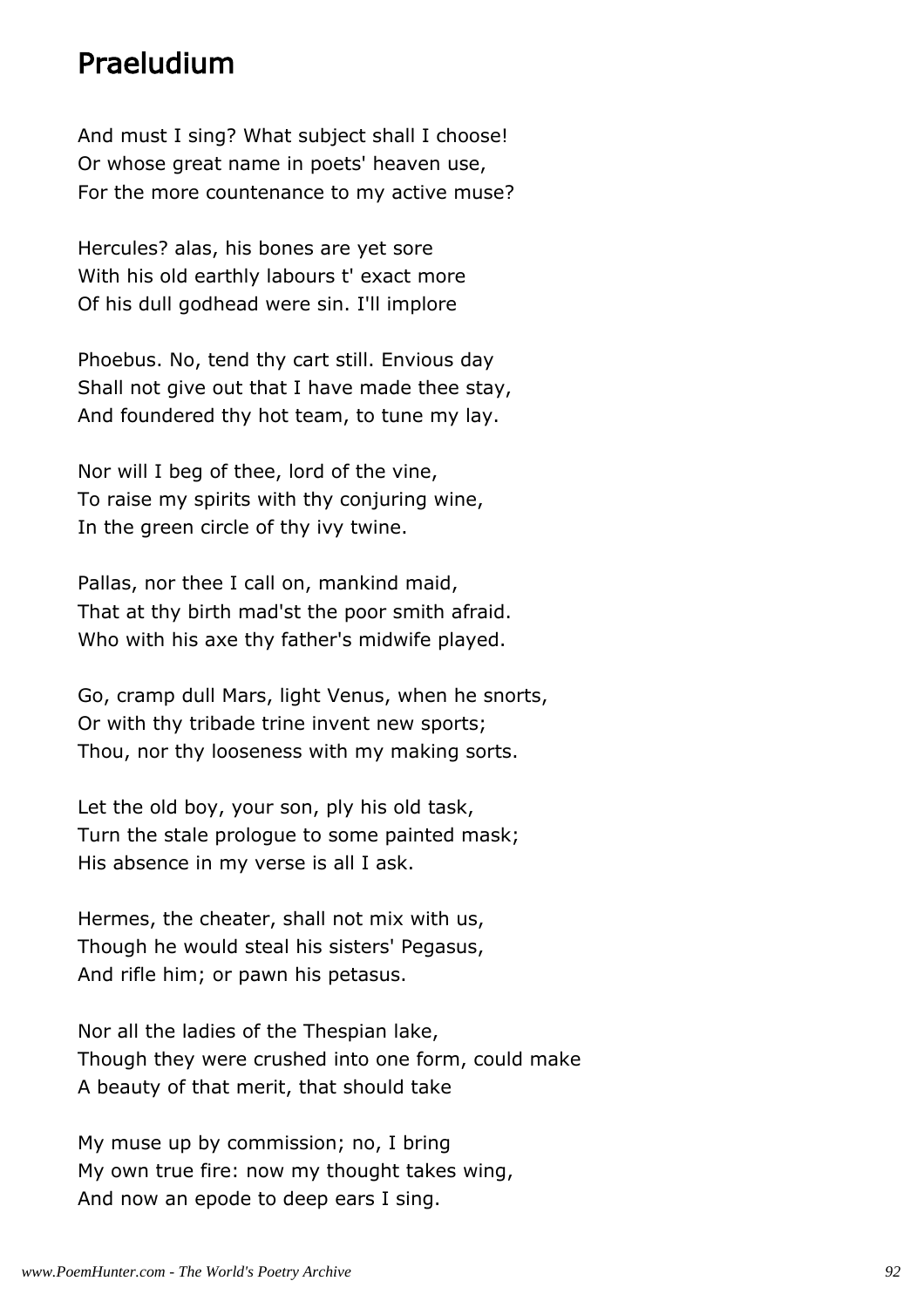# Praeludium

And must I sing? What subject shall I choose!
Or whose great name in poets' heaven use,
For the more countenance to my active muse?

Hercules? alas, his bones are yet sore
With his old earthly labours t' exact more
Of his dull godhead were sin. I'll implore

Phoebus. No, tend thy cart still. Envious day
Shall not give out that I have made thee stay,
And foundered thy hot team, to tune my lay.

Nor will I beg of thee, lord of the vine,
To raise my spirits with thy conjuring wine,
In the green circle of thy ivy twine.

Pallas, nor thee I call on, mankind maid,
That at thy birth mad'st the poor smith afraid.
Who with his axe thy father's midwife played.

Go, cramp dull Mars, light Venus, when he snorts,
Or with thy tribade trine invent new sports;
Thou, nor thy looseness with my making sorts.

Let the old boy, your son, ply his old task,
Turn the stale prologue to some painted mask;
His absence in my verse is all I ask.

Hermes, the cheater, shall not mix with us,
Though he would steal his sisters' Pegasus,
And rifle him; or pawn his petasus.

Nor all the ladies of the Thespian lake,
Though they were crushed into one form, could make
A beauty of that merit, that should take

My muse up by commission; no, I bring
My own true fire: now my thought takes wing,
And now an epode to deep ears I sing.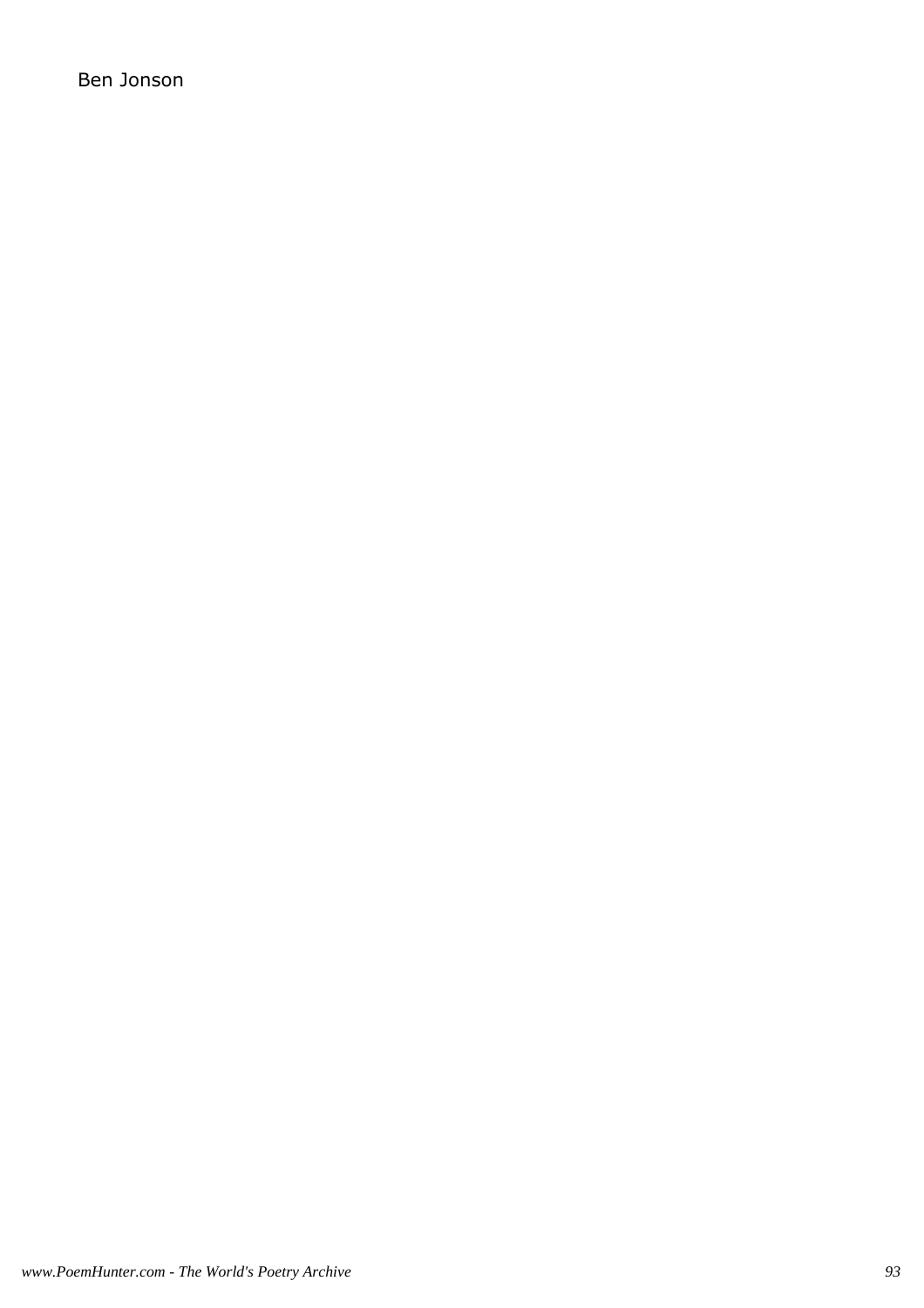Ben Jonson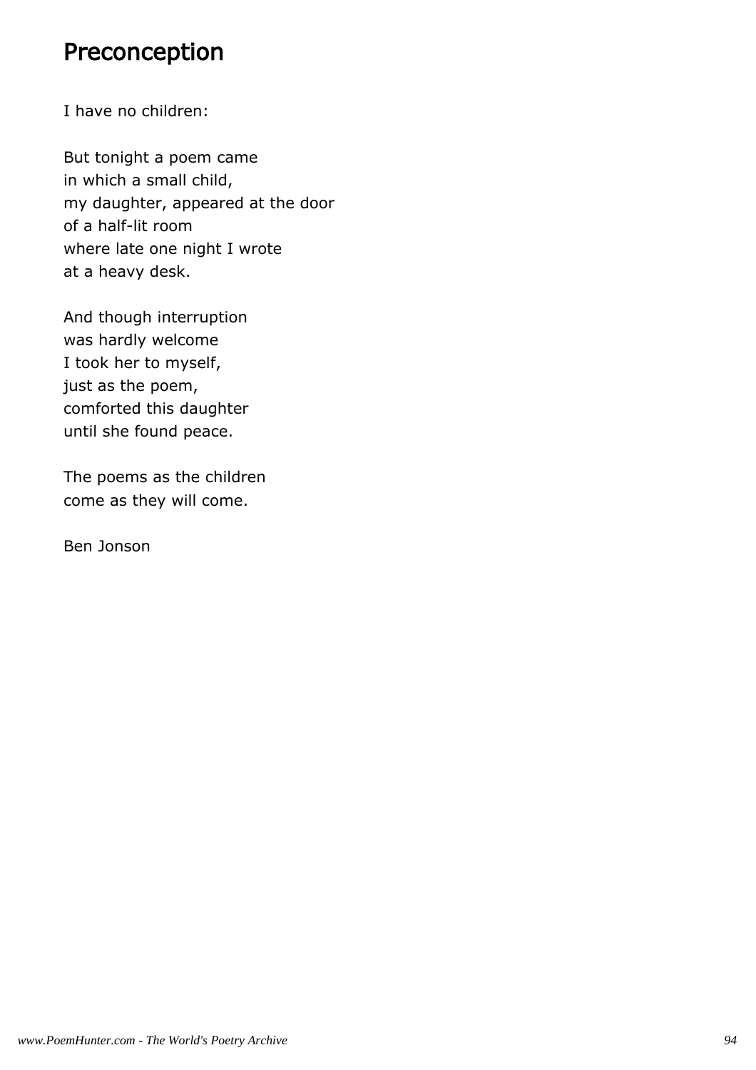# Preconception

I have no children:

But tonight a poem came
in which a small child,
my daughter, appeared at the door
of a half-lit room
where late one night I wrote
at a heavy desk.

And though interruption
was hardly welcome
I took her to myself,
just as the poem,
comforted this daughter
until she found peace.

The poems as the children
come as they will come.

Ben Jonson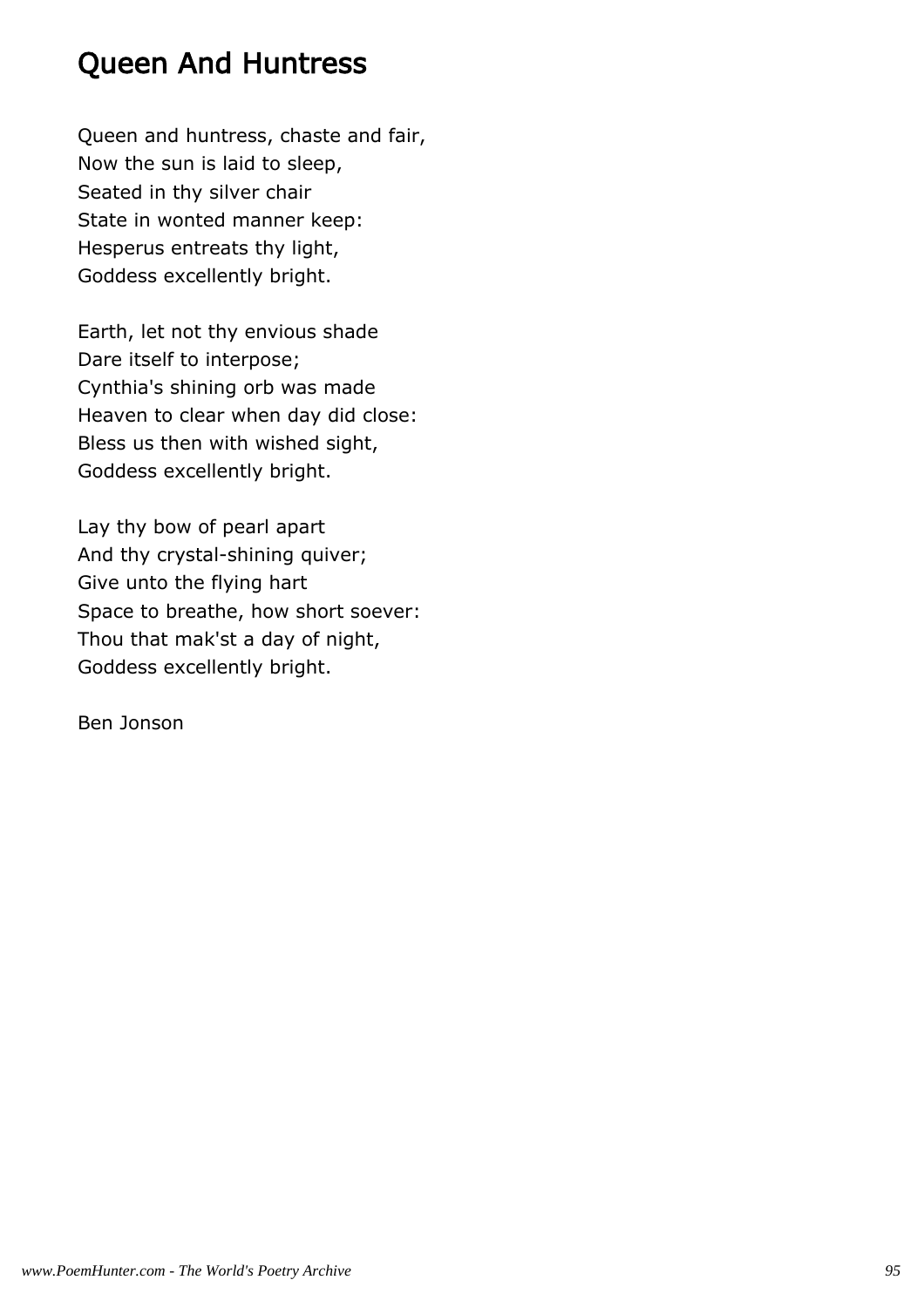# Queen And Huntress

Queen and huntress, chaste and fair,
Now the sun is laid to sleep,
Seated in thy silver chair
State in wonted manner keep:
Hesperus entreats thy light,
Goddess excellently bright.

Earth, let not thy envious shade
Dare itself to interpose;
Cynthia's shining orb was made
Heaven to clear when day did close:
Bless us then with wished sight,
Goddess excellently bright.

Lay thy bow of pearl apart
And thy crystal-shining quiver;
Give unto the flying hart
Space to breathe, how short soever:
Thou that mak'st a day of night,
Goddess excellently bright.

Ben Jonson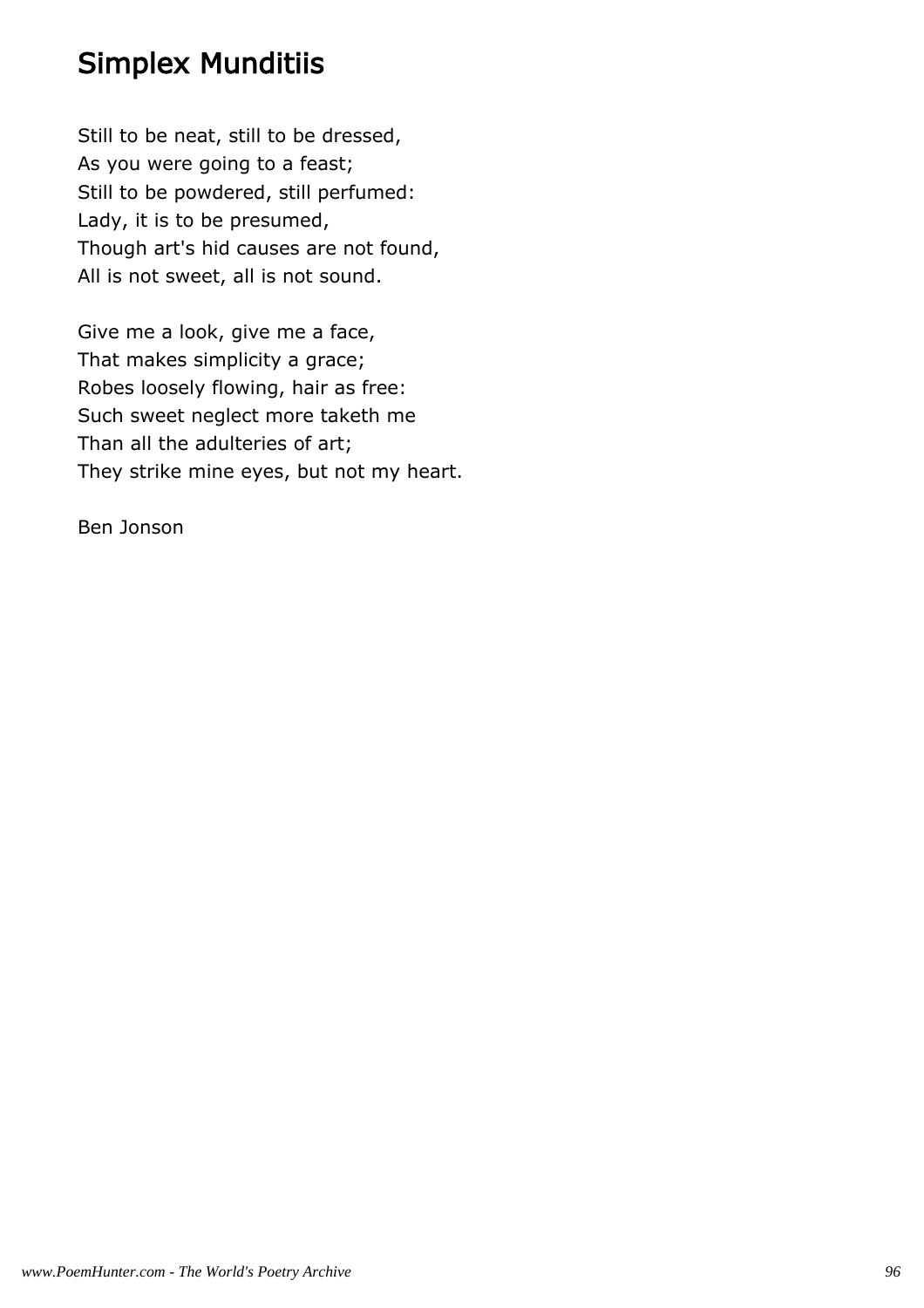# Simplex Munditiis

Still to be neat, still to be dressed,  
As you were going to a feast;  
Still to be powdered, still perfumed:  
Lady, it is to be presumed,  
Though art's hid causes are not found,  
All is not sweet, all is not sound.

Give me a look, give me a face,  
That makes simplicity a grace;  
Robes loosely flowing, hair as free:  
Such sweet neglect more taketh me  
Than all the adulteries of art;  
They strike mine eyes, but not my heart.

Ben Jonson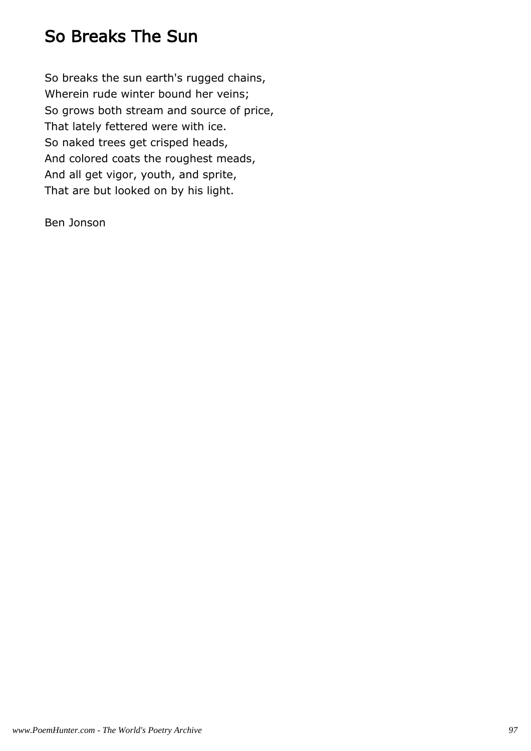# So Breaks The Sun

So breaks the sun earth's rugged chains,
Wherein rude winter bound her veins;
So grows both stream and source of price,
That lately fettered were with ice.
So naked trees get crisped heads,
And colored coats the roughest meads,
And all get vigor, youth, and sprite,
That are but looked on by his light.

Ben Jonson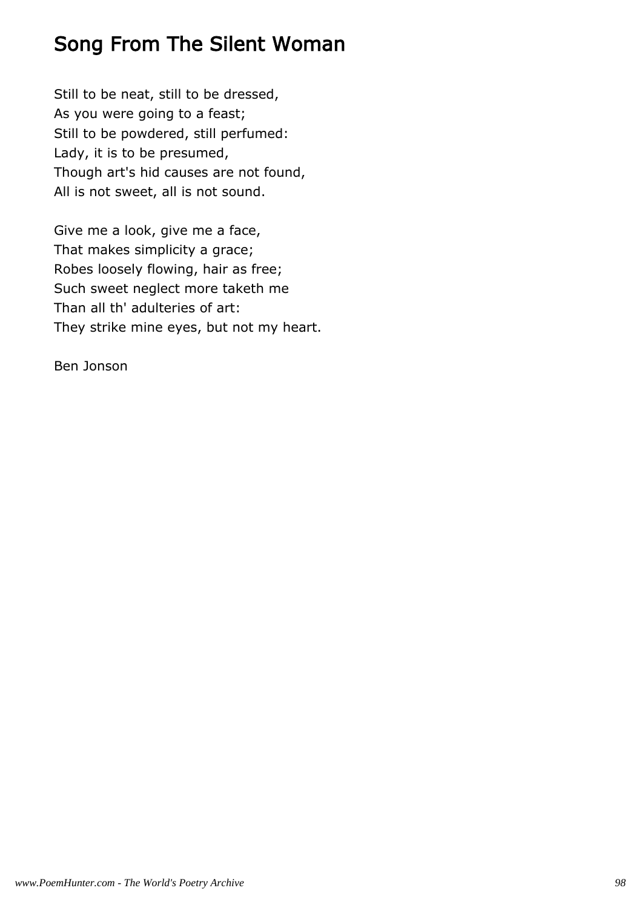# Song From The Silent Woman

Still to be neat, still to be dressed,  
As you were going to a feast;  
Still to be powdered, still perfumed:  
Lady, it is to be presumed,  
Though art's hid causes are not found,  
All is not sweet, all is not sound.

Give me a look, give me a face,  
That makes simplicity a grace;  
Robes loosely flowing, hair as free;  
Such sweet neglect more taketh me  
Than all th' adulteries of art:  
They strike mine eyes, but not my heart.

Ben Jonson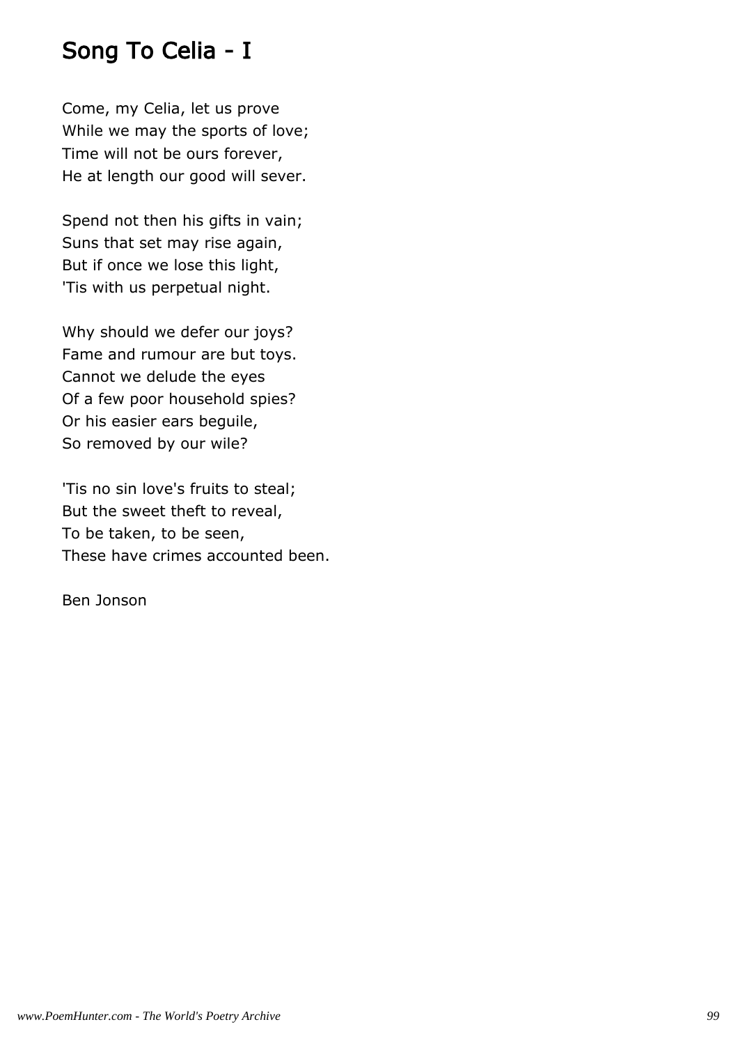# Song To Celia - I

Come, my Celia, let us prove
While we may the sports of love;
Time will not be ours forever,
He at length our good will sever.

Spend not then his gifts in vain;
Suns that set may rise again,
But if once we lose this light,
'Tis with us perpetual night.

Why should we defer our joys?
Fame and rumour are but toys.
Cannot we delude the eyes
Of a few poor household spies?
Or his easier ears beguile,
So removed by our wile?

'Tis no sin love's fruits to steal;
But the sweet theft to reveal,
To be taken, to be seen,
These have crimes accounted been.

Ben Jonson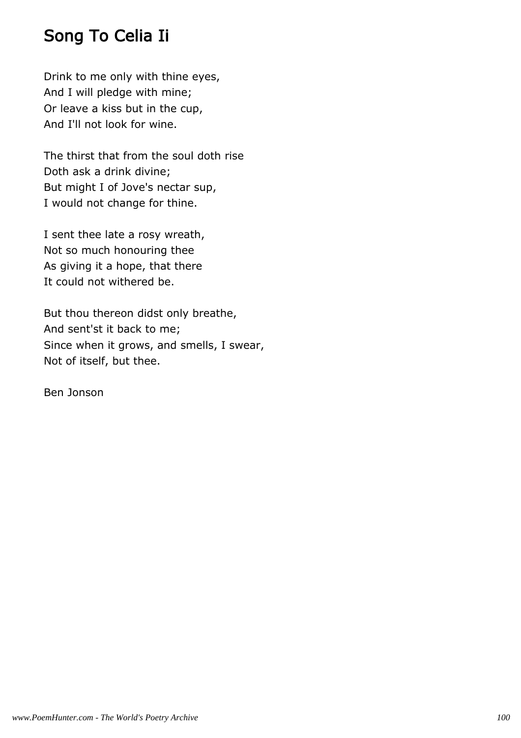# Song To Celia Ii

Drink to me only with thine eyes,
And I will pledge with mine;
Or leave a kiss but in the cup,
And I'll not look for wine.

The thirst that from the soul doth rise
Doth ask a drink divine;
But might I of Jove's nectar sup,
I would not change for thine.

I sent thee late a rosy wreath,
Not so much honouring thee
As giving it a hope, that there
It could not withered be.

But thou thereon didst only breathe,
And sent'st it back to me;
Since when it grows, and smells, I swear,
Not of itself, but thee.

Ben Jonson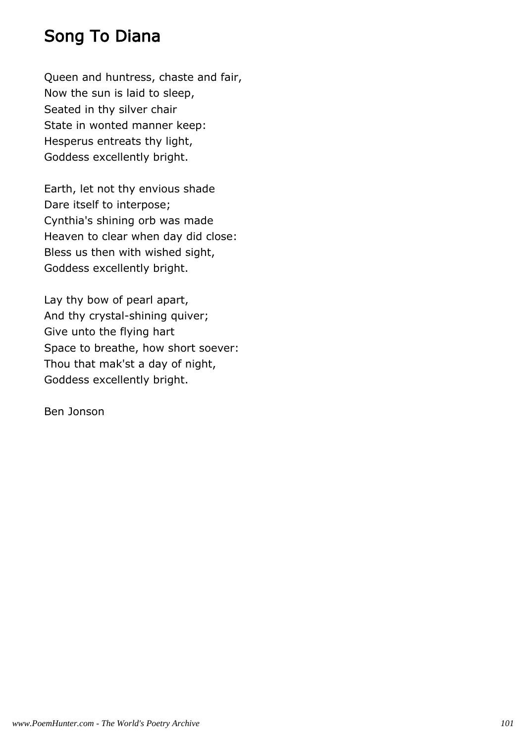# Song To Diana

Queen and huntress, chaste and fair,
Now the sun is laid to sleep,
Seated in thy silver chair
State in wonted manner keep:
Hesperus entreats thy light,
Goddess excellently bright.

Earth, let not thy envious shade
Dare itself to interpose;
Cynthia's shining orb was made
Heaven to clear when day did close:
Bless us then with wished sight,
Goddess excellently bright.

Lay thy bow of pearl apart,
And thy crystal-shining quiver;
Give unto the flying hart
Space to breathe, how short soever:
Thou that mak'st a day of night,
Goddess excellently bright.

Ben Jonson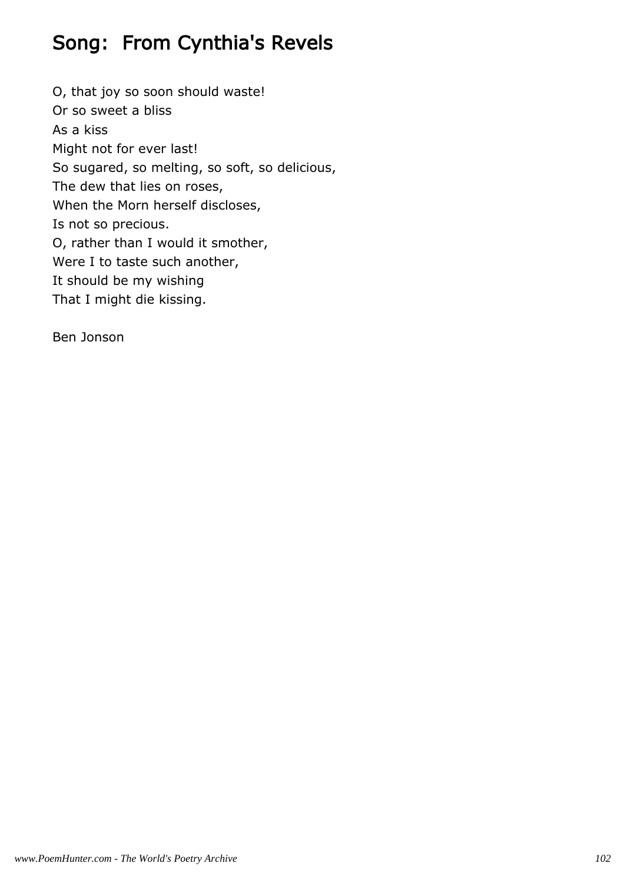## Song:  From Cynthia's Revels

O, that joy so soon should waste!  
Or so sweet a bliss  
As a kiss  
Might not for ever last!  
So sugared, so melting, so soft, so delicious,  
The dew that lies on roses,  
When the Morn herself discloses,  
Is not so precious.  
O, rather than I would it smother,  
Were I to taste such another,  
It should be my wishing  
That I might die kissing.

Ben Jonson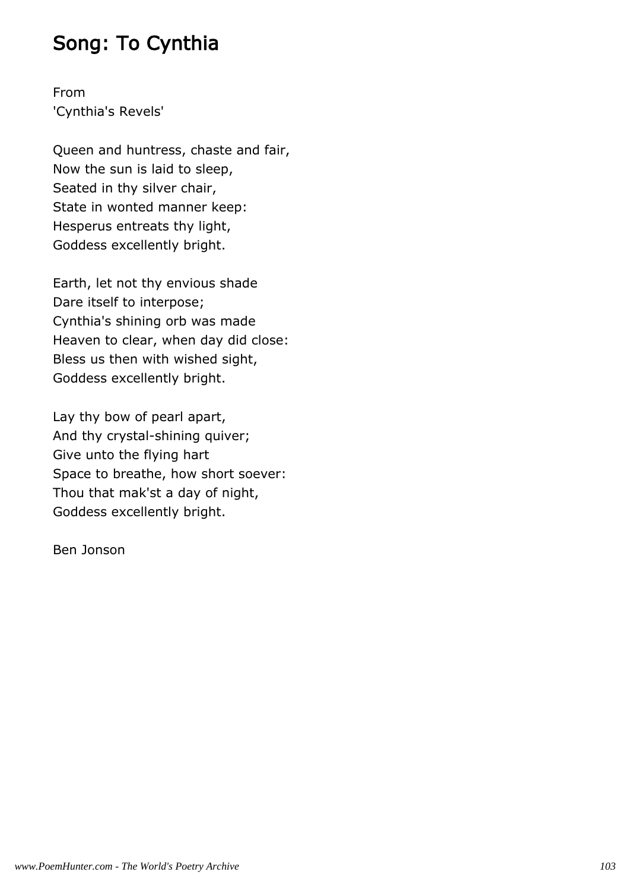# Song: To Cynthia

From
'Cynthia's Revels'

Queen and huntress, chaste and fair,
Now the sun is laid to sleep,
Seated in thy silver chair,
State in wonted manner keep:
Hesperus entreats thy light,
Goddess excellently bright.

Earth, let not thy envious shade
Dare itself to interpose;
Cynthia's shining orb was made
Heaven to clear, when day did close:
Bless us then with wished sight,
Goddess excellently bright.

Lay thy bow of pearl apart,
And thy crystal-shining quiver;
Give unto the flying hart
Space to breathe, how short soever:
Thou that mak'st a day of night,
Goddess excellently bright.

Ben Jonson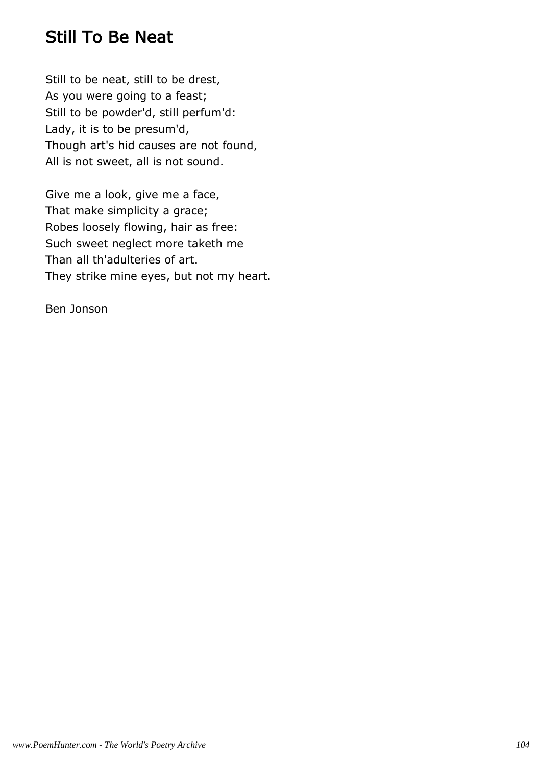## Still To Be Neat

Still to be neat, still to be drest,  
As you were going to a feast;  
Still to be powder'd, still perfum'd:  
Lady, it is to be presum'd,  
Though art's hid causes are not found,  
All is not sweet, all is not sound.

Give me a look, give me a face,  
That make simplicity a grace;  
Robes loosely flowing, hair as free:  
Such sweet neglect more taketh me  
Than all th'adulteries of art.  
They strike mine eyes, but not my heart.

Ben Jonson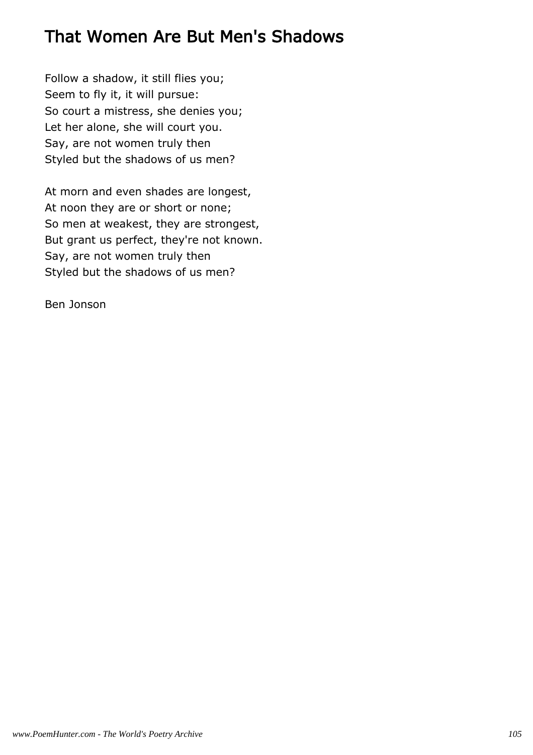# That Women Are But Men's Shadows

Follow a shadow, it still flies you;
Seem to fly it, it will pursue:
So court a mistress, she denies you;
Let her alone, she will court you.
Say, are not women truly then
Styled but the shadows of us men?

At morn and even shades are longest,
At noon they are or short or none;
So men at weakest, they are strongest,
But grant us perfect, they're not known.
Say, are not women truly then
Styled but the shadows of us men?

Ben Jonson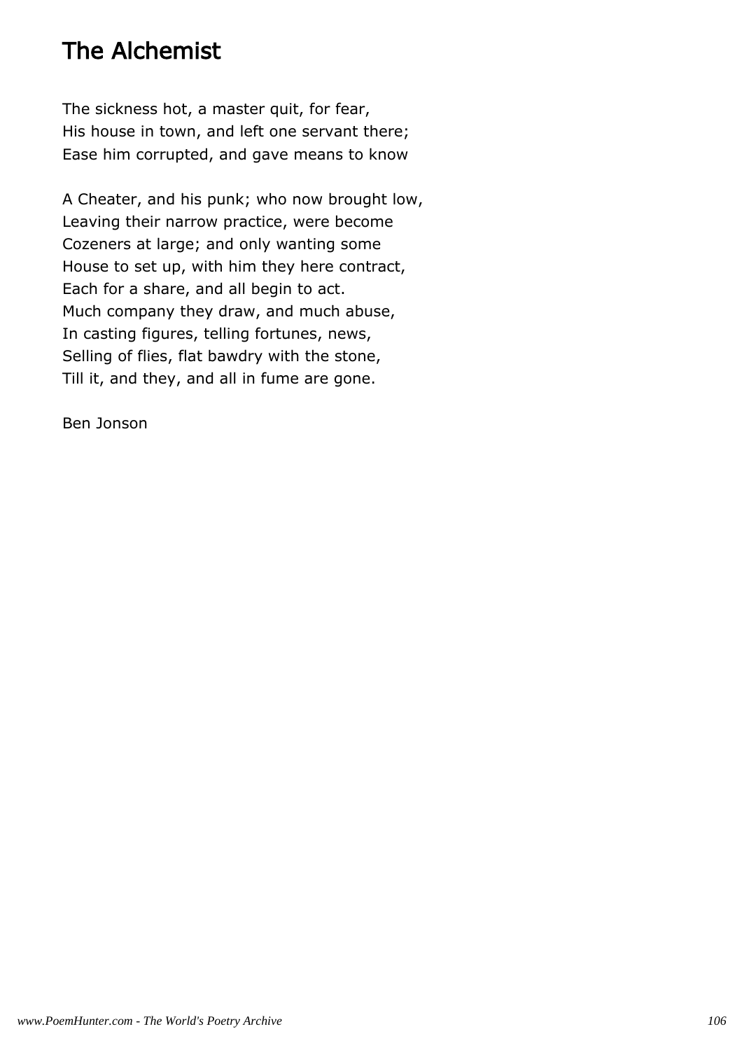# The Alchemist

The sickness hot, a master quit, for fear,
His house in town, and left one servant there;
Ease him corrupted, and gave means to know

A Cheater, and his punk; who now brought low,
Leaving their narrow practice, were become
Cozeners at large; and only wanting some
House to set up, with him they here contract,
Each for a share, and all begin to act.
Much company they draw, and much abuse,
In casting figures, telling fortunes, news,
Selling of flies, flat bawdry with the stone,
Till it, and they, and all in fume are gone.

Ben Jonson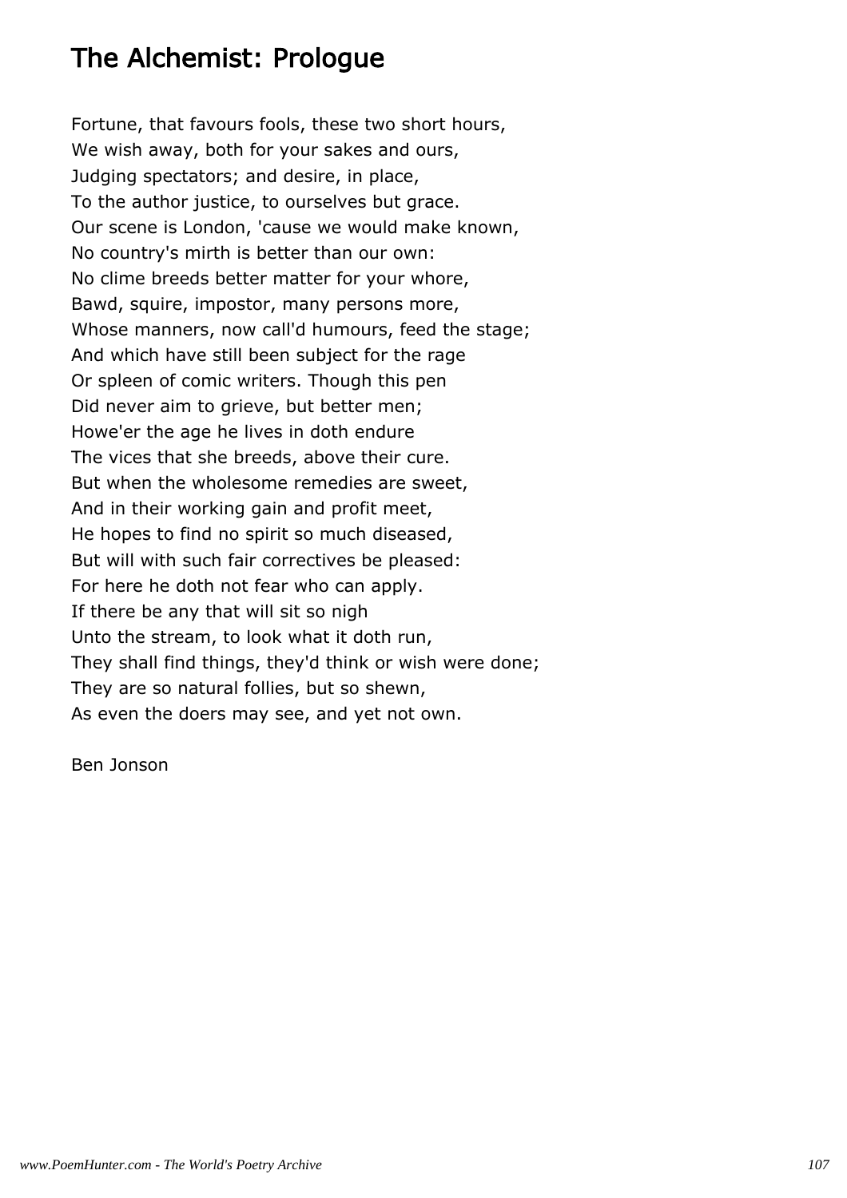# The Alchemist: Prologue

Fortune, that favours fools, these two short hours,
We wish away, both for your sakes and ours,
Judging spectators; and desire, in place,
To the author justice, to ourselves but grace.
Our scene is London, 'cause we would make known,
No country's mirth is better than our own:
No clime breeds better matter for your whore,
Bawd, squire, impostor, many persons more,
Whose manners, now call'd humours, feed the stage;
And which have still been subject for the rage
Or spleen of comic writers. Though this pen
Did never aim to grieve, but better men;
Howe'er the age he lives in doth endure
The vices that she breeds, above their cure.
But when the wholesome remedies are sweet,
And in their working gain and profit meet,
He hopes to find no spirit so much diseased,
But will with such fair correctives be pleased:
For here he doth not fear who can apply.
If there be any that will sit so nigh
Unto the stream, to look what it doth run,
They shall find things, they'd think or wish were done;
They are so natural follies, but so shewn,
As even the doers may see, and yet not own.

Ben Jonson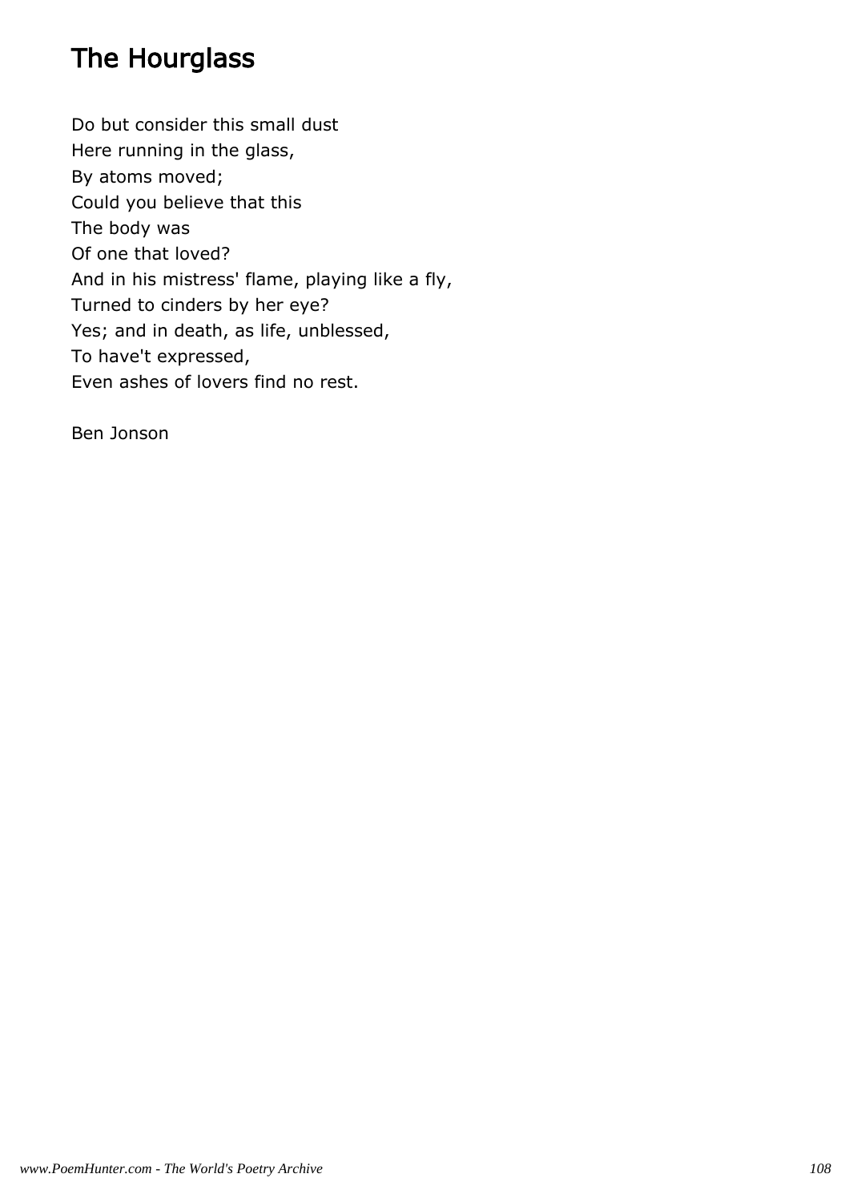# The Hourglass

Do but consider this small dust  
Here running in the glass,  
By atoms moved;  
Could you believe that this  
The body was  
Of one that loved?  
And in his mistress' flame, playing like a fly,  
Turned to cinders by her eye?  
Yes; and in death, as life, unblessed,  
To have't expressed,  
Even ashes of lovers find no rest.

Ben Jonson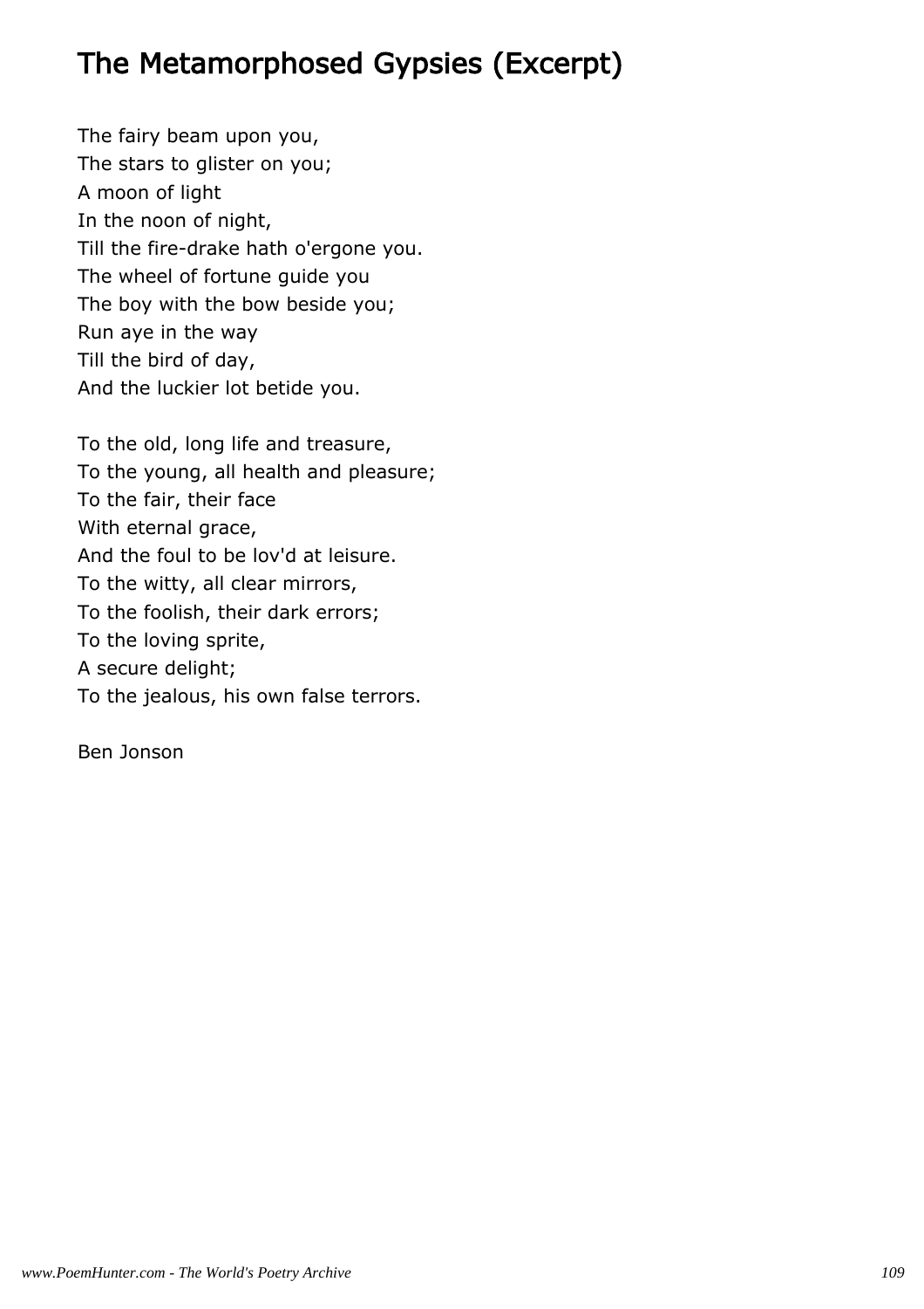# The Metamorphosed Gypsies (Excerpt)

The fairy beam upon you,
The stars to glister on you;
A moon of light
In the noon of night,
Till the fire-drake hath o'ergone you.
The wheel of fortune guide you
The boy with the bow beside you;
Run aye in the way
Till the bird of day,
And the luckier lot betide you.

To the old, long life and treasure,
To the young, all health and pleasure;
To the fair, their face
With eternal grace,
And the foul to be lov'd at leisure.
To the witty, all clear mirrors,
To the foolish, their dark errors;
To the loving sprite,
A secure delight;
To the jealous, his own false terrors.

Ben Jonson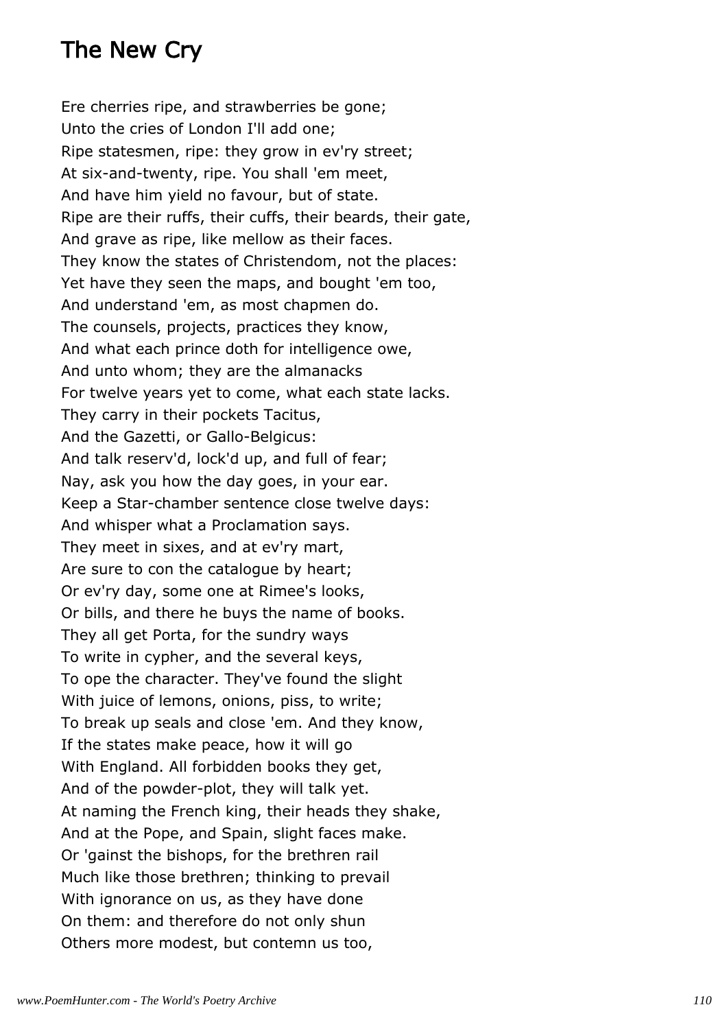## The New Cry

Ere cherries ripe, and strawberries be gone;  
Unto the cries of London I'll add one;  
Ripe statesmen, ripe: they grow in ev'ry street;  
At six-and-twenty, ripe. You shall 'em meet,  
And have him yield no favour, but of state.  
Ripe are their ruffs, their cuffs, their beards, their gate,  
And grave as ripe, like mellow as their faces.  
They know the states of Christendom, not the places:  
Yet have they seen the maps, and bought 'em too,  
And understand 'em, as most chapmen do.  
The counsels, projects, practices they know,  
And what each prince doth for intelligence owe,  
And unto whom; they are the almanacks  
For twelve years yet to come, what each state lacks.  
They carry in their pockets Tacitus,  
And the Gazetti, or Gallo-Belgicus:  
And talk reserv'd, lock'd up, and full of fear;  
Nay, ask you how the day goes, in your ear.  
Keep a Star-chamber sentence close twelve days:  
And whisper what a Proclamation says.  
They meet in sixes, and at ev'ry mart,  
Are sure to con the catalogue by heart;  
Or ev'ry day, some one at Rimee's looks,  
Or bills, and there he buys the name of books.  
They all get Porta, for the sundry ways  
To write in cypher, and the several keys,  
To ope the character. They've found the slight  
With juice of lemons, onions, piss, to write;  
To break up seals and close 'em. And they know,  
If the states make peace, how it will go  
With England. All forbidden books they get,  
And of the powder-plot, they will talk yet.  
At naming the French king, their heads they shake,  
And at the Pope, and Spain, slight faces make.  
Or 'gainst the bishops, for the brethren rail  
Much like those brethren; thinking to prevail  
With ignorance on us, as they have done  
On them: and therefore do not only shun  
Others more modest, but contemn us too,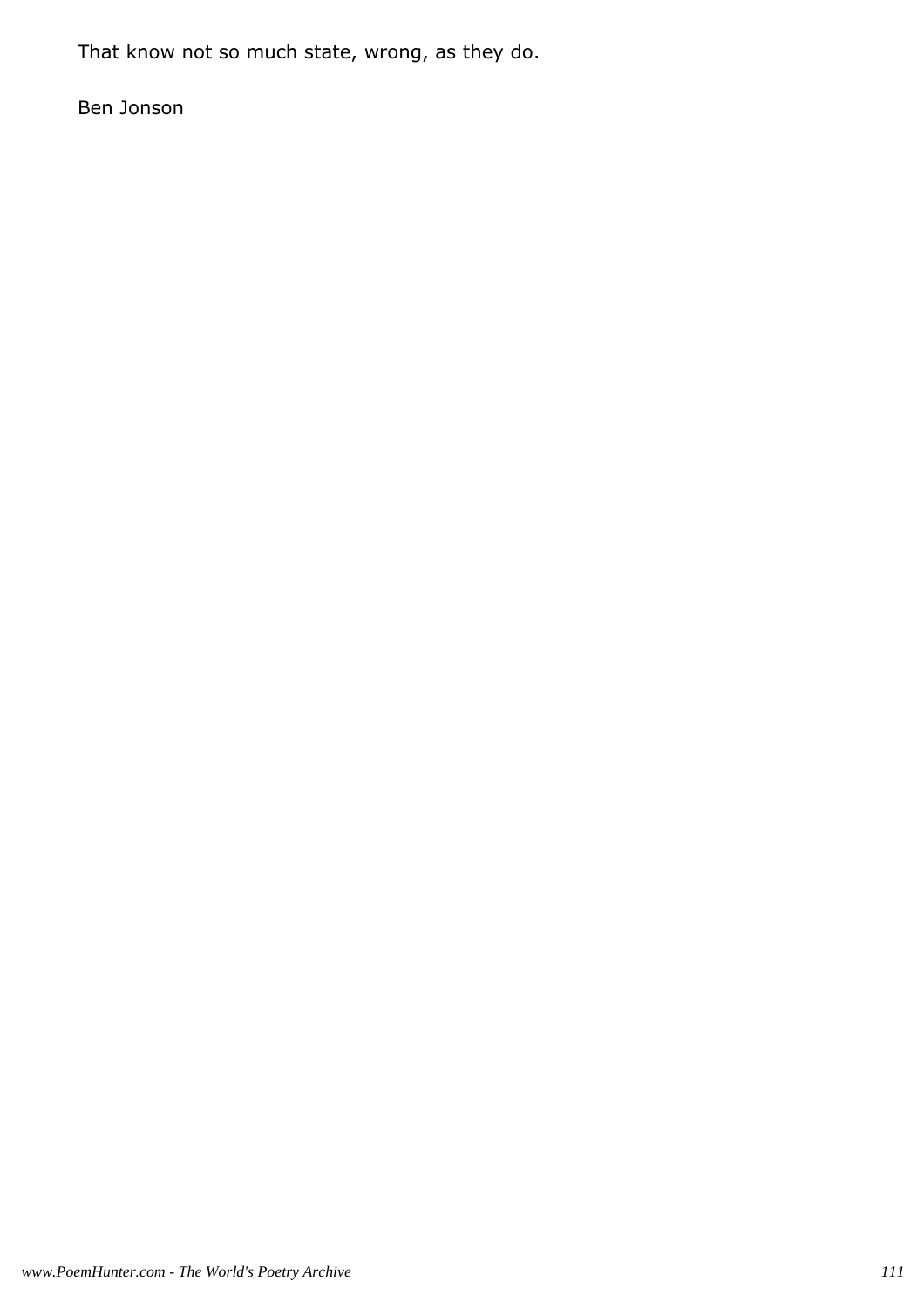That know not so much state, wrong, as they do.

Ben Jonson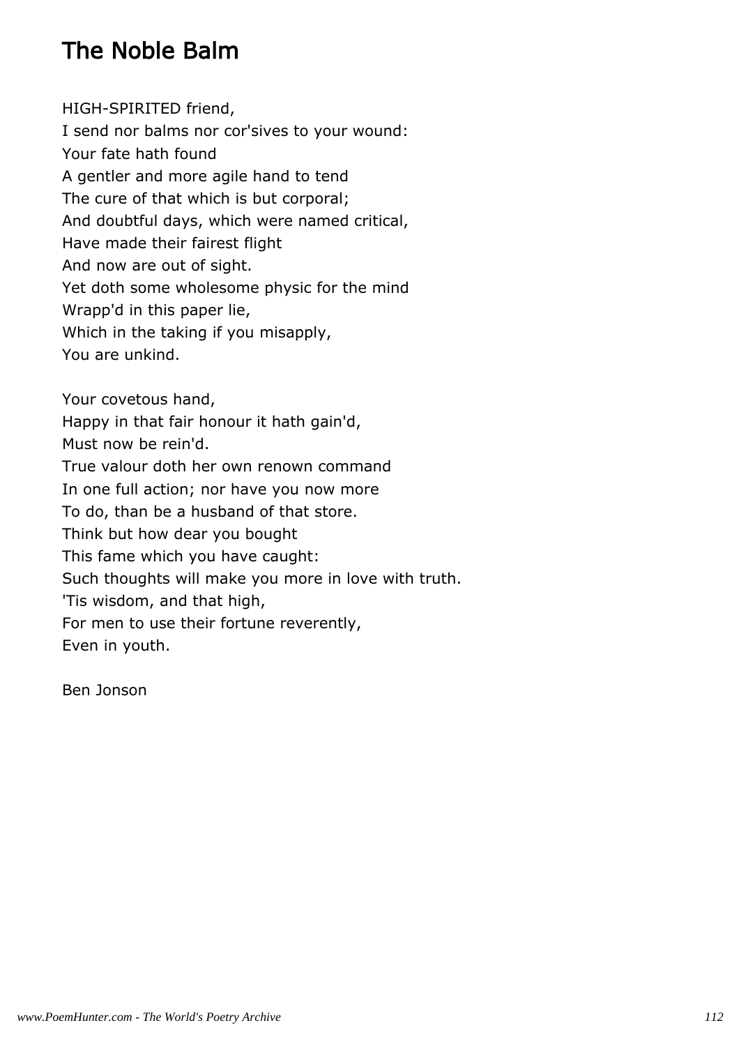# The Noble Balm

HIGH-SPIRITED friend,  
I send nor balms nor cor'sives to your wound:  
Your fate hath found  
A gentler and more agile hand to tend  
The cure of that which is but corporal;  
And doubtful days, which were named critical,  
Have made their fairest flight  
And now are out of sight.  
Yet doth some wholesome physic for the mind  
Wrapp'd in this paper lie,  
Which in the taking if you misapply,  
You are unkind.

Your covetous hand,  
Happy in that fair honour it hath gain'd,  
Must now be rein'd.  
True valour doth her own renown command  
In one full action; nor have you now more  
To do, than be a husband of that store.  
Think but how dear you bought  
This fame which you have caught:  
Such thoughts will make you more in love with truth.  
'Tis wisdom, and that high,  
For men to use their fortune reverently,  
Even in youth.

Ben Jonson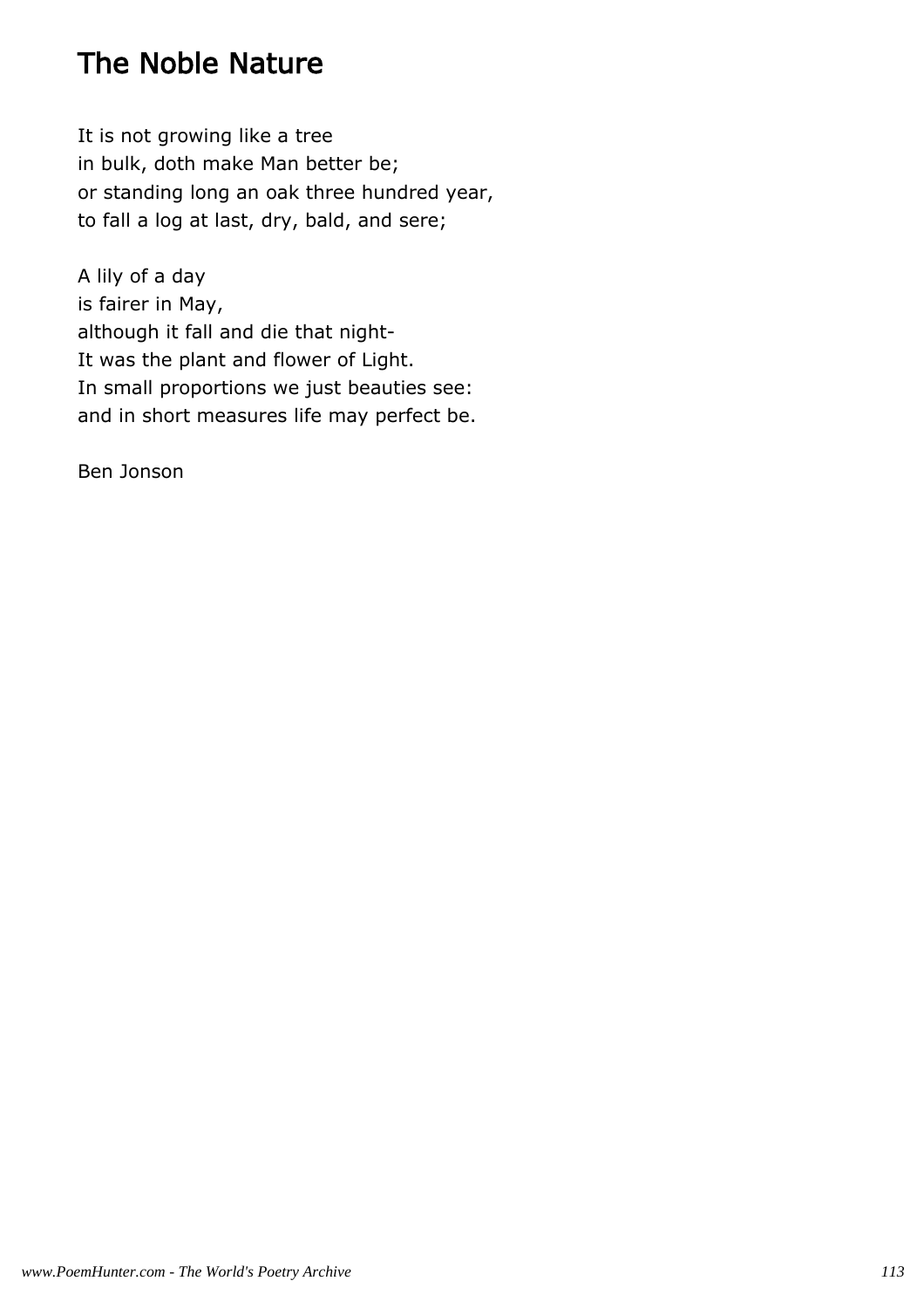# The Noble Nature

It is not growing like a tree
in bulk, doth make Man better be;
or standing long an oak three hundred year,
to fall a log at last, dry, bald, and sere;

A lily of a day
is fairer in May,
although it fall and die that night-
It was the plant and flower of Light.
In small proportions we just beauties see:
and in short measures life may perfect be.

Ben Jonson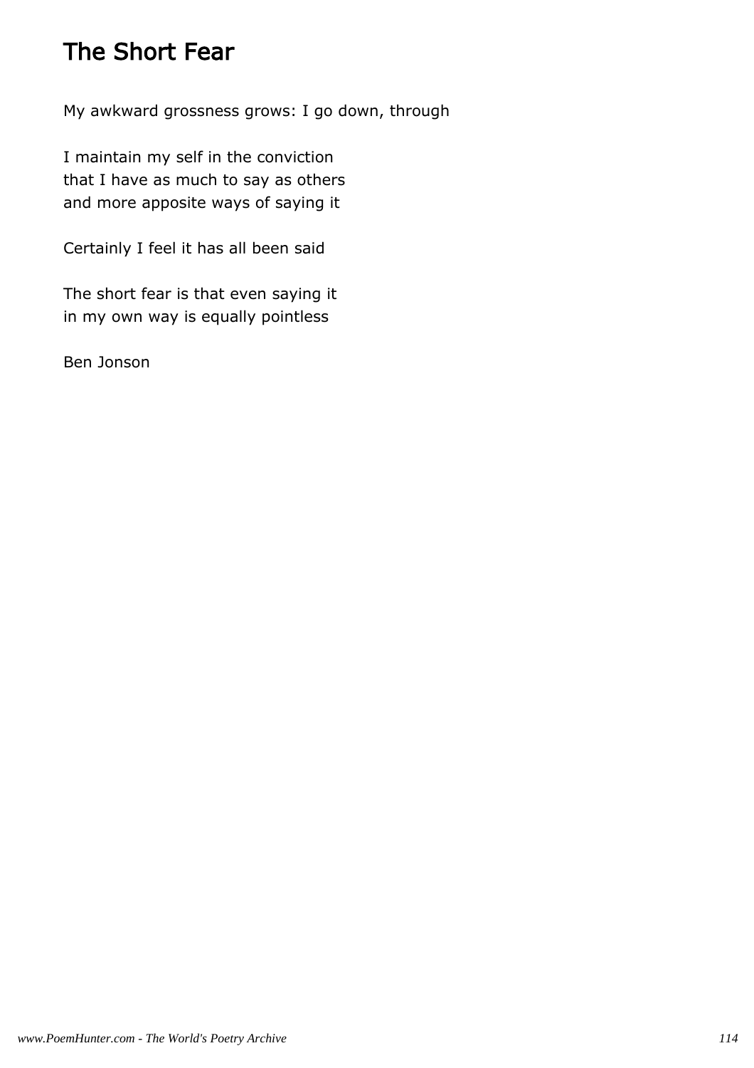# The Short Fear

My awkward grossness grows: I go down, through

I maintain my self in the conviction
that I have as much to say as others
and more apposite ways of saying it

Certainly I feel it has all been said

The short fear is that even saying it
in my own way is equally pointless

Ben Jonson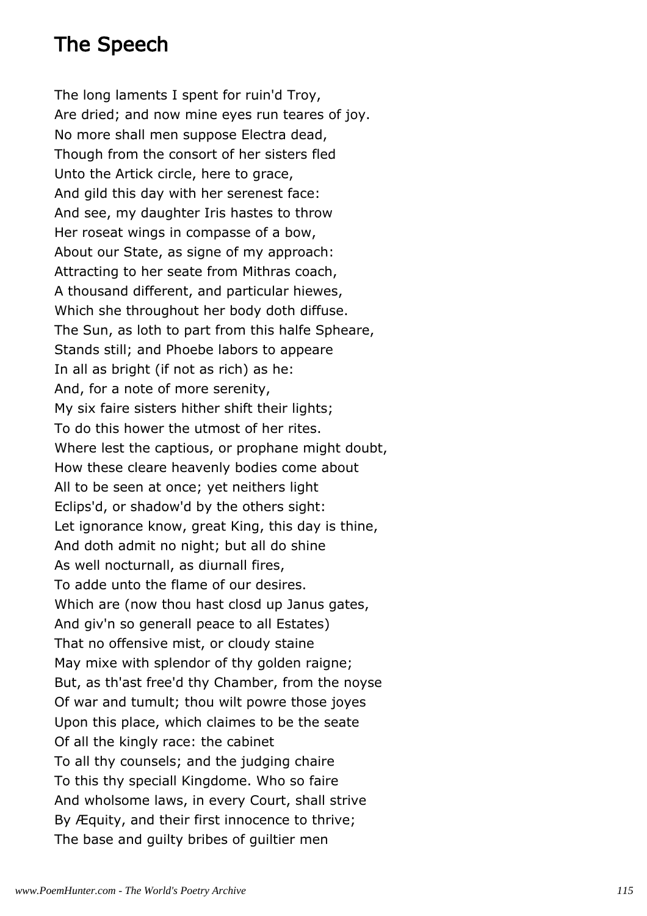## The Speech

The long laments I spent for ruin'd Troy,
Are dried; and now mine eyes run teares of joy.
No more shall men suppose Electra dead,
Though from the consort of her sisters fled
Unto the Artick circle, here to grace,
And gild this day with her serenest face:
And see, my daughter Iris hastes to throw
Her roseat wings in compasse of a bow,
About our State, as signe of my approach:
Attracting to her seate from Mithras coach,
A thousand different, and particular hiewes,
Which she throughout her body doth diffuse.
The Sun, as loth to part from this halfe Spheare,
Stands still; and Phoebe labors to appeare
In all as bright (if not as rich) as he:
And, for a note of more serenity,
My six faire sisters hither shift their lights;
To do this hower the utmost of her rites.
Where lest the captious, or prophane might doubt,
How these cleare heavenly bodies come about
All to be seen at once; yet neithers light
Eclips'd, or shadow'd by the others sight:
Let ignorance know, great King, this day is thine,
And doth admit no night; but all do shine
As well nocturnall, as diurnall fires,
To adde unto the flame of our desires.
Which are (now thou hast closd up Janus gates,
And giv'n so generall peace to all Estates)
That no offensive mist, or cloudy staine
May mixe with splendor of thy golden raigne;
But, as th'ast free'd thy Chamber, from the noyse
Of war and tumult; thou wilt powre those joyes
Upon this place, which claimes to be the seate
Of all the kingly race: the cabinet
To all thy counsels; and the judging chaire
To this thy speciall Kingdome. Who so faire
And wholsome laws, in every Court, shall strive
By Æquity, and their first innocence to thrive;
The base and guilty bribes of guiltier men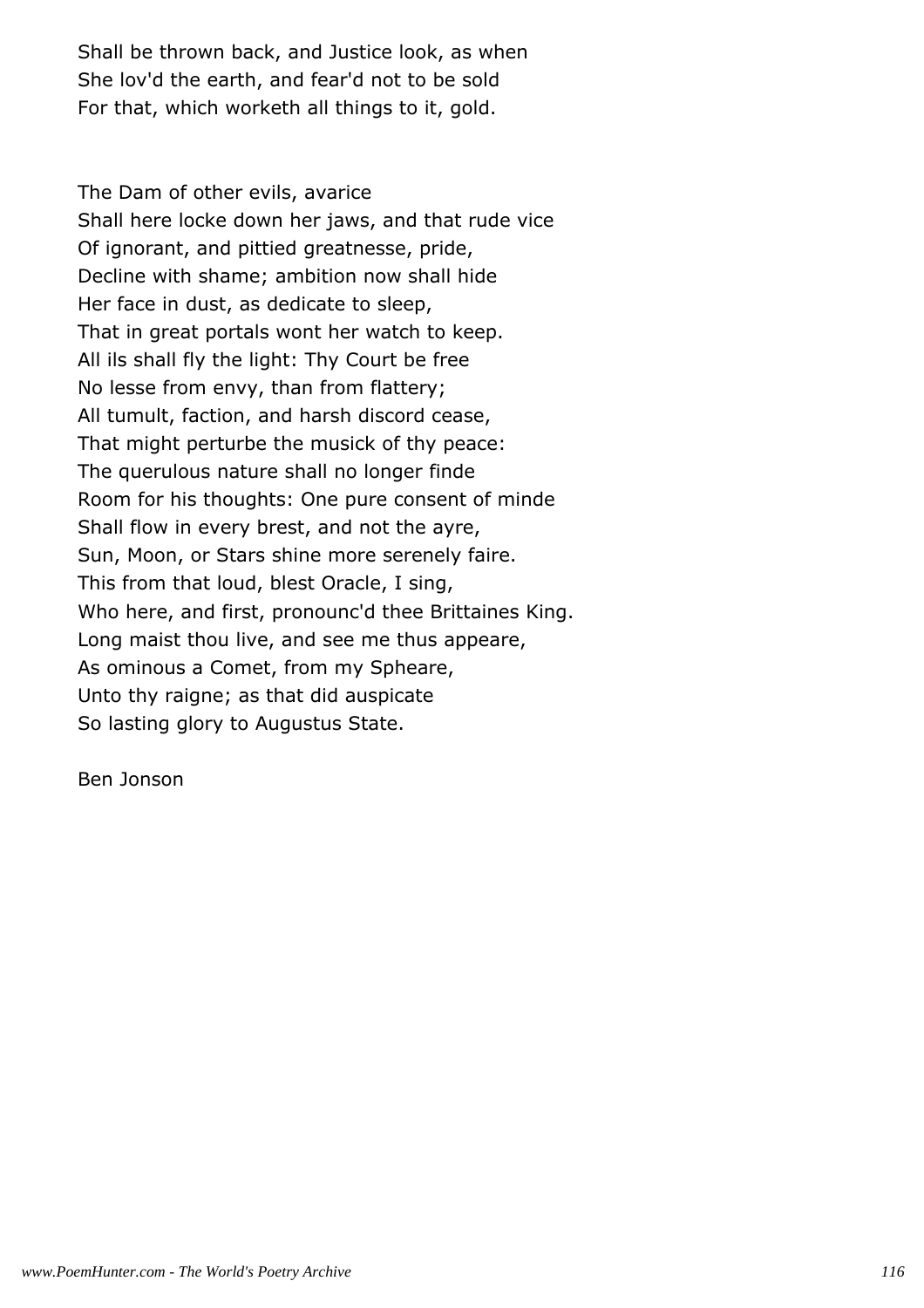Shall be thrown back, and Justice look, as when
She lov'd the earth, and fear'd not to be sold
For that, which worketh all things to it, gold.

The Dam of other evils, avarice
Shall here locke down her jaws, and that rude vice
Of ignorant, and pittied greatnesse, pride,
Decline with shame; ambition now shall hide
Her face in dust, as dedicate to sleep,
That in great portals wont her watch to keep.
All ils shall fly the light: Thy Court be free
No lesse from envy, than from flattery;
All tumult, faction, and harsh discord cease,
That might perturbe the musick of thy peace:
The querulous nature shall no longer finde
Room for his thoughts: One pure consent of minde
Shall flow in every brest, and not the ayre,
Sun, Moon, or Stars shine more serenely faire.
This from that loud, blest Oracle, I sing,
Who here, and first, pronounc'd thee Brittaines King.
Long maist thou live, and see me thus appeare,
As ominous a Comet, from my Spheare,
Unto thy raigne; as that did auspicate
So lasting glory to Augustus State.

Ben Jonson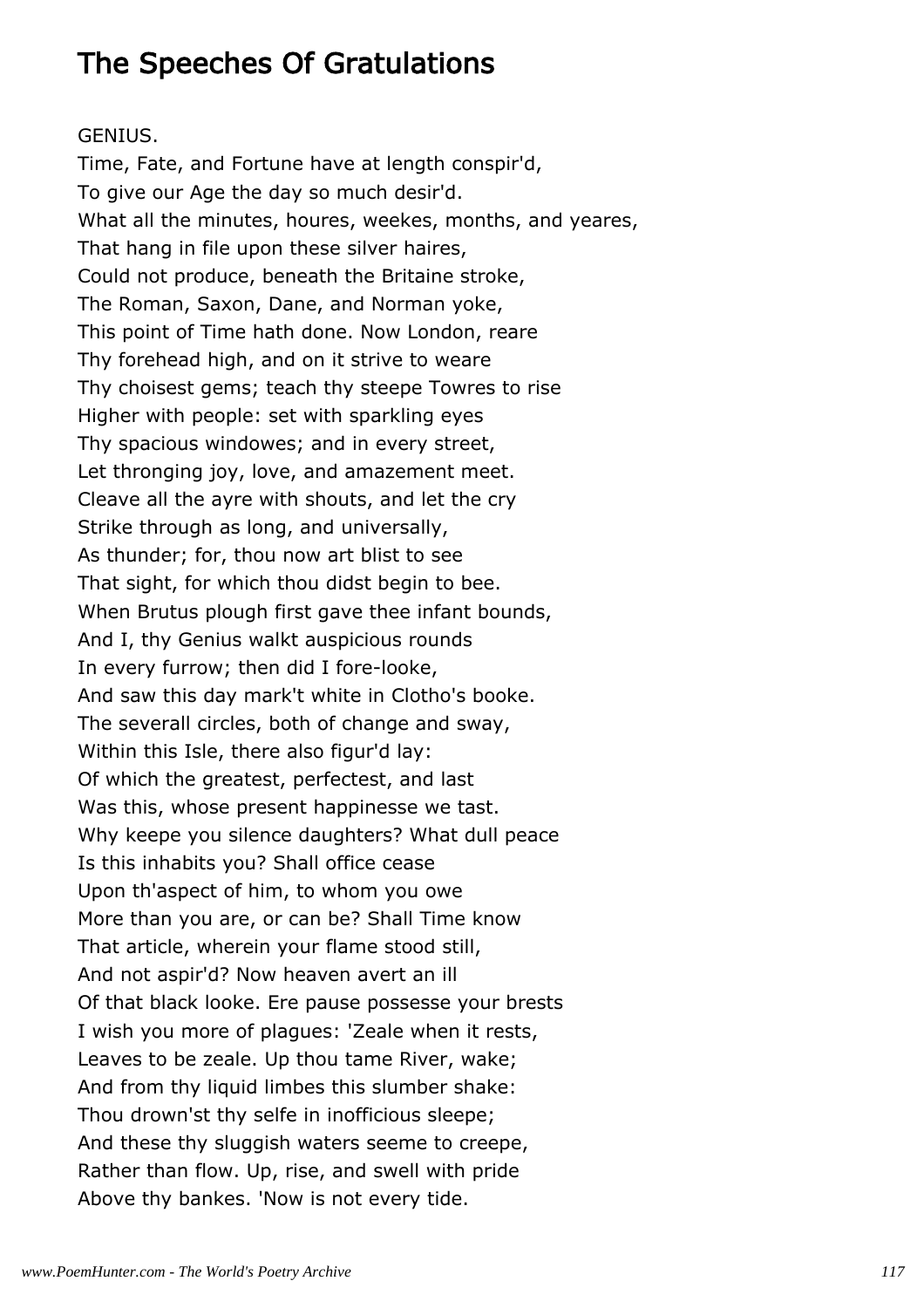# The Speeches Of Gratulations

GENIUS.

Time, Fate, and Fortune have at length conspir'd,  
To give our Age the day so much desir'd.  
What all the minutes, houres, weekes, months, and yeares,  
That hang in file upon these silver haires,  
Could not produce, beneath the Britaine stroke,  
The Roman, Saxon, Dane, and Norman yoke,  
This point of Time hath done. Now London, reare  
Thy forehead high, and on it strive to weare  
Thy choisest gems; teach thy steepe Towres to rise  
Higher with people: set with sparkling eyes  
Thy spacious windowes; and in every street,  
Let thronging joy, love, and amazement meet.  
Cleave all the ayre with shouts, and let the cry  
Strike through as long, and universally,  
As thunder; for, thou now art blist to see  
That sight, for which thou didst begin to bee.  
When Brutus plough first gave thee infant bounds,  
And I, thy Genius walkt auspicious rounds  
In every furrow; then did I fore-looke,  
And saw this day mark't white in Clotho's booke.  
The severall circles, both of change and sway,  
Within this Isle, there also figur'd lay:  
Of which the greatest, perfectest, and last  
Was this, whose present happinesse we tast.  
Why keepe you silence daughters? What dull peace  
Is this inhabits you? Shall office cease  
Upon th'aspect of him, to whom you owe  
More than you are, or can be? Shall Time know  
That article, wherein your flame stood still,  
And not aspir'd? Now heaven avert an ill  
Of that black looke. Ere pause possesse your brests  
I wish you more of plagues: 'Zeale when it rests,  
Leaves to be zeale. Up thou tame River, wake;  
And from thy liquid limbes this slumber shake:  
Thou drown'st thy selfe in inofficious sleepe;  
And these thy sluggish waters seeme to creepe,  
Rather than flow. Up, rise, and swell with pride  
Above thy bankes. 'Now is not every tide.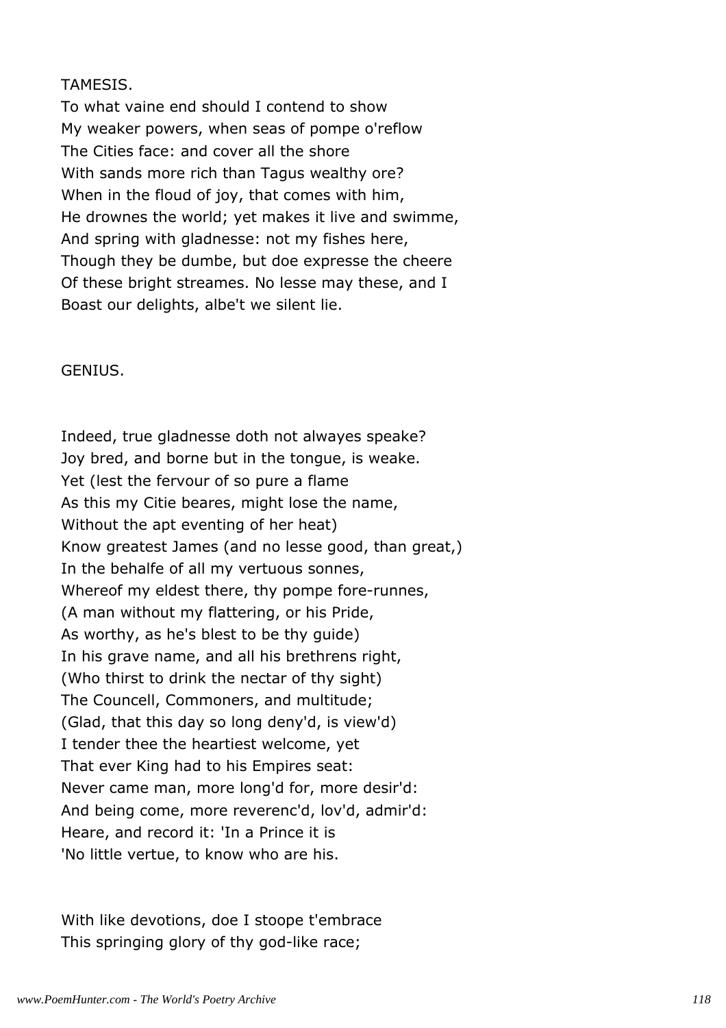TAMESIS.

To what vaine end should I contend to show
My weaker powers, when seas of pompe o'reflow
The Cities face: and cover all the shore
With sands more rich than Tagus wealthy ore?
When in the floud of joy, that comes with him,
He drownes the world; yet makes it live and swimme,
And spring with gladnesse: not my fishes here,
Though they be dumbe, but doe expresse the cheere
Of these bright streames. No lesse may these, and I
Boast our delights, albe't we silent lie.

GENIUS.

Indeed, true gladnesse doth not alwayes speake?
Joy bred, and borne but in the tongue, is weake.
Yet (lest the fervour of so pure a flame
As this my Citie beares, might lose the name,
Without the apt eventing of her heat)
Know greatest James (and no lesse good, than great,)
In the behalfe of all my vertuous sonnes,
Whereof my eldest there, thy pompe fore-runnes,
(A man without my flattering, or his Pride,
As worthy, as he's blest to be thy guide)
In his grave name, and all his brethrens right,
(Who thirst to drink the nectar of thy sight)
The Councell, Commoners, and multitude;
(Glad, that this day so long deny'd, is view'd)
I tender thee the heartiest welcome, yet
That ever King had to his Empires seat:
Never came man, more long'd for, more desir'd:
And being come, more reverenc'd, lov'd, admir'd:
Heare, and record it: 'In a Prince it is
'No little vertue, to know who are his.

With like devotions, doe I stoope t'embrace
This springing glory of thy god-like race;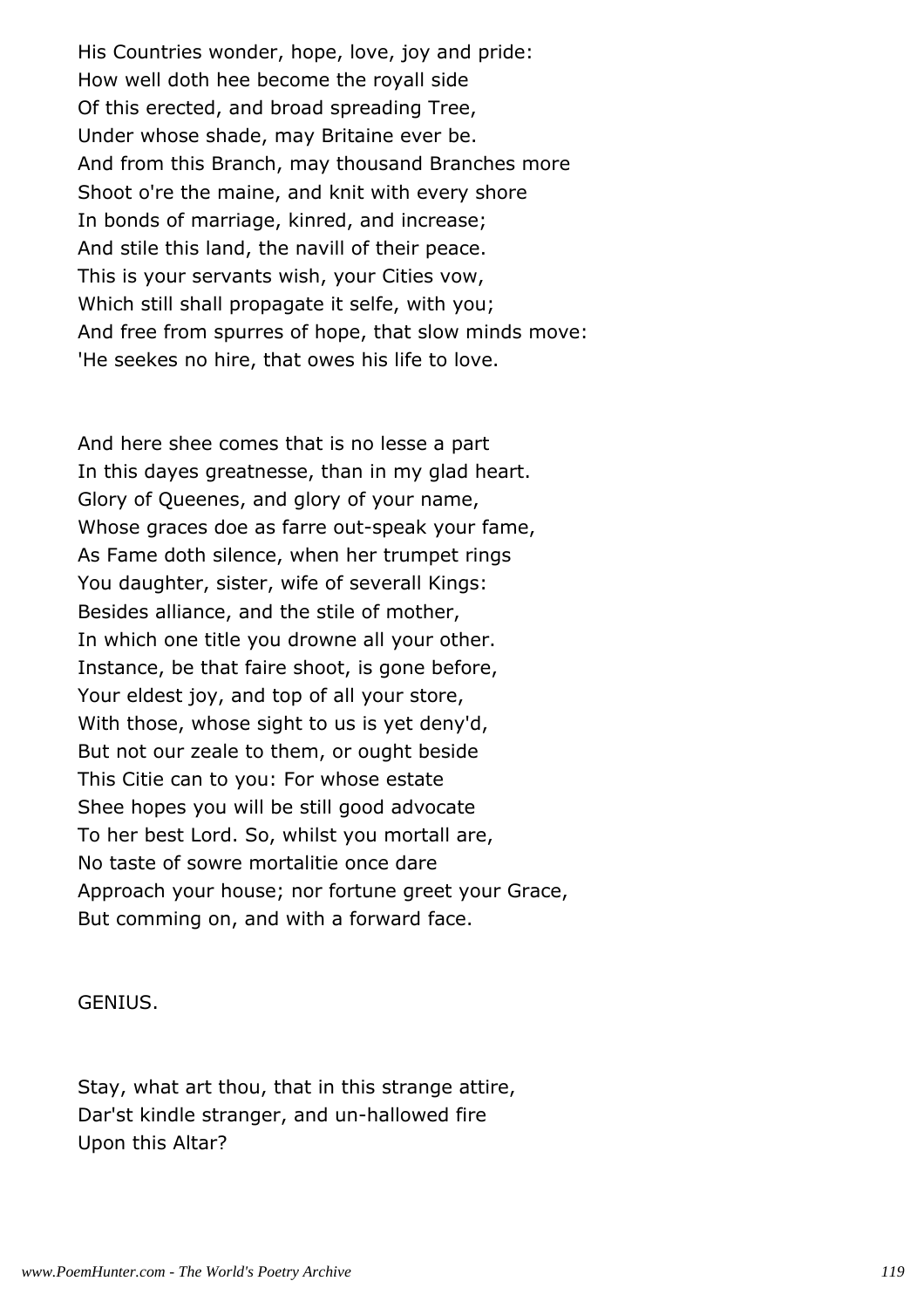His Countries wonder, hope, love, joy and pride:
How well doth hee become the royall side
Of this erected, and broad spreading Tree,
Under whose shade, may Britaine ever be.
And from this Branch, may thousand Branches more
Shoot o're the maine, and knit with every shore
In bonds of marriage, kinred, and increase;
And stile this land, the navill of their peace.
This is your servants wish, your Cities vow,
Which still shall propagate it selfe, with you;
And free from spurres of hope, that slow minds move:
'He seekes no hire, that owes his life to love.

And here shee comes that is no lesse a part
In this dayes greatnesse, than in my glad heart.
Glory of Queenes, and glory of your name,
Whose graces doe as farre out-speak your fame,
As Fame doth silence, when her trumpet rings
You daughter, sister, wife of severall Kings:
Besides alliance, and the stile of mother,
In which one title you drowne all your other.
Instance, be that faire shoot, is gone before,
Your eldest joy, and top of all your store,
With those, whose sight to us is yet deny'd,
But not our zeale to them, or ought beside
This Citie can to you: For whose estate
Shee hopes you will be still good advocate
To her best Lord. So, whilst you mortall are,
No taste of sowre mortalitie once dare
Approach your house; nor fortune greet your Grace,
But comming on, and with a forward face.

GENIUS.

Stay, what art thou, that in this strange attire,
Dar'st kindle stranger, and un-hallowed fire
Upon this Altar?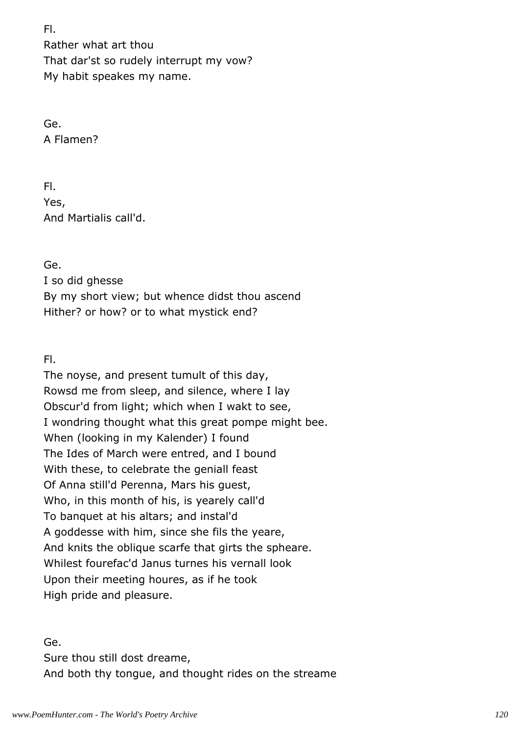Fl.
Rather what art thou
That dar'st so rudely interrupt my vow?
My habit speakes my name.

Ge.
A Flamen?

Fl.
Yes,
And Martialis call'd.

Ge.
I so did ghesse
By my short view; but whence didst thou ascend
Hither? or how? or to what mystick end?

Fl.
The noyse, and present tumult of this day,
Rowsd me from sleep, and silence, where I lay
Obscur'd from light; which when I wakt to see,
I wondring thought what this great pompe might bee.
When (looking in my Kalender) I found
The Ides of March were entred, and I bound
With these, to celebrate the geniall feast
Of Anna still'd Perenna, Mars his guest,
Who, in this month of his, is yearely call'd
To banquet at his altars; and instal'd
A goddesse with him, since she fils the yeare,
And knits the oblique scarfe that girts the spheare.
Whilest fourefac'd Janus turnes his vernall look
Upon their meeting houres, as if he took
High pride and pleasure.

Ge.
Sure thou still dost dreame,
And both thy tongue, and thought rides on the streame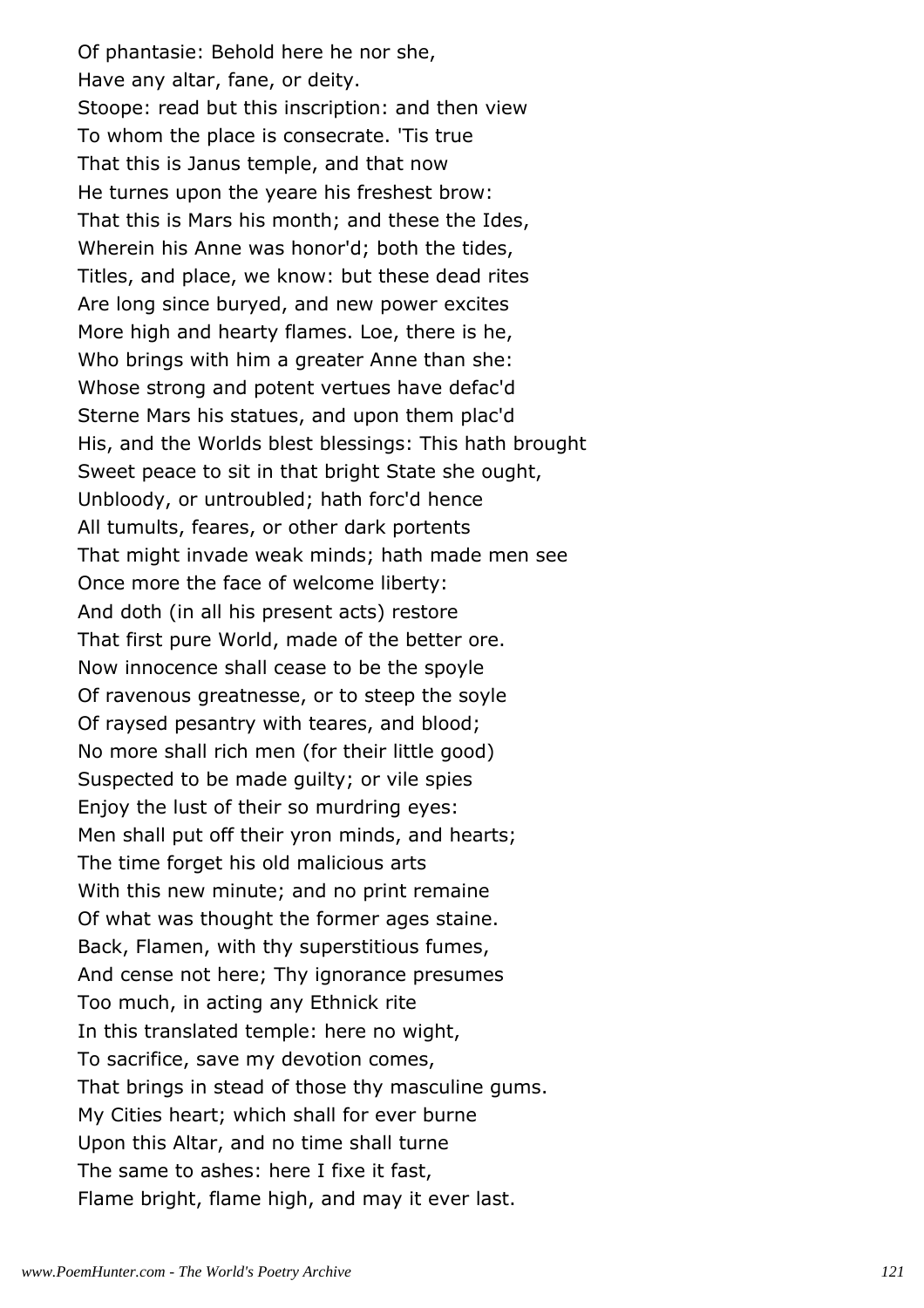Of phantasie: Behold here he nor she,
Have any altar, fane, or deity.
Stoope: read but this inscription: and then view
To whom the place is consecrate. 'Tis true
That this is Janus temple, and that now
He turnes upon the yeare his freshest brow:
That this is Mars his month; and these the Ides,
Wherein his Anne was honor'd; both the tides,
Titles, and place, we know: but these dead rites
Are long since buryed, and new power excites
More high and hearty flames. Loe, there is he,
Who brings with him a greater Anne than she:
Whose strong and potent vertues have defac'd
Sterne Mars his statues, and upon them plac'd
His, and the Worlds blest blessings: This hath brought
Sweet peace to sit in that bright State she ought,
Unbloody, or untroubled; hath forc'd hence
All tumults, feares, or other dark portents
That might invade weak minds; hath made men see
Once more the face of welcome liberty:
And doth (in all his present acts) restore
That first pure World, made of the better ore.
Now innocence shall cease to be the spoyle
Of ravenous greatnesse, or to steep the soyle
Of raysed pesantry with teares, and blood;
No more shall rich men (for their little good)
Suspected to be made guilty; or vile spies
Enjoy the lust of their so murdring eyes:
Men shall put off their yron minds, and hearts;
The time forget his old malicious arts
With this new minute; and no print remaine
Of what was thought the former ages staine.
Back, Flamen, with thy superstitious fumes,
And cense not here; Thy ignorance presumes
Too much, in acting any Ethnick rite
In this translated temple: here no wight,
To sacrifice, save my devotion comes,
That brings in stead of those thy masculine gums.
My Cities heart; which shall for ever burne
Upon this Altar, and no time shall turne
The same to ashes: here I fixe it fast,
Flame bright, flame high, and may it ever last.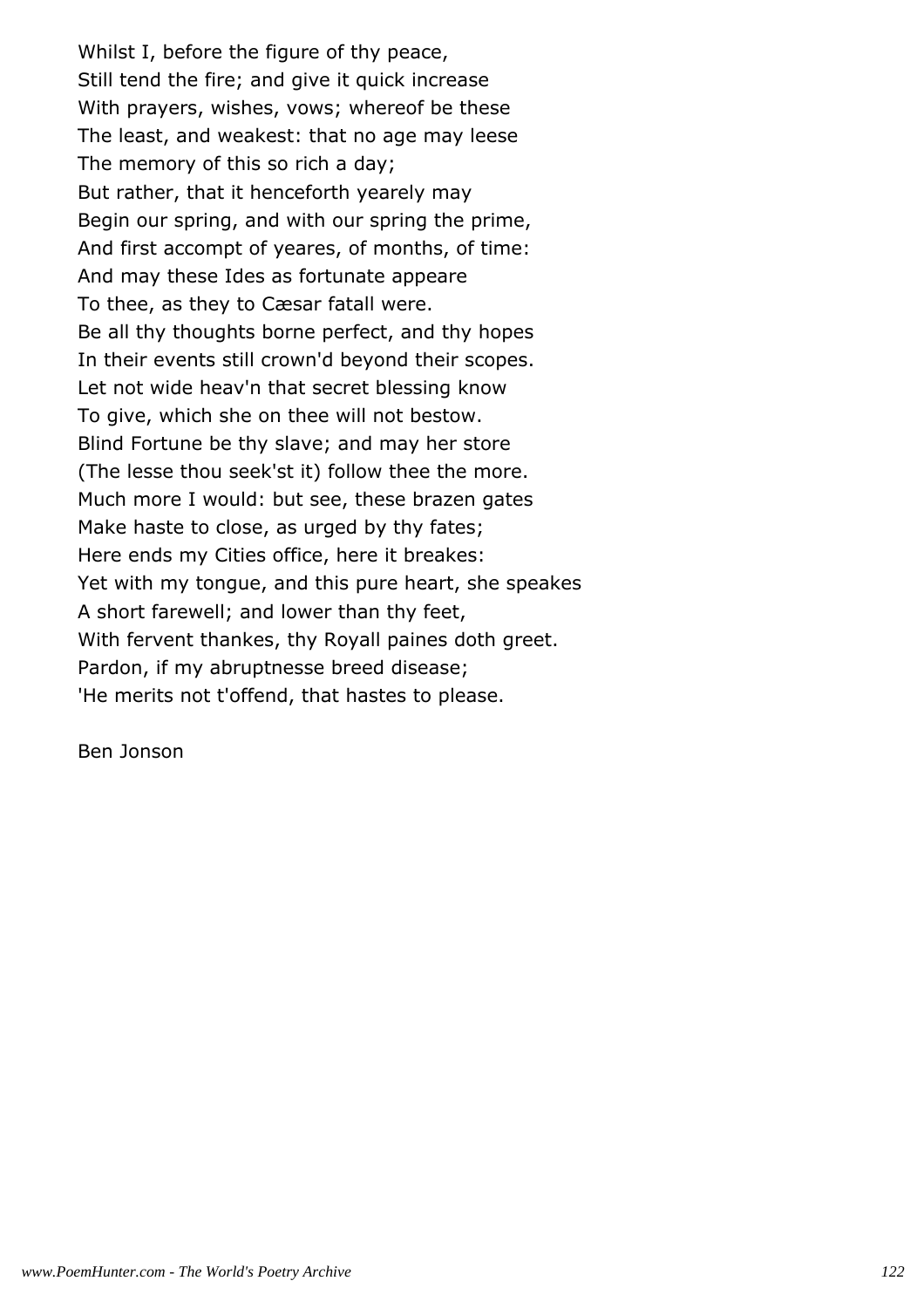Whilst I, before the figure of thy peace,
Still tend the fire; and give it quick increase
With prayers, wishes, vows; whereof be these
The least, and weakest: that no age may leese
The memory of this so rich a day;
But rather, that it henceforth yearely may
Begin our spring, and with our spring the prime,
And first accompt of yeares, of months, of time:
And may these Ides as fortunate appeare
To thee, as they to Cæsar fatall were.
Be all thy thoughts borne perfect, and thy hopes
In their events still crown'd beyond their scopes.
Let not wide heav'n that secret blessing know
To give, which she on thee will not bestow.
Blind Fortune be thy slave; and may her store
(The lesse thou seek'st it) follow thee the more.
Much more I would: but see, these brazen gates
Make haste to close, as urged by thy fates;
Here ends my Cities office, here it breakes:
Yet with my tongue, and this pure heart, she speakes
A short farewell; and lower than thy feet,
With fervent thankes, thy Royall paines doth greet.
Pardon, if my abruptnesse breed disease;
'He merits not t'offend, that hastes to please.

Ben Jonson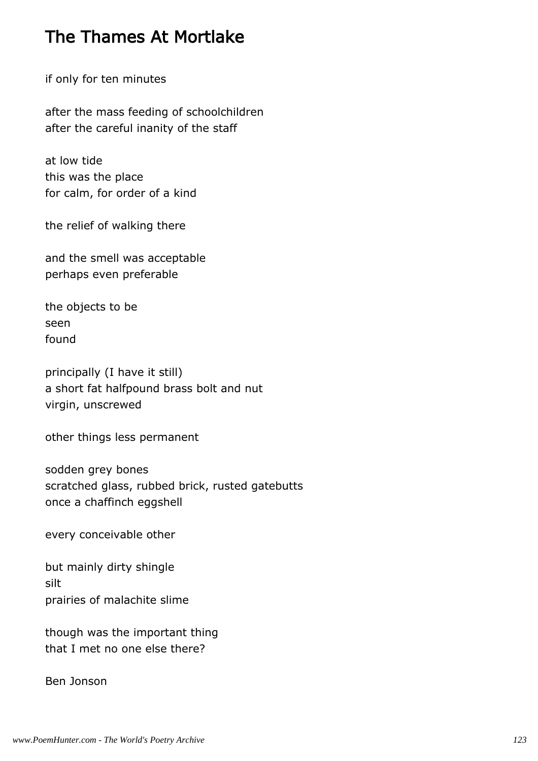# The Thames At Mortlake

if only for ten minutes

after the mass feeding of schoolchildren
after the careful inanity of the staff

at low tide
this was the place
for calm, for order of a kind

the relief of walking there

and the smell was acceptable
perhaps even preferable

the objects to be
seen
found

principally (I have it still)
a short fat halfpound brass bolt and nut
virgin, unscrewed

other things less permanent

sodden grey bones
scratched glass, rubbed brick, rusted gatebutts
once a chaffinch eggshell

every conceivable other

but mainly dirty shingle
silt
prairies of malachite slime

though was the important thing
that I met no one else there?

Ben Jonson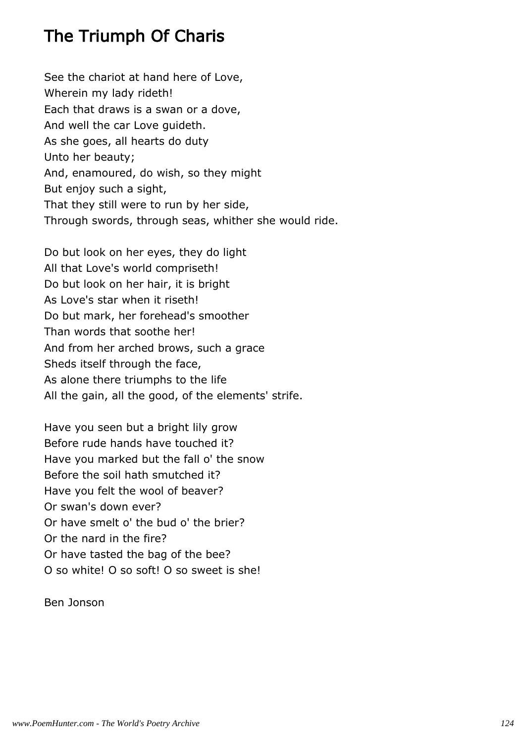# The Triumph Of Charis

See the chariot at hand here of Love,
Wherein my lady rideth!
Each that draws is a swan or a dove,
And well the car Love guideth.
As she goes, all hearts do duty
Unto her beauty;
And, enamoured, do wish, so they might
But enjoy such a sight,
That they still were to run by her side,
Through swords, through seas, whither she would ride.

Do but look on her eyes, they do light
All that Love's world compriseth!
Do but look on her hair, it is bright
As Love's star when it riseth!
Do but mark, her forehead's smoother
Than words that soothe her!
And from her arched brows, such a grace
Sheds itself through the face,
As alone there triumphs to the life
All the gain, all the good, of the elements' strife.

Have you seen but a bright lily grow
Before rude hands have touched it?
Have you marked but the fall o' the snow
Before the soil hath smutched it?
Have you felt the wool of beaver?
Or swan's down ever?
Or have smelt o' the bud o' the brier?
Or the nard in the fire?
Or have tasted the bag of the bee?
O so white! O so soft! O so sweet is she!

Ben Jonson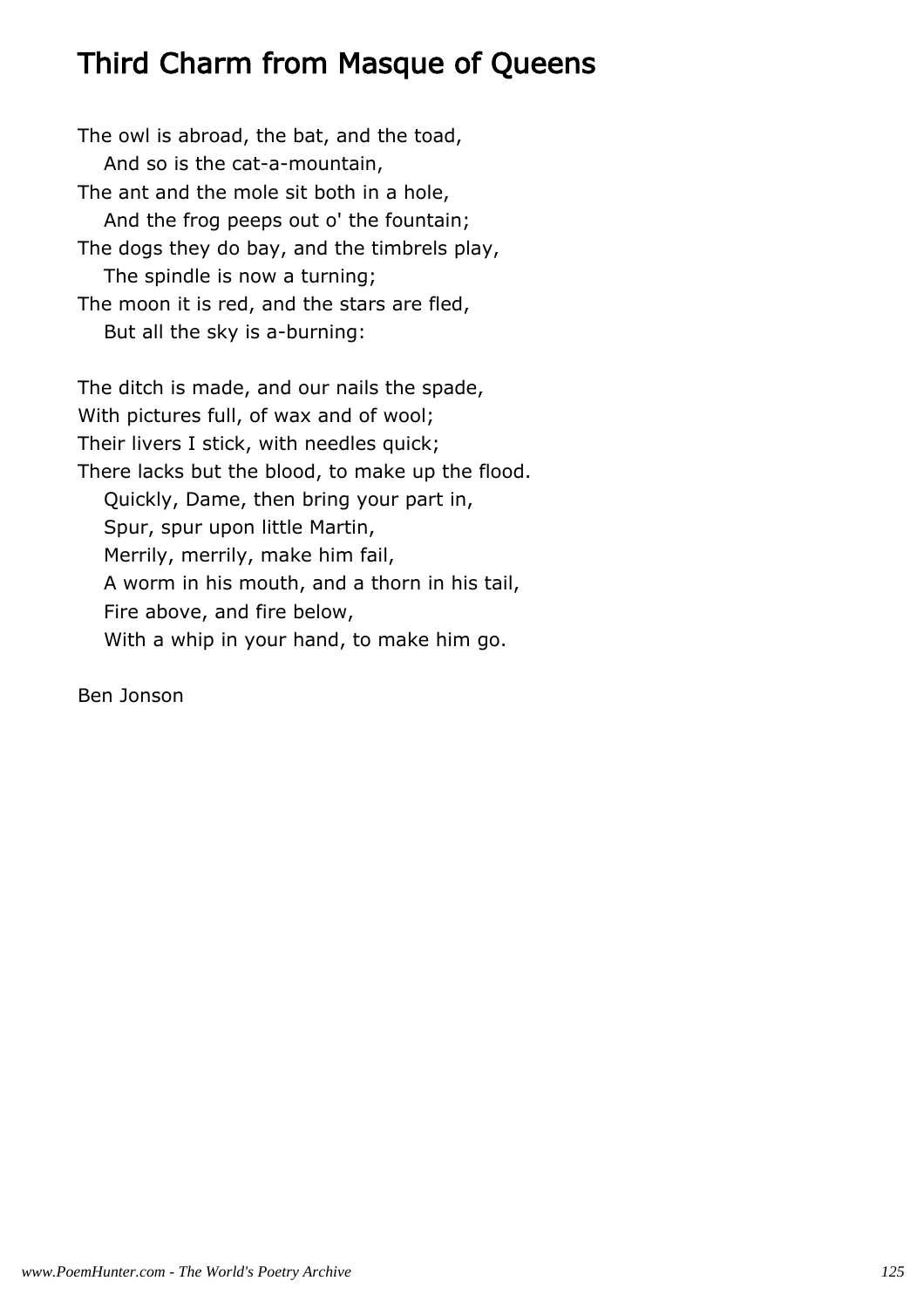# Third Charm from Masque of Queens

The owl is abroad, the bat, and the toad,
&nbsp;&nbsp;&nbsp;&nbsp;And so is the cat-a-mountain,
The ant and the mole sit both in a hole,
&nbsp;&nbsp;&nbsp;&nbsp;And the frog peeps out o' the fountain;
The dogs they do bay, and the timbrels play,
&nbsp;&nbsp;&nbsp;&nbsp;The spindle is now a turning;
The moon it is red, and the stars are fled,
&nbsp;&nbsp;&nbsp;&nbsp;But all the sky is a-burning:

The ditch is made, and our nails the spade,
With pictures full, of wax and of wool;
Their livers I stick, with needles quick;
There lacks but the blood, to make up the flood.
&nbsp;&nbsp;&nbsp;&nbsp;Quickly, Dame, then bring your part in,
&nbsp;&nbsp;&nbsp;&nbsp;Spur, spur upon little Martin,
&nbsp;&nbsp;&nbsp;&nbsp;Merrily, merrily, make him fail,
&nbsp;&nbsp;&nbsp;&nbsp;A worm in his mouth, and a thorn in his tail,
&nbsp;&nbsp;&nbsp;&nbsp;Fire above, and fire below,
&nbsp;&nbsp;&nbsp;&nbsp;With a whip in your hand, to make him go.

Ben Jonson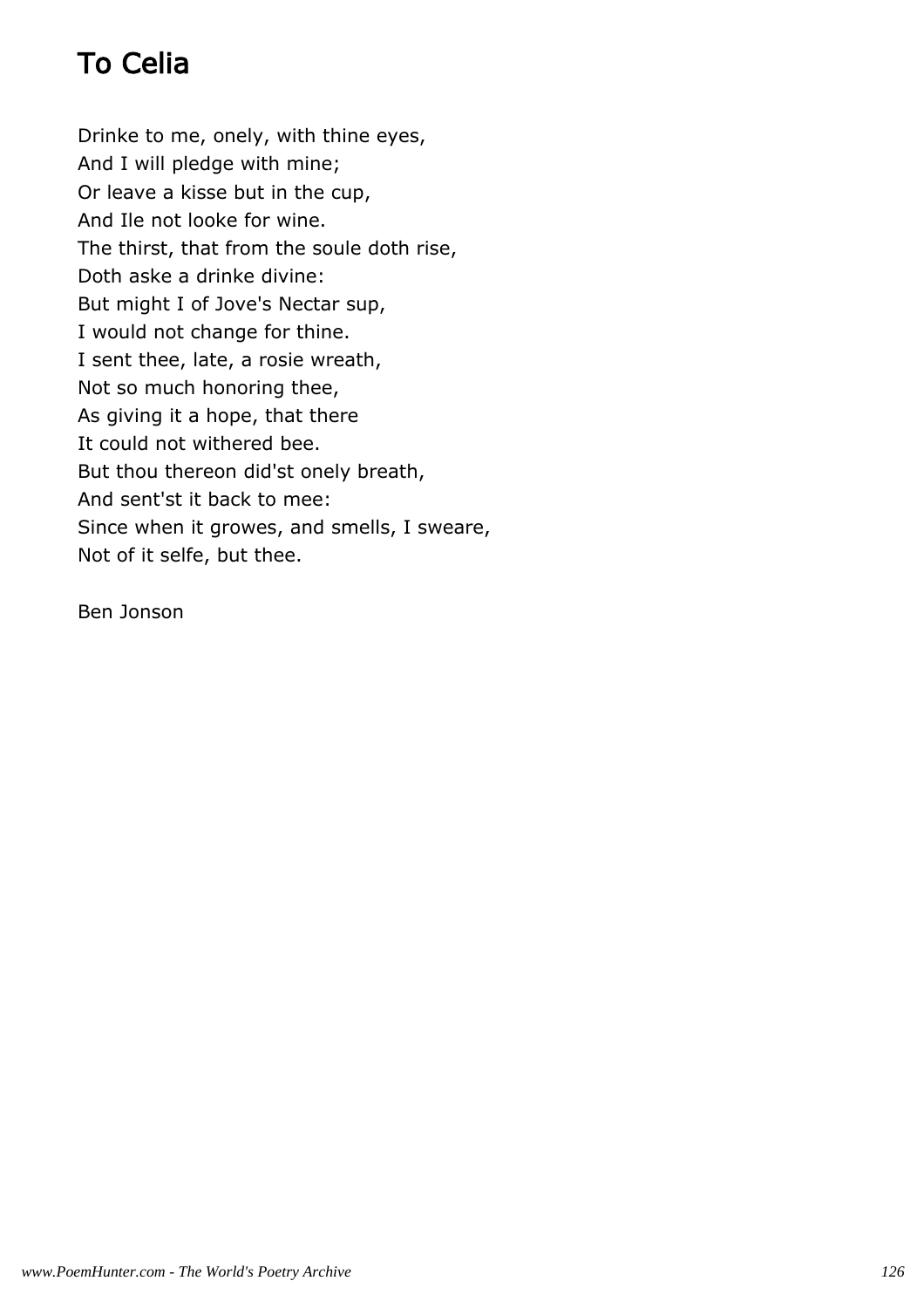# To Celia

Drinke to me, onely, with thine eyes,  
And I will pledge with mine;  
Or leave a kisse but in the cup,  
And Ile not looke for wine.  
The thirst, that from the soule doth rise,  
Doth aske a drinke divine:  
But might I of Jove's Nectar sup,  
I would not change for thine.  
I sent thee, late, a rosie wreath,  
Not so much honoring thee,  
As giving it a hope, that there  
It could not withered bee.  
But thou thereon did'st onely breath,  
And sent'st it back to mee:  
Since when it growes, and smells, I sweare,  
Not of it selfe, but thee.

Ben Jonson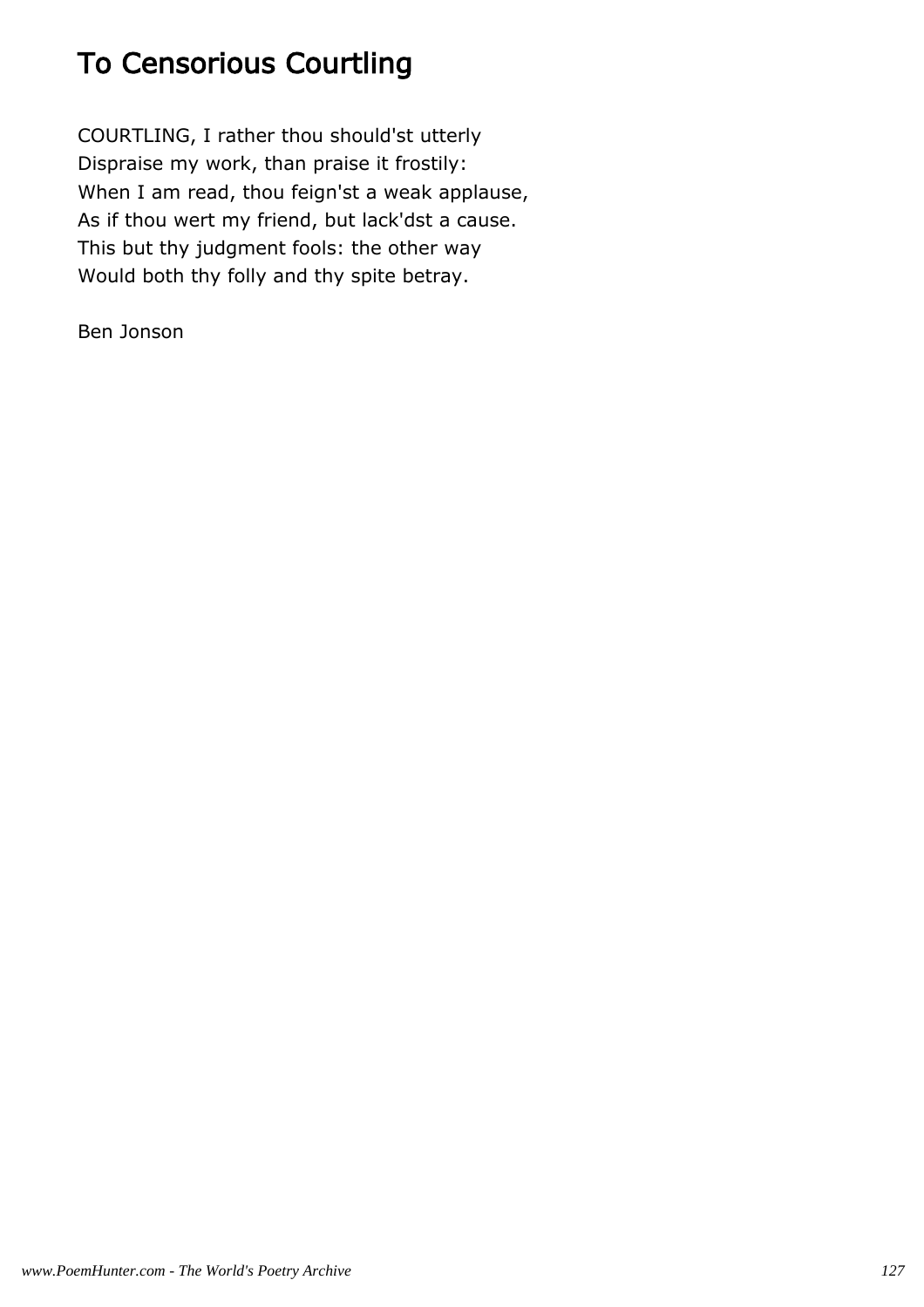# To Censorious Courtling

COURTLING, I rather thou should'st utterly
Dispraise my work, than praise it frostily:
When I am read, thou feign'st a weak applause,
As if thou wert my friend, but lack'dst a cause.
This but thy judgment fools: the other way
Would both thy folly and thy spite betray.

Ben Jonson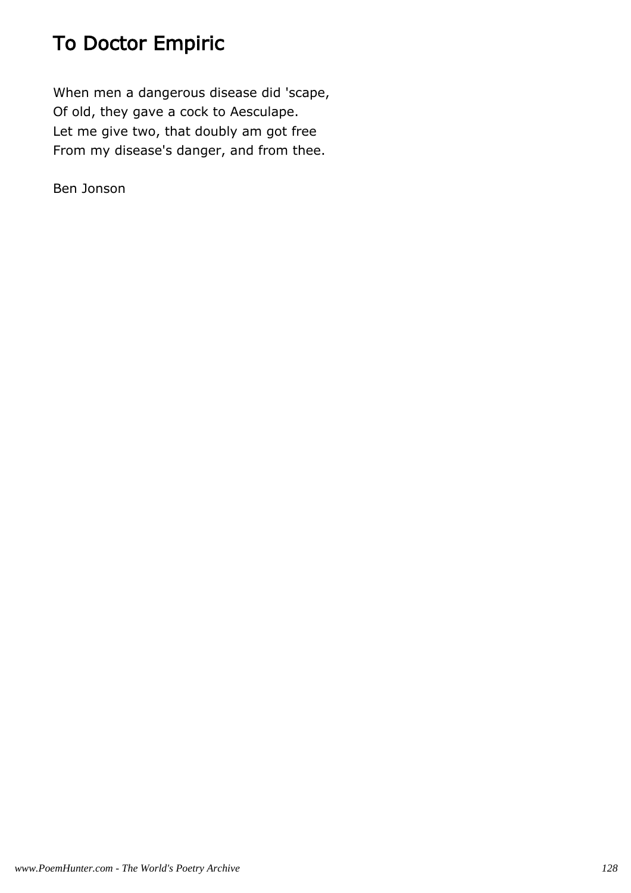# To Doctor Empiric

When men a dangerous disease did 'scape,
Of old, they gave a cock to Aesculape.
Let me give two, that doubly am got free
From my disease's danger, and from thee.

Ben Jonson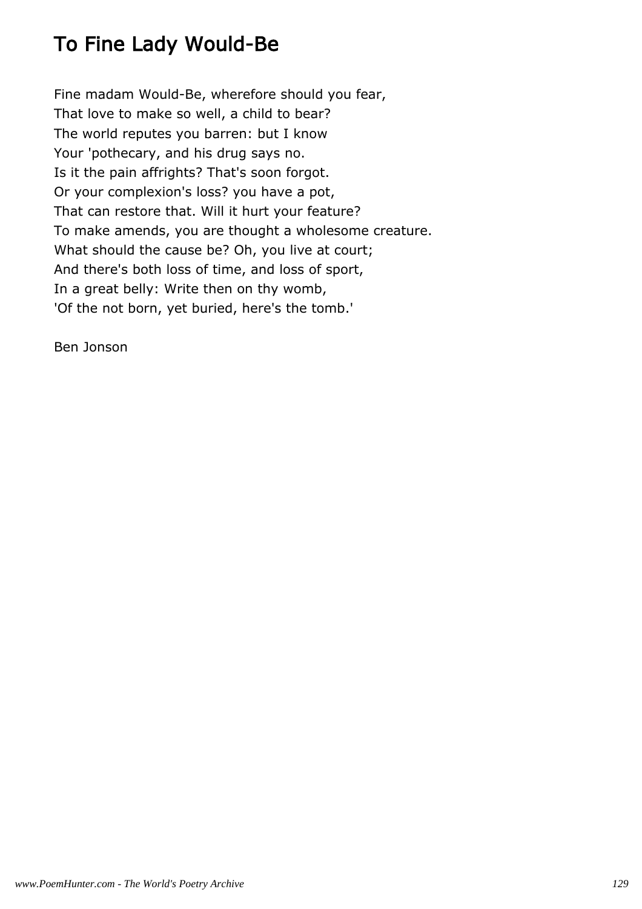# To Fine Lady Would-Be

Fine madam Would-Be, wherefore should you fear,
That love to make so well, a child to bear?
The world reputes you barren: but I know
Your 'pothecary, and his drug says no.
Is it the pain affrights? That's soon forgot.
Or your complexion's loss? you have a pot,
That can restore that. Will it hurt your feature?
To make amends, you are thought a wholesome creature.
What should the cause be? Oh, you live at court;
And there's both loss of time, and loss of sport,
In a great belly: Write then on thy womb,
'Of the not born, yet buried, here's the tomb.'

Ben Jonson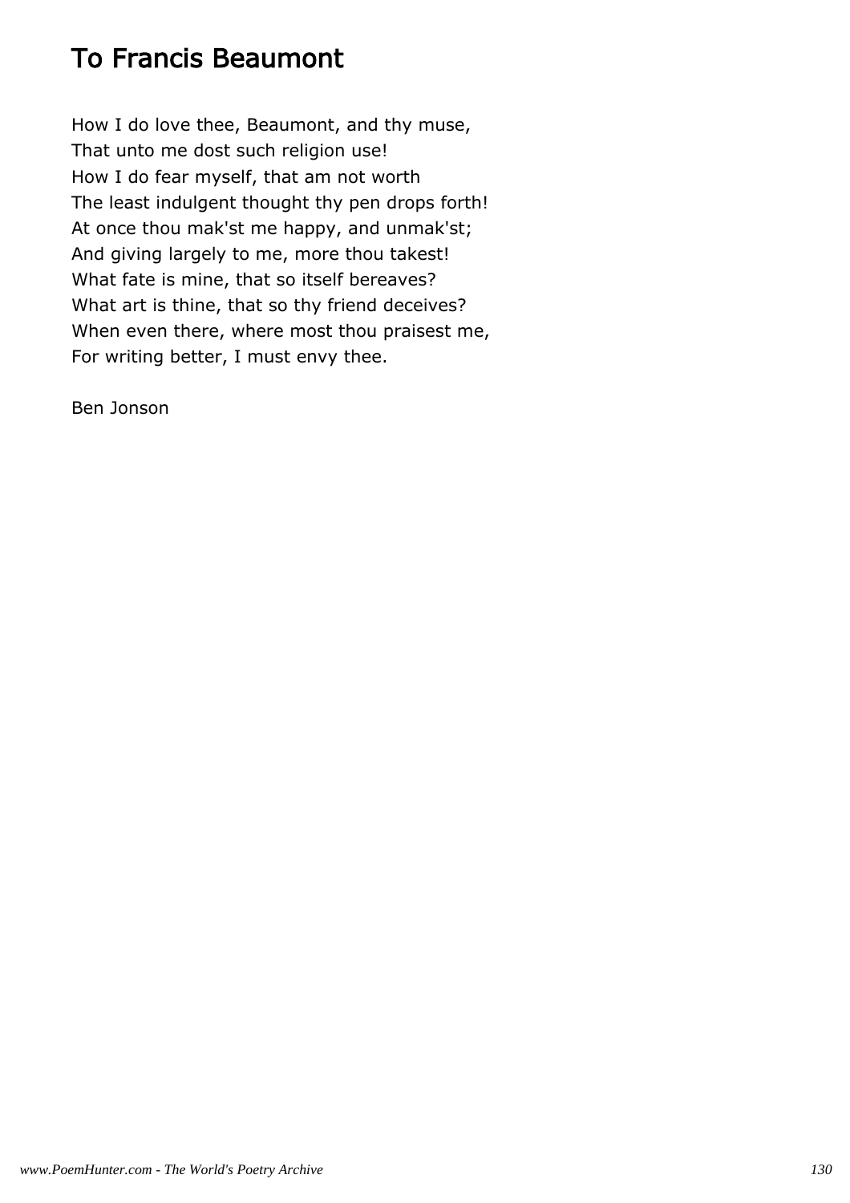# To Francis Beaumont

How I do love thee, Beaumont, and thy muse,
That unto me dost such religion use!
How I do fear myself, that am not worth
The least indulgent thought thy pen drops forth!
At once thou mak'st me happy, and unmak'st;
And giving largely to me, more thou takest!
What fate is mine, that so itself bereaves?
What art is thine, that so thy friend deceives?
When even there, where most thou praisest me,
For writing better, I must envy thee.

Ben Jonson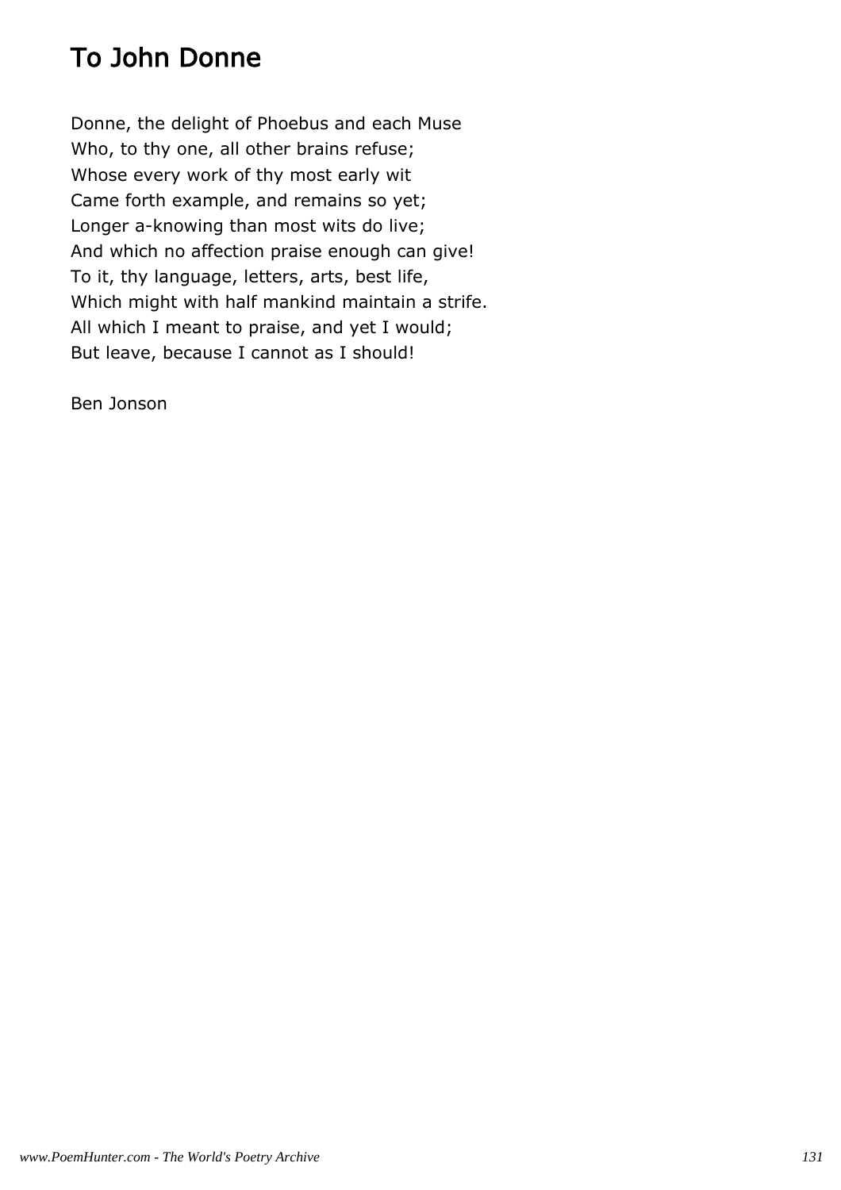# To John Donne

Donne, the delight of Phoebus and each Muse  
Who, to thy one, all other brains refuse;  
Whose every work of thy most early wit  
Came forth example, and remains so yet;  
Longer a-knowing than most wits do live;  
And which no affection praise enough can give!  
To it, thy language, letters, arts, best life,  
Which might with half mankind maintain a strife.  
All which I meant to praise, and yet I would;  
But leave, because I cannot as I should!

Ben Jonson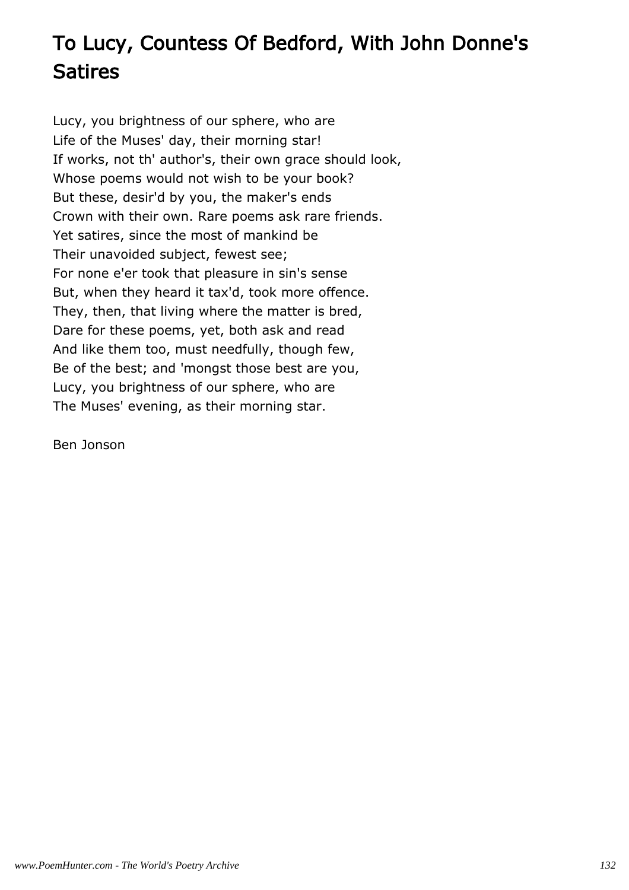# To Lucy, Countess Of Bedford, With John Donne's Satires

Lucy, you brightness of our sphere, who are  
Life of the Muses' day, their morning star!  
If works, not th' author's, their own grace should look,  
Whose poems would not wish to be your book?  
But these, desir'd by you, the maker's ends  
Crown with their own. Rare poems ask rare friends.  
Yet satires, since the most of mankind be  
Their unavoided subject, fewest see;  
For none e'er took that pleasure in sin's sense  
But, when they heard it tax'd, took more offence.  
They, then, that living where the matter is bred,  
Dare for these poems, yet, both ask and read  
And like them too, must needfully, though few,  
Be of the best; and 'mongst those best are you,  
Lucy, you brightness of our sphere, who are  
The Muses' evening, as their morning star.

Ben Jonson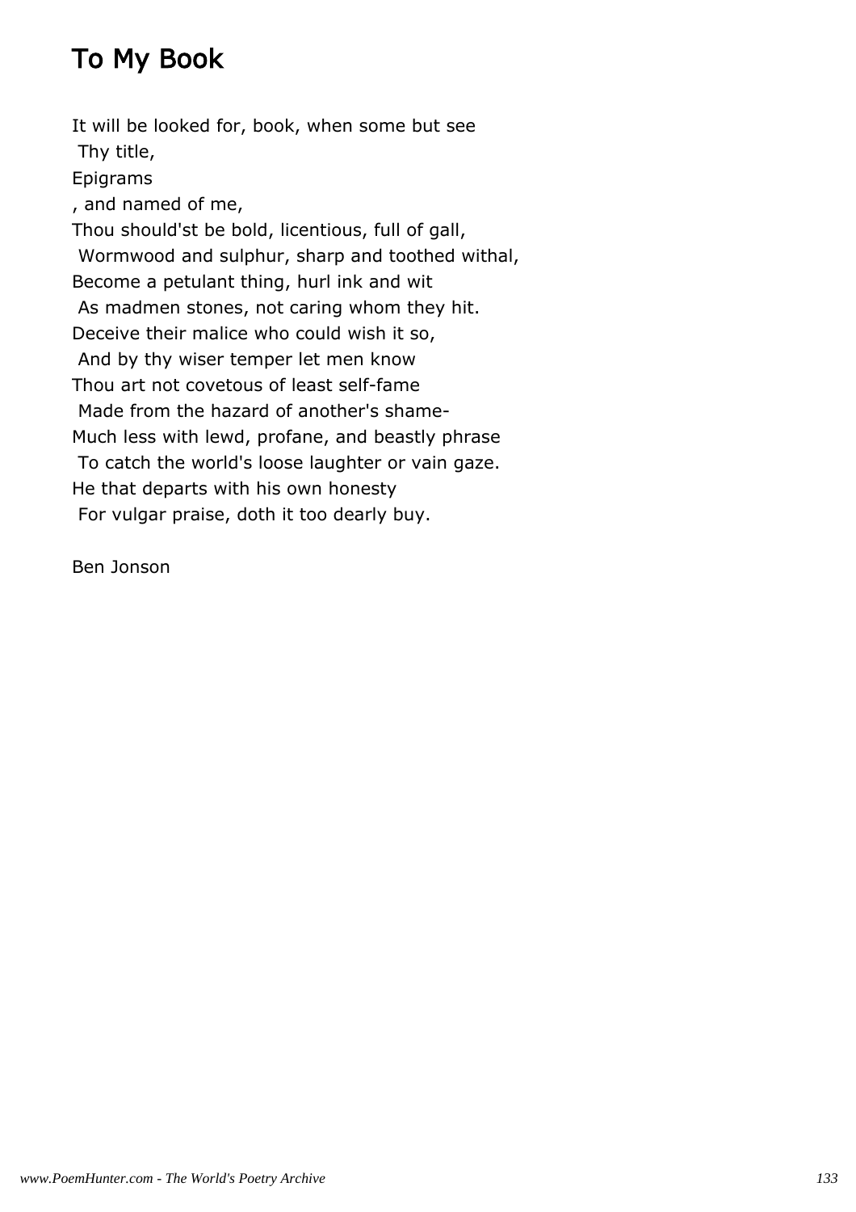# To My Book

It will be looked for, book, when some but see
 Thy title,
Epigrams
, and named of me,
Thou should'st be bold, licentious, full of gall,
 Wormwood and sulphur, sharp and toothed withal,
Become a petulant thing, hurl ink and wit
 As madmen stones, not caring whom they hit.
Deceive their malice who could wish it so,
 And by thy wiser temper let men know
Thou art not covetous of least self-fame
 Made from the hazard of another's shame-
Much less with lewd, profane, and beastly phrase
 To catch the world's loose laughter or vain gaze.
He that departs with his own honesty
 For vulgar praise, doth it too dearly buy.

Ben Jonson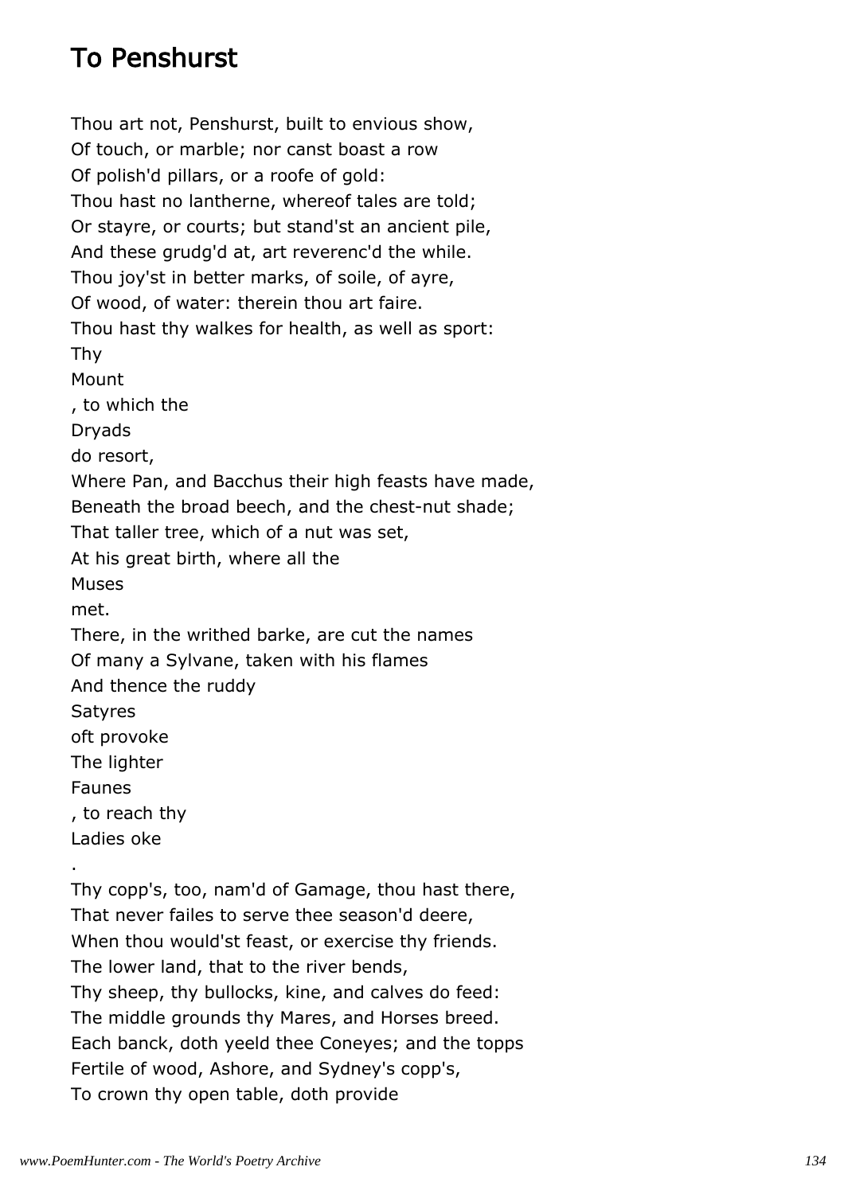# To Penshurst

Thou art not, Penshurst, built to envious show,
Of touch, or marble; nor canst boast a row
Of polish'd pillars, or a roofe of gold:
Thou hast no lantherne, whereof tales are told;
Or stayre, or courts; but stand'st an ancient pile,
And these grudg'd at, art reverenc'd the while.
Thou joy'st in better marks, of soile, of ayre,
Of wood, of water: therein thou art faire.
Thou hast thy walkes for health, as well as sport:
Thy Mount, to which the Dryads do resort,
Where Pan, and Bacchus their high feasts have made,
Beneath the broad beech, and the chest-nut shade;
That taller tree, which of a nut was set,
At his great birth, where all the Muses met.
There, in the writhed barke, are cut the names
Of many a Sylvane, taken with his flames
And thence the ruddy Satyres oft provoke
The lighter Faunes, to reach thy Ladies oke.
Thy copp's, too, nam'd of Gamage, thou hast there,
That never failes to serve thee season'd deere,
When thou would'st feast, or exercise thy friends.
The lower land, that to the river bends,
Thy sheep, thy bullocks, kine, and calves do feed:
The middle grounds thy Mares, and Horses breed.
Each banck, doth yeeld thee Coneyes; and the topps
Fertile of wood, Ashore, and Sydney's copp's,
To crown thy open table, doth provide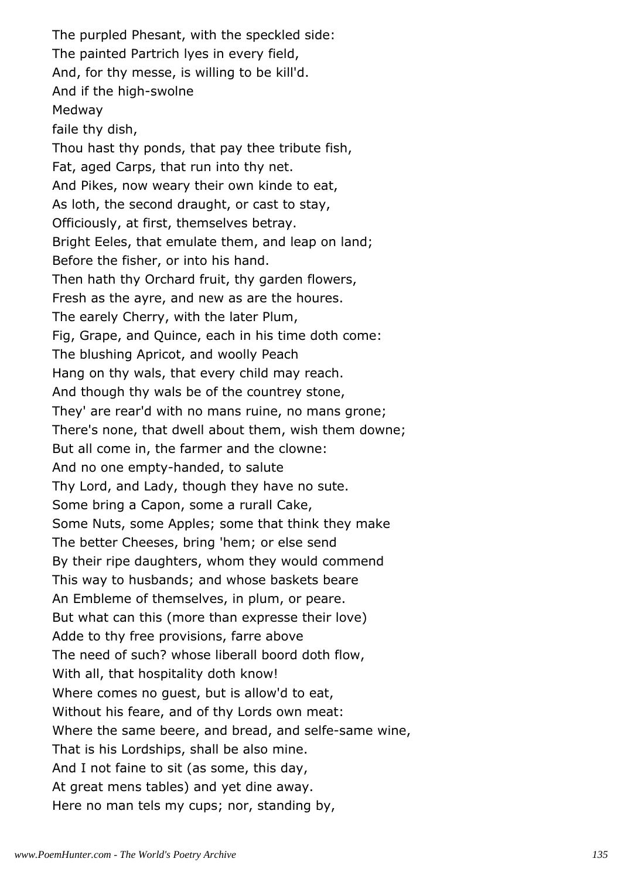The purpled Phesant, with the speckled side:
The painted Partrich lyes in every field,
And, for thy messe, is willing to be kill'd.
And if the high-swolne
Medway
faile thy dish,
Thou hast thy ponds, that pay thee tribute fish,
Fat, aged Carps, that run into thy net.
And Pikes, now weary their own kinde to eat,
As loth, the second draught, or cast to stay,
Officiously, at first, themselves betray.
Bright Eeles, that emulate them, and leap on land;
Before the fisher, or into his hand.
Then hath thy Orchard fruit, thy garden flowers,
Fresh as the ayre, and new as are the houres.
The earely Cherry, with the later Plum,
Fig, Grape, and Quince, each in his time doth come:
The blushing Apricot, and woolly Peach
Hang on thy wals, that every child may reach.
And though thy wals be of the countrey stone,
They' are rear'd with no mans ruine, no mans grone;
There's none, that dwell about them, wish them downe;
But all come in, the farmer and the clowne:
And no one empty-handed, to salute
Thy Lord, and Lady, though they have no sute.
Some bring a Capon, some a rurall Cake,
Some Nuts, some Apples; some that think they make
The better Cheeses, bring 'hem; or else send
By their ripe daughters, whom they would commend
This way to husbands; and whose baskets beare
An Embleme of themselves, in plum, or peare.
But what can this (more than expresse their love)
Adde to thy free provisions, farre above
The need of such? whose liberall boord doth flow,
With all, that hospitality doth know!
Where comes no guest, but is allow'd to eat,
Without his feare, and of thy Lords own meat:
Where the same beere, and bread, and selfe-same wine,
That is his Lordships, shall be also mine.
And I not faine to sit (as some, this day,
At great mens tables) and yet dine away.
Here no man tels my cups; nor, standing by,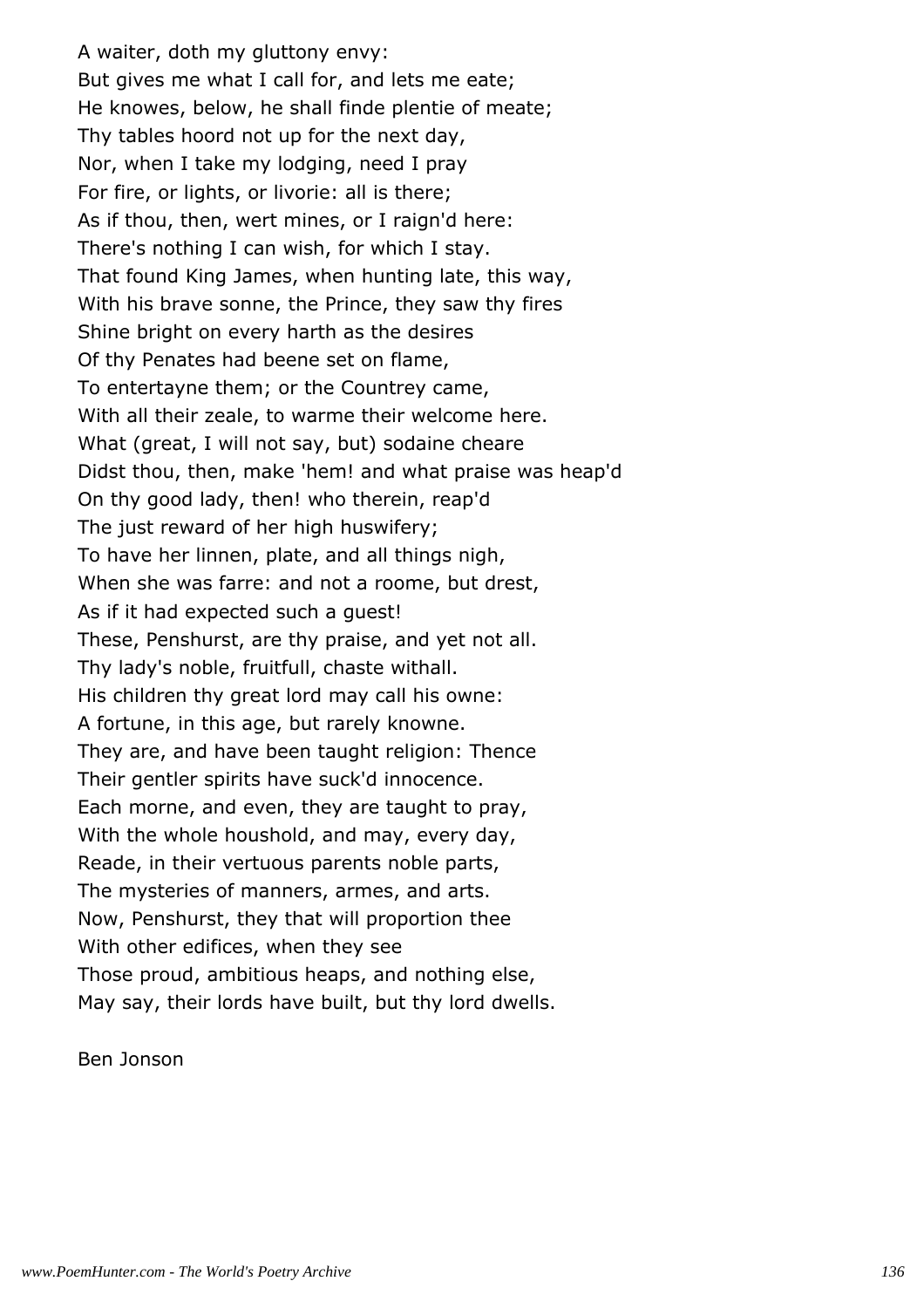A waiter, doth my gluttony envy:
But gives me what I call for, and lets me eate;
He knowes, below, he shall finde plentie of meate;
Thy tables hoord not up for the next day,
Nor, when I take my lodging, need I pray
For fire, or lights, or livorie: all is there;
As if thou, then, wert mines, or I raign'd here:
There's nothing I can wish, for which I stay.
That found King James, when hunting late, this way,
With his brave sonne, the Prince, they saw thy fires
Shine bright on every harth as the desires
Of thy Penates had beene set on flame,
To entertayne them; or the Countrey came,
With all their zeale, to warme their welcome here.
What (great, I will not say, but) sodaine cheare
Didst thou, then, make 'hem! and what praise was heap'd
On thy good lady, then! who therein, reap'd
The just reward of her high huswifery;
To have her linnen, plate, and all things nigh,
When she was farre: and not a roome, but drest,
As if it had expected such a guest!
These, Penshurst, are thy praise, and yet not all.
Thy lady's noble, fruitfull, chaste withall.
His children thy great lord may call his owne:
A fortune, in this age, but rarely knowne.
They are, and have been taught religion: Thence
Their gentler spirits have suck'd innocence.
Each morne, and even, they are taught to pray,
With the whole houshold, and may, every day,
Reade, in their vertuous parents noble parts,
The mysteries of manners, armes, and arts.
Now, Penshurst, they that will proportion thee
With other edifices, when they see
Those proud, ambitious heaps, and nothing else,
May say, their lords have built, but thy lord dwells.

Ben Jonson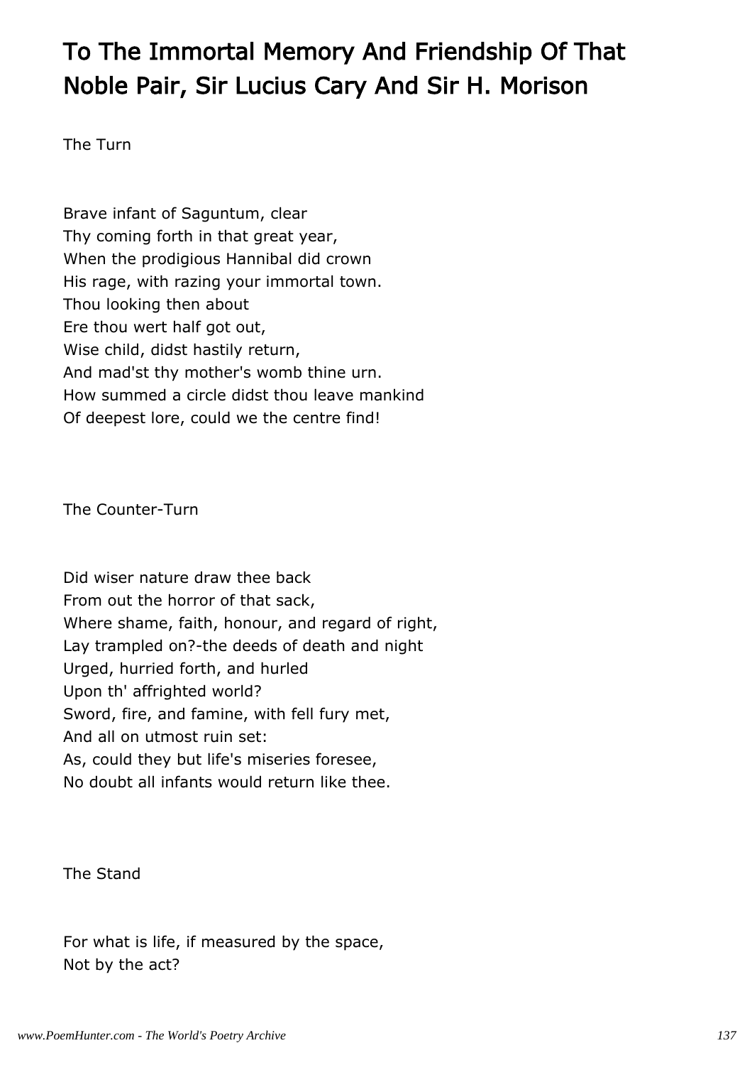# To The Immortal Memory And Friendship Of That Noble Pair, Sir Lucius Cary And Sir H. Morison

The Turn

Brave infant of Saguntum, clear  
Thy coming forth in that great year,  
When the prodigious Hannibal did crown  
His rage, with razing your immortal town.  
Thou looking then about  
Ere thou wert half got out,  
Wise child, didst hastily return,  
And mad'st thy mother's womb thine urn.  
How summed a circle didst thou leave mankind  
Of deepest lore, could we the centre find!

The Counter-Turn

Did wiser nature draw thee back  
From out the horror of that sack,  
Where shame, faith, honour, and regard of right,  
Lay trampled on?-the deeds of death and night  
Urged, hurried forth, and hurled  
Upon th' affrighted world?  
Sword, fire, and famine, with fell fury met,  
And all on utmost ruin set:  
As, could they but life's miseries foresee,  
No doubt all infants would return like thee.

The Stand

For what is life, if measured by the space,  
Not by the act?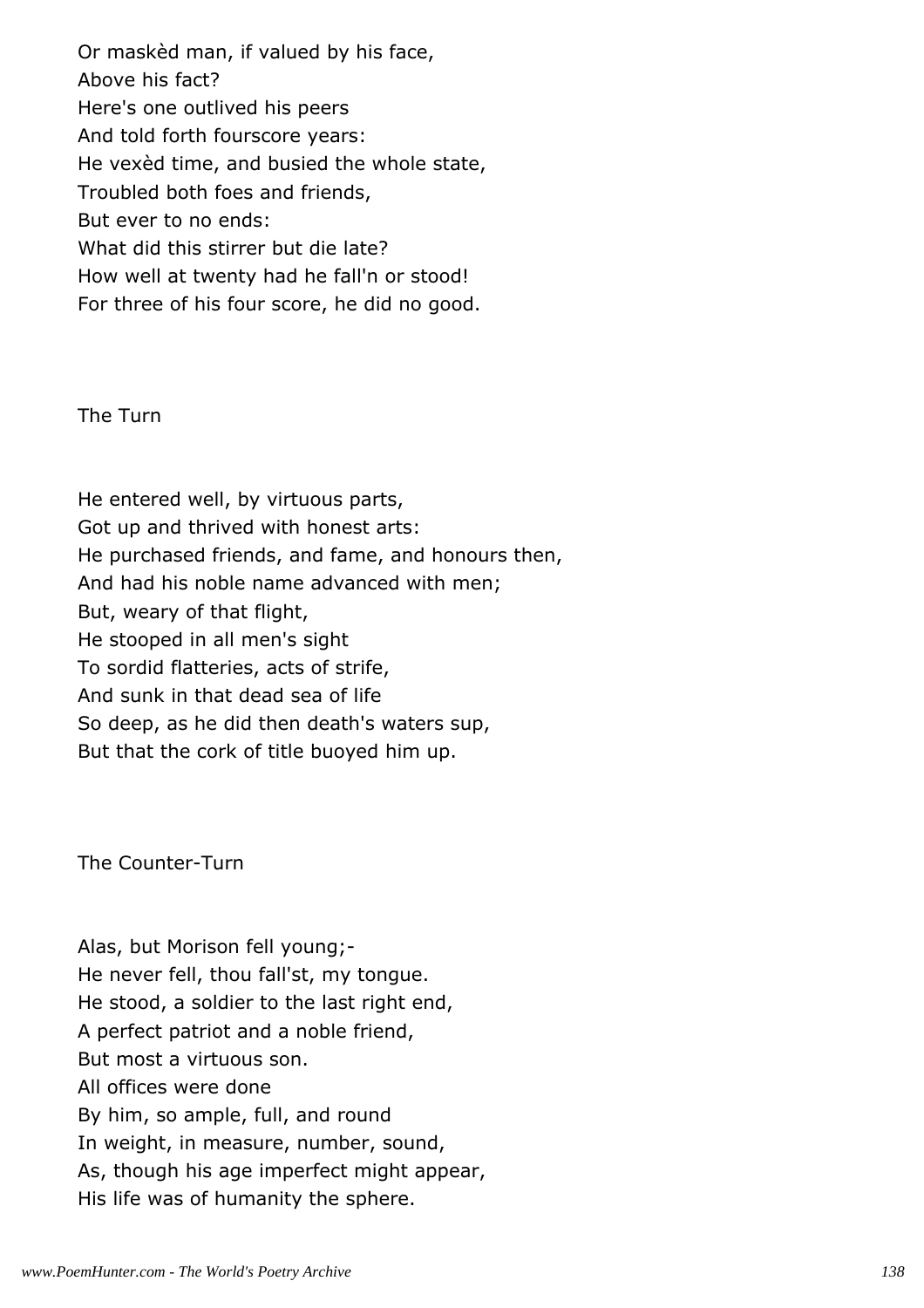Or maskèd man, if valued by his face,
Above his fact?
Here's one outlived his peers
And told forth fourscore years:
He vexèd time, and busied the whole state,
Troubled both foes and friends,
But ever to no ends:
What did this stirrer but die late?
How well at twenty had he fall'n or stood!
For three of his four score, he did no good.

The Turn

He entered well, by virtuous parts,
Got up and thrived with honest arts:
He purchased friends, and fame, and honours then,
And had his noble name advanced with men;
But, weary of that flight,
He stooped in all men's sight
To sordid flatteries, acts of strife,
And sunk in that dead sea of life
So deep, as he did then death's waters sup,
But that the cork of title buoyed him up.

The Counter-Turn

Alas, but Morison fell young;-
He never fell, thou fall'st, my tongue.
He stood, a soldier to the last right end,
A perfect patriot and a noble friend,
But most a virtuous son.
All offices were done
By him, so ample, full, and round
In weight, in measure, number, sound,
As, though his age imperfect might appear,
His life was of humanity the sphere.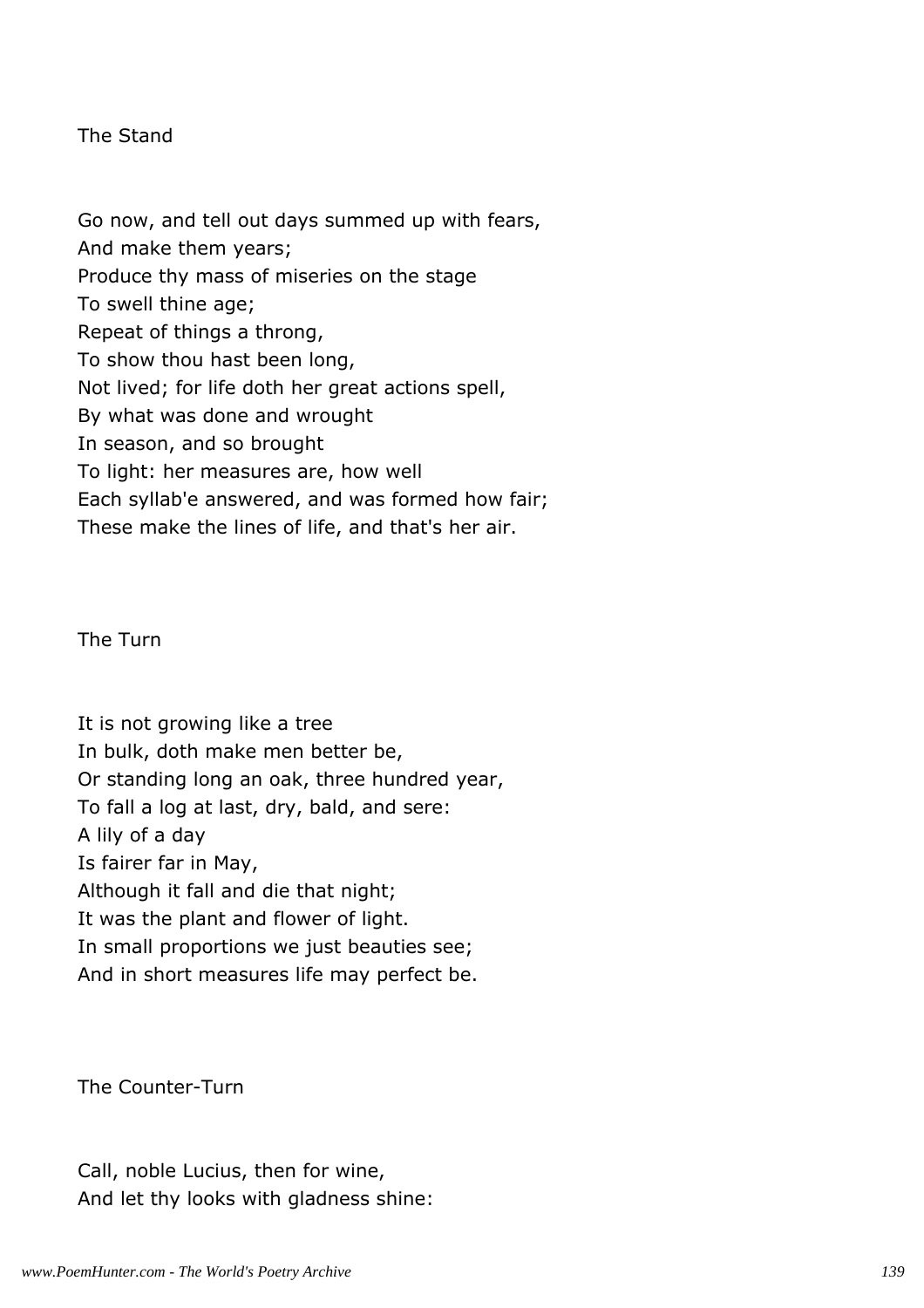The Stand

Go now, and tell out days summed up with fears,
And make them years;
Produce thy mass of miseries on the stage
To swell thine age;
Repeat of things a throng,
To show thou hast been long,
Not lived; for life doth her great actions spell,
By what was done and wrought
In season, and so brought
To light: her measures are, how well
Each syllab'e answered, and was formed how fair;
These make the lines of life, and that's her air.

The Turn

It is not growing like a tree
In bulk, doth make men better be,
Or standing long an oak, three hundred year,
To fall a log at last, dry, bald, and sere:
A lily of a day
Is fairer far in May,
Although it fall and die that night;
It was the plant and flower of light.
In small proportions we just beauties see;
And in short measures life may perfect be.

The Counter-Turn

Call, noble Lucius, then for wine,
And let thy looks with gladness shine: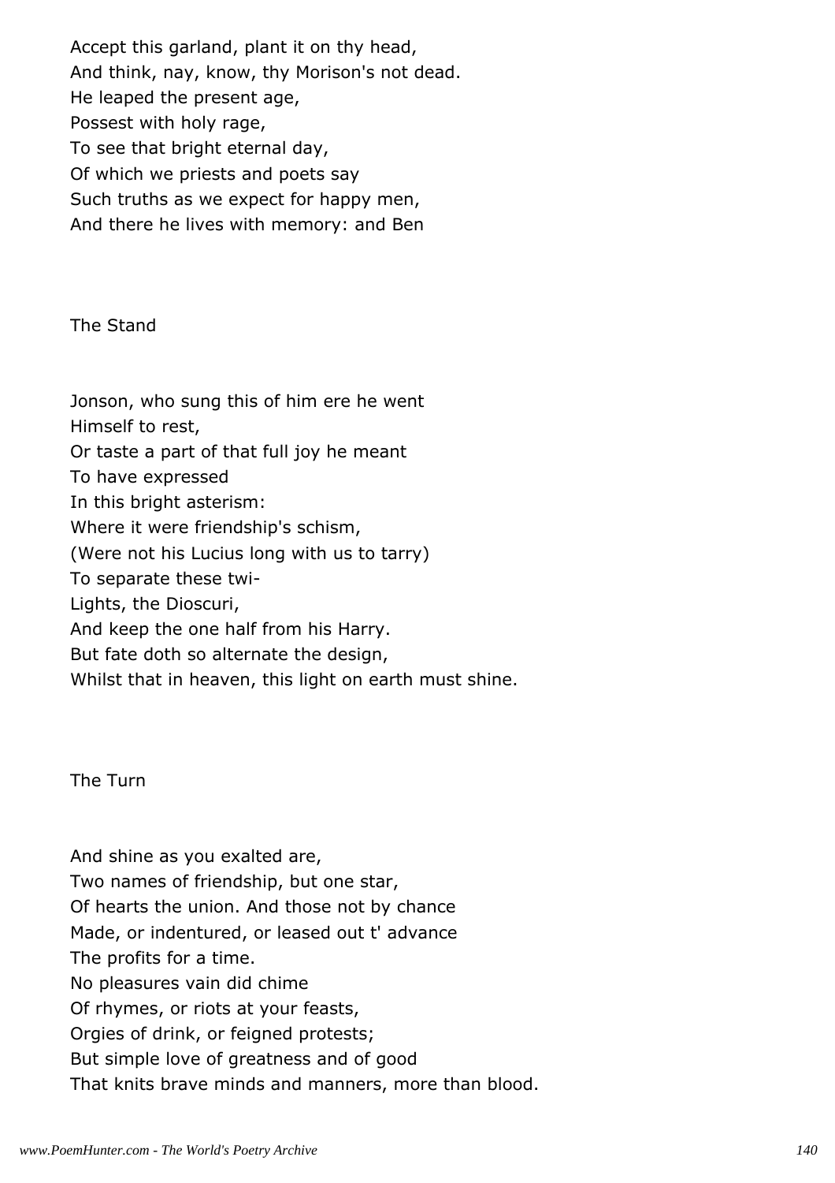Accept this garland, plant it on thy head,
And think, nay, know, thy Morison's not dead.
He leaped the present age,
Possest with holy rage,
To see that bright eternal day,
Of which we priests and poets say
Such truths as we expect for happy men,
And there he lives with memory: and Ben

The Stand

Jonson, who sung this of him ere he went
Himself to rest,
Or taste a part of that full joy he meant
To have expressed
In this bright asterism:
Where it were friendship's schism,
(Were not his Lucius long with us to tarry)
To separate these twi-
Lights, the Dioscuri,
And keep the one half from his Harry.
But fate doth so alternate the design,
Whilst that in heaven, this light on earth must shine.

The Turn

And shine as you exalted are,
Two names of friendship, but one star,
Of hearts the union. And those not by chance
Made, or indentured, or leased out t' advance
The profits for a time.
No pleasures vain did chime
Of rhymes, or riots at your feasts,
Orgies of drink, or feigned protests;
But simple love of greatness and of good
That knits brave minds and manners, more than blood.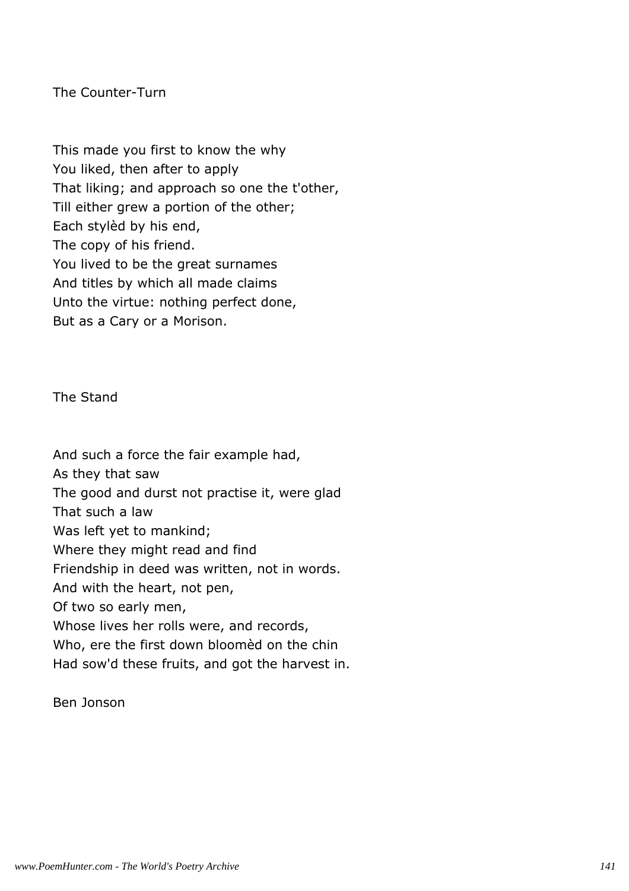### The Counter-Turn

This made you first to know the why  
You liked, then after to apply  
That liking; and approach so one the t'other,  
Till either grew a portion of the other;  
Each stylèd by his end,  
The copy of his friend.  
You lived to be the great surnames  
And titles by which all made claims  
Unto the virtue: nothing perfect done,  
But as a Cary or a Morison.

### The Stand

And such a force the fair example had,  
As they that saw  
The good and durst not practise it, were glad  
That such a law  
Was left yet to mankind;  
Where they might read and find  
Friendship in deed was written, not in words.  
And with the heart, not pen,  
Of two so early men,  
Whose lives her rolls were, and records,  
Who, ere the first down bloomèd on the chin  
Had sow'd these fruits, and got the harvest in.

Ben Jonson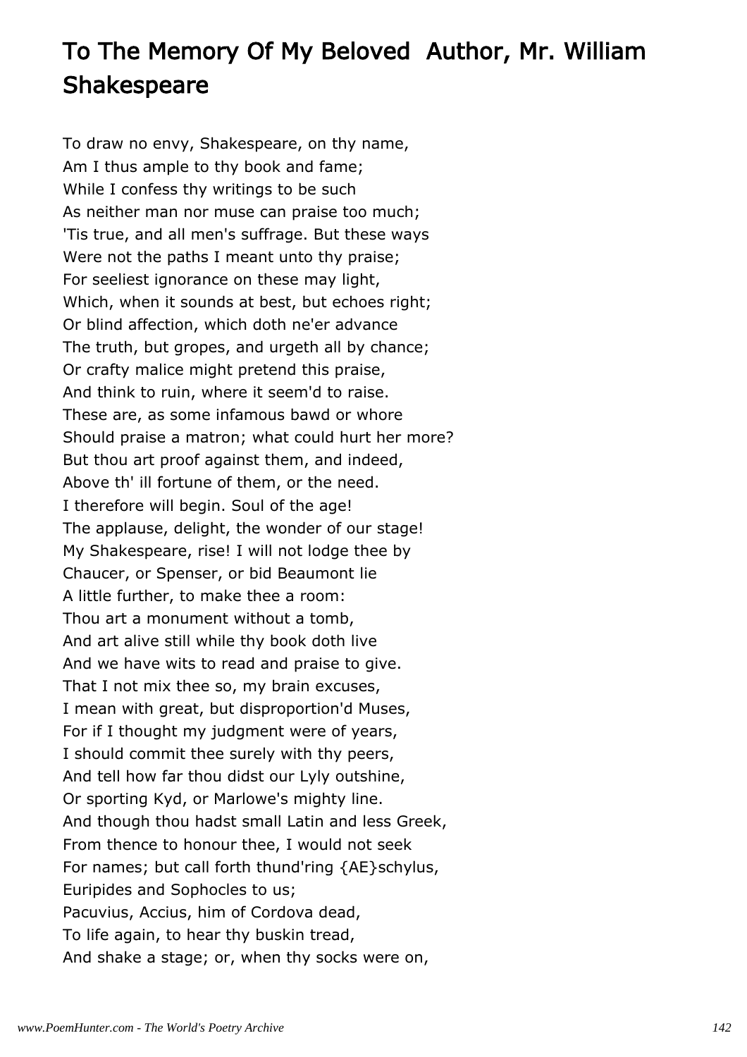# To The Memory Of My Beloved Author, Mr. William Shakespeare

To draw no envy, Shakespeare, on thy name,  
Am I thus ample to thy book and fame;  
While I confess thy writings to be such  
As neither man nor muse can praise too much;  
'Tis true, and all men's suffrage. But these ways  
Were not the paths I meant unto thy praise;  
For seeliest ignorance on these may light,  
Which, when it sounds at best, but echoes right;  
Or blind affection, which doth ne'er advance  
The truth, but gropes, and urgeth all by chance;  
Or crafty malice might pretend this praise,  
And think to ruin, where it seem'd to raise.  
These are, as some infamous bawd or whore  
Should praise a matron; what could hurt her more?  
But thou art proof against them, and indeed,  
Above th' ill fortune of them, or the need.  
I therefore will begin. Soul of the age!  
The applause, delight, the wonder of our stage!  
My Shakespeare, rise! I will not lodge thee by  
Chaucer, or Spenser, or bid Beaumont lie  
A little further, to make thee a room:  
Thou art a monument without a tomb,  
And art alive still while thy book doth live  
And we have wits to read and praise to give.  
That I not mix thee so, my brain excuses,  
I mean with great, but disproportion'd Muses,  
For if I thought my judgment were of years,  
I should commit thee surely with thy peers,  
And tell how far thou didst our Lyly outshine,  
Or sporting Kyd, or Marlowe's mighty line.  
And though thou hadst small Latin and less Greek,  
From thence to honour thee, I would not seek  
For names; but call forth thund'ring {AE}schylus,  
Euripides and Sophocles to us;  
Pacuvius, Accius, him of Cordova dead,  
To life again, to hear thy buskin tread,  
And shake a stage; or, when thy socks were on,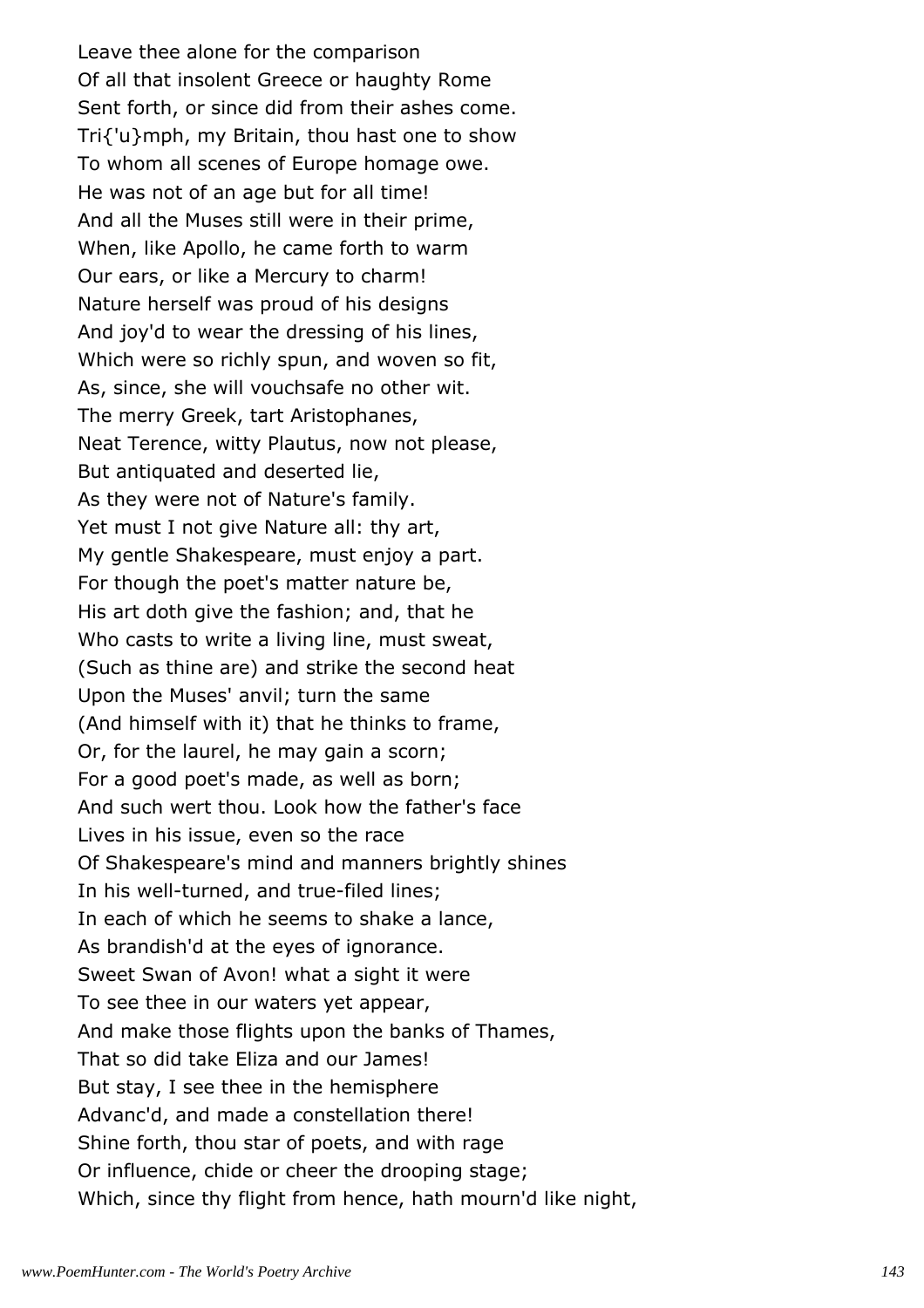Leave thee alone for the comparison
Of all that insolent Greece or haughty Rome
Sent forth, or since did from their ashes come.
Tri{'u}mph, my Britain, thou hast one to show
To whom all scenes of Europe homage owe.
He was not of an age but for all time!
And all the Muses still were in their prime,
When, like Apollo, he came forth to warm
Our ears, or like a Mercury to charm!
Nature herself was proud of his designs
And joy'd to wear the dressing of his lines,
Which were so richly spun, and woven so fit,
As, since, she will vouchsafe no other wit.
The merry Greek, tart Aristophanes,
Neat Terence, witty Plautus, now not please,
But antiquated and deserted lie,
As they were not of Nature's family.
Yet must I not give Nature all: thy art,
My gentle Shakespeare, must enjoy a part.
For though the poet's matter nature be,
His art doth give the fashion; and, that he
Who casts to write a living line, must sweat,
(Such as thine are) and strike the second heat
Upon the Muses' anvil; turn the same
(And himself with it) that he thinks to frame,
Or, for the laurel, he may gain a scorn;
For a good poet's made, as well as born;
And such wert thou. Look how the father's face
Lives in his issue, even so the race
Of Shakespeare's mind and manners brightly shines
In his well-turned, and true-filed lines;
In each of which he seems to shake a lance,
As brandish'd at the eyes of ignorance.
Sweet Swan of Avon! what a sight it were
To see thee in our waters yet appear,
And make those flights upon the banks of Thames,
That so did take Eliza and our James!
But stay, I see thee in the hemisphere
Advanc'd, and made a constellation there!
Shine forth, thou star of poets, and with rage
Or influence, chide or cheer the drooping stage;
Which, since thy flight from hence, hath mourn'd like night,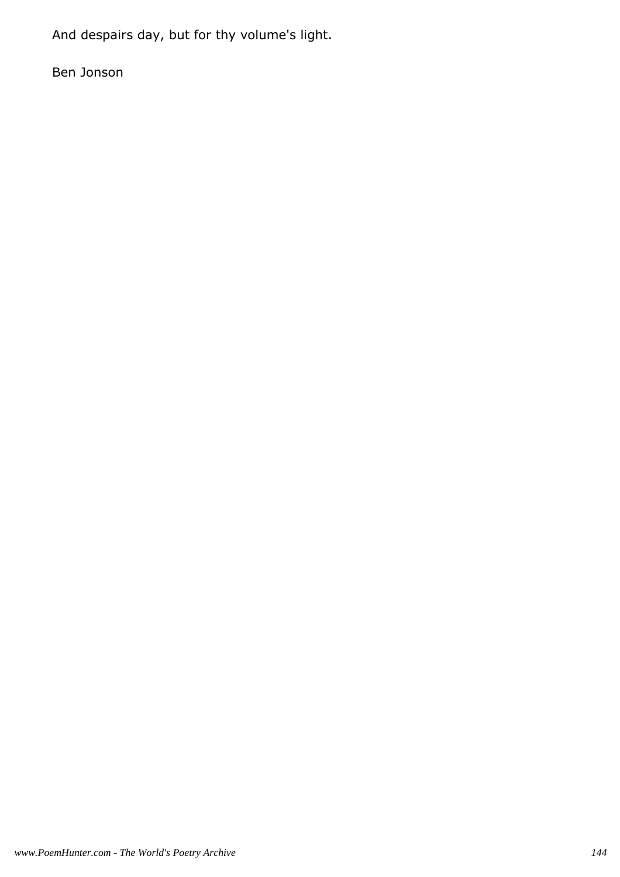And despairs day, but for thy volume's light.

Ben Jonson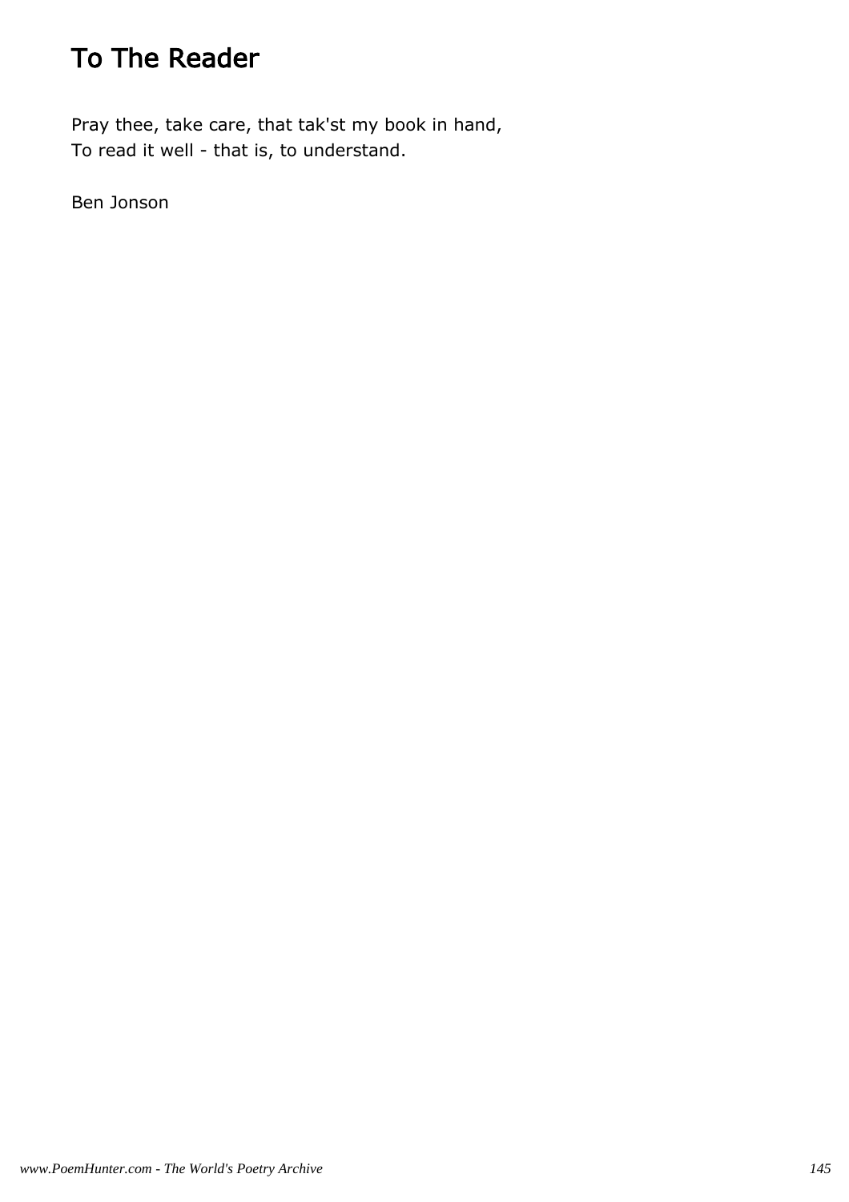# To The Reader

Pray thee, take care, that tak'st my book in hand,  
To read it well - that is, to understand.

Ben Jonson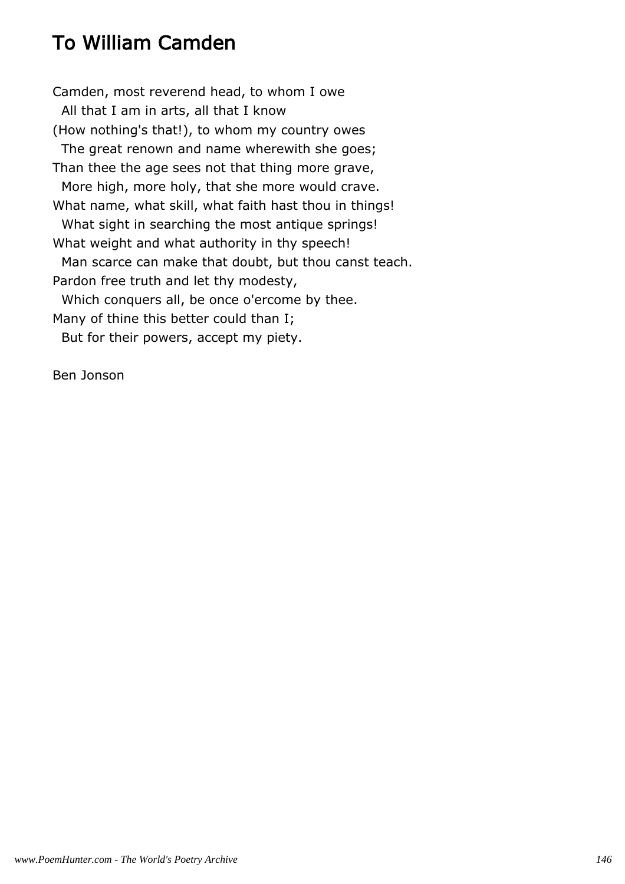# To William Camden

Camden, most reverend head, to whom I owe
  All that I am in arts, all that I know
(How nothing's that!), to whom my country owes
  The great renown and name wherewith she goes;
Than thee the age sees not that thing more grave,
  More high, more holy, that she more would crave.
What name, what skill, what faith hast thou in things!
  What sight in searching the most antique springs!
What weight and what authority in thy speech!
  Man scarce can make that doubt, but thou canst teach.
Pardon free truth and let thy modesty,
  Which conquers all, be once o'ercome by thee.
Many of thine this better could than I;
  But for their powers, accept my piety.

Ben Jonson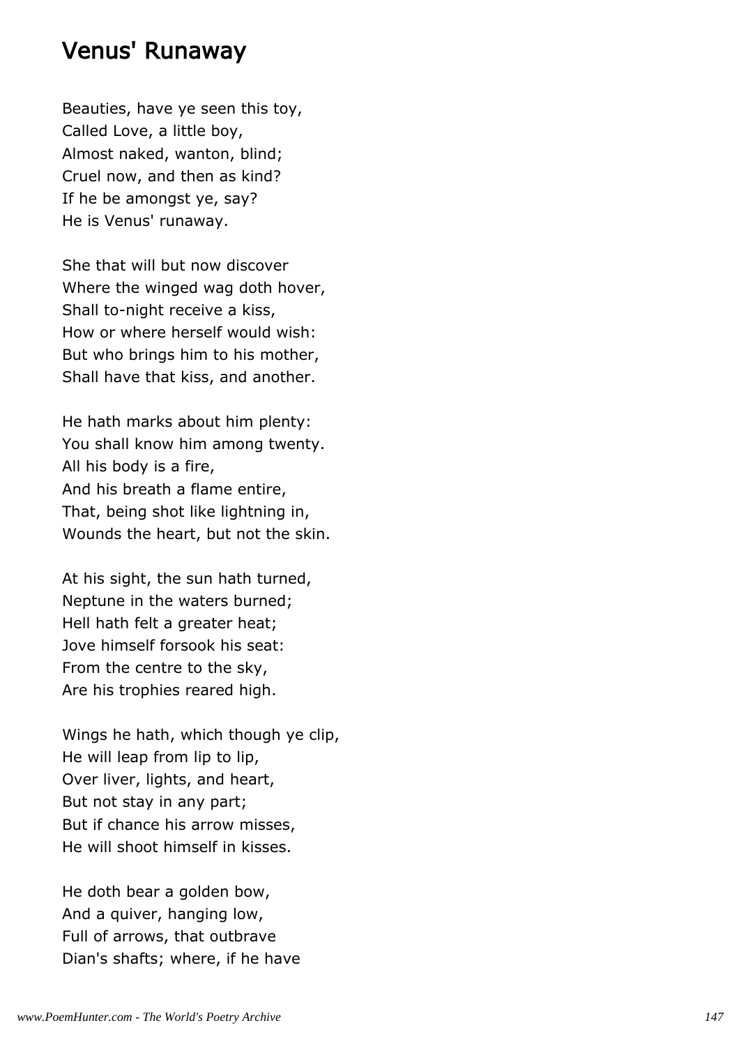## Venus' Runaway

Beauties, have ye seen this toy,
Called Love, a little boy,
Almost naked, wanton, blind;
Cruel now, and then as kind?
If he be amongst ye, say?
He is Venus' runaway.

She that will but now discover
Where the winged wag doth hover,
Shall to-night receive a kiss,
How or where herself would wish:
But who brings him to his mother,
Shall have that kiss, and another.

He hath marks about him plenty:
You shall know him among twenty.
All his body is a fire,
And his breath a flame entire,
That, being shot like lightning in,
Wounds the heart, but not the skin.

At his sight, the sun hath turned,
Neptune in the waters burned;
Hell hath felt a greater heat;
Jove himself forsook his seat:
From the centre to the sky,
Are his trophies reared high.

Wings he hath, which though ye clip,
He will leap from lip to lip,
Over liver, lights, and heart,
But not stay in any part;
But if chance his arrow misses,
He will shoot himself in kisses.

He doth bear a golden bow,
And a quiver, hanging low,
Full of arrows, that outbrave
Dian's shafts; where, if he have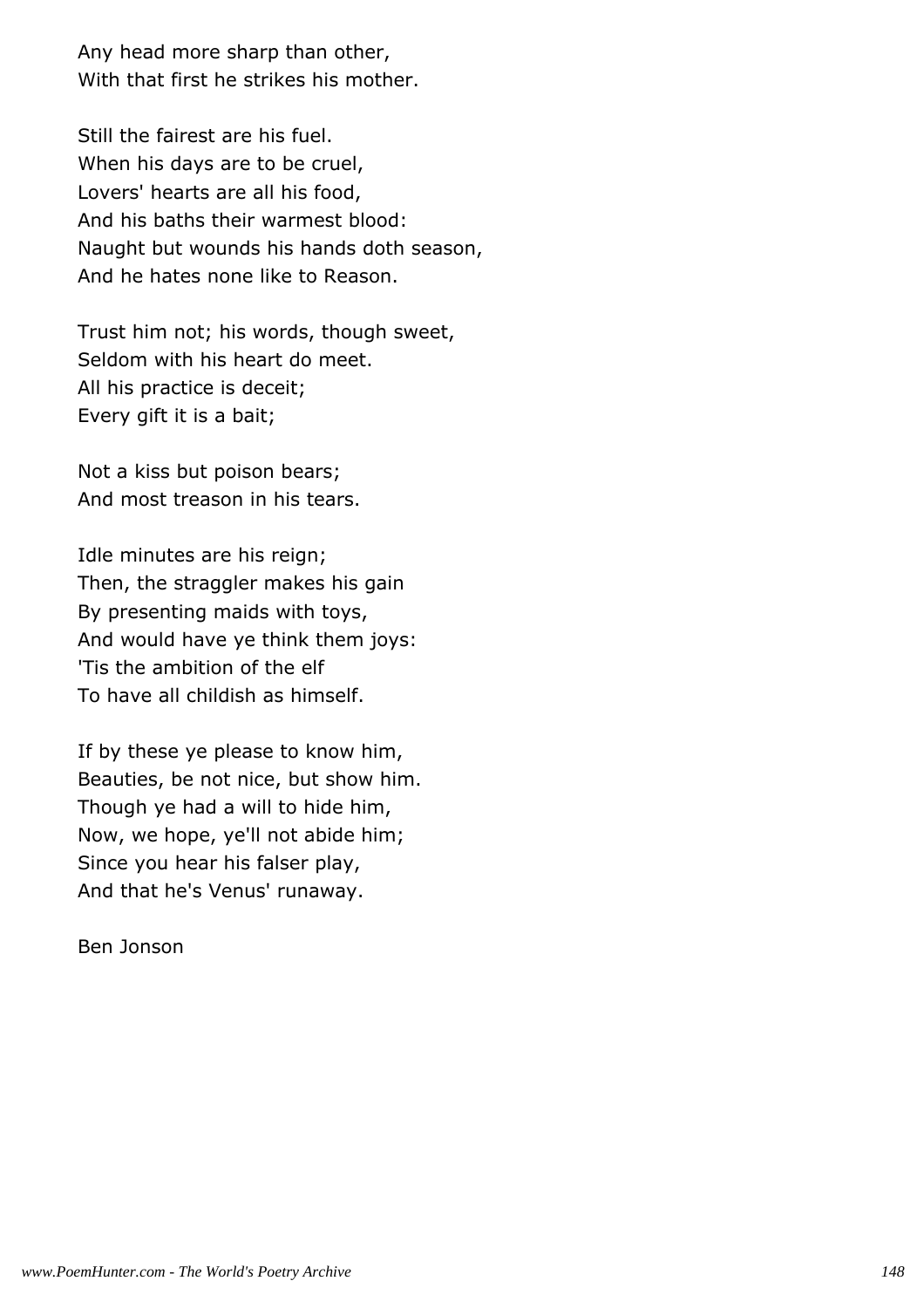Any head more sharp than other,
With that first he strikes his mother.

Still the fairest are his fuel.
When his days are to be cruel,
Lovers' hearts are all his food,
And his baths their warmest blood:
Naught but wounds his hands doth season,
And he hates none like to Reason.

Trust him not; his words, though sweet,
Seldom with his heart do meet.
All his practice is deceit;
Every gift it is a bait;

Not a kiss but poison bears;
And most treason in his tears.

Idle minutes are his reign;
Then, the straggler makes his gain
By presenting maids with toys,
And would have ye think them joys:
'Tis the ambition of the elf
To have all childish as himself.

If by these ye please to know him,
Beauties, be not nice, but show him.
Though ye had a will to hide him,
Now, we hope, ye'll not abide him;
Since you hear his falser play,
And that he's Venus' runaway.

Ben Jonson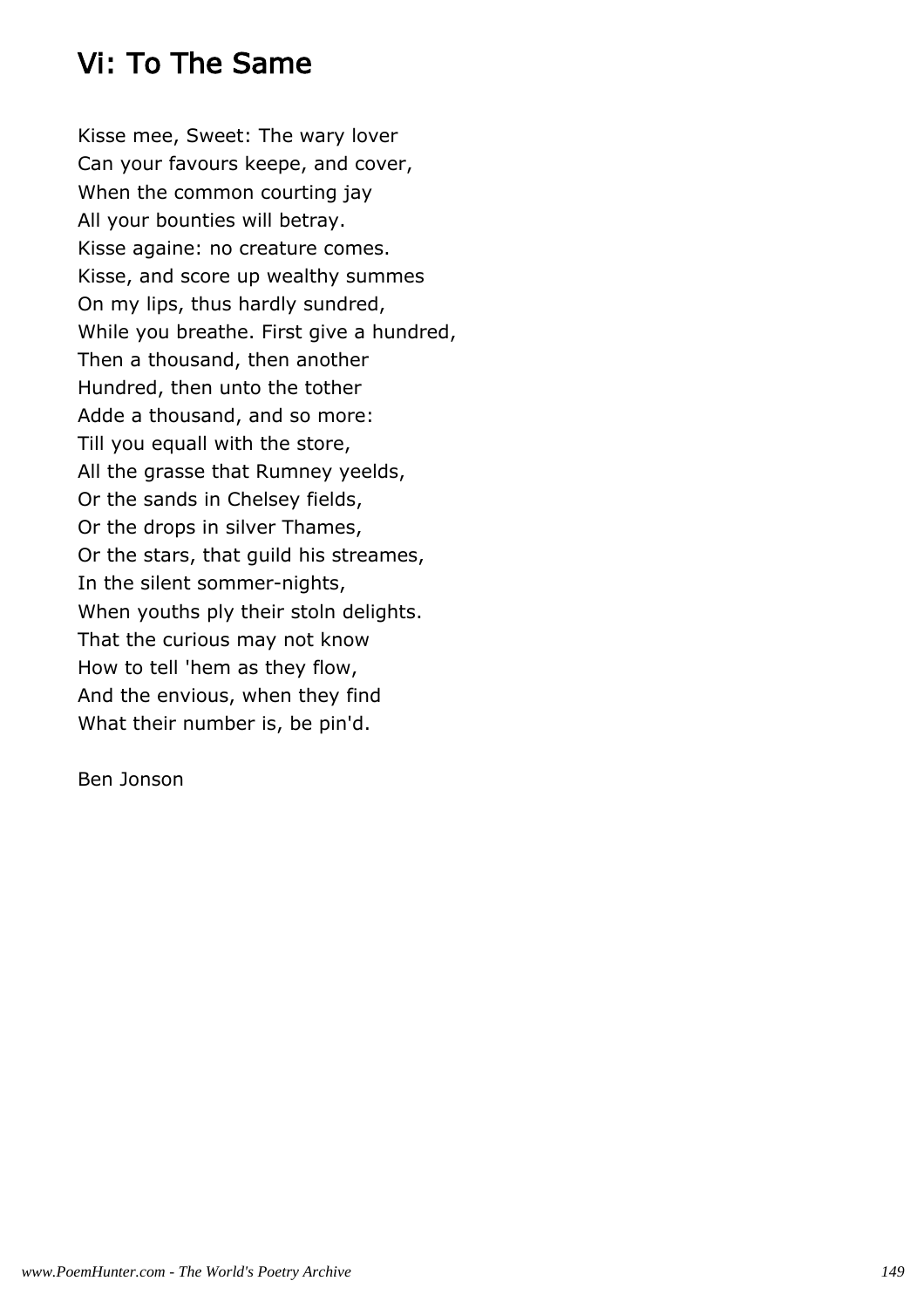# Vi: To The Same

Kisse mee, Sweet: The wary lover
Can your favours keepe, and cover,
When the common courting jay
All your bounties will betray.
Kisse againe: no creature comes.
Kisse, and score up wealthy summes
On my lips, thus hardly sundred,
While you breathe. First give a hundred,
Then a thousand, then another
Hundred, then unto the tother
Adde a thousand, and so more:
Till you equall with the store,
All the grasse that Rumney yeelds,
Or the sands in Chelsey fields,
Or the drops in silver Thames,
Or the stars, that guild his streames,
In the silent sommer-nights,
When youths ply their stoln delights.
That the curious may not know
How to tell 'hem as they flow,
And the envious, when they find
What their number is, be pin'd.

Ben Jonson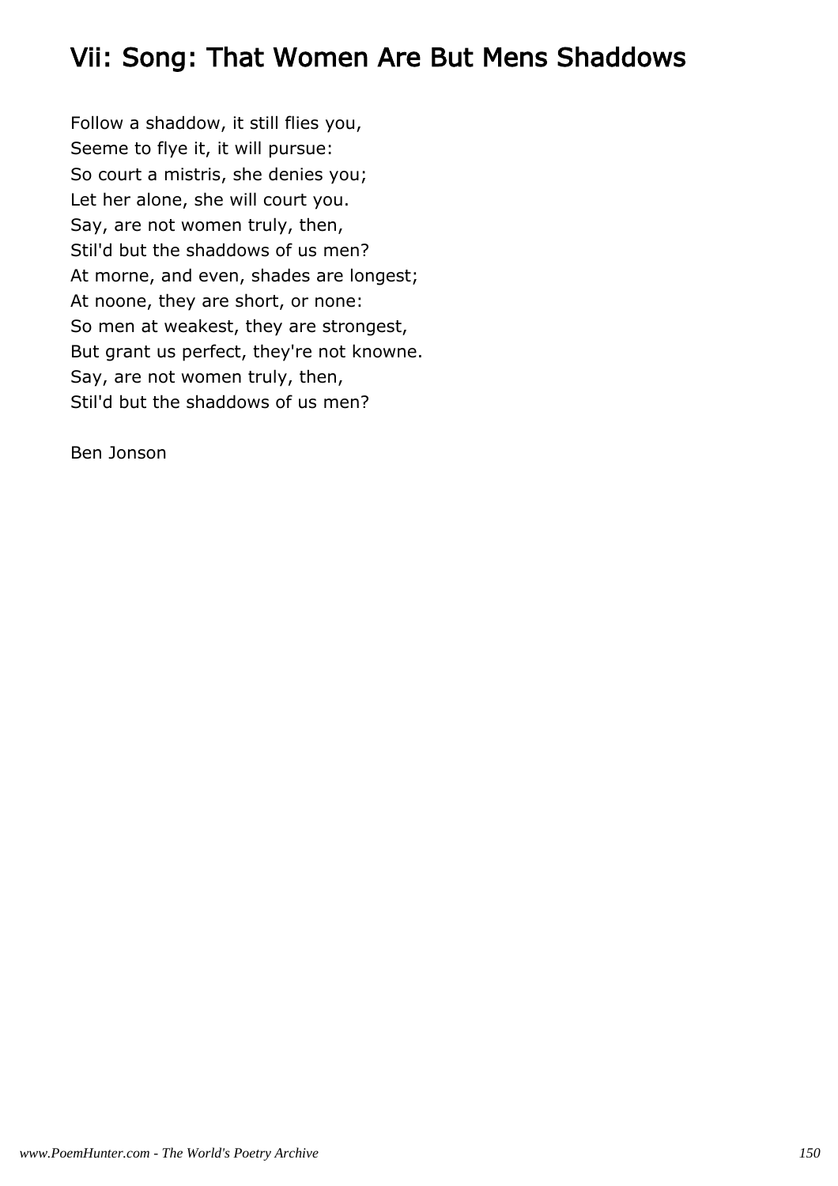# Vii: Song: That Women Are But Mens Shaddows

Follow a shaddow, it still flies you,
Seeme to flye it, it will pursue:
So court a mistris, she denies you;
Let her alone, she will court you.
Say, are not women truly, then,
Stil'd but the shaddows of us men?
At morne, and even, shades are longest;
At noone, they are short, or none:
So men at weakest, they are strongest,
But grant us perfect, they're not knowne.
Say, are not women truly, then,
Stil'd but the shaddows of us men?

Ben Jonson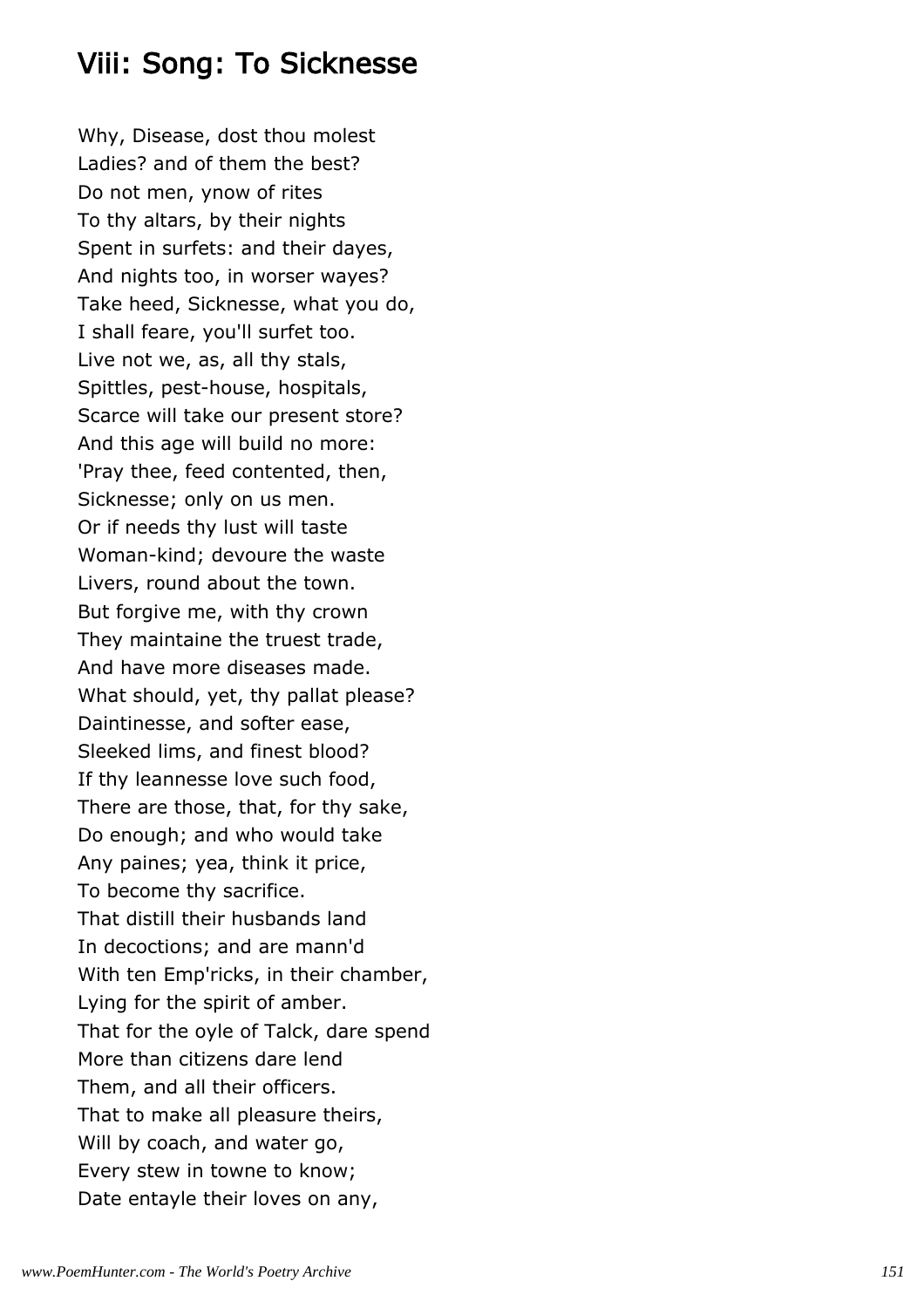# Viii: Song: To Sicknesse

Why, Disease, dost thou molest  
Ladies? and of them the best?  
Do not men, ynow of rites  
To thy altars, by their nights  
Spent in surfets: and their dayes,  
And nights too, in worser wayes?  
Take heed, Sicknesse, what you do,  
I shall feare, you'll surfet too.  
Live not we, as, all thy stals,  
Spittles, pest-house, hospitals,  
Scarce will take our present store?  
And this age will build no more:  
'Pray thee, feed contented, then,  
Sicknesse; only on us men.  
Or if needs thy lust will taste  
Woman-kind; devoure the waste  
Livers, round about the town.  
But forgive me, with thy crown  
They maintaine the truest trade,  
And have more diseases made.  
What should, yet, thy pallat please?  
Daintinesse, and softer ease,  
Sleeked lims, and finest blood?  
If thy leannesse love such food,  
There are those, that, for thy sake,  
Do enough; and who would take  
Any paines; yea, think it price,  
To become thy sacrifice.  
That distill their husbands land  
In decoctions; and are mann'd  
With ten Emp'ricks, in their chamber,  
Lying for the spirit of amber.  
That for the oyle of Talck, dare spend  
More than citizens dare lend  
Them, and all their officers.  
That to make all pleasure theirs,  
Will by coach, and water go,  
Every stew in towne to know;  
Date entayle their loves on any,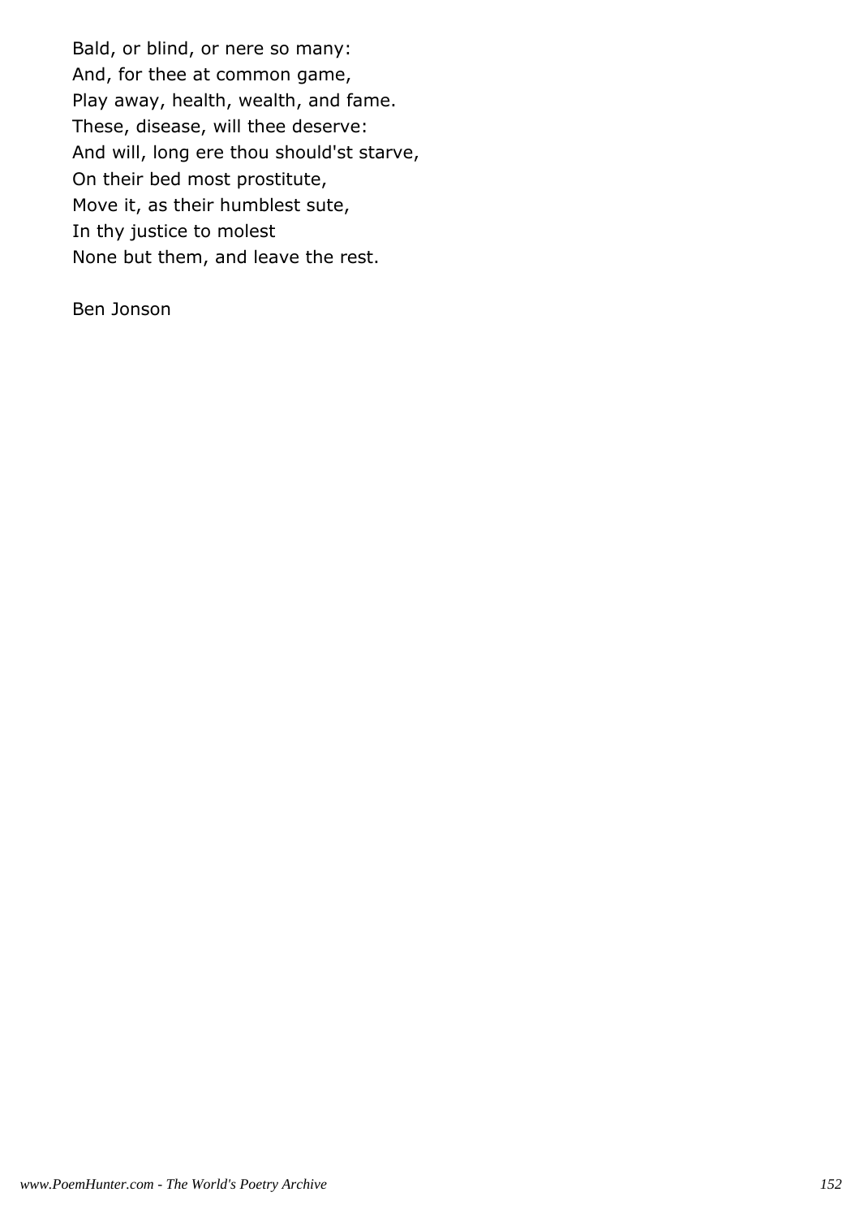Bald, or blind, or nere so many:
And, for thee at common game,
Play away, health, wealth, and fame.
These, disease, will thee deserve:
And will, long ere thou should'st starve,
On their bed most prostitute,
Move it, as their humblest sute,
In thy justice to molest
None but them, and leave the rest.

Ben Jonson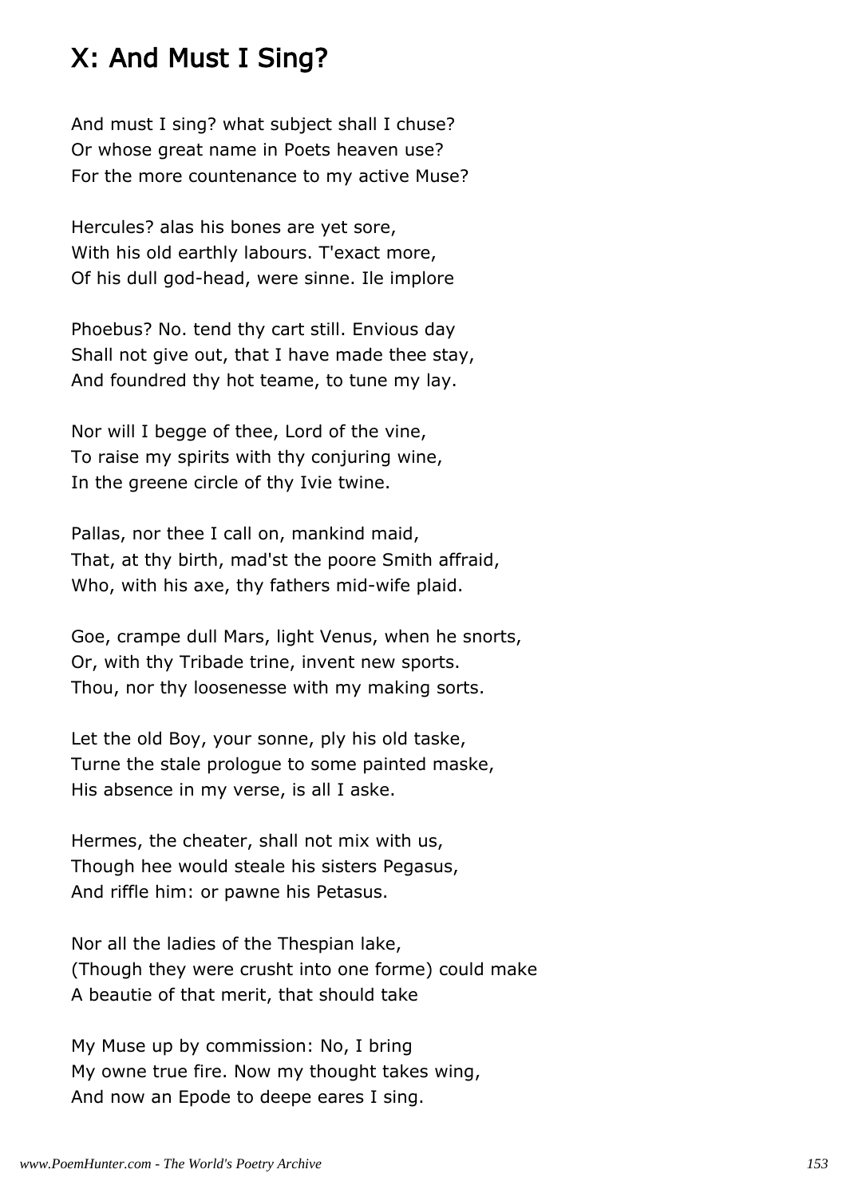## X: And Must I Sing?

And must I sing? what subject shall I chuse?  
Or whose great name in Poets heaven use?  
For the more countenance to my active Muse?

Hercules? alas his bones are yet sore,  
With his old earthly labours. T'exact more,  
Of his dull god-head, were sinne. Ile implore

Phoebus? No. tend thy cart still. Envious day  
Shall not give out, that I have made thee stay,  
And foundred thy hot teame, to tune my lay.

Nor will I begge of thee, Lord of the vine,  
To raise my spirits with thy conjuring wine,  
In the greene circle of thy Ivie twine.

Pallas, nor thee I call on, mankind maid,  
That, at thy birth, mad'st the poore Smith affraid,  
Who, with his axe, thy fathers mid-wife plaid.

Goe, crampe dull Mars, light Venus, when he snorts,  
Or, with thy Tribade trine, invent new sports.  
Thou, nor thy loosenesse with my making sorts.

Let the old Boy, your sonne, ply his old taske,  
Turne the stale prologue to some painted maske,  
His absence in my verse, is all I aske.

Hermes, the cheater, shall not mix with us,  
Though hee would steale his sisters Pegasus,  
And riffle him: or pawne his Petasus.

Nor all the ladies of the Thespian lake,  
(Though they were crusht into one forme) could make  
A beautie of that merit, that should take

My Muse up by commission: No, I bring  
My owne true fire. Now my thought takes wing,  
And now an Epode to deepe eares I sing.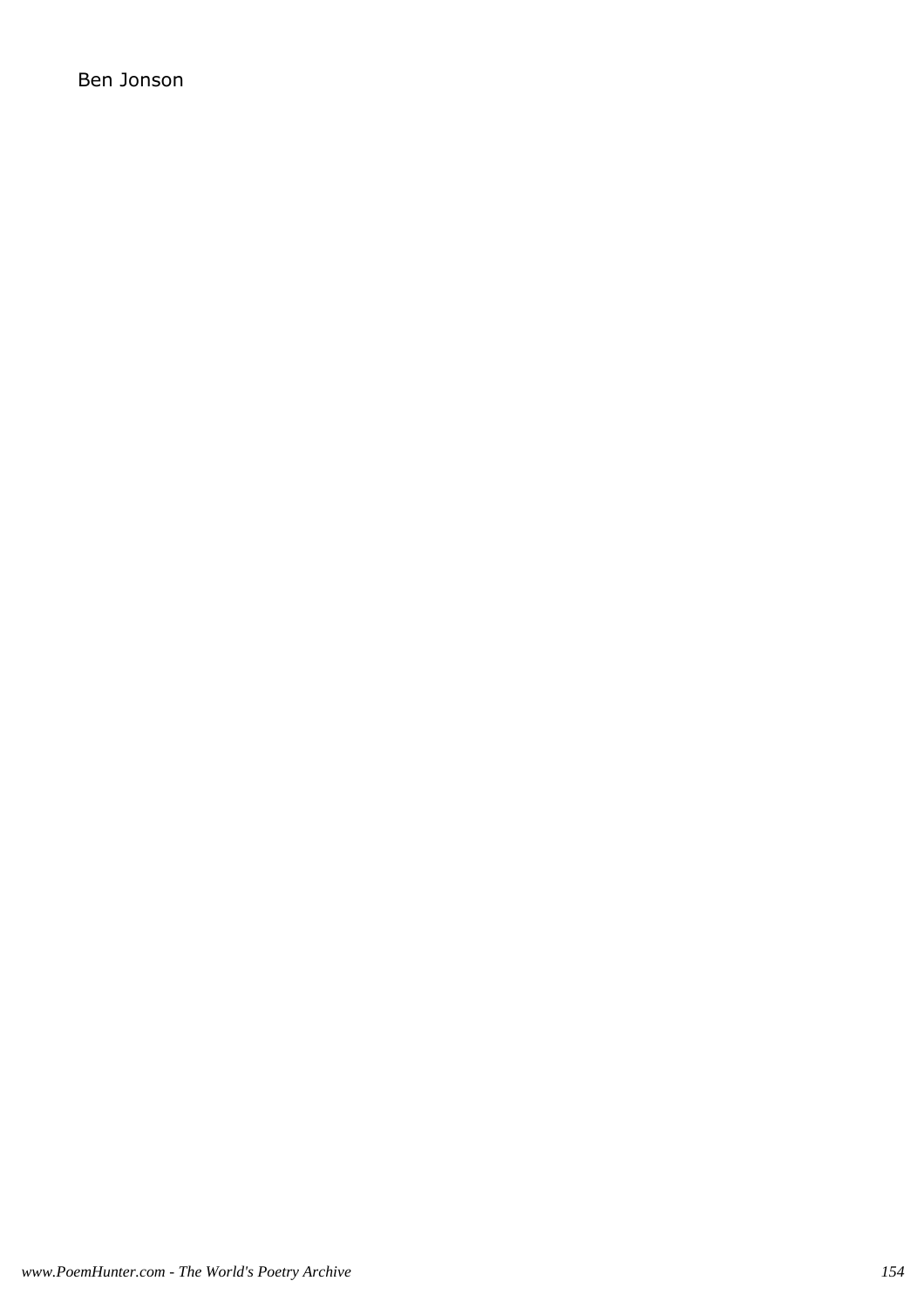Ben Jonson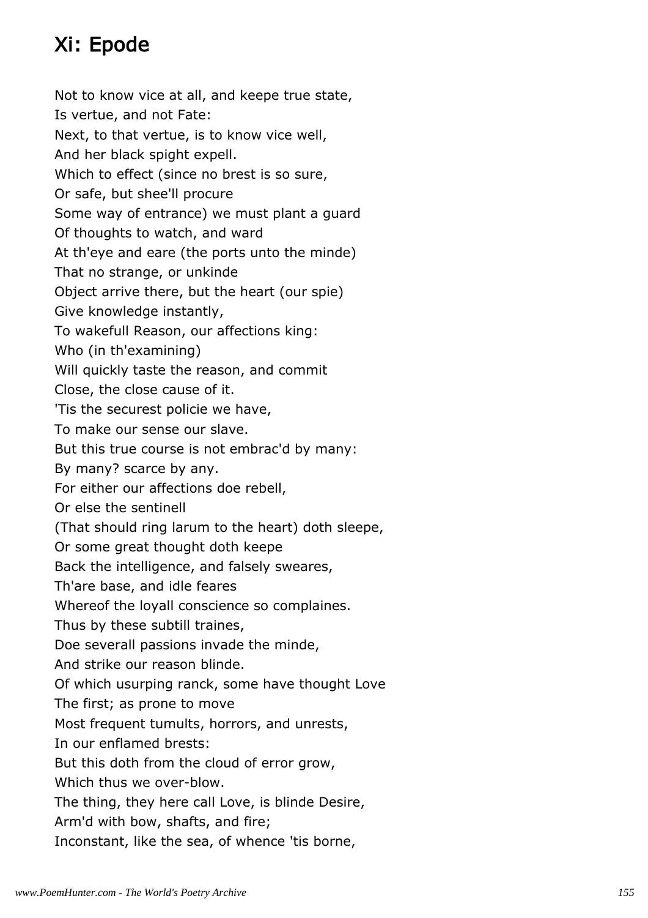## Xi: Epode

Not to know vice at all, and keepe true state,
Is vertue, and not Fate:
Next, to that vertue, is to know vice well,
And her black spight expell.
Which to effect (since no brest is so sure,
Or safe, but shee'll procure
Some way of entrance) we must plant a guard
Of thoughts to watch, and ward
At th'eye and eare (the ports unto the minde)
That no strange, or unkinde
Object arrive there, but the heart (our spie)
Give knowledge instantly,
To wakefull Reason, our affections king:
Who (in th'examining)
Will quickly taste the reason, and commit
Close, the close cause of it.
'Tis the securest policie we have,
To make our sense our slave.
But this true course is not embrac'd by many:
By many? scarce by any.
For either our affections doe rebell,
Or else the sentinell
(That should ring larum to the heart) doth sleepe,
Or some great thought doth keepe
Back the intelligence, and falsely sweares,
Th'are base, and idle feares
Whereof the loyall conscience so complaines.
Thus by these subtill traines,
Doe severall passions invade the minde,
And strike our reason blinde.
Of which usurping ranck, some have thought Love
The first; as prone to move
Most frequent tumults, horrors, and unrests,
In our enflamed brests:
But this doth from the cloud of error grow,
Which thus we over-blow.
The thing, they here call Love, is blinde Desire,
Arm'd with bow, shafts, and fire;
Inconstant, like the sea, of whence 'tis borne,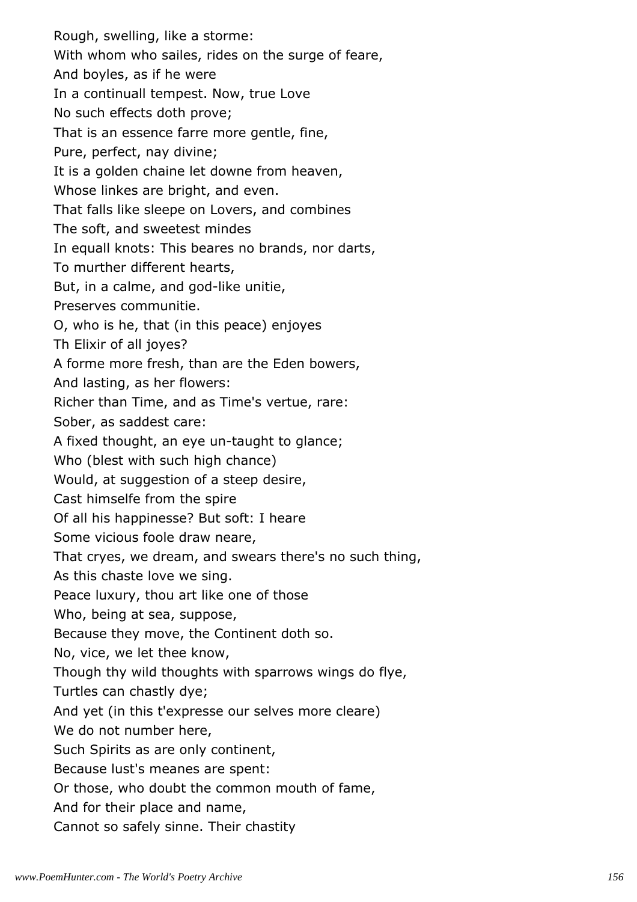Rough, swelling, like a storme:  
With whom who sailes, rides on the surge of feare,  
And boyles, as if he were  
In a continuall tempest. Now, true Love  
No such effects doth prove;  
That is an essence farre more gentle, fine,  
Pure, perfect, nay divine;  
It is a golden chaine let downe from heaven,  
Whose linkes are bright, and even.  
That falls like sleepe on Lovers, and combines  
The soft, and sweetest mindes  
In equall knots: This beares no brands, nor darts,  
To murther different hearts,  
But, in a calme, and god-like unitie,  
Preserves communitie.  
O, who is he, that (in this peace) enjoyes  
Th Elixir of all joyes?  
A forme more fresh, than are the Eden bowers,  
And lasting, as her flowers:  
Richer than Time, and as Time's vertue, rare:  
Sober, as saddest care:  
A fixed thought, an eye un-taught to glance;  
Who (blest with such high chance)  
Would, at suggestion of a steep desire,  
Cast himselfe from the spire  
Of all his happinesse? But soft: I heare  
Some vicious foole draw neare,  
That cryes, we dream, and swears there's no such thing,  
As this chaste love we sing.  
Peace luxury, thou art like one of those  
Who, being at sea, suppose,  
Because they move, the Continent doth so.  
No, vice, we let thee know,  
Though thy wild thoughts with sparrows wings do flye,  
Turtles can chastly dye;  
And yet (in this t'expresse our selves more cleare)  
We do not number here,  
Such Spirits as are only continent,  
Because lust's meanes are spent:  
Or those, who doubt the common mouth of fame,  
And for their place and name,  
Cannot so safely sinne. Their chastity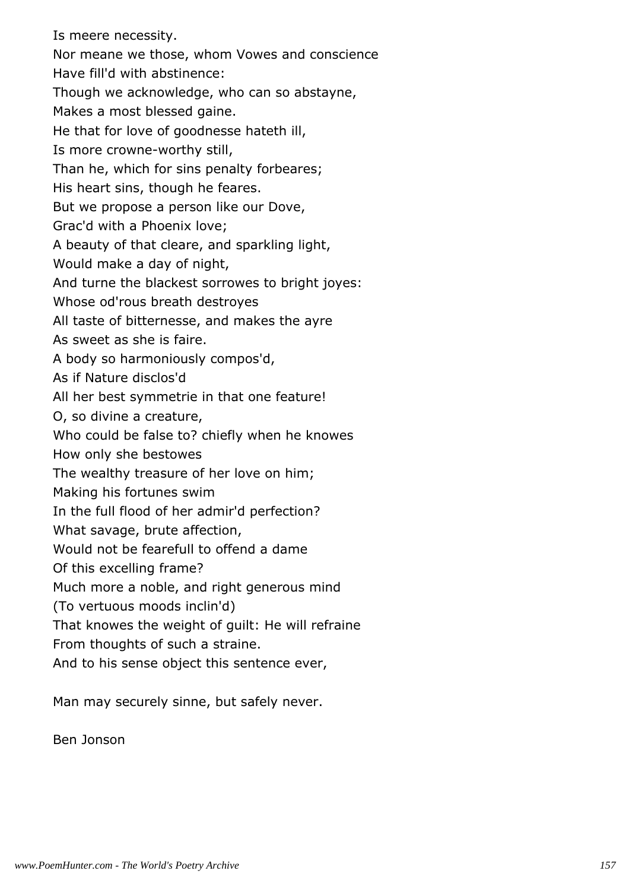Is meere necessity.  
Nor meane we those, whom Vowes and conscience  
Have fill'd with abstinence:  
Though we acknowledge, who can so abstayne,  
Makes a most blessed gaine.  
He that for love of goodnesse hateth ill,  
Is more crowne-worthy still,  
Than he, which for sins penalty forbeares;  
His heart sins, though he feares.  
But we propose a person like our Dove,  
Grac'd with a Phoenix love;  
A beauty of that cleare, and sparkling light,  
Would make a day of night,  
And turne the blackest sorrowes to bright joyes:  
Whose od'rous breath destroyes  
All taste of bitternesse, and makes the ayre  
As sweet as she is faire.  
A body so harmoniously compos'd,  
As if Nature disclos'd  
All her best symmetrie in that one feature!  
O, so divine a creature,  
Who could be false to? chiefly when he knowes  
How only she bestowes  
The wealthy treasure of her love on him;  
Making his fortunes swim  
In the full flood of her admir'd perfection?  
What savage, brute affection,  
Would not be fearefull to offend a dame  
Of this excelling frame?  
Much more a noble, and right generous mind  
(To vertuous moods inclin'd)  
That knowes the weight of guilt: He will refraine  
From thoughts of such a straine.  
And to his sense object this sentence ever,

Man may securely sinne, but safely never.

Ben Jonson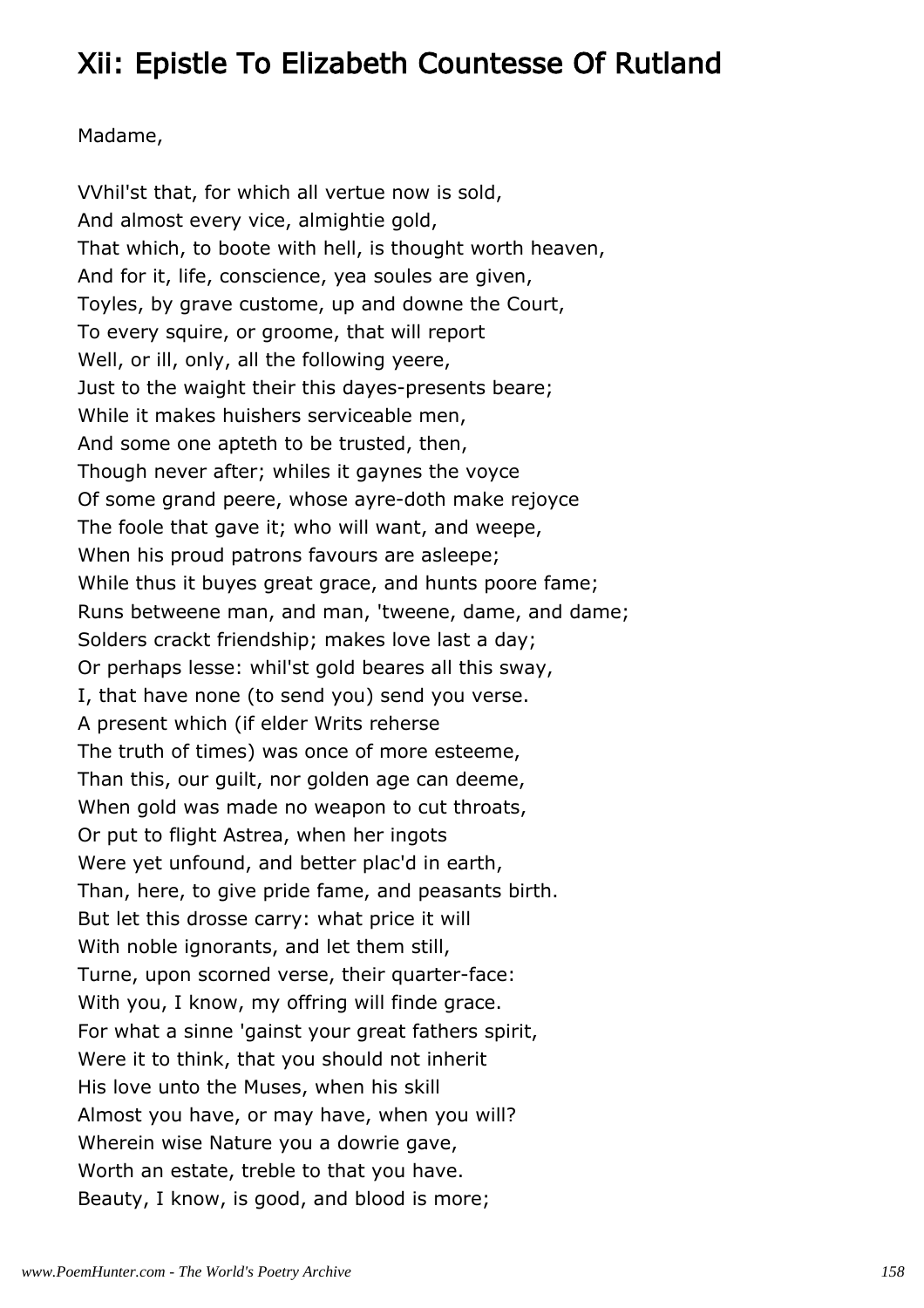# Xii: Epistle To Elizabeth Countesse Of Rutland

Madame,

VVhil'st that, for which all vertue now is sold,
And almost every vice, almightie gold,
That which, to boote with hell, is thought worth heaven,
And for it, life, conscience, yea soules are given,
Toyles, by grave custome, up and downe the Court,
To every squire, or groome, that will report
Well, or ill, only, all the following yeere,
Just to the waight their this dayes-presents beare;
While it makes huishers serviceable men,
And some one apteth to be trusted, then,
Though never after; whiles it gaynes the voyce
Of some grand peere, whose ayre-doth make rejoyce
The foole that gave it; who will want, and weepe,
When his proud patrons favours are asleepe;
While thus it buyes great grace, and hunts poore fame;
Runs betweene man, and man, 'tweene, dame, and dame;
Solders crackt friendship; makes love last a day;
Or perhaps lesse: whil'st gold beares all this sway,
I, that have none (to send you) send you verse.
A present which (if elder Writs reherse
The truth of times) was once of more esteeme,
Than this, our guilt, nor golden age can deeme,
When gold was made no weapon to cut throats,
Or put to flight Astrea, when her ingots
Were yet unfound, and better plac'd in earth,
Than, here, to give pride fame, and peasants birth.
But let this drosse carry: what price it will
With noble ignorants, and let them still,
Turne, upon scorned verse, their quarter-face:
With you, I know, my offring will finde grace.
For what a sinne 'gainst your great fathers spirit,
Were it to think, that you should not inherit
His love unto the Muses, when his skill
Almost you have, or may have, when you will?
Wherein wise Nature you a dowrie gave,
Worth an estate, treble to that you have.
Beauty, I know, is good, and blood is more;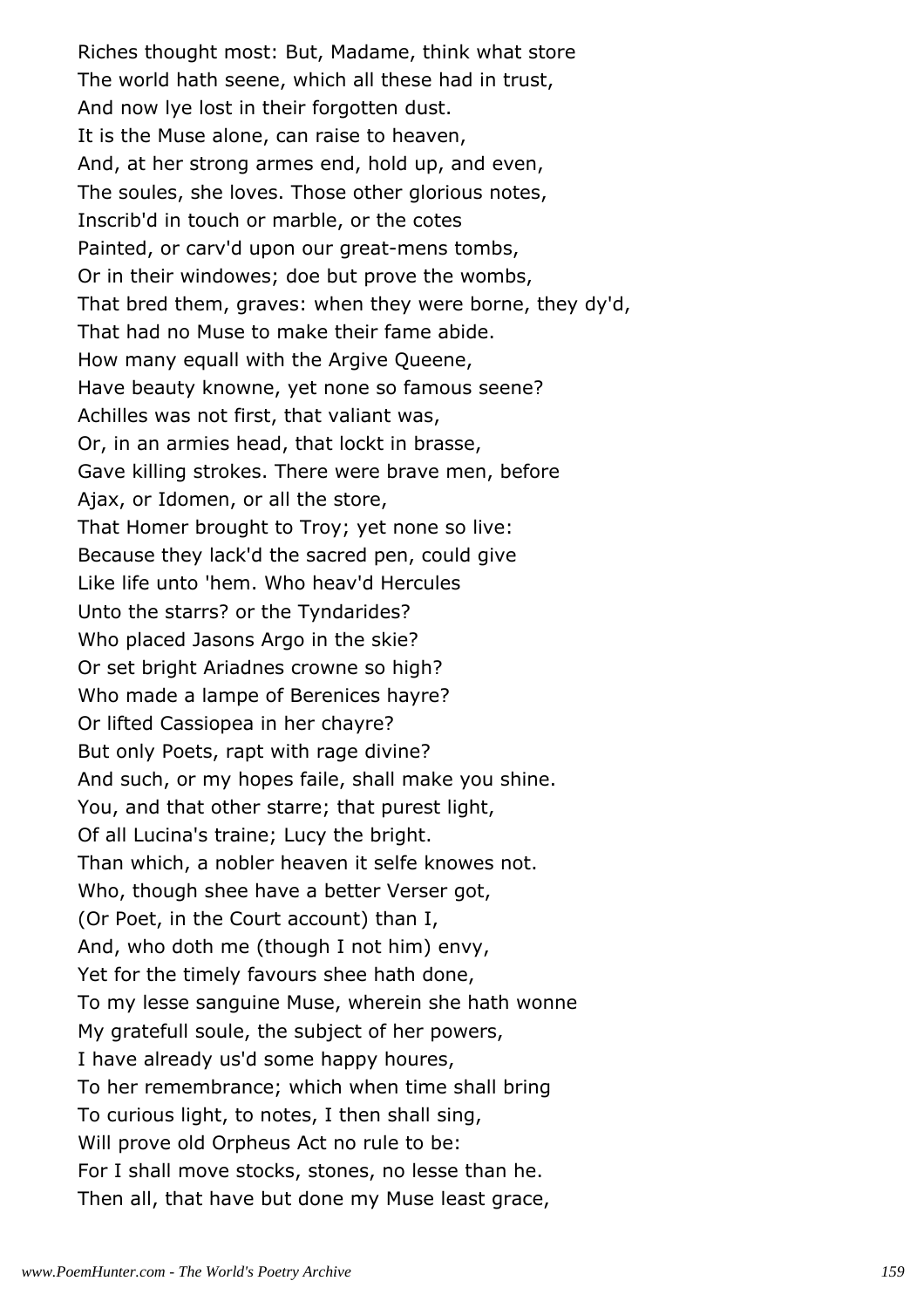Riches thought most: But, Madame, think what store
The world hath seene, which all these had in trust,
And now lye lost in their forgotten dust.
It is the Muse alone, can raise to heaven,
And, at her strong armes end, hold up, and even,
The soules, she loves. Those other glorious notes,
Inscrib'd in touch or marble, or the cotes
Painted, or carv'd upon our great-mens tombs,
Or in their windowes; doe but prove the wombs,
That bred them, graves: when they were borne, they dy'd,
That had no Muse to make their fame abide.
How many equall with the Argive Queene,
Have beauty knowne, yet none so famous seene?
Achilles was not first, that valiant was,
Or, in an armies head, that lockt in brasse,
Gave killing strokes. There were brave men, before
Ajax, or Idomen, or all the store,
That Homer brought to Troy; yet none so live:
Because they lack'd the sacred pen, could give
Like life unto 'hem. Who heav'd Hercules
Unto the starrs? or the Tyndarides?
Who placed Jasons Argo in the skie?
Or set bright Ariadnes crowne so high?
Who made a lampe of Berenices hayre?
Or lifted Cassiopea in her chayre?
But only Poets, rapt with rage divine?
And such, or my hopes faile, shall make you shine.
You, and that other starre; that purest light,
Of all Lucina's traine; Lucy the bright.
Than which, a nobler heaven it selfe knowes not.
Who, though shee have a better Verser got,
(Or Poet, in the Court account) than I,
And, who doth me (though I not him) envy,
Yet for the timely favours shee hath done,
To my lesse sanguine Muse, wherein she hath wonne
My gratefull soule, the subject of her powers,
I have already us'd some happy houres,
To her remembrance; which when time shall bring
To curious light, to notes, I then shall sing,
Will prove old Orpheus Act no rule to be:
For I shall move stocks, stones, no lesse than he.
Then all, that have but done my Muse least grace,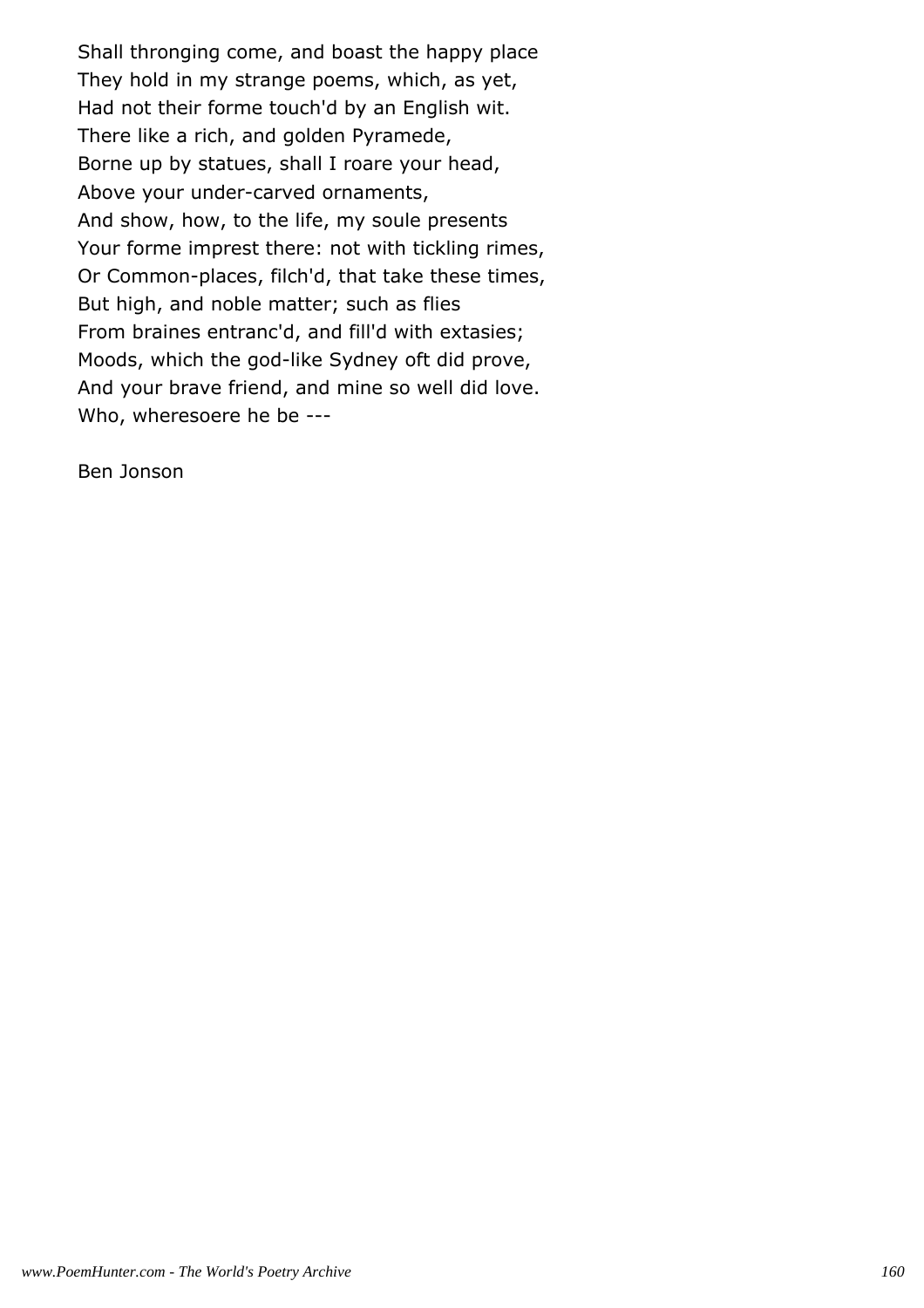Shall thronging come, and boast the happy place
They hold in my strange poems, which, as yet,
Had not their forme touch'd by an English wit.
There like a rich, and golden Pyramede,
Borne up by statues, shall I roare your head,
Above your under-carved ornaments,
And show, how, to the life, my soule presents
Your forme imprest there: not with tickling rimes,
Or Common-places, filch'd, that take these times,
But high, and noble matter; such as flies
From braines entranc'd, and fill'd with extasies;
Moods, which the god-like Sydney oft did prove,
And your brave friend, and mine so well did love.
Who, wheresoere he be ---

Ben Jonson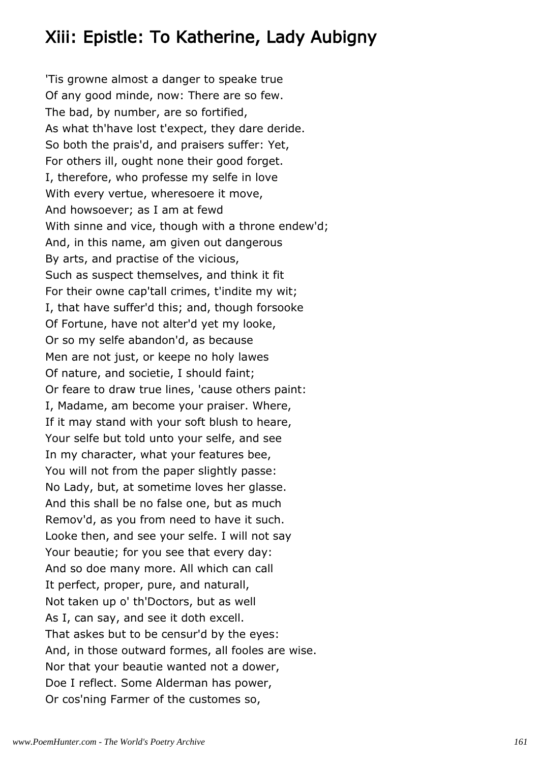# Xiii: Epistle: To Katherine, Lady Aubigny

'Tis growne almost a danger to speake true  
Of any good minde, now: There are so few.  
The bad, by number, are so fortified,  
As what th'have lost t'expect, they dare deride.  
So both the prais'd, and praisers suffer: Yet,  
For others ill, ought none their good forget.  
I, therefore, who professe my selfe in love  
With every vertue, wheresoere it move,  
And howsoever; as I am at fewd  
With sinne and vice, though with a throne endew'd;  
And, in this name, am given out dangerous  
By arts, and practise of the vicious,  
Such as suspect themselves, and think it fit  
For their owne cap'tall crimes, t'indite my wit;  
I, that have suffer'd this; and, though forsooke  
Of Fortune, have not alter'd yet my looke,  
Or so my selfe abandon'd, as because  
Men are not just, or keepe no holy lawes  
Of nature, and societie, I should faint;  
Or feare to draw true lines, 'cause others paint:  
I, Madame, am become your praiser. Where,  
If it may stand with your soft blush to heare,  
Your selfe but told unto your selfe, and see  
In my character, what your features bee,  
You will not from the paper slightly passe:  
No Lady, but, at sometime loves her glasse.  
And this shall be no false one, but as much  
Remov'd, as you from need to have it such.  
Looke then, and see your selfe. I will not say  
Your beautie; for you see that every day:  
And so doe many more. All which can call  
It perfect, proper, pure, and naturall,  
Not taken up o' th'Doctors, but as well  
As I, can say, and see it doth excell.  
That askes but to be censur'd by the eyes:  
And, in those outward formes, all fooles are wise.  
Nor that your beautie wanted not a dower,  
Doe I reflect. Some Alderman has power,  
Or cos'ning Farmer of the customes so,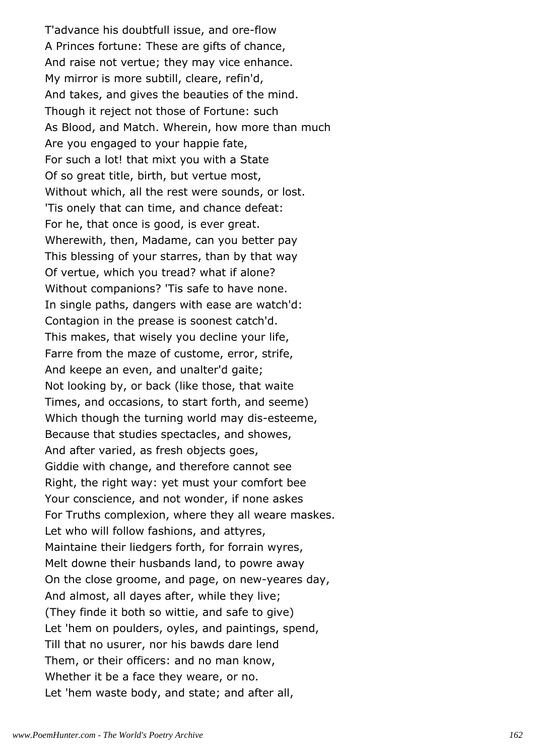T'advance his doubtfull issue, and ore-flow
A Princes fortune: These are gifts of chance,
And raise not vertue; they may vice enhance.
My mirror is more subtill, cleare, refin'd,
And takes, and gives the beauties of the mind.
Though it reject not those of Fortune: such
As Blood, and Match. Wherein, how more than much
Are you engaged to your happie fate,
For such a lot! that mixt you with a State
Of so great title, birth, but vertue most,
Without which, all the rest were sounds, or lost.
'Tis onely that can time, and chance defeat:
For he, that once is good, is ever great.
Wherewith, then, Madame, can you better pay
This blessing of your starres, than by that way
Of vertue, which you tread? what if alone?
Without companions? 'Tis safe to have none.
In single paths, dangers with ease are watch'd:
Contagion in the prease is soonest catch'd.
This makes, that wisely you decline your life,
Farre from the maze of custome, error, strife,
And keepe an even, and unalter'd gaite;
Not looking by, or back (like those, that waite
Times, and occasions, to start forth, and seeme)
Which though the turning world may dis-esteeme,
Because that studies spectacles, and showes,
And after varied, as fresh objects goes,
Giddie with change, and therefore cannot see
Right, the right way: yet must your comfort bee
Your conscience, and not wonder, if none askes
For Truths complexion, where they all weare maskes.
Let who will follow fashions, and attyres,
Maintaine their liedgers forth, for forrain wyres,
Melt downe their husbands land, to powre away
On the close groome, and page, on new-yeares day,
And almost, all dayes after, while they live;
(They finde it both so wittie, and safe to give)
Let 'hem on poulders, oyles, and paintings, spend,
Till that no usurer, nor his bawds dare lend
Them, or their officers: and no man know,
Whether it be a face they weare, or no.
Let 'hem waste body, and state; and after all,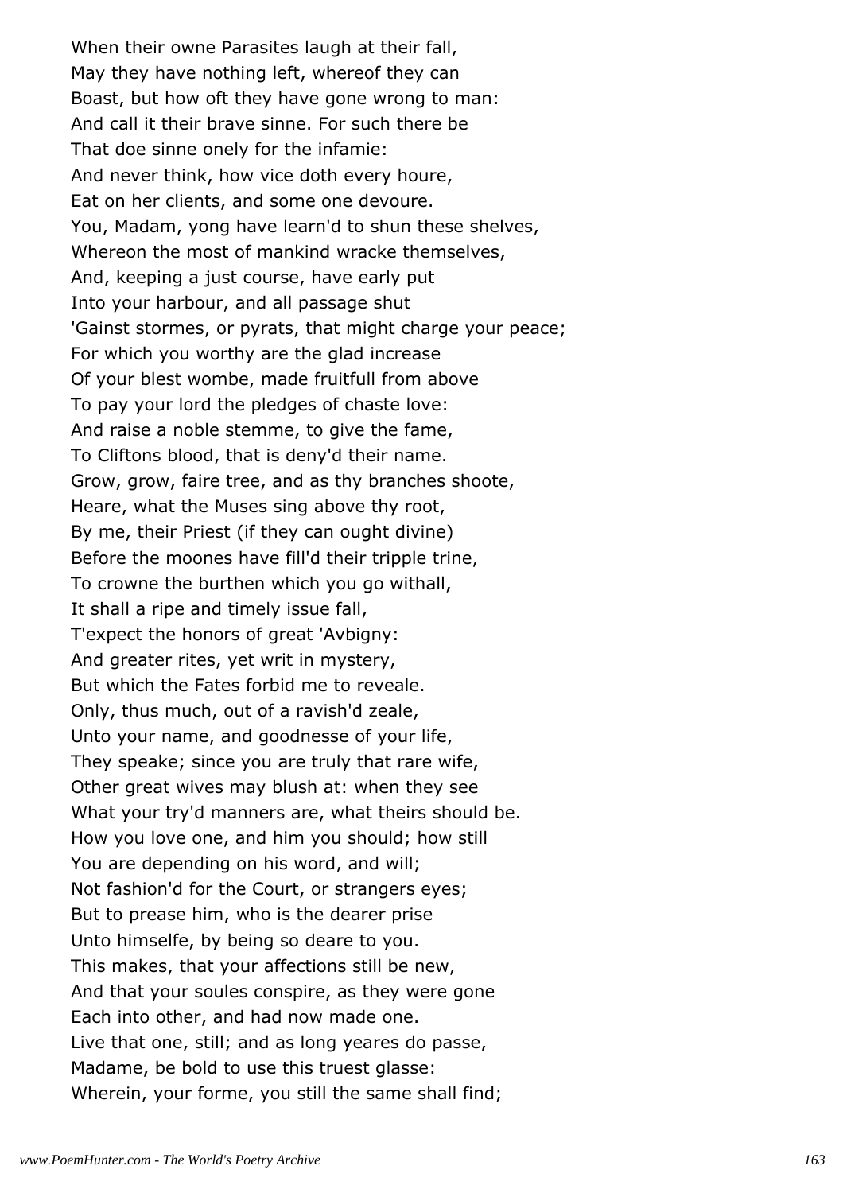When their owne Parasites laugh at their fall,
May they have nothing left, whereof they can
Boast, but how oft they have gone wrong to man:
And call it their brave sinne. For such there be
That doe sinne onely for the infamie:
And never think, how vice doth every houre,
Eat on her clients, and some one devoure.
You, Madam, yong have learn'd to shun these shelves,
Whereon the most of mankind wracke themselves,
And, keeping a just course, have early put
Into your harbour, and all passage shut
'Gainst stormes, or pyrats, that might charge your peace;
For which you worthy are the glad increase
Of your blest wombe, made fruitfull from above
To pay your lord the pledges of chaste love:
And raise a noble stemme, to give the fame,
To Cliftons blood, that is deny'd their name.
Grow, grow, faire tree, and as thy branches shoote,
Heare, what the Muses sing above thy root,
By me, their Priest (if they can ought divine)
Before the moones have fill'd their tripple trine,
To crowne the burthen which you go withall,
It shall a ripe and timely issue fall,
T'expect the honors of great 'Avbigny:
And greater rites, yet writ in mystery,
But which the Fates forbid me to reveale.
Only, thus much, out of a ravish'd zeale,
Unto your name, and goodnesse of your life,
They speake; since you are truly that rare wife,
Other great wives may blush at: when they see
What your try'd manners are, what theirs should be.
How you love one, and him you should; how still
You are depending on his word, and will;
Not fashion'd for the Court, or strangers eyes;
But to prease him, who is the dearer prise
Unto himselfe, by being so deare to you.
This makes, that your affections still be new,
And that your soules conspire, as they were gone
Each into other, and had now made one.
Live that one, still; and as long yeares do passe,
Madame, be bold to use this truest glasse:
Wherein, your forme, you still the same shall find;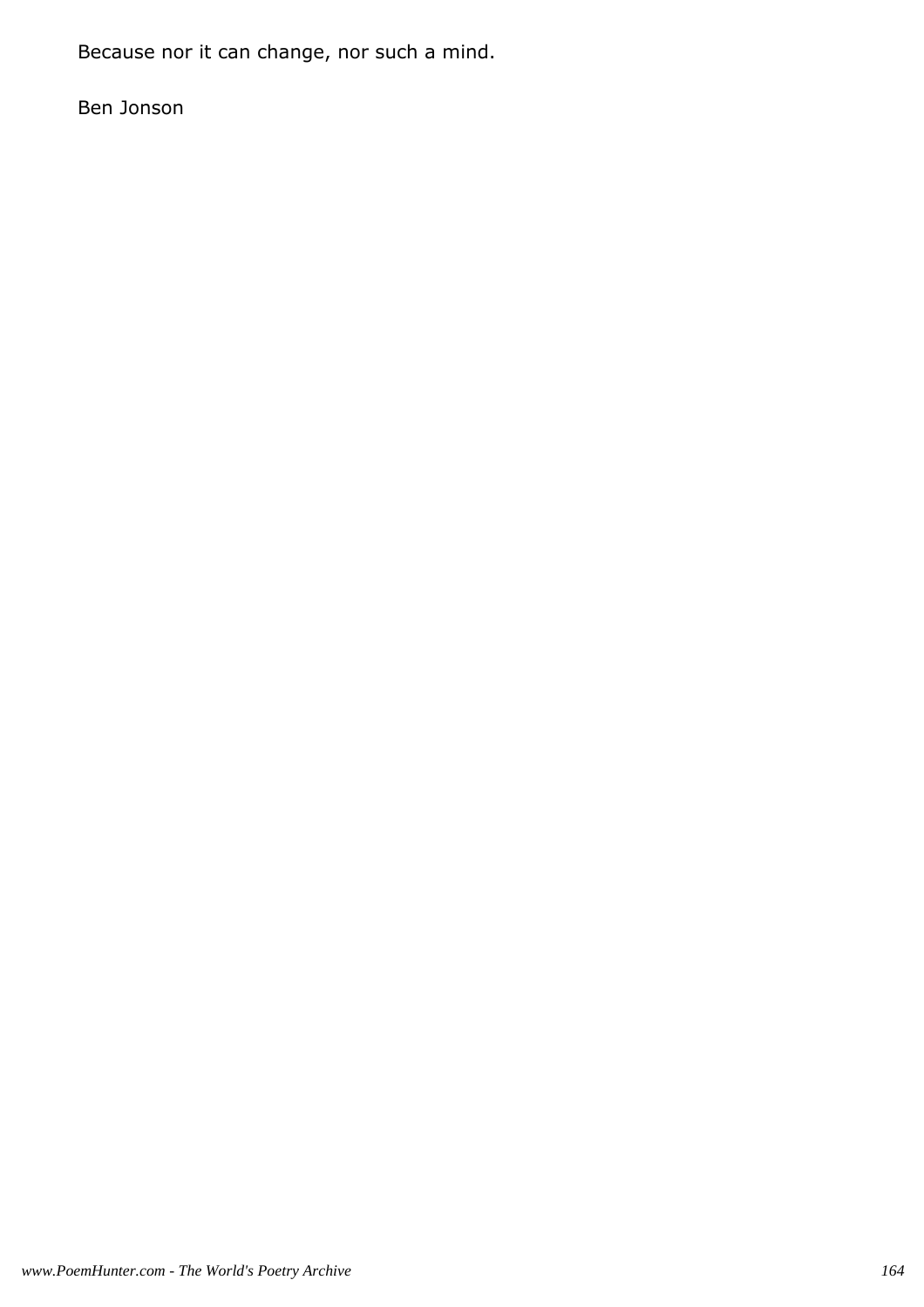Because nor it can change, nor such a mind.

Ben Jonson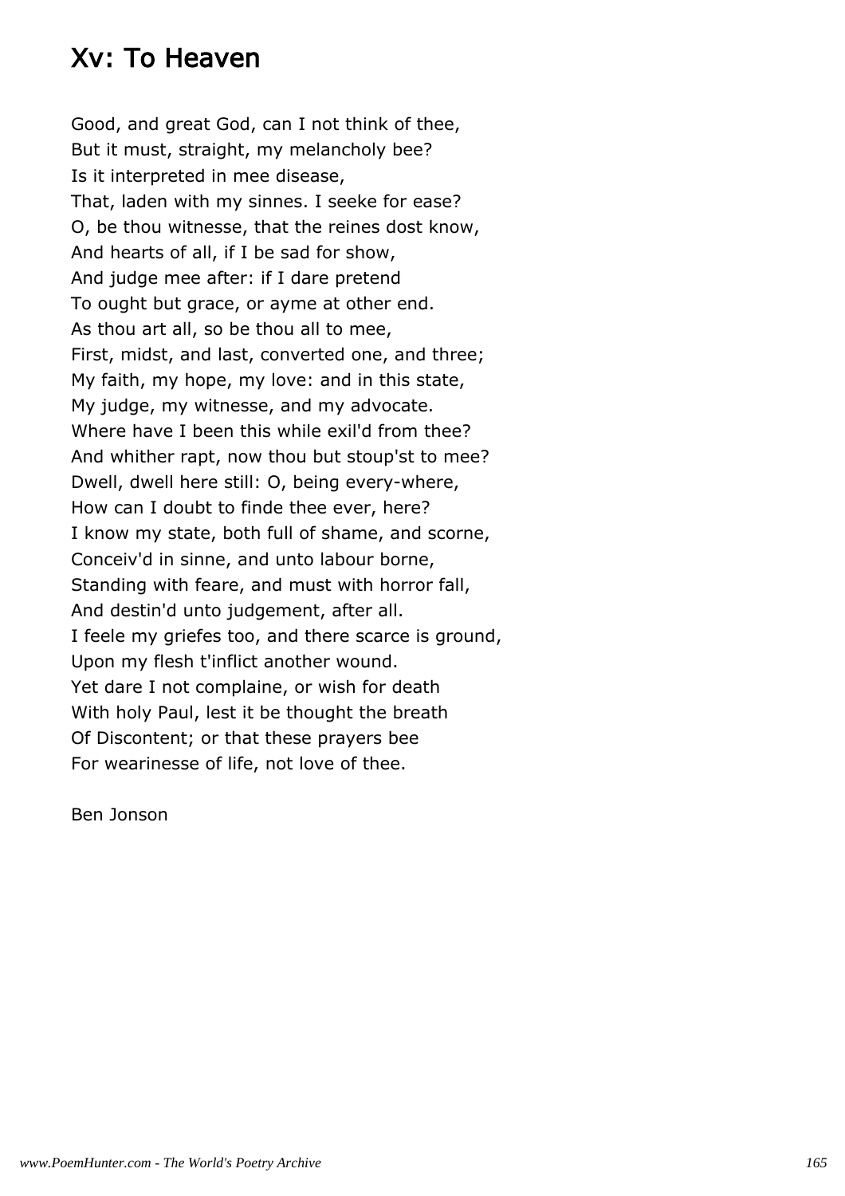# Xv: To Heaven

Good, and great God, can I not think of thee,
But it must, straight, my melancholy bee?
Is it interpreted in mee disease,
That, laden with my sinnes. I seeke for ease?
O, be thou witnesse, that the reines dost know,
And hearts of all, if I be sad for show,
And judge mee after: if I dare pretend
To ought but grace, or ayme at other end.
As thou art all, so be thou all to mee,
First, midst, and last, converted one, and three;
My faith, my hope, my love: and in this state,
My judge, my witnesse, and my advocate.
Where have I been this while exil'd from thee?
And whither rapt, now thou but stoup'st to mee?
Dwell, dwell here still: O, being every-where,
How can I doubt to finde thee ever, here?
I know my state, both full of shame, and scorne,
Conceiv'd in sinne, and unto labour borne,
Standing with feare, and must with horror fall,
And destin'd unto judgement, after all.
I feele my griefes too, and there scarce is ground,
Upon my flesh t'inflict another wound.
Yet dare I not complaine, or wish for death
With holy Paul, lest it be thought the breath
Of Discontent; or that these prayers bee
For wearinesse of life, not love of thee.

Ben Jonson